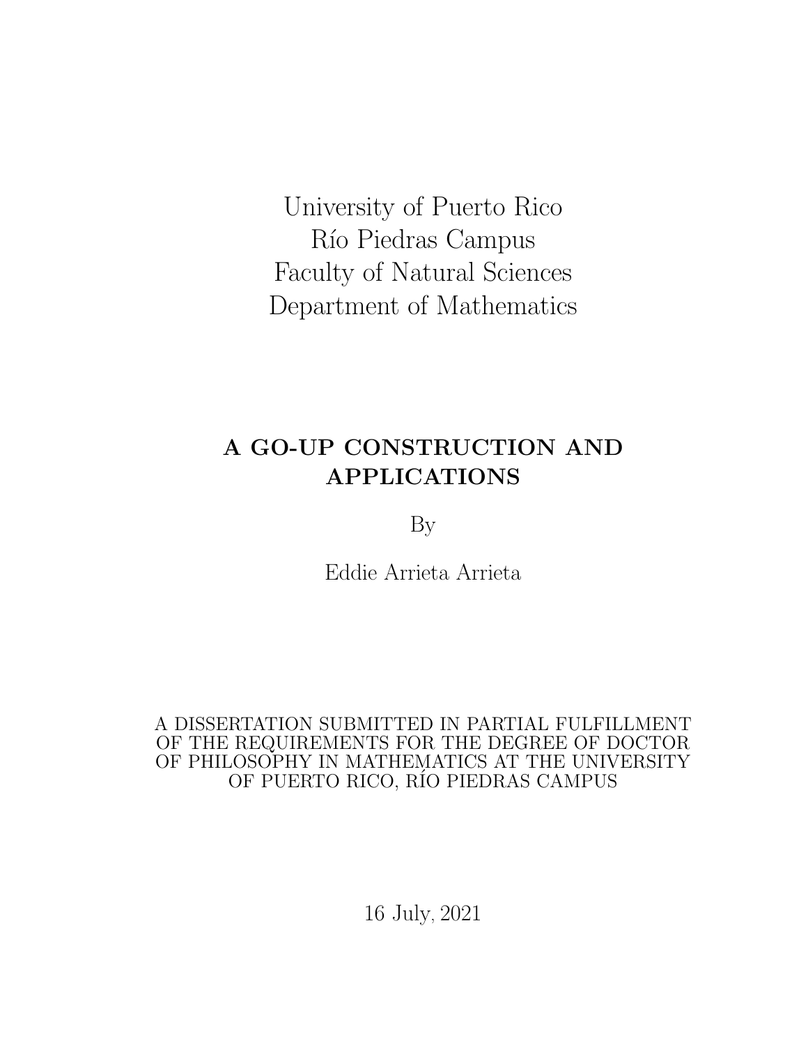University of Puerto Rico
Río Piedras Campus
Faculty of Natural Sciences
Department of Mathematics

# A GO-UP CONSTRUCTION AND APPLICATIONS

By

Eddie Arrieta Arrieta

A DISSERTATION SUBMITTED IN PARTIAL FULFILLMENT OF THE REQUIREMENTS FOR THE DEGREE OF DOCTOR OF PHILOSOPHY IN MATHEMATICS AT THE UNIVERSITY OF PUERTO RICO, RÍO PIEDRAS CAMPUS

16 July, 2021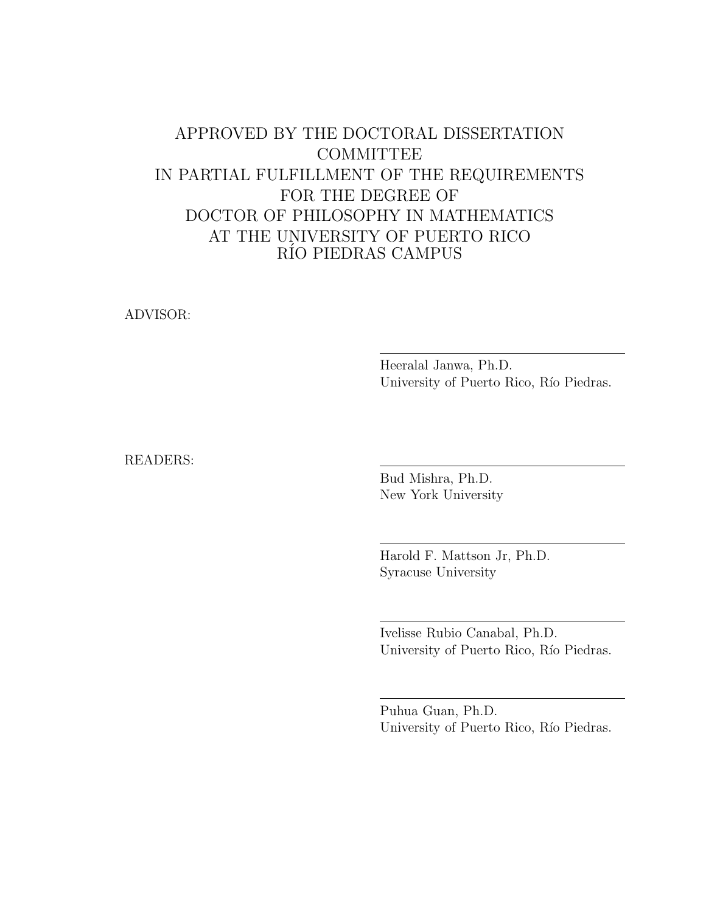APPROVED BY THE DOCTORAL DISSERTATION COMMITTEE
IN PARTIAL FULFILLMENT OF THE REQUIREMENTS
FOR THE DEGREE OF
DOCTOR OF PHILOSOPHY IN MATHEMATICS
AT THE UNIVERSITY OF PUERTO RICO
RÍO PIEDRAS CAMPUS

ADVISOR:

Heeralal Janwa, Ph.D.
University of Puerto Rico, Río Piedras.

READERS:

Bud Mishra, Ph.D.
New York University

Harold F. Mattson Jr, Ph.D.
Syracuse University

Ivelisse Rubio Canabal, Ph.D.
University of Puerto Rico, Río Piedras.

Puhua Guan, Ph.D.
University of Puerto Rico, Río Piedras.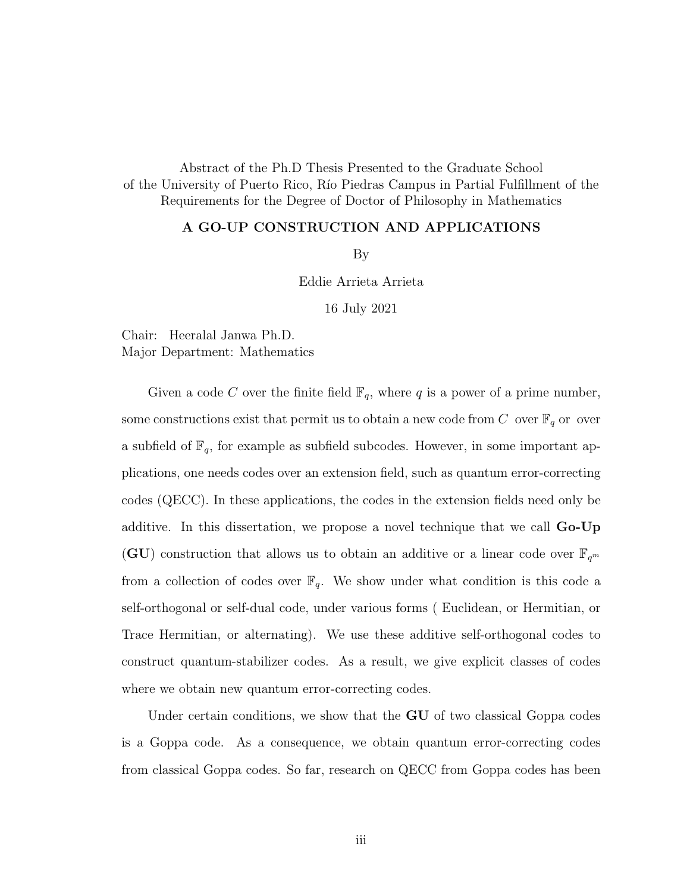Abstract of the Ph.D Thesis Presented to the Graduate School of the University of Puerto Rico, Río Piedras Campus in Partial Fulfillment of the Requirements for the Degree of Doctor of Philosophy in Mathematics

## A GO-UP CONSTRUCTION AND APPLICATIONS

By

Eddie Arrieta Arrieta

16 July 2021

Chair: Heeralal Janwa Ph.D.
Major Department: Mathematics

Given a code $C$ over the finite field $\mathbb{F}_q$, where $q$ is a power of a prime number, some constructions exist that permit us to obtain a new code from $C$ over $\mathbb{F}_q$ or over a subfield of $\mathbb{F}_q$, for example as subfield subcodes. However, in some important applications, one needs codes over an extension field, such as quantum error-correcting codes (QECC). In these applications, the codes in the extension fields need only be additive. In this dissertation, we propose a novel technique that we call **Go-Up** (**GU**) construction that allows us to obtain an additive or a linear code over $\mathbb{F}_{q^m}$ from a collection of codes over $\mathbb{F}_q$. We show under what condition is this code a self-orthogonal or self-dual code, under various forms ( Euclidean, or Hermitian, or Trace Hermitian, or alternating). We use these additive self-orthogonal codes to construct quantum-stabilizer codes. As a result, we give explicit classes of codes where we obtain new quantum error-correcting codes.

Under certain conditions, we show that the **GU** of two classical Goppa codes is a Goppa code. As a consequence, we obtain quantum error-correcting codes from classical Goppa codes. So far, research on QECC from Goppa codes has been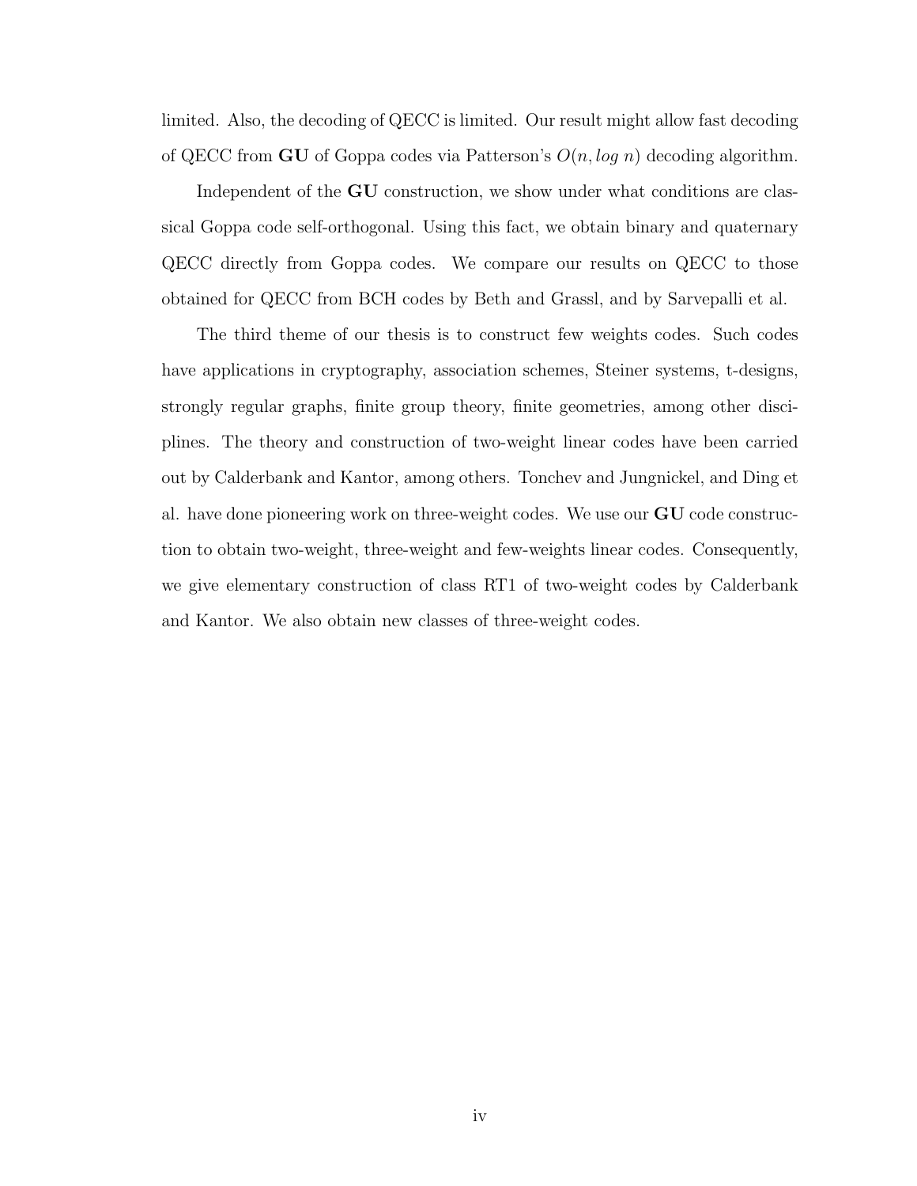limited. Also, the decoding of QECC is limited. Our result might allow fast decoding of QECC from **GU** of Goppa codes via Patterson's $O(n, log\ n)$ decoding algorithm.

Independent of the **GU** construction, we show under what conditions are classical Goppa code self-orthogonal. Using this fact, we obtain binary and quaternary QECC directly from Goppa codes. We compare our results on QECC to those obtained for QECC from BCH codes by Beth and Grassl, and by Sarvepalli et al.

The third theme of our thesis is to construct few weights codes. Such codes have applications in cryptography, association schemes, Steiner systems, t-designs, strongly regular graphs, finite group theory, finite geometries, among other disciplines. The theory and construction of two-weight linear codes have been carried out by Calderbank and Kantor, among others. Tonchev and Jungnickel, and Ding et al. have done pioneering work on three-weight codes. We use our **GU** code construction to obtain two-weight, three-weight and few-weights linear codes. Consequently, we give elementary construction of class RT1 of two-weight codes by Calderbank and Kantor. We also obtain new classes of three-weight codes.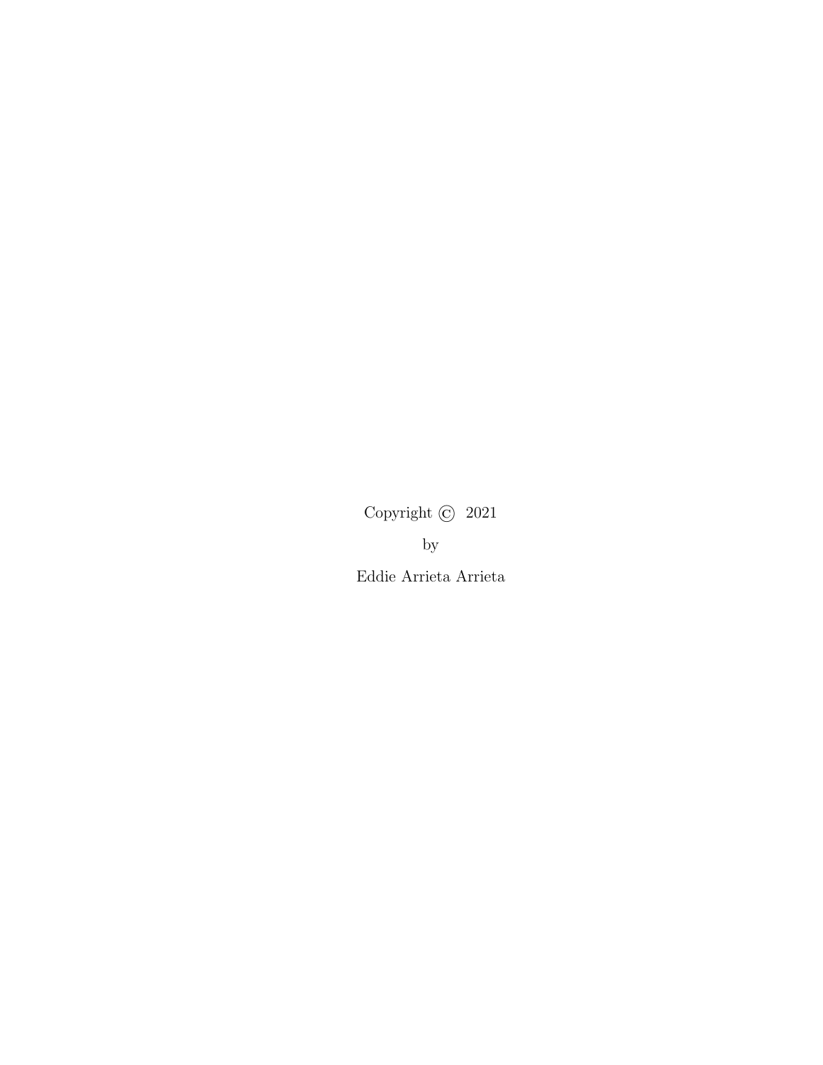Copyright © 2021

by

Eddie Arrieta Arrieta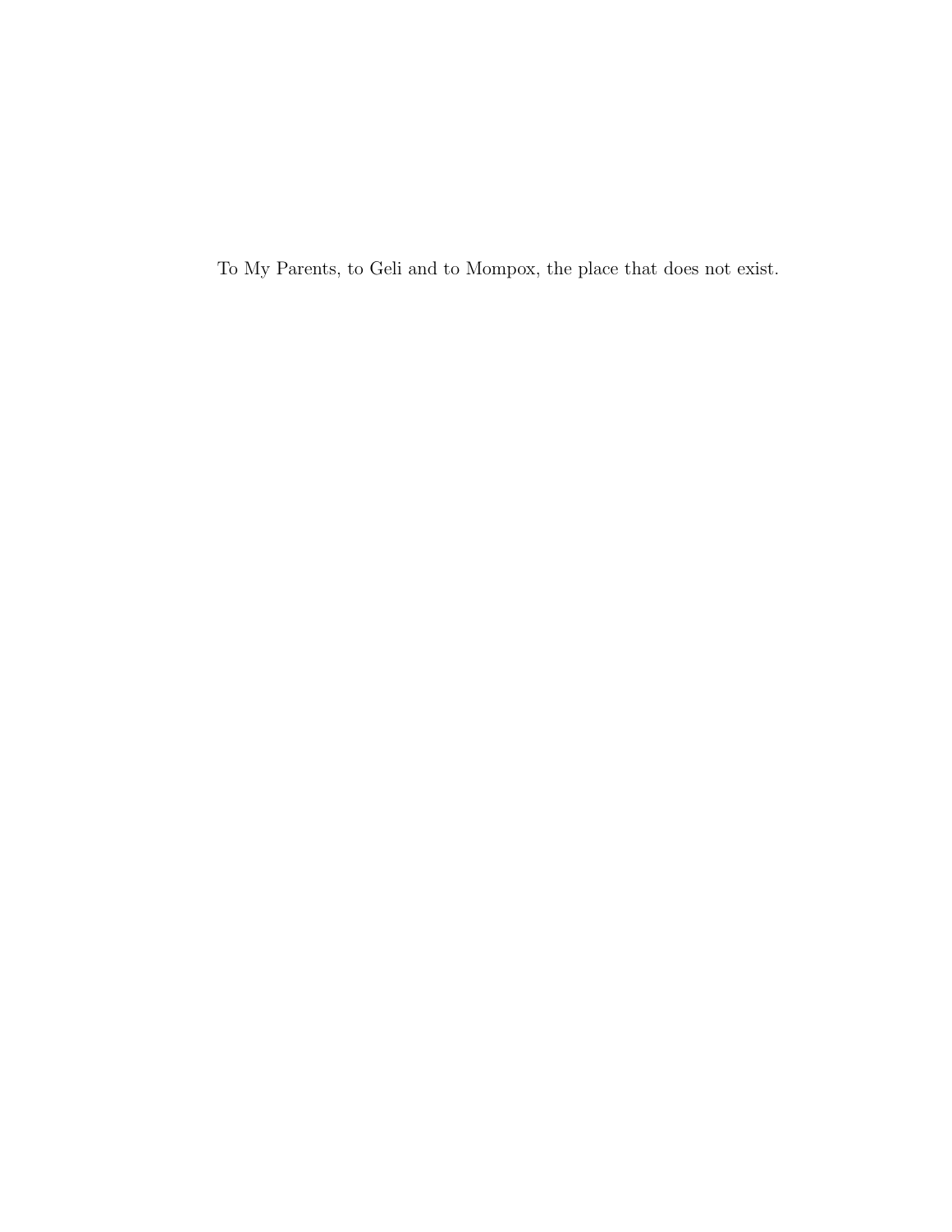To My Parents, to Geli and to Mompox, the place that does not exist.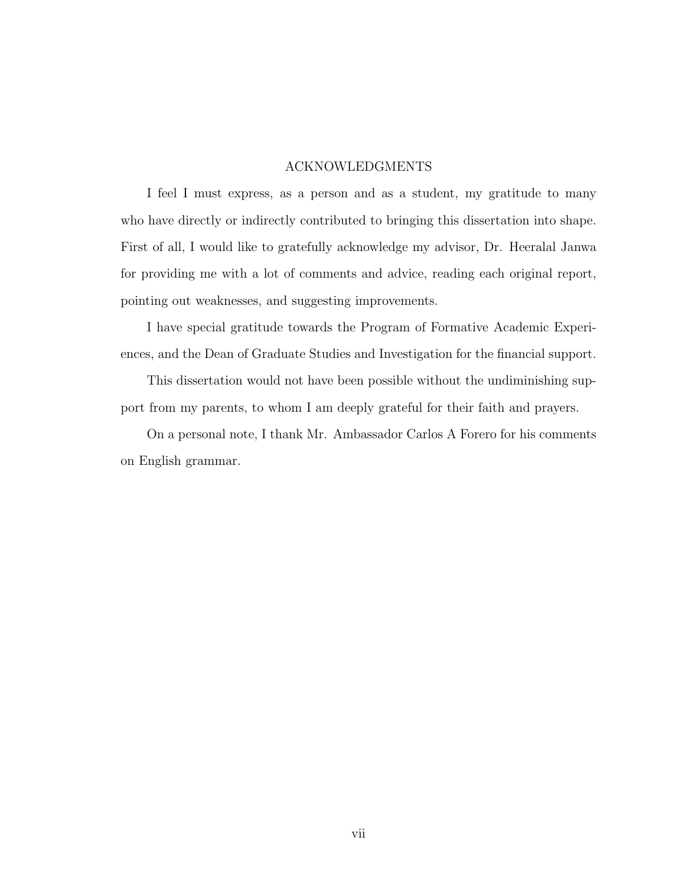# ACKNOWLEDGMENTS

I feel I must express, as a person and as a student, my gratitude to many who have directly or indirectly contributed to bringing this dissertation into shape. First of all, I would like to gratefully acknowledge my advisor, Dr. Heeralal Janwa for providing me with a lot of comments and advice, reading each original report, pointing out weaknesses, and suggesting improvements.

I have special gratitude towards the Program of Formative Academic Experiences, and the Dean of Graduate Studies and Investigation for the financial support.

This dissertation would not have been possible without the undiminishing support from my parents, to whom I am deeply grateful for their faith and prayers.

On a personal note, I thank Mr. Ambassador Carlos A Forero for his comments on English grammar.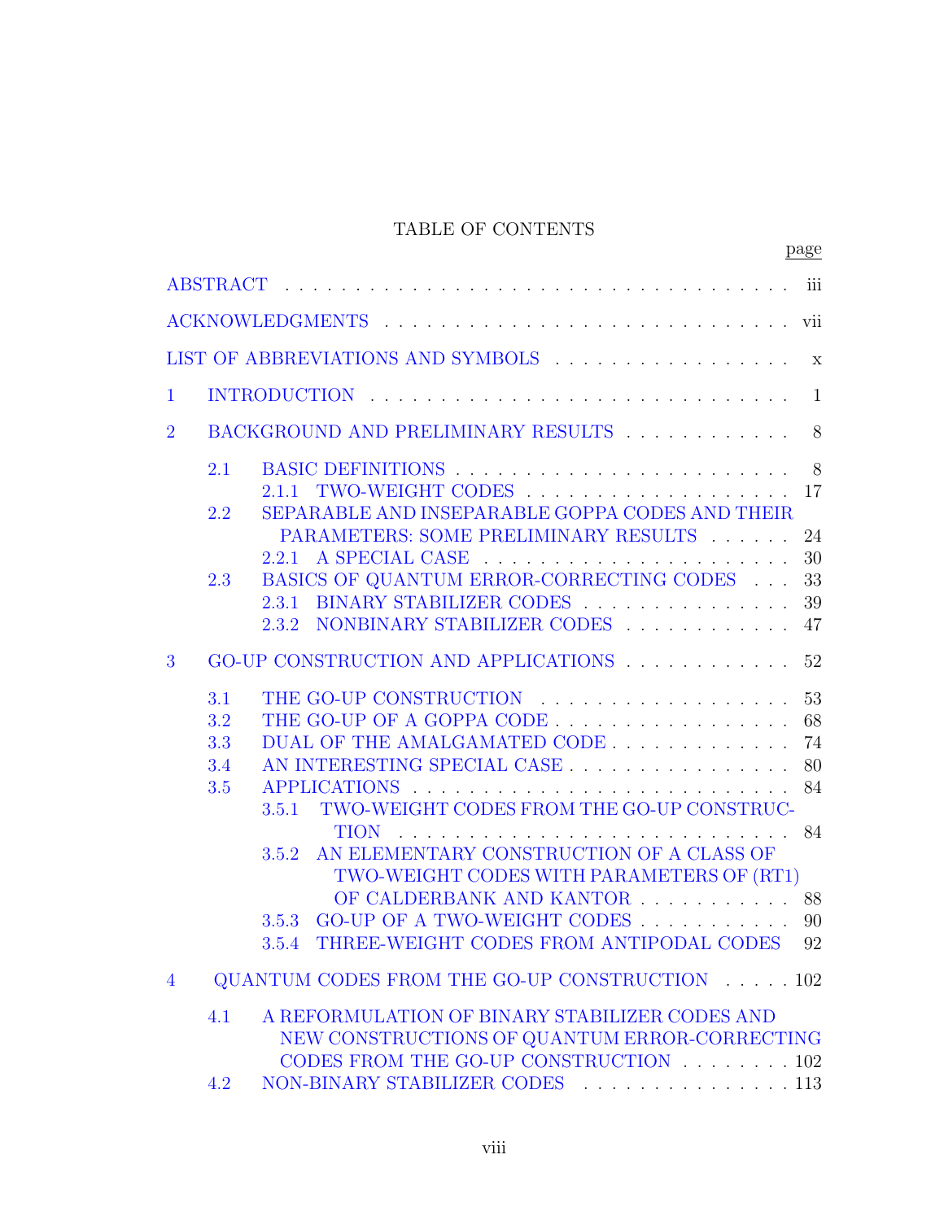# TABLE OF CONTENTS

| | page |
|---|---|
| ABSTRACT | iii |
| ACKNOWLEDGMENTS | vii |
| LIST OF ABBREVIATIONS AND SYMBOLS | x |
| 1 INTRODUCTION | 1 |
| 2 BACKGROUND AND PRELIMINARY RESULTS | 8 |
| 2.1 BASIC DEFINITIONS | 8 |
| 2.1.1 TWO-WEIGHT CODES | 17 |
| 2.2 SEPARABLE AND INSEPARABLE GOPPA CODES AND THEIR PARAMETERS: SOME PRELIMINARY RESULTS | 24 |
| 2.2.1 A SPECIAL CASE | 30 |
| 2.3 BASICS OF QUANTUM ERROR-CORRECTING CODES | 33 |
| 2.3.1 BINARY STABILIZER CODES | 39 |
| 2.3.2 NONBINARY STABILIZER CODES | 47 |
| 3 GO-UP CONSTRUCTION AND APPLICATIONS | 52 |
| 3.1 THE GO-UP CONSTRUCTION | 53 |
| 3.2 THE GO-UP OF A GOPPA CODE | 68 |
| 3.3 DUAL OF THE AMALGAMATED CODE | 74 |
| 3.4 AN INTERESTING SPECIAL CASE | 80 |
| 3.5 APPLICATIONS | 84 |
| 3.5.1 TWO-WEIGHT CODES FROM THE GO-UP CONSTRUCTION | 84 |
| 3.5.2 AN ELEMENTARY CONSTRUCTION OF A CLASS OF TWO-WEIGHT CODES WITH PARAMETERS OF (RT1) OF CALDERBANK AND KANTOR | 88 |
| 3.5.3 GO-UP OF A TWO-WEIGHT CODES | 90 |
| 3.5.4 THREE-WEIGHT CODES FROM ANTIPODAL CODES | 92 |
| 4 QUANTUM CODES FROM THE GO-UP CONSTRUCTION | 102 |
| 4.1 A REFORMULATION OF BINARY STABILIZER CODES AND NEW CONSTRUCTIONS OF QUANTUM ERROR-CORRECTING CODES FROM THE GO-UP CONSTRUCTION | 102 |
| 4.2 NON-BINARY STABILIZER CODES | 113 |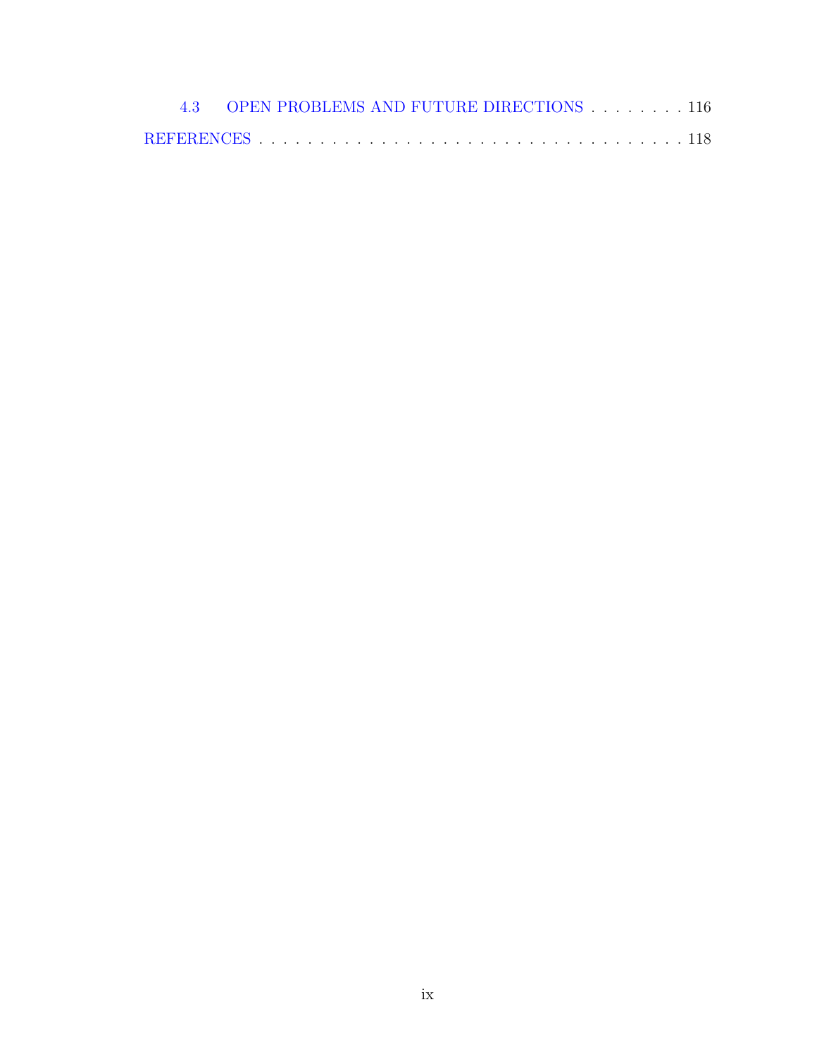4.3 OPEN PROBLEMS AND FUTURE DIRECTIONS . . . . . . . . . 116

REFERENCES . . . . . . . . . . . . . . . . . . . . . . . . . . . . . . . . . . 118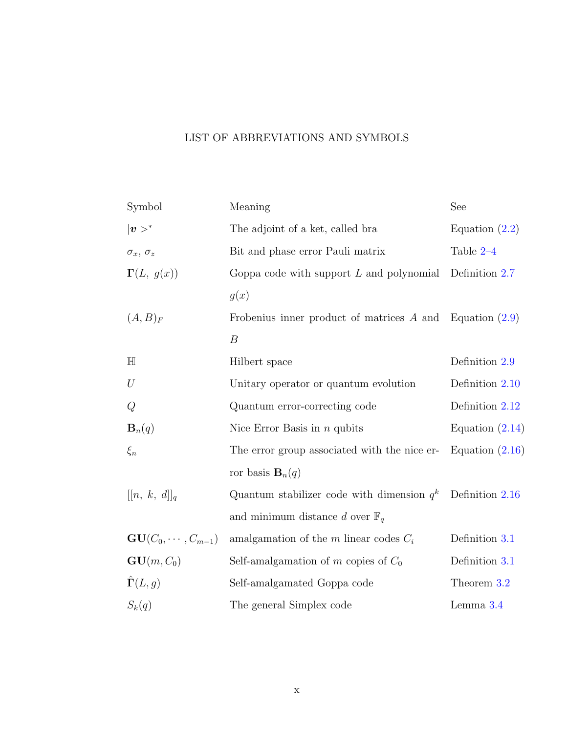# LIST OF ABBREVIATIONS AND SYMBOLS

| Symbol | Meaning | See |
| --- | --- | --- |
| $\|\boldsymbol{v}>^*$ | The adjoint of a ket, called bra | Equation (2.2) |
| $\sigma_x$, $\sigma_z$ | Bit and phase error Pauli matrix | Table 2–4 |
| $\mathbf{\Gamma}(L,\ g(x))$ | Goppa code with support $L$ and polynomial $g(x)$ | Definition 2.7 |
| $(A, B)_F$ | Frobenius inner product of matrices $A$ and $B$ | Equation (2.9) |
| $\mathbb{H}$ | Hilbert space | Definition 2.9 |
| $U$ | Unitary operator or quantum evolution | Definition 2.10 |
| $Q$ | Quantum error-correcting code | Definition 2.12 |
| $\mathbf{B}_n(q)$ | Nice Error Basis in $n$ qubits | Equation (2.14) |
| $\xi_n$ | The error group associated with the nice error basis $\mathbf{B}_n(q)$ | Equation (2.16) |
| $[[n,\ k,\ d]]_q$ | Quantum stabilizer code with dimension $q^k$ and minimum distance $d$ over $\mathbb{F}_q$ | Definition 2.16 |
| $\mathbf{GU}(C_0, \cdots, C_{m-1})$ | amalgamation of the $m$ linear codes $C_i$ | Definition 3.1 |
| $\mathbf{GU}(m, C_0)$ | Self-amalgamation of $m$ copies of $C_0$ | Definition 3.1 |
| $\hat{\mathbf{\Gamma}}(L, g)$ | Self-amalgamated Goppa code | Theorem 3.2 |
| $S_k(q)$ | The general Simplex code | Lemma 3.4 |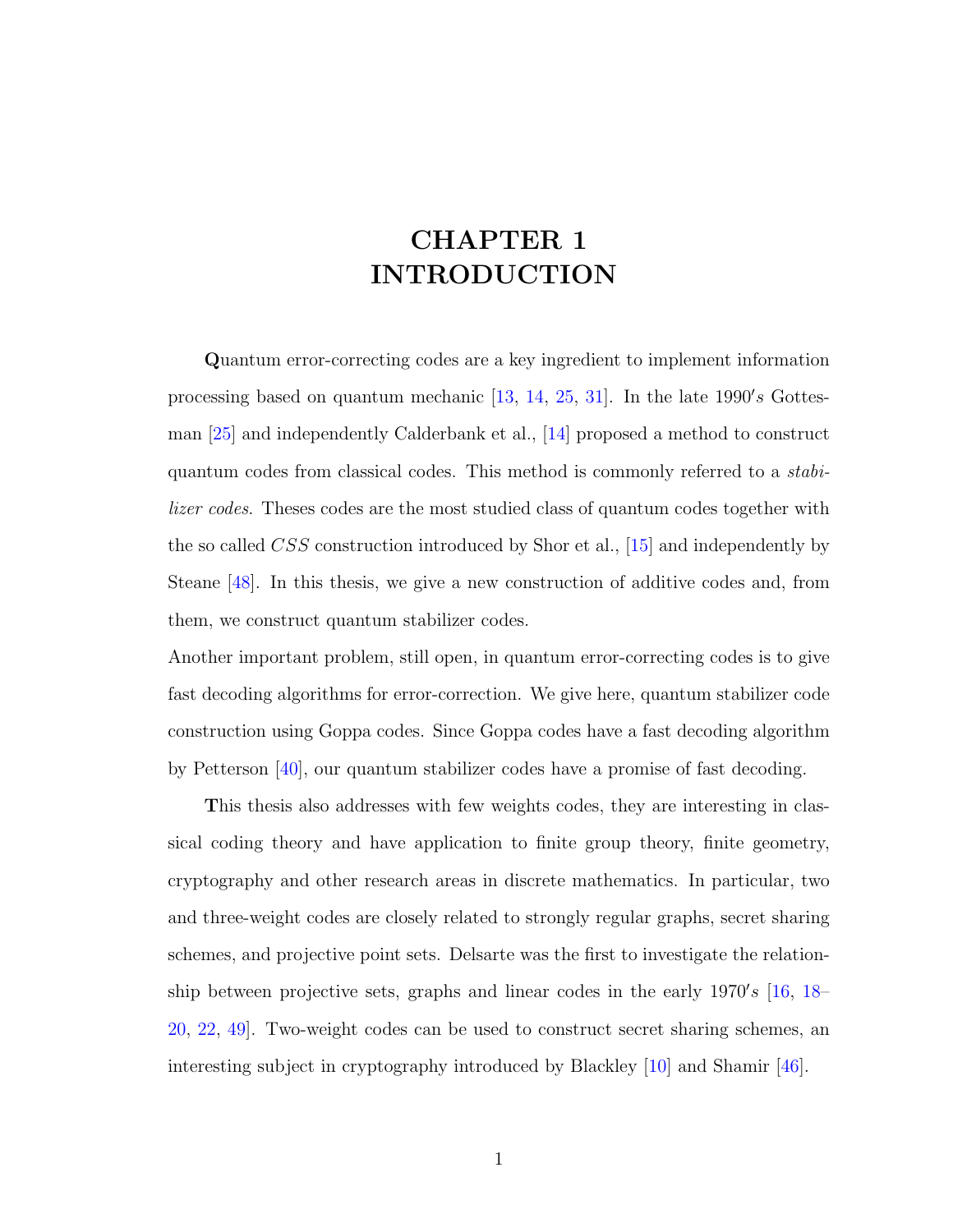# CHAPTER 1 INTRODUCTION

**Q**uantum error-correcting codes are a key ingredient to implement information processing based on quantum mechanic [13, 14, 25, 31]. In the late $1990's$ Gottesman [25] and independently Calderbank et al., [14] proposed a method to construct quantum codes from classical codes. This method is commonly referred to a *stabilizer codes.* Theses codes are the most studied class of quantum codes together with the so called $CSS$ construction introduced by Shor et al., [15] and independently by Steane [48]. In this thesis, we give a new construction of additive codes and, from them, we construct quantum stabilizer codes.

Another important problem, still open, in quantum error-correcting codes is to give fast decoding algorithms for error-correction. We give here, quantum stabilizer code construction using Goppa codes. Since Goppa codes have a fast decoding algorithm by Petterson [40], our quantum stabilizer codes have a promise of fast decoding.

**T**his thesis also addresses with few weights codes, they are interesting in classical coding theory and have application to finite group theory, finite geometry, cryptography and other research areas in discrete mathematics. In particular, two and three-weight codes are closely related to strongly regular graphs, secret sharing schemes, and projective point sets. Delsarte was the first to investigate the relationship between projective sets, graphs and linear codes in the early $1970's$ [16, 18–20, 22, 49]. Two-weight codes can be used to construct secret sharing schemes, an interesting subject in cryptography introduced by Blackley [10] and Shamir [46].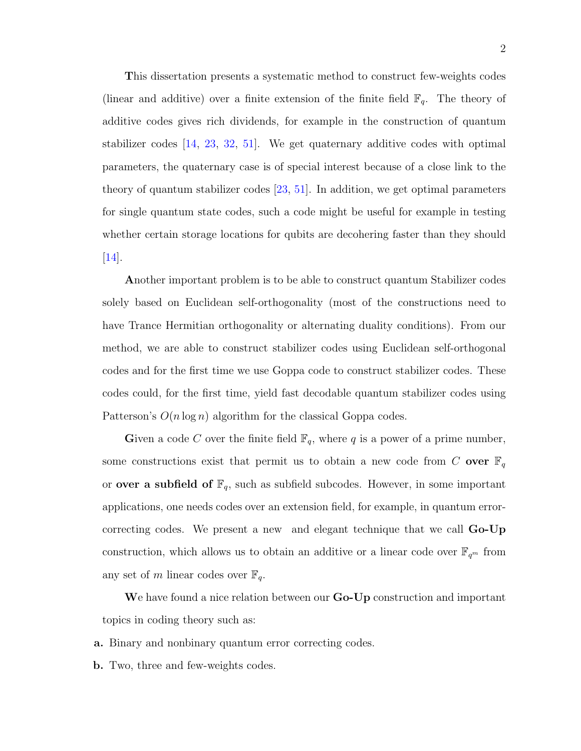**T**his dissertation presents a systematic method to construct few-weights codes (linear and additive) over a finite extension of the finite field $\mathbb{F}_q$. The theory of additive codes gives rich dividends, for example in the construction of quantum stabilizer codes [14, 23, 32, 51]. We get quaternary additive codes with optimal parameters, the quaternary case is of special interest because of a close link to the theory of quantum stabilizer codes [23, 51]. In addition, we get optimal parameters for single quantum state codes, such a code might be useful for example in testing whether certain storage locations for qubits are decohering faster than they should [14].

**A**nother important problem is to be able to construct quantum Stabilizer codes solely based on Euclidean self-orthogonality (most of the constructions need to have Trance Hermitian orthogonality or alternating duality conditions). From our method, we are able to construct stabilizer codes using Euclidean self-orthogonal codes and for the first time we use Goppa code to construct stabilizer codes. These codes could, for the first time, yield fast decodable quantum stabilizer codes using Patterson's $O(n \log n)$ algorithm for the classical Goppa codes.

**G**iven a code $C$ over the finite field $\mathbb{F}_q$, where $q$ is a power of a prime number, some constructions exist that permit us to obtain a new code from $C$ **over** $\mathbb{F}_q$ or **over a subfield of** $\mathbb{F}_q$, such as subfield subcodes. However, in some important applications, one needs codes over an extension field, for example, in quantum error-correcting codes. We present a new and elegant technique that we call **Go-Up** construction, which allows us to obtain an additive or a linear code over $\mathbb{F}_{q^m}$ from any set of $m$ linear codes over $\mathbb{F}_q$.

**W**e have found a nice relation between our **Go-Up** construction and important topics in coding theory such as:

**a.** Binary and nonbinary quantum error correcting codes.

**b.** Two, three and few-weights codes.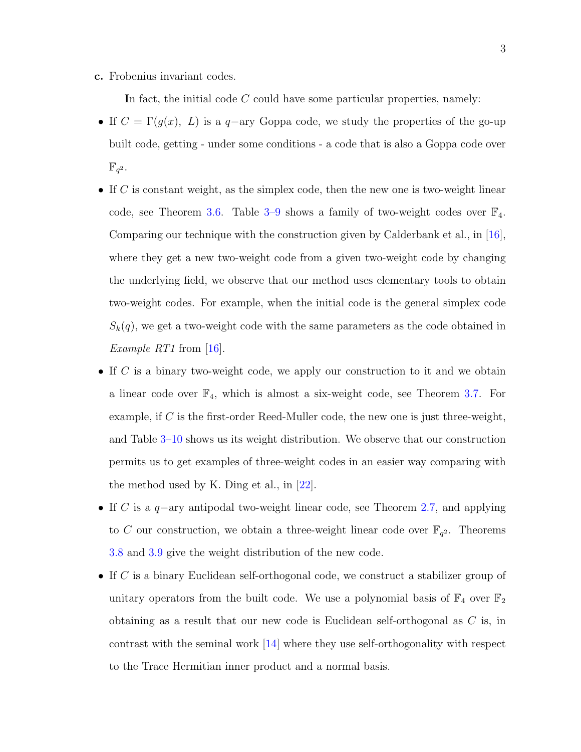**c.** Frobenius invariant codes.

**I**n fact, the initial code $C$ could have some particular properties, namely:

- If $C = \Gamma(g(x),\ L)$ is a $q-$ary Goppa code, we study the properties of the go-up built code, getting - under some conditions - a code that is also a Goppa code over $\mathbb{F}_{q^2}$.
- If $C$ is constant weight, as the simplex code, then the new one is two-weight linear code, see Theorem 3.6. Table 3–9 shows a family of two-weight codes over $\mathbb{F}_4$. Comparing our technique with the construction given by Calderbank et al., in [16], where they get a new two-weight code from a given two-weight code by changing the underlying field, we observe that our method uses elementary tools to obtain two-weight codes. For example, when the initial code is the general simplex code $S_k(q)$, we get a two-weight code with the same parameters as the code obtained in *Example RT1* from [16].
- If $C$ is a binary two-weight code, we apply our construction to it and we obtain a linear code over $\mathbb{F}_4$, which is almost a six-weight code, see Theorem 3.7. For example, if $C$ is the first-order Reed-Muller code, the new one is just three-weight, and Table 3–10 shows us its weight distribution. We observe that our construction permits us to get examples of three-weight codes in an easier way comparing with the method used by K. Ding et al., in [22].
- If $C$ is a $q-$ary antipodal two-weight linear code, see Theorem 2.7, and applying to $C$ our construction, we obtain a three-weight linear code over $\mathbb{F}_{q^2}$. Theorems 3.8 and 3.9 give the weight distribution of the new code.
- If $C$ is a binary Euclidean self-orthogonal code, we construct a stabilizer group of unitary operators from the built code. We use a polynomial basis of $\mathbb{F}_4$ over $\mathbb{F}_2$ obtaining as a result that our new code is Euclidean self-orthogonal as $C$ is, in contrast with the seminal work [14] where they use self-orthogonality with respect to the Trace Hermitian inner product and a normal basis.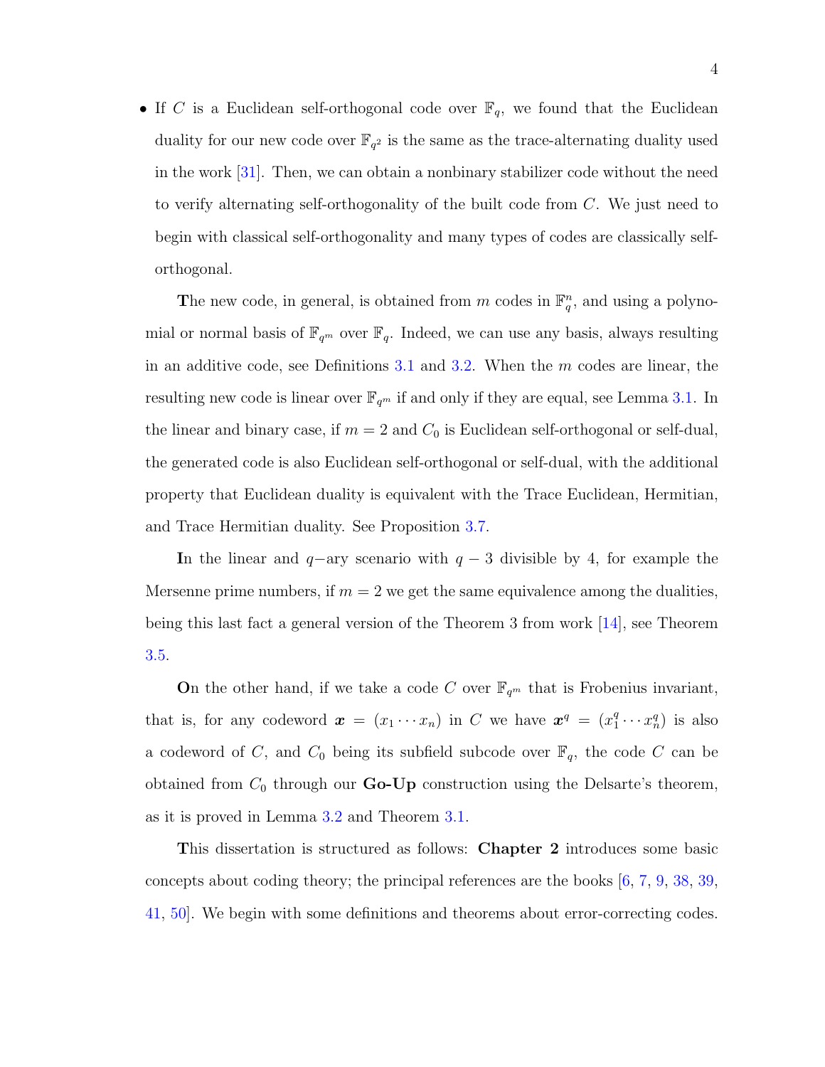- If $C$ is a Euclidean self-orthogonal code over $\mathbb{F}_q$, we found that the Euclidean duality for our new code over $\mathbb{F}_{q^2}$ is the same as the trace-alternating duality used in the work [31]. Then, we can obtain a nonbinary stabilizer code without the need to verify alternating self-orthogonality of the built code from $C$. We just need to begin with classical self-orthogonality and many types of codes are classically self-orthogonal.

The new code, in general, is obtained from $m$ codes in $\mathbb{F}_q^n$, and using a polynomial or normal basis of $\mathbb{F}_{q^m}$ over $\mathbb{F}_q$. Indeed, we can use any basis, always resulting in an additive code, see Definitions 3.1 and 3.2. When the $m$ codes are linear, the resulting new code is linear over $\mathbb{F}_{q^m}$ if and only if they are equal, see Lemma 3.1. In the linear and binary case, if $m = 2$ and $C_0$ is Euclidean self-orthogonal or self-dual, the generated code is also Euclidean self-orthogonal or self-dual, with the additional property that Euclidean duality is equivalent with the Trace Euclidean, Hermitian, and Trace Hermitian duality. See Proposition 3.7.

In the linear and $q-$ary scenario with $q - 3$ divisible by 4, for example the Mersenne prime numbers, if $m = 2$ we get the same equivalence among the dualities, being this last fact a general version of the Theorem 3 from work [14], see Theorem 3.5.

On the other hand, if we take a code $C$ over $\mathbb{F}_{q^m}$ that is Frobenius invariant, that is, for any codeword $\boldsymbol{x} = (x_1 \cdots x_n)$ in $C$ we have $\boldsymbol{x}^q = (x_1^q \cdots x_n^q)$ is also a codeword of $C$, and $C_0$ being its subfield subcode over $\mathbb{F}_q$, the code $C$ can be obtained from $C_0$ through our **Go-Up** construction using the Delsarte's theorem, as it is proved in Lemma 3.2 and Theorem 3.1.

This dissertation is structured as follows: **Chapter 2** introduces some basic concepts about coding theory; the principal references are the books [6, 7, 9, 38, 39, 41, 50]. We begin with some definitions and theorems about error-correcting codes.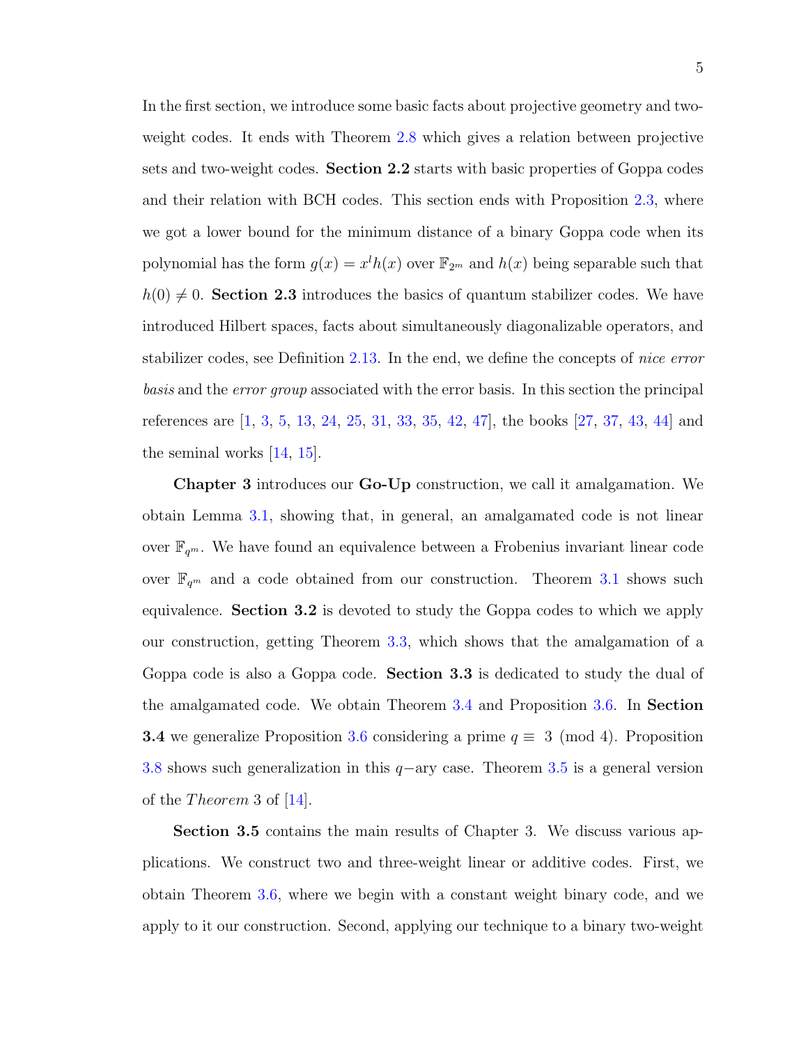In the first section, we introduce some basic facts about projective geometry and two-weight codes. It ends with Theorem 2.8 which gives a relation between projective sets and two-weight codes. **Section 2.2** starts with basic properties of Goppa codes and their relation with BCH codes. This section ends with Proposition 2.3, where we got a lower bound for the minimum distance of a binary Goppa code when its polynomial has the form $g(x) = x^l h(x)$ over $\mathbb{F}_{2^m}$ and $h(x)$ being separable such that $h(0) \neq 0$. **Section 2.3** introduces the basics of quantum stabilizer codes. We have introduced Hilbert spaces, facts about simultaneously diagonalizable operators, and stabilizer codes, see Definition 2.13. In the end, we define the concepts of *nice error basis* and the *error group* associated with the error basis. In this section the principal references are [1, 3, 5, 13, 24, 25, 31, 33, 35, 42, 47], the books [27, 37, 43, 44] and the seminal works [14, 15].

**Chapter 3** introduces our **Go-Up** construction, we call it amalgamation. We obtain Lemma 3.1, showing that, in general, an amalgamated code is not linear over $\mathbb{F}_{q^m}$. We have found an equivalence between a Frobenius invariant linear code over $\mathbb{F}_{q^m}$ and a code obtained from our construction. Theorem 3.1 shows such equivalence. **Section 3.2** is devoted to study the Goppa codes to which we apply our construction, getting Theorem 3.3, which shows that the amalgamation of a Goppa code is also a Goppa code. **Section 3.3** is dedicated to study the dual of the amalgamated code. We obtain Theorem 3.4 and Proposition 3.6. In **Section 3.4** we generalize Proposition 3.6 considering a prime $q \equiv 3 \pmod 4$. Proposition 3.8 shows such generalization in this $q-$ary case. Theorem 3.5 is a general version of the *Theorem* 3 of [14].

**Section 3.5** contains the main results of Chapter 3. We discuss various applications. We construct two and three-weight linear or additive codes. First, we obtain Theorem 3.6, where we begin with a constant weight binary code, and we apply to it our construction. Second, applying our technique to a binary two-weight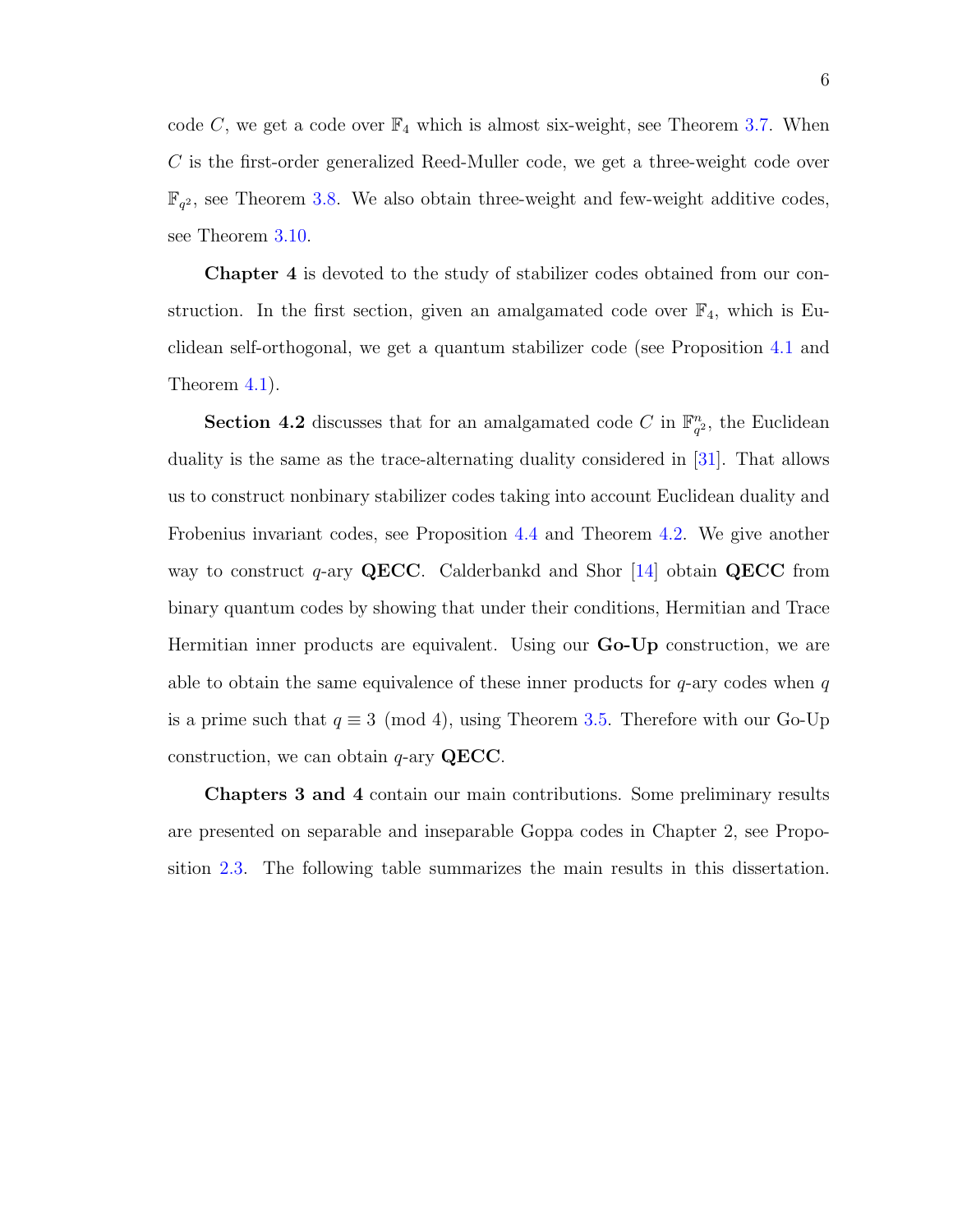code $C$, we get a code over $\mathbb{F}_4$ which is almost six-weight, see Theorem 3.7. When $C$ is the first-order generalized Reed-Muller code, we get a three-weight code over $\mathbb{F}_{q^2}$, see Theorem 3.8. We also obtain three-weight and few-weight additive codes, see Theorem 3.10.

**Chapter 4** is devoted to the study of stabilizer codes obtained from our construction. In the first section, given an amalgamated code over $\mathbb{F}_4$, which is Euclidean self-orthogonal, we get a quantum stabilizer code (see Proposition 4.1 and Theorem 4.1).

**Section 4.2** discusses that for an amalgamated code $C$ in $\mathbb{F}_{q^2}^n$, the Euclidean duality is the same as the trace-alternating duality considered in [31]. That allows us to construct nonbinary stabilizer codes taking into account Euclidean duality and Frobenius invariant codes, see Proposition 4.4 and Theorem 4.2. We give another way to construct $q$-ary **QECC**. Calderbankd and Shor [14] obtain **QECC** from binary quantum codes by showing that under their conditions, Hermitian and Trace Hermitian inner products are equivalent. Using our **Go-Up** construction, we are able to obtain the same equivalence of these inner products for $q$-ary codes when $q$ is a prime such that $q \equiv 3 \pmod 4$, using Theorem 3.5. Therefore with our Go-Up construction, we can obtain $q$-ary **QECC**.

**Chapters 3 and 4** contain our main contributions. Some preliminary results are presented on separable and inseparable Goppa codes in Chapter 2, see Proposition 2.3. The following table summarizes the main results in this dissertation.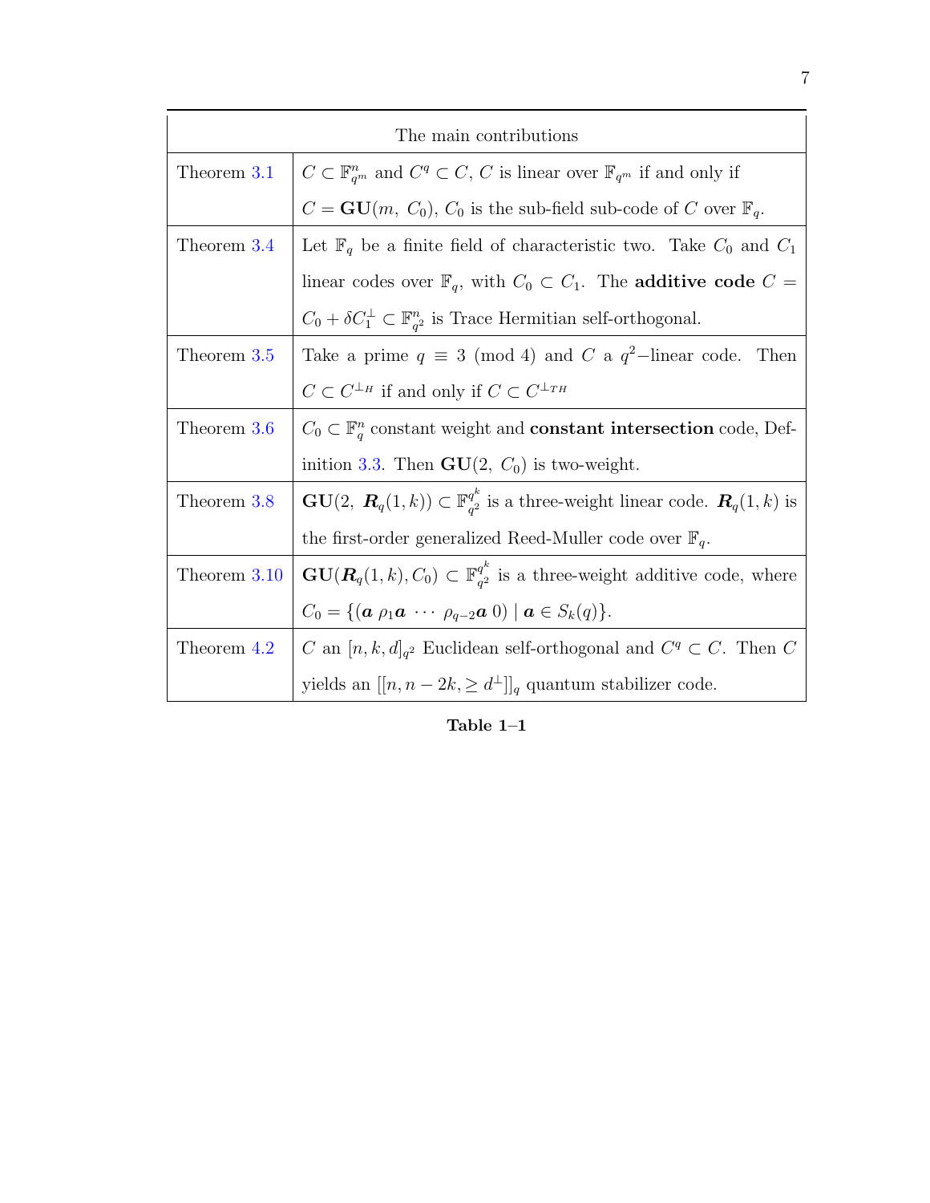| The main contributions | |
|---|---|
| Theorem 3.1 | $C \subset \mathbb{F}_{q^m}^n$ and $C^q \subset C$, $C$ is linear over $\mathbb{F}_{q^m}$ if and only if $C = \mathbf{GU}(m,\ C_0)$, $C_0$ is the sub-field sub-code of $C$ over $\mathbb{F}_q$. |
| Theorem 3.4 | Let $\mathbb{F}_q$ be a finite field of characteristic two. Take $C_0$ and $C_1$ linear codes over $\mathbb{F}_q$, with $C_0 \subset C_1$. The **additive code** $C = C_0 + \delta C_1^{\perp} \subset \mathbb{F}_{q^2}^n$ is Trace Hermitian self-orthogonal. |
| Theorem 3.5 | Take a prime $q \equiv 3 \pmod 4$ and $C$ a $q^2-$linear code. Then $C \subset C^{\perp_H}$ if and only if $C \subset C^{\perp_{TH}}$ |
| Theorem 3.6 | $C_0 \subset \mathbb{F}_q^n$ constant weight and **constant intersection** code, Definition 3.3. Then $\mathbf{GU}(2,\ C_0)$ is two-weight. |
| Theorem 3.8 | $\mathbf{GU}(2,\ \boldsymbol{R}_q(1,k)) \subset \mathbb{F}_{q^2}^{q^k}$ is a three-weight linear code. $\boldsymbol{R}_q(1,k)$ is the first-order generalized Reed-Muller code over $\mathbb{F}_q$. |
| Theorem 3.10 | $\mathbf{GU}(\boldsymbol{R}_q(1,k), C_0) \subset \mathbb{F}_{q^2}^{q^k}$ is a three-weight additive code, where $C_0 = \{(\boldsymbol{a}\ \rho_1\boldsymbol{a}\ \cdots\ \rho_{q-2}\boldsymbol{a}\ 0) \mid \boldsymbol{a} \in S_k(q)\}$. |
| Theorem 4.2 | $C$ an $[n,k,d]_{q^2}$ Euclidean self-orthogonal and $C^q \subset C$. Then $C$ yields an $[[n, n-2k, \geq d^{\perp}]]_q$ quantum stabilizer code. |

**Table 1–1**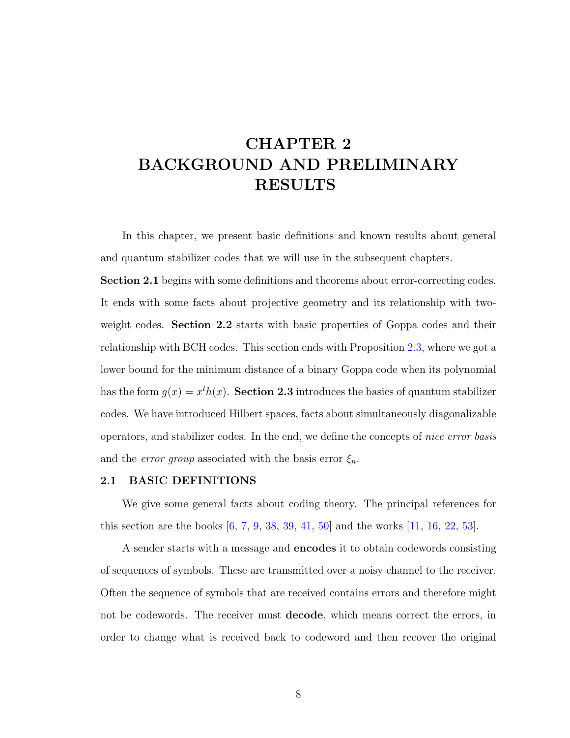# CHAPTER 2
# BACKGROUND AND PRELIMINARY RESULTS

In this chapter, we present basic definitions and known results about general and quantum stabilizer codes that we will use in the subsequent chapters.

**Section 2.1** begins with some definitions and theorems about error-correcting codes. It ends with some facts about projective geometry and its relationship with two-weight codes. **Section 2.2** starts with basic properties of Goppa codes and their relationship with BCH codes. This section ends with Proposition 2.3, where we got a lower bound for the minimum distance of a binary Goppa code when its polynomial has the form $g(x) = x^l h(x)$. **Section 2.3** introduces the basics of quantum stabilizer codes. We have introduced Hilbert spaces, facts about simultaneously diagonalizable operators, and stabilizer codes. In the end, we define the concepts of *nice error basis* and the *error group* associated with the basis error $\xi_n$.

## 2.1 BASIC DEFINITIONS

We give some general facts about coding theory. The principal references for this section are the books [6, 7, 9, 38, 39, 41, 50] and the works [11, 16, 22, 53].

A sender starts with a message and **encodes** it to obtain codewords consisting of sequences of symbols. These are transmitted over a noisy channel to the receiver. Often the sequence of symbols that are received contains errors and therefore might not be codewords. The receiver must **decode**, which means correct the errors, in order to change what is received back to codeword and then recover the original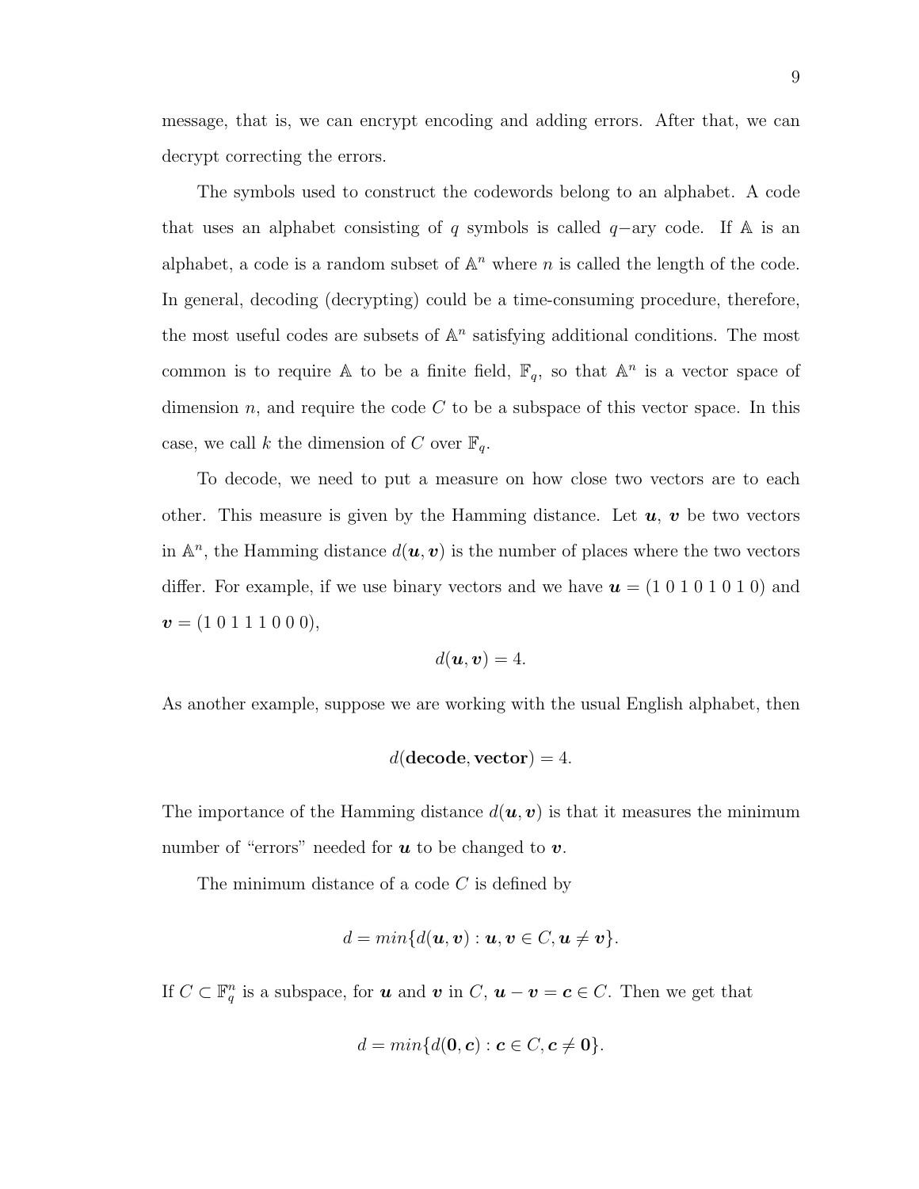message, that is, we can encrypt encoding and adding errors. After that, we can decrypt correcting the errors.

The symbols used to construct the codewords belong to an alphabet. A code that uses an alphabet consisting of $q$ symbols is called $q-$ary code. If $\mathbb{A}$ is an alphabet, a code is a random subset of $\mathbb{A}^n$ where $n$ is called the length of the code. In general, decoding (decrypting) could be a time-consuming procedure, therefore, the most useful codes are subsets of $\mathbb{A}^n$ satisfying additional conditions. The most common is to require $\mathbb{A}$ to be a finite field, $\mathbb{F}_q$, so that $\mathbb{A}^n$ is a vector space of dimension $n$, and require the code $C$ to be a subspace of this vector space. In this case, we call $k$ the dimension of $C$ over $\mathbb{F}_q$.

To decode, we need to put a measure on how close two vectors are to each other. This measure is given by the Hamming distance. Let $\boldsymbol{u}$, $\boldsymbol{v}$ be two vectors in $\mathbb{A}^n$, the Hamming distance $d(\boldsymbol{u}, \boldsymbol{v})$ is the number of places where the two vectors differ. For example, if we use binary vectors and we have $\boldsymbol{u} = (1\ 0\ 1\ 0\ 1\ 0\ 1\ 0)$ and $\boldsymbol{v} = (1\ 0\ 1\ 1\ 1\ 0\ 0\ 0)$,

$$d(\boldsymbol{u}, \boldsymbol{v}) = 4.$$

As another example, suppose we are working with the usual English alphabet, then

$$d(\mathbf{decode}, \mathbf{vector}) = 4.$$

The importance of the Hamming distance $d(\boldsymbol{u}, \boldsymbol{v})$ is that it measures the minimum number of "errors" needed for $\boldsymbol{u}$ to be changed to $\boldsymbol{v}$.

The minimum distance of a code $C$ is defined by

$$d = min\{d(\boldsymbol{u}, \boldsymbol{v}) : \boldsymbol{u}, \boldsymbol{v} \in C, \boldsymbol{u} \neq \boldsymbol{v}\}.$$

If $C \subset \mathbb{F}_q^n$ is a subspace, for $\boldsymbol{u}$ and $\boldsymbol{v}$ in $C$, $\boldsymbol{u} - \boldsymbol{v} = \boldsymbol{c} \in C$. Then we get that

$$d = min\{d(\mathbf{0}, \boldsymbol{c}) : \boldsymbol{c} \in C, \boldsymbol{c} \neq \mathbf{0}\}.$$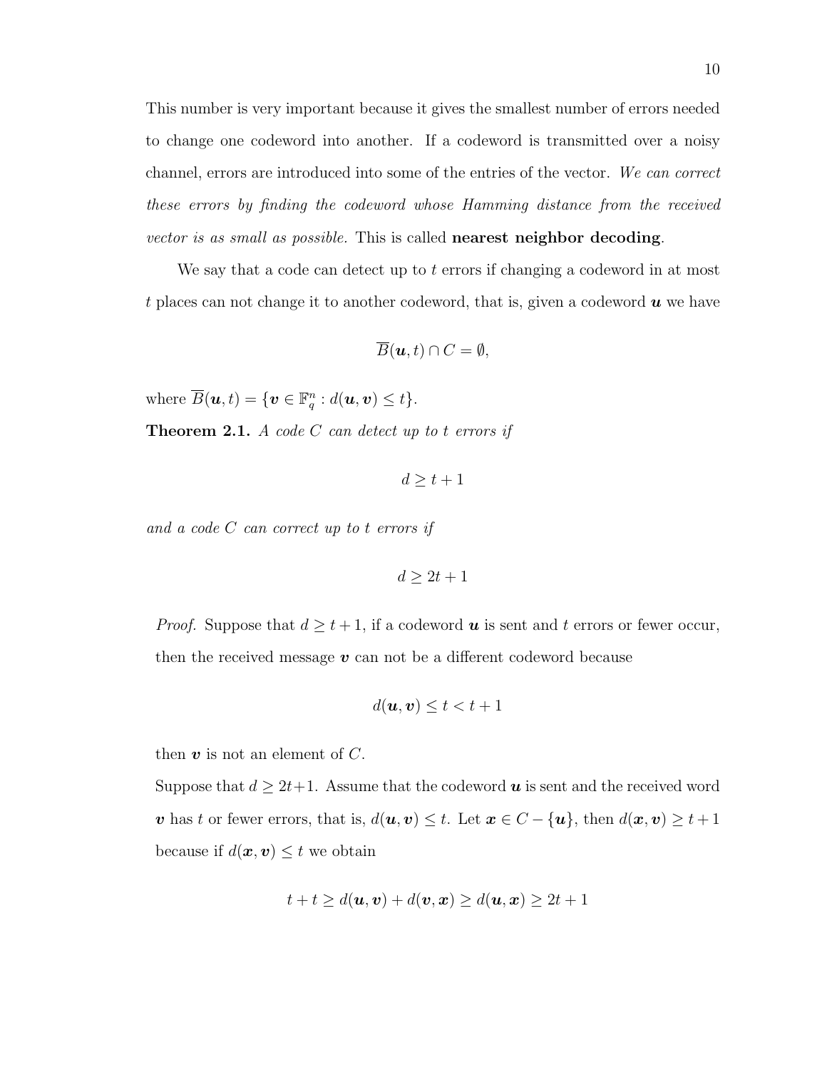This number is very important because it gives the smallest number of errors needed to change one codeword into another. If a codeword is transmitted over a noisy channel, errors are introduced into some of the entries of the vector. *We can correct these errors by finding the codeword whose Hamming distance from the received vector is as small as possible.* This is called **nearest neighbor decoding**.

We say that a code can detect up to $t$ errors if changing a codeword in at most $t$ places can not change it to another codeword, that is, given a codeword $\boldsymbol{u}$ we have

$$\overline{B}(\boldsymbol{u}, t) \cap C = \emptyset,$$

where $\overline{B}(\boldsymbol{u}, t) = \{\boldsymbol{v} \in \mathbb{F}_q^n : d(\boldsymbol{u}, \boldsymbol{v}) \leq t\}$.

**Theorem 2.1.** *A code $C$ can detect up to $t$ errors if*

$$d \geq t + 1$$

*and a code $C$ can correct up to $t$ errors if*

$$d \geq 2t + 1$$

*Proof.* Suppose that $d \geq t+1$, if a codeword $\boldsymbol{u}$ is sent and $t$ errors or fewer occur, then the received message $\boldsymbol{v}$ can not be a different codeword because

$$d(\boldsymbol{u}, \boldsymbol{v}) \leq t < t + 1$$

then $\boldsymbol{v}$ is not an element of $C$.

Suppose that $d \geq 2t+1$. Assume that the codeword $\boldsymbol{u}$ is sent and the received word $\boldsymbol{v}$ has $t$ or fewer errors, that is, $d(\boldsymbol{u}, \boldsymbol{v}) \leq t$. Let $\boldsymbol{x} \in C - \{\boldsymbol{u}\}$, then $d(\boldsymbol{x}, \boldsymbol{v}) \geq t + 1$ because if $d(\boldsymbol{x}, \boldsymbol{v}) \leq t$ we obtain

$$t + t \geq d(\boldsymbol{u}, \boldsymbol{v}) + d(\boldsymbol{v}, \boldsymbol{x}) \geq d(\boldsymbol{u}, \boldsymbol{x}) \geq 2t + 1$$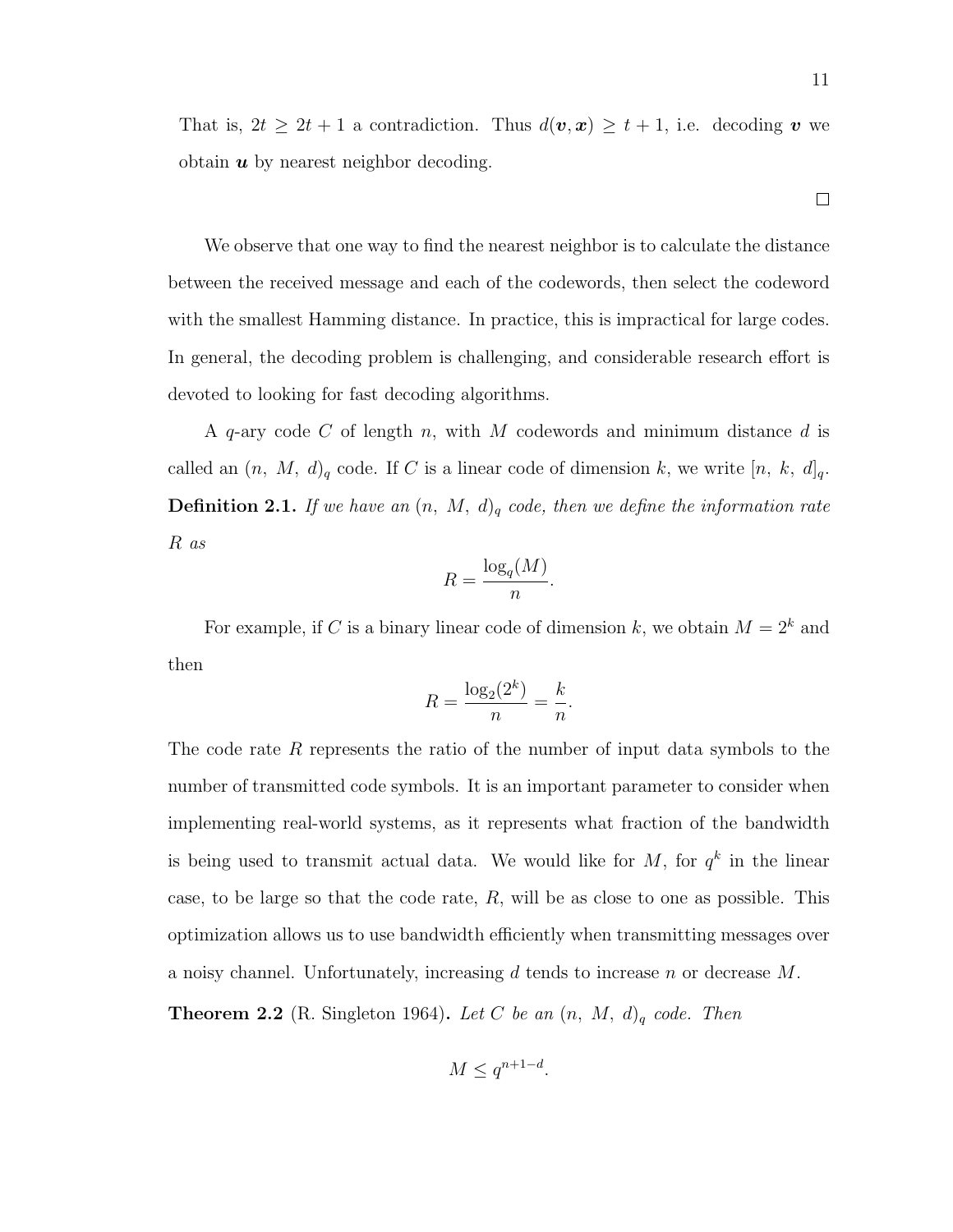That is, $2t \geq 2t + 1$ a contradiction. Thus $d(\boldsymbol{v}, \boldsymbol{x}) \geq t + 1$, i.e. decoding $\boldsymbol{v}$ we obtain $\boldsymbol{u}$ by nearest neighbor decoding.

□

We observe that one way to find the nearest neighbor is to calculate the distance between the received message and each of the codewords, then select the codeword with the smallest Hamming distance. In practice, this is impractical for large codes. In general, the decoding problem is challenging, and considerable research effort is devoted to looking for fast decoding algorithms.

A $q$-ary code $C$ of length $n$, with $M$ codewords and minimum distance $d$ is called an $(n,\ M,\ d)_q$ code. If $C$ is a linear code of dimension $k$, we write $[n,\ k,\ d]_q$.

**Definition 2.1.** *If we have an $(n,\ M,\ d)_q$ code, then we define the information rate $R$ as*

$$R = \frac{\log_q(M)}{n}.$$

For example, if $C$ is a binary linear code of dimension $k$, we obtain $M = 2^k$ and then

$$R = \frac{\log_2(2^k)}{n} = \frac{k}{n}.$$

The code rate $R$ represents the ratio of the number of input data symbols to the number of transmitted code symbols. It is an important parameter to consider when implementing real-world systems, as it represents what fraction of the bandwidth is being used to transmit actual data. We would like for $M$, for $q^k$ in the linear case, to be large so that the code rate, $R$, will be as close to one as possible. This optimization allows us to use bandwidth efficiently when transmitting messages over a noisy channel. Unfortunately, increasing $d$ tends to increase $n$ or decrease $M$.

**Theorem 2.2** (R. Singleton 1964)**.** *Let $C$ be an $(n,\ M,\ d)_q$ code. Then*

$$M \leq q^{n+1-d}.$$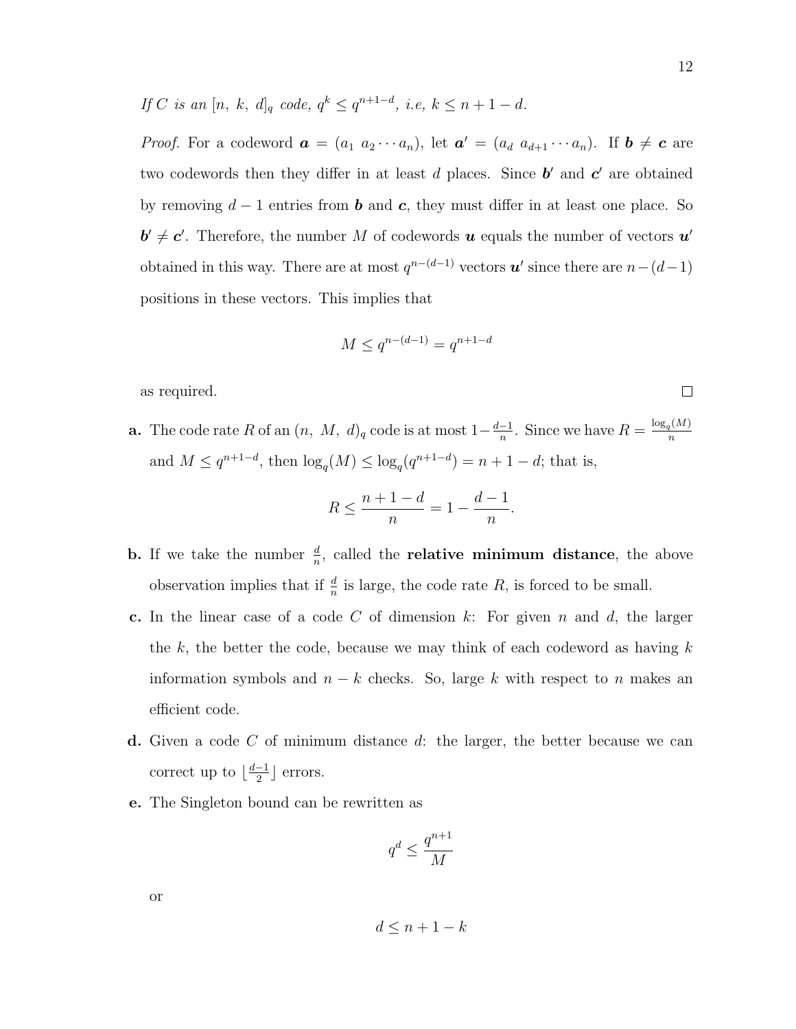*If $C$ is an $[n,\ k,\ d]_q$ code, $q^k \leq q^{n+1-d}$, i.e, $k \leq n+1-d$.*

*Proof.* For a codeword $\boldsymbol{a} = (a_1\ a_2 \cdots a_n)$, let $\boldsymbol{a}' = (a_d\ a_{d+1} \cdots a_n)$. If $\boldsymbol{b} \neq \boldsymbol{c}$ are two codewords then they differ in at least $d$ places. Since $\boldsymbol{b}'$ and $\boldsymbol{c}'$ are obtained by removing $d-1$ entries from $\boldsymbol{b}$ and $\boldsymbol{c}$, they must differ in at least one place. So $\boldsymbol{b}' \neq \boldsymbol{c}'$. Therefore, the number $M$ of codewords $\boldsymbol{u}$ equals the number of vectors $\boldsymbol{u}'$ obtained in this way. There are at most $q^{n-(d-1)}$ vectors $\boldsymbol{u}'$ since there are $n-(d-1)$ positions in these vectors. This implies that

$$M \leq q^{n-(d-1)} = q^{n+1-d}$$

as required. □

**a.** The code rate $R$ of an $(n,\ M,\ d)_q$ code is at most $1-\frac{d-1}{n}$. Since we have $R = \frac{\log_q(M)}{n}$ and $M \leq q^{n+1-d}$, then $\log_q(M) \leq \log_q(q^{n+1-d}) = n+1-d$; that is,

$$R \leq \frac{n+1-d}{n} = 1 - \frac{d-1}{n}.$$

**b.** If we take the number $\frac{d}{n}$, called the **relative minimum distance**, the above observation implies that if $\frac{d}{n}$ is large, the code rate $R$, is forced to be small.

**c.** In the linear case of a code $C$ of dimension $k$: For given $n$ and $d$, the larger the $k$, the better the code, because we may think of each codeword as having $k$ information symbols and $n-k$ checks. So, large $k$ with respect to $n$ makes an efficient code.

**d.** Given a code $C$ of minimum distance $d$: the larger, the better because we can correct up to $\lfloor \frac{d-1}{2} \rfloor$ errors.

**e.** The Singleton bound can be rewritten as

$$q^d \leq \frac{q^{n+1}}{M}$$

or

$$d \leq n+1-k$$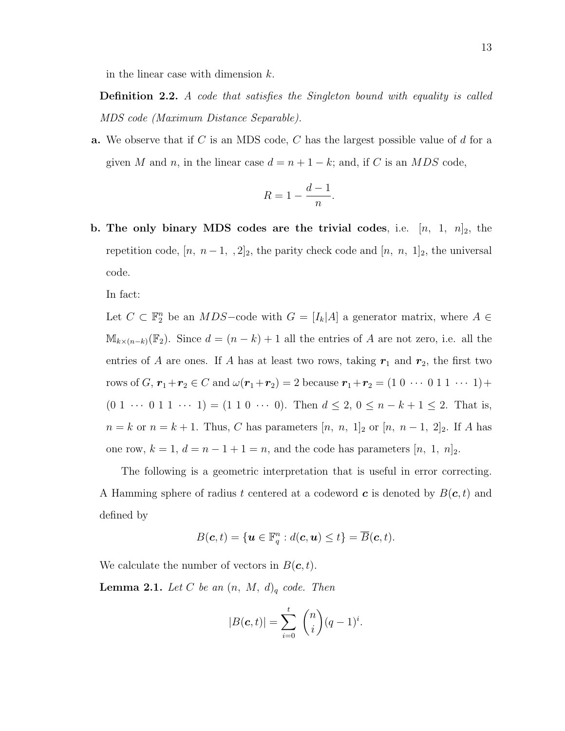in the linear case with dimension $k$.

**Definition 2.2.** *A code that satisfies the Singleton bound with equality is called MDS code (Maximum Distance Separable).*

**a.** We observe that if $C$ is an MDS code, $C$ has the largest possible value of $d$ for a given $M$ and $n$, in the linear case $d = n + 1 - k$; and, if $C$ is an $MDS$ code,

$$R = 1 - \frac{d-1}{n}.$$

**b. The only binary MDS codes are the trivial codes**, i.e. $[n,\ 1,\ n]_2$, the repetition code, $[n,\ n-1,\ ,2]_2$, the parity check code and $[n,\ n,\ 1]_2$, the universal code.

In fact:

Let $C \subset \mathbb{F}_2^n$ be an $MDS-$code with $G = [I_k|A]$ a generator matrix, where $A \in \mathbb{M}_{k\times(n-k)}(\mathbb{F}_2)$. Since $d = (n-k)+1$ all the entries of $A$ are not zero, i.e. all the entries of $A$ are ones. If $A$ has at least two rows, taking $\boldsymbol{r}_1$ and $\boldsymbol{r}_2$, the first two rows of $G$, $\boldsymbol{r}_1 + \boldsymbol{r}_2 \in C$ and $\omega(\boldsymbol{r}_1 + \boldsymbol{r}_2) = 2$ because $\boldsymbol{r}_1 + \boldsymbol{r}_2 = (1\ 0\ \cdots\ 0\ 1\ 1\ \cdots\ 1) + (0\ 1\ \cdots\ 0\ 1\ 1\ \cdots\ 1) = (1\ 1\ 0\ \cdots\ 0)$. Then $d \leq 2$, $0 \leq n - k + 1 \leq 2$. That is, $n = k$ or $n = k+1$. Thus, $C$ has parameters $[n,\ n,\ 1]_2$ or $[n,\ n-1,\ 2]_2$. If $A$ has one row, $k = 1$, $d = n - 1 + 1 = n$, and the code has parameters $[n,\ 1,\ n]_2$.

The following is a geometric interpretation that is useful in error correcting. A Hamming sphere of radius $t$ centered at a codeword $\boldsymbol{c}$ is denoted by $B(\boldsymbol{c}, t)$ and defined by

$$B(\boldsymbol{c}, t) = \{\boldsymbol{u} \in \mathbb{F}_q^n : d(\boldsymbol{c}, \boldsymbol{u}) \leq t\} = \overline{B}(\boldsymbol{c}, t).$$

We calculate the number of vectors in $B(\boldsymbol{c}, t)$.

**Lemma 2.1.** *Let $C$ be an $(n,\ M,\ d)_q$ code. Then*

$$|B(\boldsymbol{c}, t)| = \sum_{i=0}^{t} \binom{n}{i} (q-1)^i.$$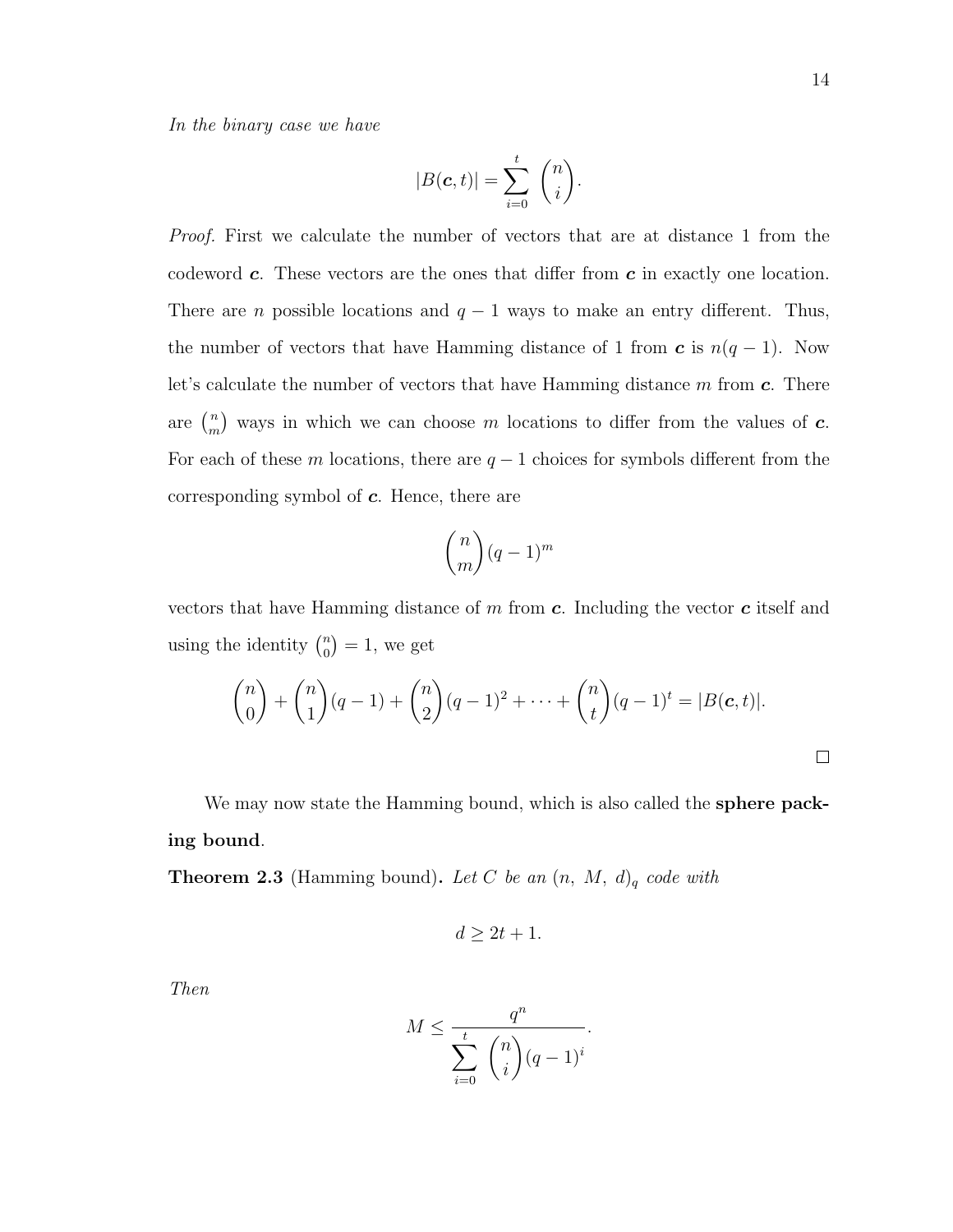*In the binary case we have*

$$|B(\boldsymbol{c}, t)| = \sum_{i=0}^{t} \binom{n}{i}.$$

*Proof.* First we calculate the number of vectors that are at distance 1 from the codeword $\boldsymbol{c}$. These vectors are the ones that differ from $\boldsymbol{c}$ in exactly one location. There are $n$ possible locations and $q-1$ ways to make an entry different. Thus, the number of vectors that have Hamming distance of 1 from $\boldsymbol{c}$ is $n(q-1)$. Now let's calculate the number of vectors that have Hamming distance $m$ from $\boldsymbol{c}$. There are $\binom{n}{m}$ ways in which we can choose $m$ locations to differ from the values of $\boldsymbol{c}$. For each of these $m$ locations, there are $q-1$ choices for symbols different from the corresponding symbol of $\boldsymbol{c}$. Hence, there are

$$\binom{n}{m}(q-1)^m$$

vectors that have Hamming distance of $m$ from $\boldsymbol{c}$. Including the vector $\boldsymbol{c}$ itself and using the identity $\binom{n}{0} = 1$, we get

$$\binom{n}{0} + \binom{n}{1}(q-1) + \binom{n}{2}(q-1)^2 + \cdots + \binom{n}{t}(q-1)^t = |B(\boldsymbol{c}, t)|.$$

□

We may now state the Hamming bound, which is also called the **sphere packing bound**.

**Theorem 2.3** (Hamming bound)**.** *Let $C$ be an $(n,\ M,\ d)_q$ code with*

$$d \geq 2t + 1.$$

*Then*

$$M \leq \frac{q^n}{\displaystyle\sum_{i=0}^{t} \binom{n}{i}(q-1)^i}.$$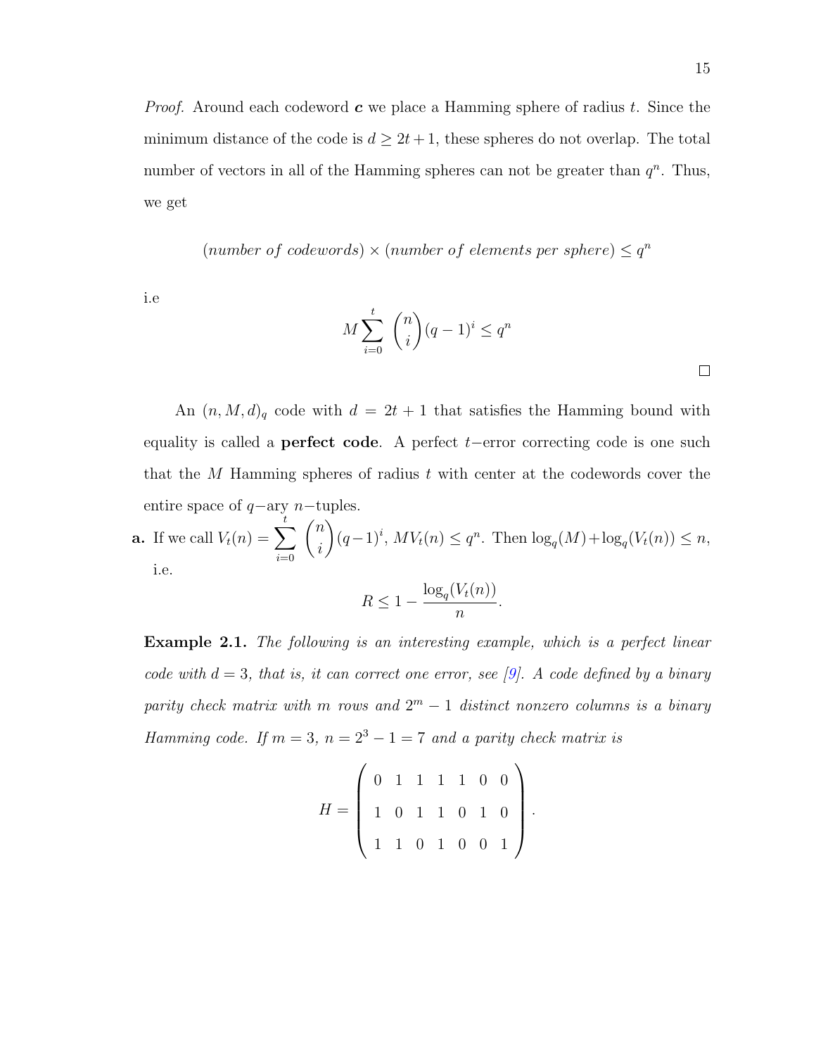*Proof.* Around each codeword $\boldsymbol{c}$ we place a Hamming sphere of radius $t$. Since the minimum distance of the code is $d \geq 2t+1$, these spheres do not overlap. The total number of vectors in all of the Hamming spheres can not be greater than $q^n$. Thus, we get

$$(number\ of\ codewords) \times (number\ of\ elements\ per\ sphere) \leq q^n$$

i.e

$$M \sum_{i=0}^{t} \binom{n}{i} (q-1)^i \leq q^n$$

□

An $(n, M, d)_q$ code with $d = 2t+1$ that satisfies the Hamming bound with equality is called a **perfect code**. A perfect $t-$error correcting code is one such that the $M$ Hamming spheres of radius $t$ with center at the codewords cover the entire space of $q-$ary $n-$tuples.

**a.** If we call $V_t(n) = \sum_{i=0}^{t} \binom{n}{i} (q-1)^i$, $MV_t(n) \leq q^n$. Then $\log_q(M) + \log_q(V_t(n)) \leq n$, i.e.

$$R \leq 1 - \frac{\log_q(V_t(n))}{n}.$$

**Example 2.1.** *The following is an interesting example, which is a perfect linear code with $d = 3$, that is, it can correct one error, see [9]. A code defined by a binary parity check matrix with $m$ rows and $2^m - 1$ distinct nonzero columns is a binary Hamming code. If $m = 3$, $n = 2^3 - 1 = 7$ and a parity check matrix is*

$$H = \begin{pmatrix} 0 & 1 & 1 & 1 & 1 & 0 & 0 \\ 1 & 0 & 1 & 1 & 0 & 1 & 0 \\ 1 & 1 & 0 & 1 & 0 & 0 & 1 \end{pmatrix}.$$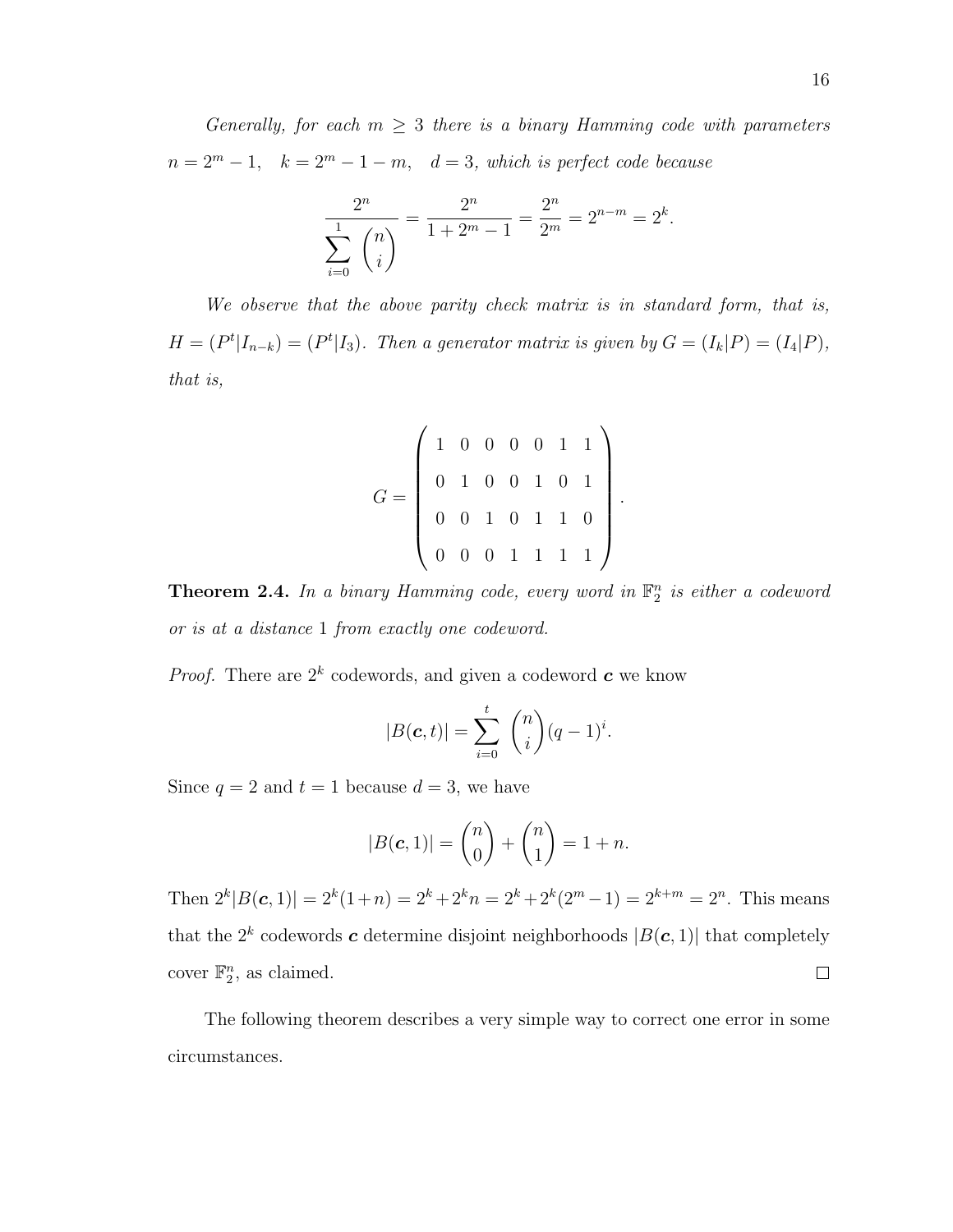*Generally, for each $m \geq 3$ there is a binary Hamming code with parameters $n = 2^m - 1, \quad k = 2^m - 1 - m, \quad d = 3$, which is perfect code because*

$$\frac{2^n}{\sum_{i=0}^{1} \binom{n}{i}} = \frac{2^n}{1 + 2^m - 1} = \frac{2^n}{2^m} = 2^{n-m} = 2^k.$$

*We observe that the above parity check matrix is in standard form, that is, $H = (P^t | I_{n-k}) = (P^t | I_3)$. Then a generator matrix is given by $G = (I_k | P) = (I_4 | P)$, that is,*

$$G = \begin{pmatrix} 1 & 0 & 0 & 0 & 0 & 1 & 1 \\ 0 & 1 & 0 & 0 & 1 & 0 & 1 \\ 0 & 0 & 1 & 0 & 1 & 1 & 0 \\ 0 & 0 & 0 & 1 & 1 & 1 & 1 \end{pmatrix}.$$

**Theorem 2.4.** *In a binary Hamming code, every word in $\mathbb{F}_2^n$ is either a codeword or is at a distance 1 from exactly one codeword.*

*Proof.* There are $2^k$ codewords, and given a codeword $\boldsymbol{c}$ we know

$$|B(\boldsymbol{c}, t)| = \sum_{i=0}^{t} \binom{n}{i} (q-1)^i.$$

Since $q = 2$ and $t = 1$ because $d = 3$, we have

$$|B(\boldsymbol{c}, 1)| = \binom{n}{0} + \binom{n}{1} = 1 + n.$$

Then $2^k |B(\boldsymbol{c}, 1)| = 2^k(1+n) = 2^k + 2^k n = 2^k + 2^k(2^m - 1) = 2^{k+m} = 2^n$. This means that the $2^k$ codewords $\boldsymbol{c}$ determine disjoint neighborhoods $|B(\boldsymbol{c}, 1)|$ that completely cover $\mathbb{F}_2^n$, as claimed. $\square$

The following theorem describes a very simple way to correct one error in some circumstances.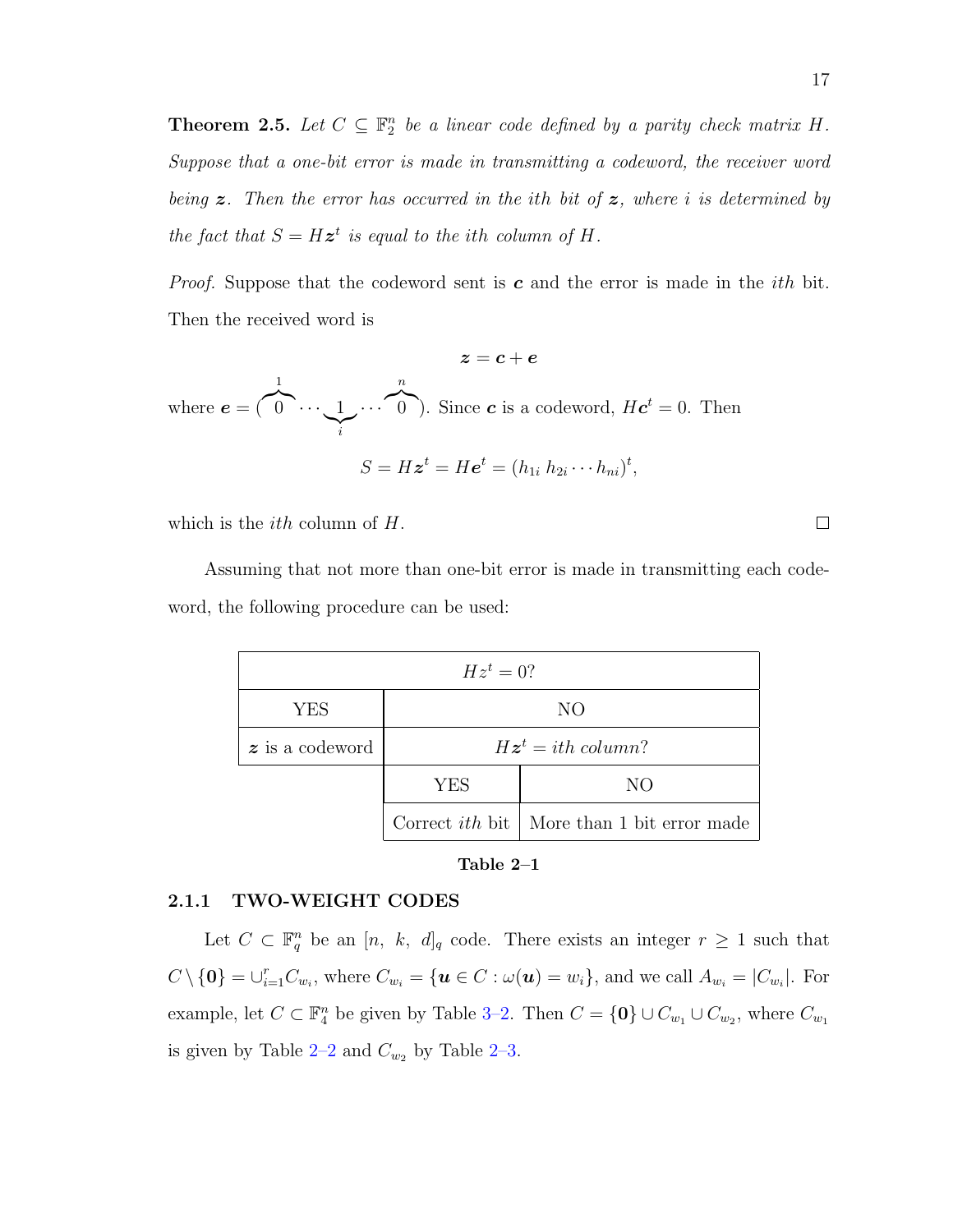**Theorem 2.5.** *Let $C \subseteq \mathbb{F}_2^n$ be a linear code defined by a parity check matrix $H$. Suppose that a one-bit error is made in transmitting a codeword, the receiver word being $\boldsymbol{z}$. Then the error has occurred in the ith bit of $\boldsymbol{z}$, where $i$ is determined by the fact that $S = H\boldsymbol{z}^t$ is equal to the ith column of $H$.*

*Proof.* Suppose that the codeword sent is $\boldsymbol{c}$ and the error is made in the *ith* bit. Then the received word is

$$\boldsymbol{z} = \boldsymbol{c} + \boldsymbol{e}$$

where $\boldsymbol{e} = (\overbrace{0}^{1} \cdots \underbrace{1}_{i} \cdots \overbrace{0}^{n})$. Since $\boldsymbol{c}$ is a codeword, $H\boldsymbol{c}^t = 0$. Then

$$S = H\boldsymbol{z}^t = H\boldsymbol{e}^t = (h_{1i}\ h_{2i} \cdots h_{ni})^t,$$

which is the *ith* column of $H$. □

Assuming that not more than one-bit error is made in transmitting each codeword, the following procedure can be used:

| $Hz^t = 0$? | | |
|---|---|---|
| YES | NO | |
| $\boldsymbol{z}$ is a codeword | $H\boldsymbol{z}^t = ith\ column$? | |
| | YES | NO |
| | Correct *ith* bit | More than 1 bit error made |

**Table 2–1**

### 2.1.1 TWO-WEIGHT CODES

Let $C \subset \mathbb{F}_q^n$ be an $[n,\ k,\ d]_q$ code. There exists an integer $r \geq 1$ such that $C \setminus \{\boldsymbol{0}\} = \cup_{i=1}^{r} C_{w_i}$, where $C_{w_i} = \{\boldsymbol{u} \in C : \omega(\boldsymbol{u}) = w_i\}$, and we call $A_{w_i} = |C_{w_i}|$. For example, let $C \subset \mathbb{F}_4^n$ be given by Table 3–2. Then $C = \{\boldsymbol{0}\} \cup C_{w_1} \cup C_{w_2}$, where $C_{w_1}$ is given by Table 2–2 and $C_{w_2}$ by Table 2–3.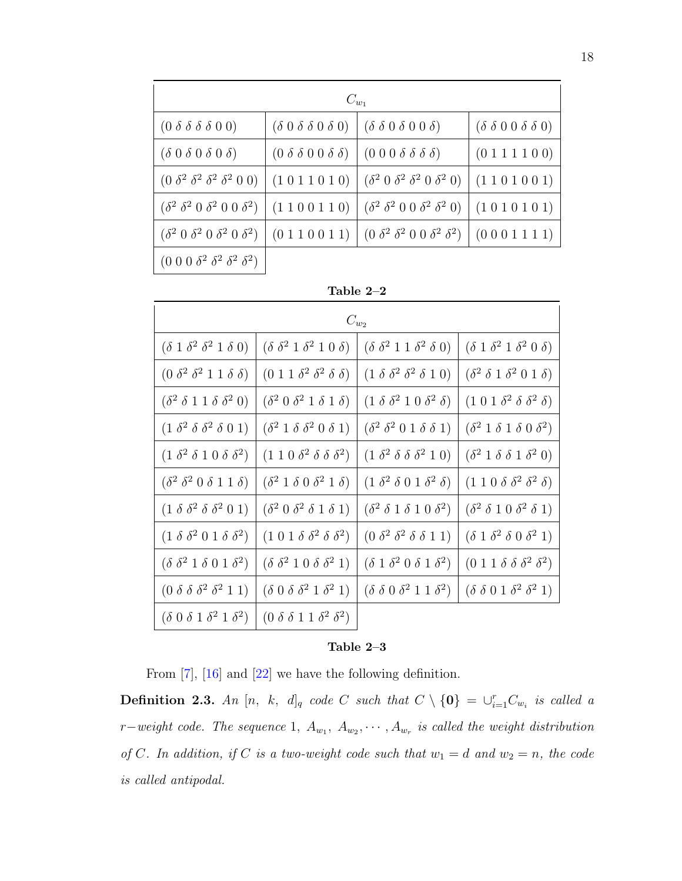| $C_{w_1}$ | | | |
|---|---|---|---|
| $(0\ \delta\ \delta\ \delta\ \delta\ 0\ 0)$ | $(\delta\ 0\ \delta\ \delta\ 0\ \delta\ 0)$ | $(\delta\ \delta\ 0\ \delta\ 0\ 0\ \delta)$ | $(\delta\ \delta\ 0\ 0\ \delta\ \delta\ 0)$ |
| $(\delta\ 0\ \delta\ 0\ \delta\ 0\ \delta)$ | $(0\ \delta\ \delta\ 0\ 0\ \delta\ \delta)$ | $(0\ 0\ 0\ \delta\ \delta\ \delta\ \delta)$ | $(0\ 1\ 1\ 1\ 1\ 0\ 0)$ |
| $(0\ \delta^2\ \delta^2\ \delta^2\ \delta^2\ 0\ 0)$ | $(1\ 0\ 1\ 1\ 0\ 1\ 0)$ | $(\delta^2\ 0\ \delta^2\ \delta^2\ 0\ \delta^2\ 0)$ | $(1\ 1\ 0\ 1\ 0\ 0\ 1)$ |
| $(\delta^2\ \delta^2\ 0\ \delta^2\ 0\ 0\ \delta^2)$ | $(1\ 1\ 0\ 0\ 1\ 1\ 0)$ | $(\delta^2\ \delta^2\ 0\ 0\ \delta^2\ \delta^2\ 0)$ | $(1\ 0\ 1\ 0\ 1\ 0\ 1)$ |
| $(\delta^2\ 0\ \delta^2\ 0\ \delta^2\ 0\ \delta^2)$ | $(0\ 1\ 1\ 0\ 0\ 1\ 1)$ | $(0\ \delta^2\ \delta^2\ 0\ 0\ \delta^2\ \delta^2)$ | $(0\ 0\ 0\ 1\ 1\ 1\ 1)$ |
| $(0\ 0\ 0\ \delta^2\ \delta^2\ \delta^2\ \delta^2)$ | | | |

**Table 2–2**

| $C_{w_2}$ | | | |
|---|---|---|---|
| $(\delta\ 1\ \delta^2\ \delta^2\ 1\ \delta\ 0)$ | $(\delta\ \delta^2\ 1\ \delta^2\ 1\ 0\ \delta)$ | $(\delta\ \delta^2\ 1\ 1\ \delta^2\ \delta\ 0)$ | $(\delta\ 1\ \delta^2\ 1\ \delta^2\ 0\ \delta)$ |
| $(0\ \delta^2\ \delta^2\ 1\ 1\ \delta\ \delta)$ | $(0\ 1\ 1\ \delta^2\ \delta^2\ \delta\ \delta)$ | $(1\ \delta\ \delta^2\ \delta^2\ \delta\ 1\ 0)$ | $(\delta^2\ \delta\ 1\ \delta^2\ 0\ 1\ \delta)$ |
| $(\delta^2\ \delta\ 1\ 1\ \delta\ \delta^2\ 0)$ | $(\delta^2\ 0\ \delta^2\ 1\ \delta\ 1\ \delta)$ | $(1\ \delta\ \delta^2\ 1\ 0\ \delta^2\ \delta)$ | $(1\ 0\ 1\ \delta^2\ \delta\ \delta^2\ \delta)$ |
| $(1\ \delta^2\ \delta\ \delta^2\ \delta\ 0\ 1)$ | $(\delta^2\ 1\ \delta\ \delta^2\ 0\ \delta\ 1)$ | $(\delta^2\ \delta^2\ 0\ 1\ \delta\ \delta\ 1)$ | $(\delta^2\ 1\ \delta\ 1\ \delta\ 0\ \delta^2)$ |
| $(1\ \delta^2\ \delta\ 1\ 0\ \delta\ \delta^2)$ | $(1\ 1\ 0\ \delta^2\ \delta\ \delta\ \delta^2)$ | $(1\ \delta^2\ \delta\ \delta\ \delta^2\ 1\ 0)$ | $(\delta^2\ 1\ \delta\ \delta\ 1\ \delta^2\ 0)$ |
| $(\delta^2\ \delta^2\ 0\ \delta\ 1\ 1\ \delta)$ | $(\delta^2\ 1\ \delta\ 0\ \delta^2\ 1\ \delta)$ | $(1\ \delta^2\ \delta\ 0\ 1\ \delta^2\ \delta)$ | $(1\ 1\ 0\ \delta\ \delta^2\ \delta^2\ \delta)$ |
| $(1\ \delta\ \delta^2\ \delta\ \delta^2\ 0\ 1)$ | $(\delta^2\ 0\ \delta^2\ \delta\ 1\ \delta\ 1)$ | $(\delta^2\ \delta\ 1\ \delta\ 1\ 0\ \delta^2)$ | $(\delta^2\ \delta\ 1\ 0\ \delta^2\ \delta\ 1)$ |
| $(1\ \delta\ \delta^2\ 0\ 1\ \delta\ \delta^2)$ | $(1\ 0\ 1\ \delta\ \delta^2\ \delta\ \delta^2)$ | $(0\ \delta^2\ \delta^2\ \delta\ \delta\ 1\ 1)$ | $(\delta\ 1\ \delta^2\ \delta\ 0\ \delta^2\ 1)$ |
| $(\delta\ \delta^2\ 1\ \delta\ 0\ 1\ \delta^2)$ | $(\delta\ \delta^2\ 1\ 0\ \delta\ \delta^2\ 1)$ | $(\delta\ 1\ \delta^2\ 0\ \delta\ 1\ \delta^2)$ | $(0\ 1\ 1\ \delta\ \delta\ \delta^2\ \delta^2)$ |
| $(0\ \delta\ \delta\ \delta^2\ \delta^2\ 1\ 1)$ | $(\delta\ 0\ \delta\ \delta^2\ 1\ \delta^2\ 1)$ | $(\delta\ \delta\ 0\ \delta^2\ 1\ 1\ \delta^2)$ | $(\delta\ \delta\ 0\ 1\ \delta^2\ \delta^2\ 1)$ |
| $(\delta\ 0\ \delta\ 1\ \delta^2\ 1\ \delta^2)$ | $(0\ \delta\ \delta\ 1\ 1\ \delta^2\ \delta^2)$ | | |

**Table 2–3**

From [7], [16] and [22] we have the following definition.

**Definition 2.3.** *An $[n,\ k,\ d]_q$ code $C$ such that $C \setminus \{\mathbf{0}\} = \cup_{i=1}^{r} C_{w_i}$ is called a $r-$weight code. The sequence $1,\ A_{w_1},\ A_{w_2}, \cdots, A_{w_r}$ is called the weight distribution of $C$. In addition, if $C$ is a two-weight code such that $w_1 = d$ and $w_2 = n$, the code is called antipodal.*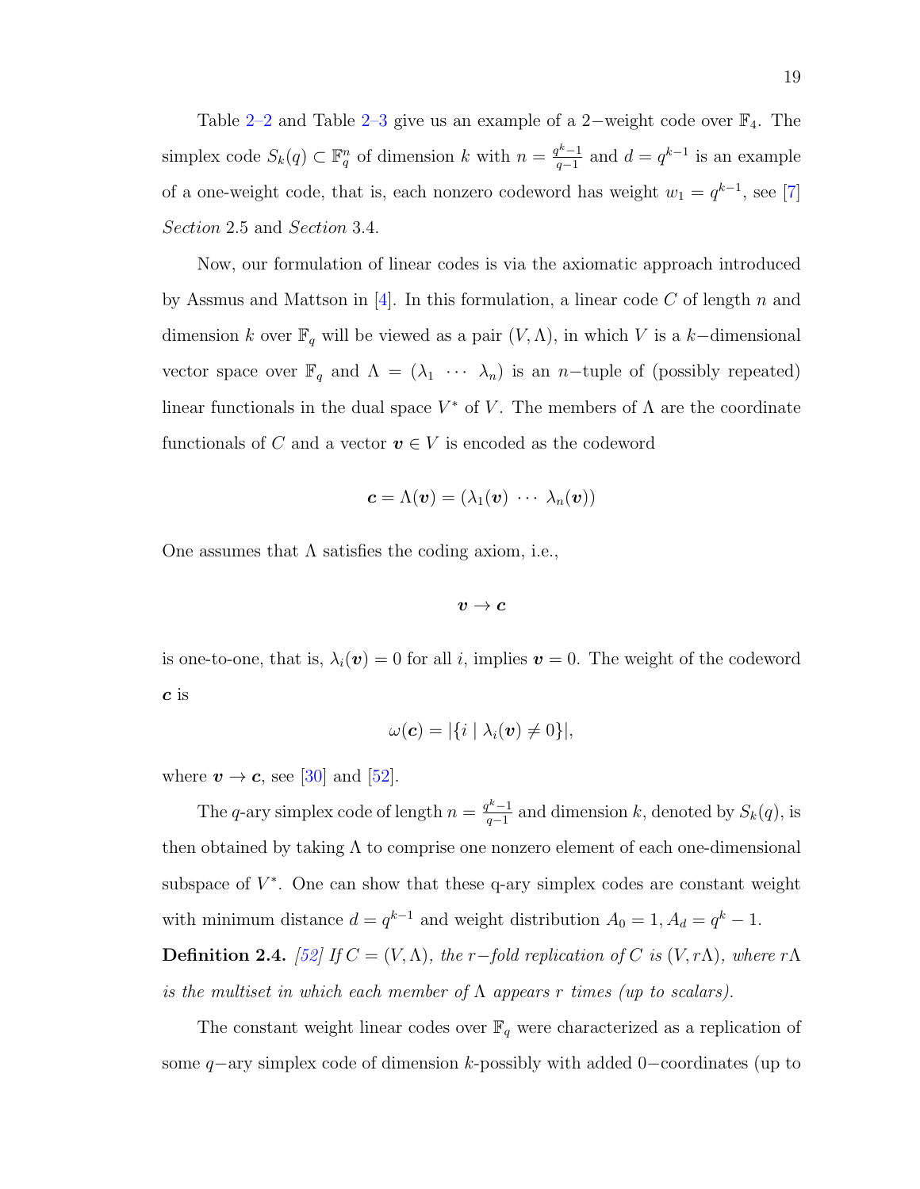Table 2–2 and Table 2–3 give us an example of a 2−weight code over $\mathbb{F}_4$. The simplex code $S_k(q) \subset \mathbb{F}_q^n$ of dimension $k$ with $n = \frac{q^k-1}{q-1}$ and $d = q^{k-1}$ is an example of a one-weight code, that is, each nonzero codeword has weight $w_1 = q^{k-1}$, see [7] *Section* 2.5 and *Section* 3.4.

Now, our formulation of linear codes is via the axiomatic approach introduced by Assmus and Mattson in [4]. In this formulation, a linear code $C$ of length $n$ and dimension $k$ over $\mathbb{F}_q$ will be viewed as a pair $(V, \Lambda)$, in which $V$ is a $k$−dimensional vector space over $\mathbb{F}_q$ and $\Lambda = (\lambda_1 \ \cdots \ \lambda_n)$ is an $n$−tuple of (possibly repeated) linear functionals in the dual space $V^*$ of $V$. The members of $\Lambda$ are the coordinate functionals of $C$ and a vector $\boldsymbol{v} \in V$ is encoded as the codeword

$$\boldsymbol{c} = \Lambda(\boldsymbol{v}) = (\lambda_1(\boldsymbol{v}) \ \cdots \ \lambda_n(\boldsymbol{v}))$$

One assumes that $\Lambda$ satisfies the coding axiom, i.e.,

$$\boldsymbol{v} \to \boldsymbol{c}$$

is one-to-one, that is, $\lambda_i(\boldsymbol{v}) = 0$ for all $i$, implies $\boldsymbol{v} = 0$. The weight of the codeword $\boldsymbol{c}$ is

$$\omega(\boldsymbol{c}) = |\{i \mid \lambda_i(\boldsymbol{v}) \neq 0\}|,$$

where $\boldsymbol{v} \to \boldsymbol{c}$, see [30] and [52].

The $q$-ary simplex code of length $n = \frac{q^k-1}{q-1}$ and dimension $k$, denoted by $S_k(q)$, is then obtained by taking $\Lambda$ to comprise one nonzero element of each one-dimensional subspace of $V^*$. One can show that these q-ary simplex codes are constant weight with minimum distance $d = q^{k-1}$ and weight distribution $A_0 = 1, A_d = q^k - 1$.

**Definition 2.4.** *[52] If $C = (V, \Lambda)$, the $r$−fold replication of $C$ is $(V, r\Lambda)$, where $r\Lambda$ is the multiset in which each member of $\Lambda$ appears $r$ times (up to scalars).*

The constant weight linear codes over $\mathbb{F}_q$ were characterized as a replication of some $q$−ary simplex code of dimension $k$-possibly with added 0−coordinates (up to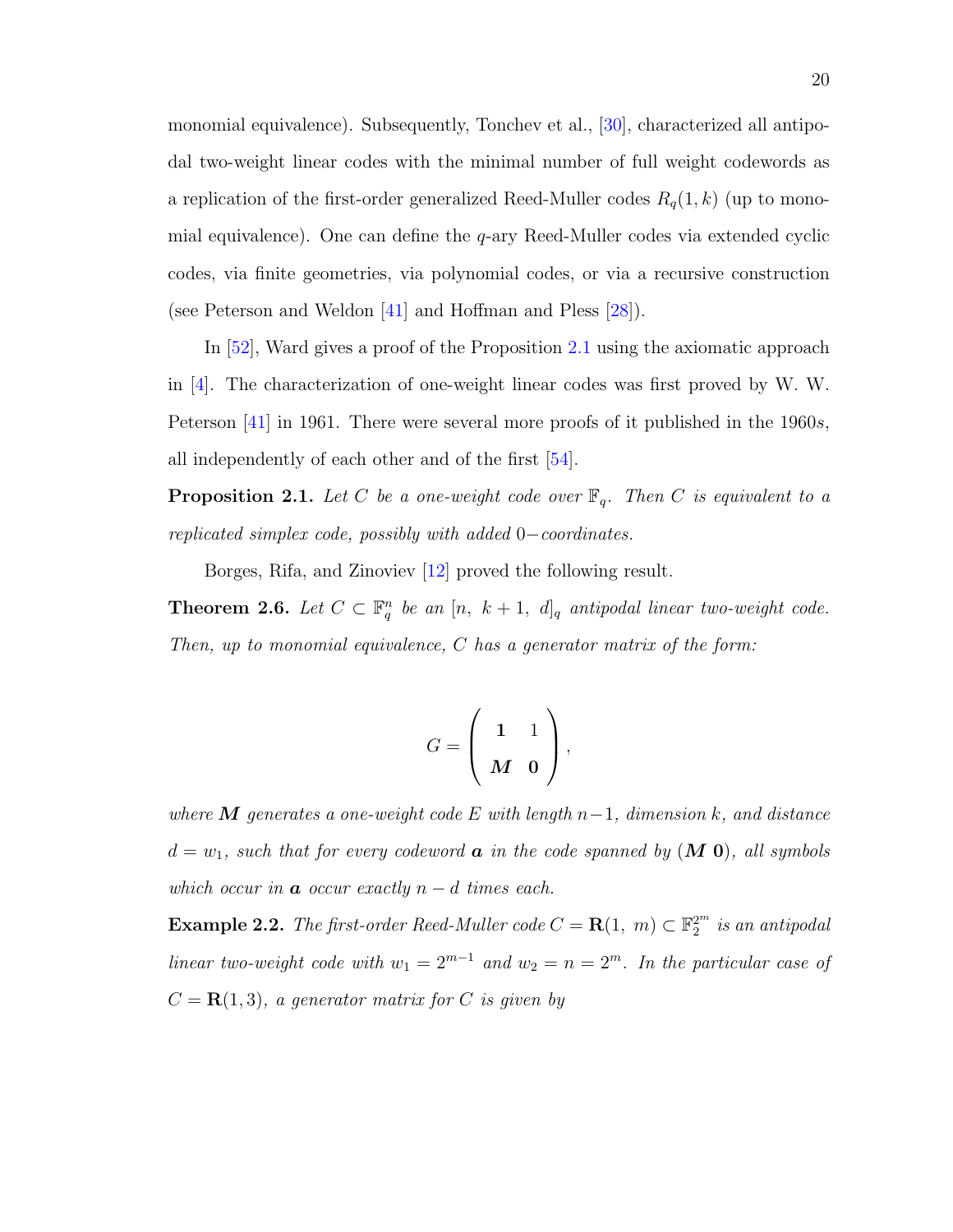monomial equivalence). Subsequently, Tonchev et al., [30], characterized all antipodal two-weight linear codes with the minimal number of full weight codewords as a replication of the first-order generalized Reed-Muller codes $R_q(1, k)$ (up to monomial equivalence). One can define the $q$-ary Reed-Muller codes via extended cyclic codes, via finite geometries, via polynomial codes, or via a recursive construction (see Peterson and Weldon [41] and Hoffman and Pless [28]).

In [52], Ward gives a proof of the Proposition 2.1 using the axiomatic approach in [4]. The characterization of one-weight linear codes was first proved by W. W. Peterson [41] in 1961. There were several more proofs of it published in the 1960$s$, all independently of each other and of the first [54].

**Proposition 2.1.** *Let $C$ be a one-weight code over $\mathbb{F}_q$. Then $C$ is equivalent to a replicated simplex code, possibly with added $0-$coordinates.*

Borges, Rifa, and Zinoviev [12] proved the following result.

**Theorem 2.6.** *Let $C \subset \mathbb{F}_q^n$ be an $[n,\ k+1,\ d]_q$ antipodal linear two-weight code. Then, up to monomial equivalence, $C$ has a generator matrix of the form:*

$$G = \begin{pmatrix} \mathbf{1} & 1 \\ \boldsymbol{M} & \mathbf{0} \end{pmatrix},$$

*where $\boldsymbol{M}$ generates a one-weight code $E$ with length $n-1$, dimension $k$, and distance $d = w_1$, such that for every codeword $\boldsymbol{a}$ in the code spanned by $(\boldsymbol{M}\ \mathbf{0})$, all symbols which occur in $\boldsymbol{a}$ occur exactly $n - d$ times each.*

**Example 2.2.** *The first-order Reed-Muller code $C = \mathbf{R}(1,\ m) \subset \mathbb{F}_2^{2^m}$ is an antipodal linear two-weight code with $w_1 = 2^{m-1}$ and $w_2 = n = 2^m$. In the particular case of $C = \mathbf{R}(1, 3)$, a generator matrix for $C$ is given by*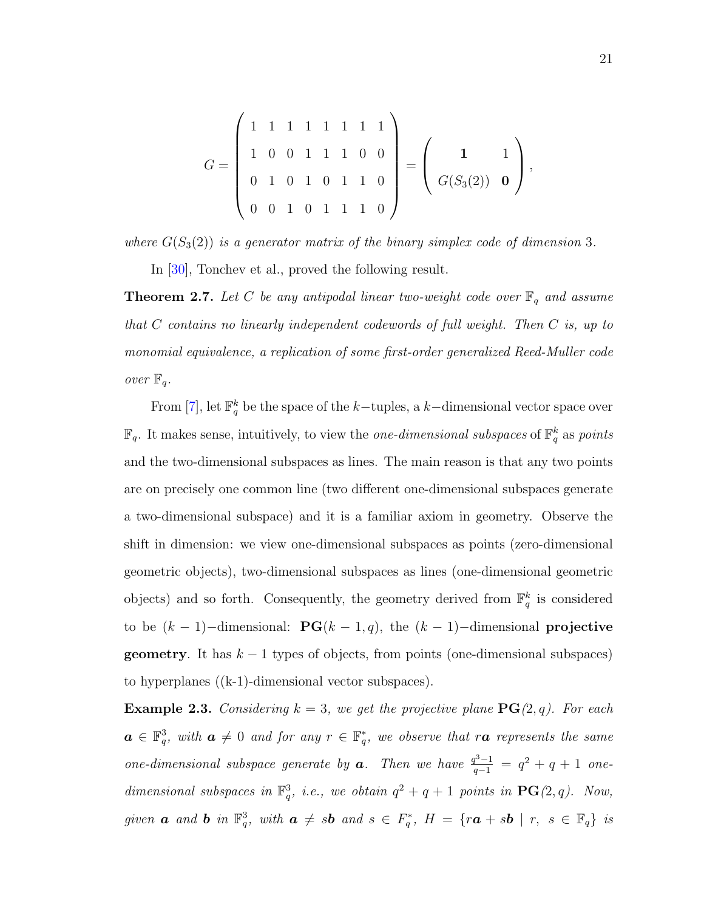$$G = \begin{pmatrix} 1 & 1 & 1 & 1 & 1 & 1 & 1 & 1 \\ 1 & 0 & 0 & 1 & 1 & 1 & 0 & 0 \\ 0 & 1 & 0 & 1 & 0 & 1 & 1 & 0 \\ 0 & 0 & 1 & 0 & 1 & 1 & 1 & 0 \end{pmatrix} = \begin{pmatrix} \mathbf{1} & 1 \\ G(S_3(2)) & \mathbf{0} \end{pmatrix},$$

*where $G(S_3(2))$ is a generator matrix of the binary simplex code of dimension* 3*.*

In [30], Tonchev et al., proved the following result.

**Theorem 2.7.** *Let $C$ be any antipodal linear two-weight code over $\mathbb{F}_q$ and assume that $C$ contains no linearly independent codewords of full weight. Then $C$ is, up to monomial equivalence, a replication of some first-order generalized Reed-Muller code over $\mathbb{F}_q$.*

From [7], let $\mathbb{F}_q^k$ be the space of the $k-$tuples, a $k-$dimensional vector space over $\mathbb{F}_q$. It makes sense, intuitively, to view the *one-dimensional subspaces* of $\mathbb{F}_q^k$ as *points* and the two-dimensional subspaces as lines. The main reason is that any two points are on precisely one common line (two different one-dimensional subspaces generate a two-dimensional subspace) and it is a familiar axiom in geometry. Observe the shift in dimension: we view one-dimensional subspaces as points (zero-dimensional geometric objects), two-dimensional subspaces as lines (one-dimensional geometric objects) and so forth. Consequently, the geometry derived from $\mathbb{F}_q^k$ is considered to be $(k-1)-$dimensional: $\mathbf{PG}(k-1, q)$, the $(k-1)-$dimensional **projective geometry**. It has $k-1$ types of objects, from points (one-dimensional subspaces) to hyperplanes ((k-1)-dimensional vector subspaces).

**Example 2.3.** *Considering $k = 3$, we get the projective plane $\mathbf{PG}(2, q)$. For each $\boldsymbol{a} \in \mathbb{F}_q^3$, with $\boldsymbol{a} \neq 0$ and for any $r \in \mathbb{F}_q^*$, we observe that $r\boldsymbol{a}$ represents the same one-dimensional subspace generate by $\boldsymbol{a}$. Then we have $\frac{q^3-1}{q-1} = q^2 + q + 1$ one-dimensional subspaces in $\mathbb{F}_q^3$, i.e., we obtain $q^2 + q + 1$ points in $\mathbf{PG}(2, q)$. Now, given $\boldsymbol{a}$ and $\boldsymbol{b}$ in $\mathbb{F}_q^3$, with $\boldsymbol{a} \neq s\boldsymbol{b}$ and $s \in F_q^*$, $H = \{r\boldsymbol{a} + s\boldsymbol{b} \mid r,\ s \in \mathbb{F}_q\}$ is*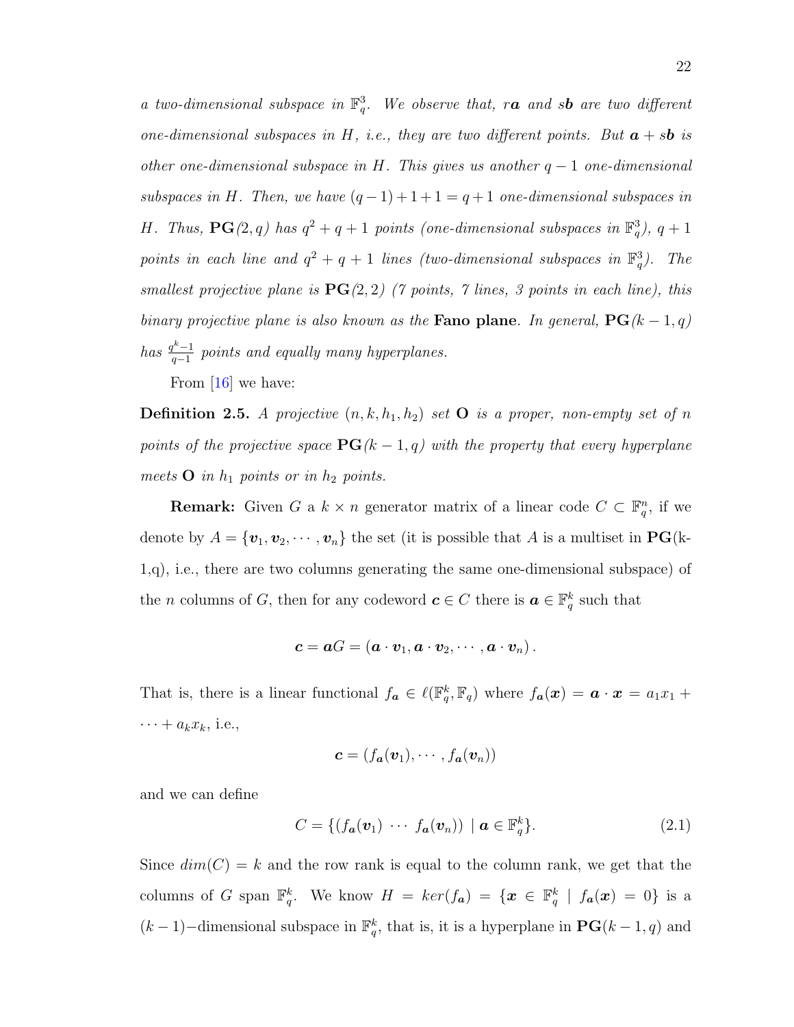*a two-dimensional subspace in $\mathbb{F}_q^3$. We observe that, $r\boldsymbol{a}$ and $s\boldsymbol{b}$ are two different one-dimensional subspaces in $H$, i.e., they are two different points. But $\boldsymbol{a} + s\boldsymbol{b}$ is other one-dimensional subspace in $H$. This gives us another $q-1$ one-dimensional subspaces in $H$. Then, we have $(q-1)+1+1 = q+1$ one-dimensional subspaces in $H$. Thus, $\mathbf{PG}(2,q)$ has $q^2+q+1$ points (one-dimensional subspaces in $\mathbb{F}_q^3$), $q+1$ points in each line and $q^2+q+1$ lines (two-dimensional subspaces in $\mathbb{F}_q^3$). The smallest projective plane is $\mathbf{PG}(2,2)$ (7 points, 7 lines, 3 points in each line), this binary projective plane is also known as the* **Fano plane**. *In general, $\mathbf{PG}(k-1,q)$ has $\frac{q^k-1}{q-1}$ points and equally many hyperplanes.*

From [16] we have:

**Definition 2.5.** *A projective $(n,k,h_1,h_2)$ set $\mathbf{O}$ is a proper, non-empty set of $n$ points of the projective space $\mathbf{PG}(k-1,q)$ with the property that every hyperplane meets $\mathbf{O}$ in $h_1$ points or in $h_2$ points.*

**Remark:** Given $G$ a $k \times n$ generator matrix of a linear code $C \subset \mathbb{F}_q^n$, if we denote by $A = \{\boldsymbol{v}_1, \boldsymbol{v}_2, \cdots, \boldsymbol{v}_n\}$ the set (it is possible that $A$ is a multiset in $\mathbf{PG}$(k-1,q), i.e., there are two columns generating the same one-dimensional subspace) of the $n$ columns of $G$, then for any codeword $\boldsymbol{c} \in C$ there is $\boldsymbol{a} \in \mathbb{F}_q^k$ such that

$$\boldsymbol{c} = \boldsymbol{a}G = (\boldsymbol{a}\cdot\boldsymbol{v}_1, \boldsymbol{a}\cdot\boldsymbol{v}_2, \cdots, \boldsymbol{a}\cdot\boldsymbol{v}_n).$$

That is, there is a linear functional $f_{\boldsymbol{a}} \in \ell(\mathbb{F}_q^k, \mathbb{F}_q)$ where $f_{\boldsymbol{a}}(\boldsymbol{x}) = \boldsymbol{a}\cdot\boldsymbol{x} = a_1x_1 + \cdots + a_kx_k$, i.e.,

$$\boldsymbol{c} = (f_{\boldsymbol{a}}(\boldsymbol{v}_1), \cdots, f_{\boldsymbol{a}}(\boldsymbol{v}_n))$$

and we can define

$$C = \{(f_{\boldsymbol{a}}(\boldsymbol{v}_1) \ \cdots \ f_{\boldsymbol{a}}(\boldsymbol{v}_n)) \mid \boldsymbol{a} \in \mathbb{F}_q^k\}. \tag{2.1}$$

Since $dim(C) = k$ and the row rank is equal to the column rank, we get that the columns of $G$ span $\mathbb{F}_q^k$. We know $H = ker(f_{\boldsymbol{a}}) = \{\boldsymbol{x} \in \mathbb{F}_q^k \mid f_{\boldsymbol{a}}(\boldsymbol{x}) = 0\}$ is a $(k-1)-$dimensional subspace in $\mathbb{F}_q^k$, that is, it is a hyperplane in $\mathbf{PG}(k-1,q)$ and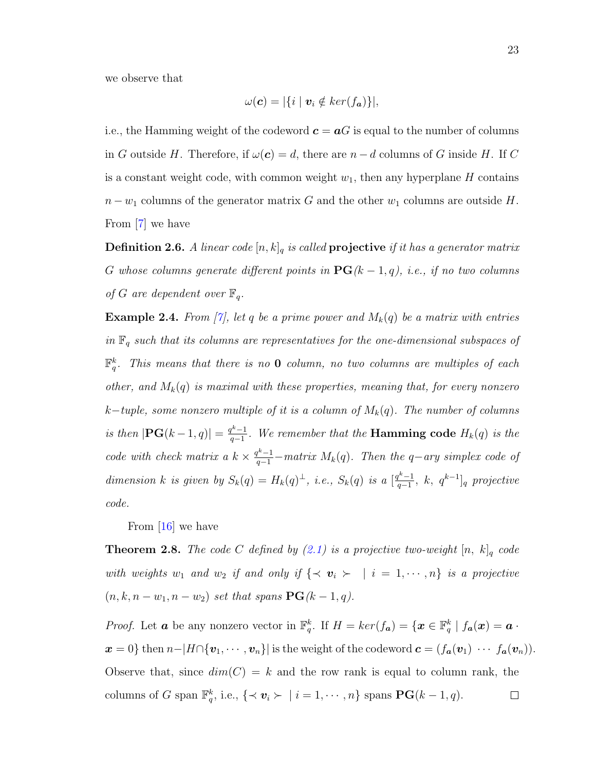we observe that

$$\omega(\boldsymbol{c}) = |\{i \mid \boldsymbol{v}_i \notin ker(f_{\boldsymbol{a}})\}|,$$

i.e., the Hamming weight of the codeword $\boldsymbol{c} = \boldsymbol{a}G$ is equal to the number of columns in $G$ outside $H$. Therefore, if $\omega(\boldsymbol{c}) = d$, there are $n - d$ columns of $G$ inside $H$. If $C$ is a constant weight code, with common weight $w_1$, then any hyperplane $H$ contains $n - w_1$ columns of the generator matrix $G$ and the other $w_1$ columns are outside $H$. From [7] we have

**Definition 2.6.** *A linear code $[n, k]_q$ is called* **projective** *if it has a generator matrix $G$ whose columns generate different points in $\mathbf{PG}(k-1, q)$, i.e., if no two columns of $G$ are dependent over $\mathbb{F}_q$.*

**Example 2.4.** *From [7], let $q$ be a prime power and $M_k(q)$ be a matrix with entries in $\mathbb{F}_q$ such that its columns are representatives for the one-dimensional subspaces of $\mathbb{F}_q^k$. This means that there is no $\mathbf{0}$ column, no two columns are multiples of each other, and $M_k(q)$ is maximal with these properties, meaning that, for every nonzero $k-$tuple, some nonzero multiple of it is a column of $M_k(q)$. The number of columns is then $|\mathbf{PG}(k-1, q)| = \frac{q^k-1}{q-1}$. We remember that the* **Hamming code** *$H_k(q)$ is the code with check matrix a $k \times \frac{q^k-1}{q-1}-$matrix $M_k(q)$. Then the $q-$ary simplex code of dimension $k$ is given by $S_k(q) = H_k(q)^{\perp}$, i.e., $S_k(q)$ is a $[\frac{q^k-1}{q-1},\ k,\ q^{k-1}]_q$ projective code.*

From [16] we have

**Theorem 2.8.** *The code $C$ defined by (2.1) is a projective two-weight $[n,\ k]_q$ code with weights $w_1$ and $w_2$ if and only if $\{\prec \boldsymbol{v}_i \succ \ \mid i = 1, \cdots, n\}$ is a projective $(n, k, n - w_1, n - w_2)$ set that spans $\mathbf{PG}(k-1, q)$.*

*Proof.* Let $\boldsymbol{a}$ be any nonzero vector in $\mathbb{F}_q^k$. If $H = ker(f_{\boldsymbol{a}}) = \{\boldsymbol{x} \in \mathbb{F}_q^k \mid f_{\boldsymbol{a}}(\boldsymbol{x}) = \boldsymbol{a} \cdot \boldsymbol{x} = 0\}$ then $n - |H \cap \{\boldsymbol{v}_1, \cdots, \boldsymbol{v}_n\}|$ is the weight of the codeword $\boldsymbol{c} = (f_{\boldsymbol{a}}(\boldsymbol{v}_1)\ \cdots\ f_{\boldsymbol{a}}(\boldsymbol{v}_n))$. Observe that, since $dim(C) = k$ and the row rank is equal to column rank, the columns of $G$ span $\mathbb{F}_q^k$, i.e., $\{\prec \boldsymbol{v}_i \succ \ \mid i = 1, \cdots, n\}$ spans $\mathbf{PG}(k-1, q)$. ∎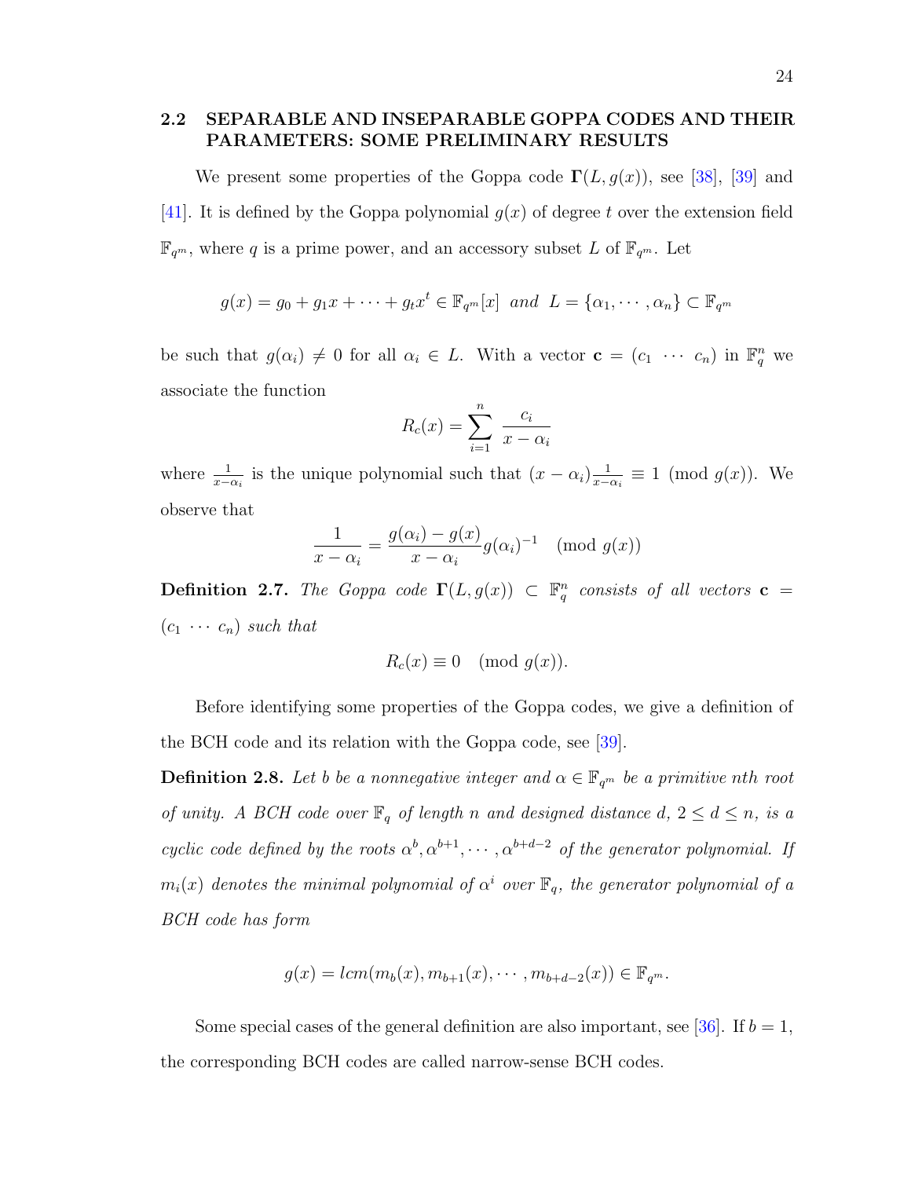## 2.2 SEPARABLE AND INSEPARABLE GOPPA CODES AND THEIR PARAMETERS: SOME PRELIMINARY RESULTS

We present some properties of the Goppa code $\mathbf{\Gamma}(L, g(x))$, see [38], [39] and [41]. It is defined by the Goppa polynomial $g(x)$ of degree $t$ over the extension field $\mathbb{F}_{q^m}$, where $q$ is a prime power, and an accessory subset $L$ of $\mathbb{F}_{q^m}$. Let

$$g(x) = g_0 + g_1 x + \cdots + g_t x^t \in \mathbb{F}_{q^m}[x] \;\; \textit{and} \;\; L = \{\alpha_1, \cdots, \alpha_n\} \subset \mathbb{F}_{q^m}$$

be such that $g(\alpha_i) \neq 0$ for all $\alpha_i \in L$. With a vector $\mathbf{c} = (c_1 \; \cdots \; c_n)$ in $\mathbb{F}_q^n$ we associate the function

$$R_c(x) = \sum_{i=1}^{n} \frac{c_i}{x - \alpha_i}$$

where $\frac{1}{x-\alpha_i}$ is the unique polynomial such that $(x - \alpha_i)\frac{1}{x-\alpha_i} \equiv 1 \pmod{g(x)}$. We observe that

$$\frac{1}{x - \alpha_i} = \frac{g(\alpha_i) - g(x)}{x - \alpha_i} g(\alpha_i)^{-1} \pmod{g(x)}$$

**Definition 2.7.** *The Goppa code $\mathbf{\Gamma}(L, g(x)) \subset \mathbb{F}_q^n$ consists of all vectors $\mathbf{c} = (c_1 \; \cdots \; c_n)$ such that*

$$R_c(x) \equiv 0 \pmod{g(x)}.$$

Before identifying some properties of the Goppa codes, we give a definition of the BCH code and its relation with the Goppa code, see [39].

**Definition 2.8.** *Let $b$ be a nonnegative integer and $\alpha \in \mathbb{F}_{q^m}$ be a primitive nth root of unity. A BCH code over $\mathbb{F}_q$ of length $n$ and designed distance $d$, $2 \leq d \leq n$, is a cyclic code defined by the roots $\alpha^b, \alpha^{b+1}, \cdots, \alpha^{b+d-2}$ of the generator polynomial. If $m_i(x)$ denotes the minimal polynomial of $\alpha^i$ over $\mathbb{F}_q$, the generator polynomial of a BCH code has form*

$$g(x) = lcm(m_b(x), m_{b+1}(x), \cdots, m_{b+d-2}(x)) \in \mathbb{F}_{q^m}.$$

Some special cases of the general definition are also important, see [36]. If $b = 1$, the corresponding BCH codes are called narrow-sense BCH codes.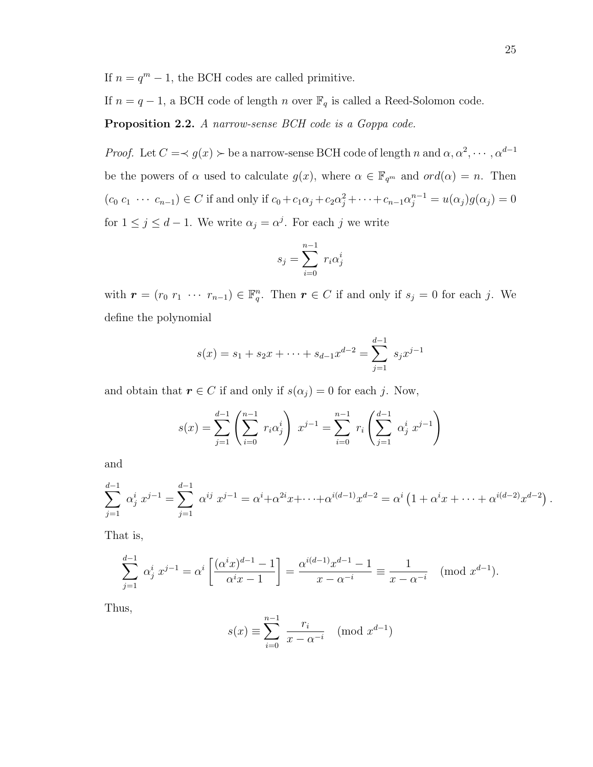If $n = q^m - 1$, the BCH codes are called primitive.

If $n = q - 1$, a BCH code of length $n$ over $\mathbb{F}_q$ is called a Reed-Solomon code.

**Proposition 2.2.** *A narrow-sense BCH code is a Goppa code.*

*Proof.* Let $C = \prec g(x) \succ$ be a narrow-sense BCH code of length $n$ and $\alpha, \alpha^2, \cdots, \alpha^{d-1}$ be the powers of $\alpha$ used to calculate $g(x)$, where $\alpha \in \mathbb{F}_{q^m}$ and $ord(\alpha) = n$. Then $(c_0\ c_1\ \cdots\ c_{n-1}) \in C$ if and only if $c_0 + c_1\alpha_j + c_2\alpha_j^2 + \cdots + c_{n-1}\alpha_j^{n-1} = u(\alpha_j)g(\alpha_j) = 0$ for $1 \leq j \leq d-1$. We write $\alpha_j = \alpha^j$. For each $j$ we write

$$s_j = \sum_{i=0}^{n-1} r_i \alpha_j^i$$

with $\boldsymbol{r} = (r_0\ r_1\ \cdots\ r_{n-1}) \in \mathbb{F}_q^n$. Then $\boldsymbol{r} \in C$ if and only if $s_j = 0$ for each $j$. We define the polynomial

$$s(x) = s_1 + s_2 x + \cdots + s_{d-1}x^{d-2} = \sum_{j=1}^{d-1} s_j x^{j-1}$$

and obtain that $\boldsymbol{r} \in C$ if and only if $s(\alpha_j) = 0$ for each $j$. Now,

$$s(x) = \sum_{j=1}^{d-1} \left( \sum_{i=0}^{n-1} r_i \alpha_j^i \right) x^{j-1} = \sum_{i=0}^{n-1} r_i \left( \sum_{j=1}^{d-1} \alpha_j^i\ x^{j-1} \right)$$

and

$$\sum_{j=1}^{d-1} \alpha_j^i\ x^{j-1} = \sum_{j=1}^{d-1} \alpha^{ij}\ x^{j-1} = \alpha^i + \alpha^{2i}x + \cdots + \alpha^{i(d-1)}x^{d-2} = \alpha^i \left(1 + \alpha^i x + \cdots + \alpha^{i(d-2)}x^{d-2}\right).$$

That is,

$$\sum_{j=1}^{d-1} \alpha_j^i\ x^{j-1} = \alpha^i \left[ \frac{(\alpha^i x)^{d-1} - 1}{\alpha^i x - 1} \right] = \frac{\alpha^{i(d-1)}x^{d-1} - 1}{x - \alpha^{-i}} \equiv \frac{1}{x - \alpha^{-i}} \pmod{x^{d-1}}.$$

Thus,

$$s(x) \equiv \sum_{i=0}^{n-1} \frac{r_i}{x - \alpha^{-i}} \pmod{x^{d-1}}$$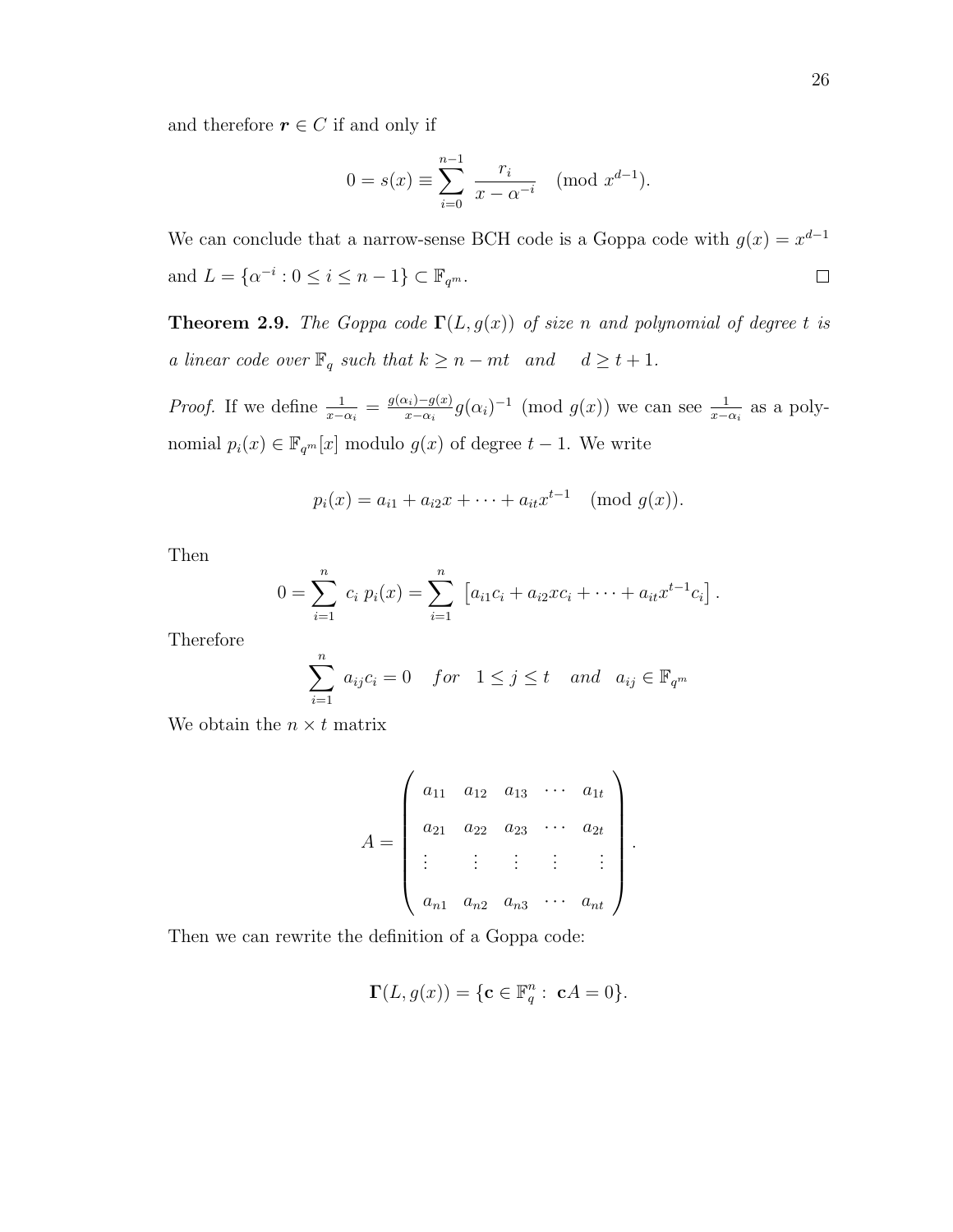and therefore $\boldsymbol{r} \in C$ if and only if

$$0 = s(x) \equiv \sum_{i=0}^{n-1} \frac{r_i}{x - \alpha^{-i}} \pmod{x^{d-1}}.$$

We can conclude that a narrow-sense BCH code is a Goppa code with $g(x) = x^{d-1}$ and $L = \{\alpha^{-i} : 0 \leq i \leq n-1\} \subset \mathbb{F}_{q^m}$. $\square$

**Theorem 2.9.** *The Goppa code* $\boldsymbol{\Gamma}(L, g(x))$ *of size* $n$ *and polynomial of degree* $t$ *is a linear code over* $\mathbb{F}_q$ *such that* $k \geq n - mt$ *and* $d \geq t+1$.

*Proof.* If we define $\frac{1}{x-\alpha_i} = \frac{g(\alpha_i)-g(x)}{x-\alpha_i} g(\alpha_i)^{-1} \pmod{g(x)}$ we can see $\frac{1}{x-\alpha_i}$ as a polynomial $p_i(x) \in \mathbb{F}_{q^m}[x]$ modulo $g(x)$ of degree $t-1$. We write

$$p_i(x) = a_{i1} + a_{i2}x + \cdots + a_{it}x^{t-1} \pmod{g(x)}.$$

Then

$$0 = \sum_{i=1}^{n} c_i \, p_i(x) = \sum_{i=1}^{n} \left[ a_{i1}c_i + a_{i2}xc_i + \cdots + a_{it}x^{t-1}c_i \right].$$

Therefore

$$\sum_{i=1}^{n} a_{ij}c_i = 0 \quad for \quad 1 \leq j \leq t \quad and \quad a_{ij} \in \mathbb{F}_{q^m}$$

We obtain the $n \times t$ matrix

$$A = \begin{pmatrix} a_{11} & a_{12} & a_{13} & \cdots & a_{1t} \\ a_{21} & a_{22} & a_{23} & \cdots & a_{2t} \\ \vdots & \vdots & \vdots & \vdots & \vdots \\ a_{n1} & a_{n2} & a_{n3} & \cdots & a_{nt} \end{pmatrix}.$$

Then we can rewrite the definition of a Goppa code:

$$\boldsymbol{\Gamma}(L, g(x)) = \{\mathbf{c} \in \mathbb{F}_q^n : \mathbf{c}A = 0\}.$$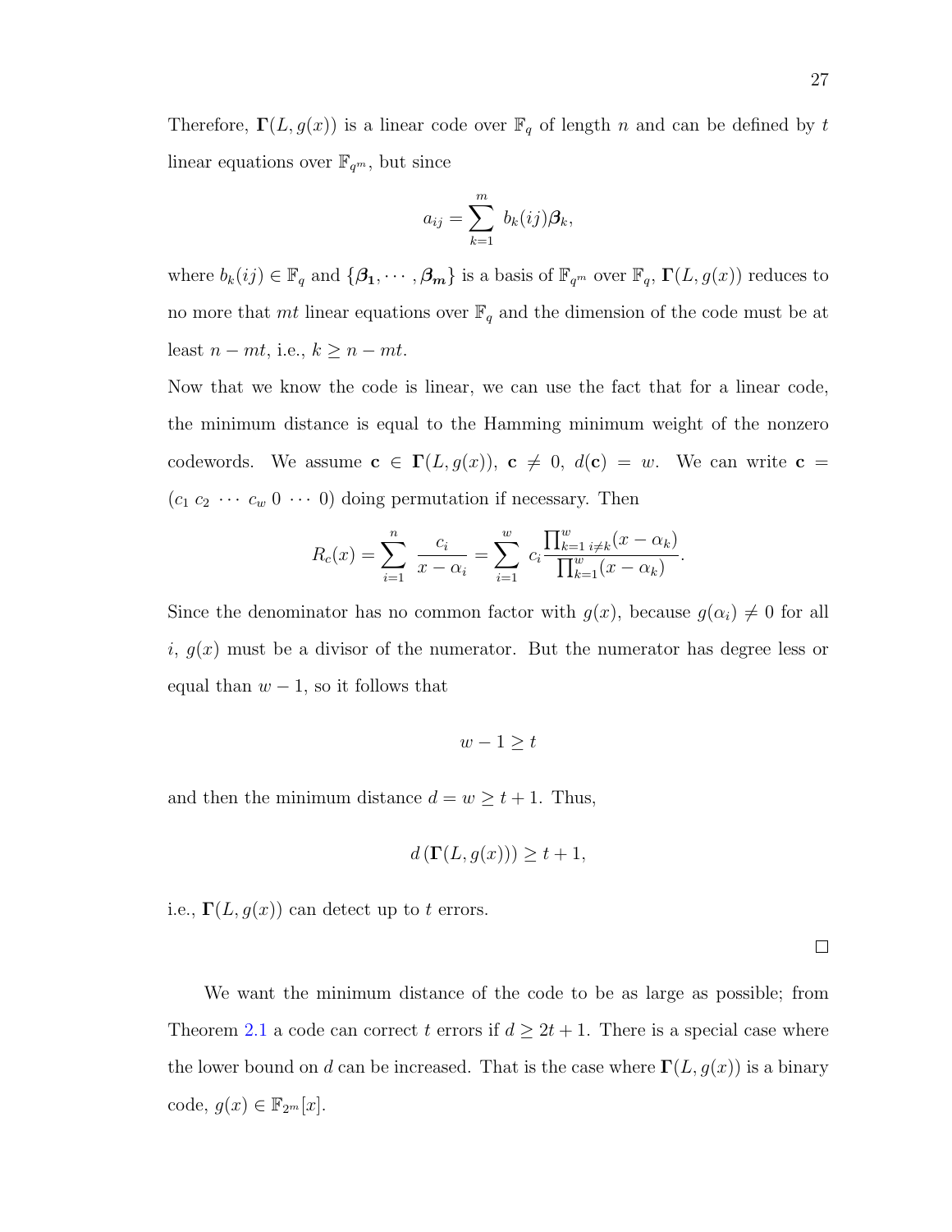Therefore, $\mathbf{\Gamma}(L, g(x))$ is a linear code over $\mathbb{F}_q$ of length $n$ and can be defined by $t$ linear equations over $\mathbb{F}_{q^m}$, but since

$$a_{ij} = \sum_{k=1}^{m} \ b_k(ij)\boldsymbol{\beta}_k,$$

where $b_k(ij) \in \mathbb{F}_q$ and $\{\boldsymbol{\beta_1}, \cdots, \boldsymbol{\beta_m}\}$ is a basis of $\mathbb{F}_{q^m}$ over $\mathbb{F}_q$, $\mathbf{\Gamma}(L, g(x))$ reduces to no more that $mt$ linear equations over $\mathbb{F}_q$ and the dimension of the code must be at least $n - mt$, i.e., $k \geq n - mt$.

Now that we know the code is linear, we can use the fact that for a linear code, the minimum distance is equal to the Hamming minimum weight of the nonzero codewords. We assume $\mathbf{c} \in \mathbf{\Gamma}(L, g(x))$, $\mathbf{c} \neq 0$, $d(\mathbf{c}) = w$. We can write $\mathbf{c} = (c_1 \ c_2 \ \cdots \ c_w \ 0 \ \cdots \ 0)$ doing permutation if necessary. Then

$$R_c(x) = \sum_{i=1}^{n} \ \frac{c_i}{x - \alpha_i} = \sum_{i=1}^{w} \ c_i \frac{\prod_{k=1 \ i \neq k}^{w}(x - \alpha_k)}{\prod_{k=1}^{w}(x - \alpha_k)}.$$

Since the denominator has no common factor with $g(x)$, because $g(\alpha_i) \neq 0$ for all $i$, $g(x)$ must be a divisor of the numerator. But the numerator has degree less or equal than $w - 1$, so it follows that

$$w - 1 \geq t$$

and then the minimum distance $d = w \geq t + 1$. Thus,

$$d\left(\mathbf{\Gamma}(L, g(x))\right) \geq t + 1,$$

i.e., $\mathbf{\Gamma}(L, g(x))$ can detect up to $t$ errors.

□

We want the minimum distance of the code to be as large as possible; from Theorem 2.1 a code can correct $t$ errors if $d \geq 2t + 1$. There is a special case where the lower bound on $d$ can be increased. That is the case where $\mathbf{\Gamma}(L, g(x))$ is a binary code, $g(x) \in \mathbb{F}_{2^m}[x]$.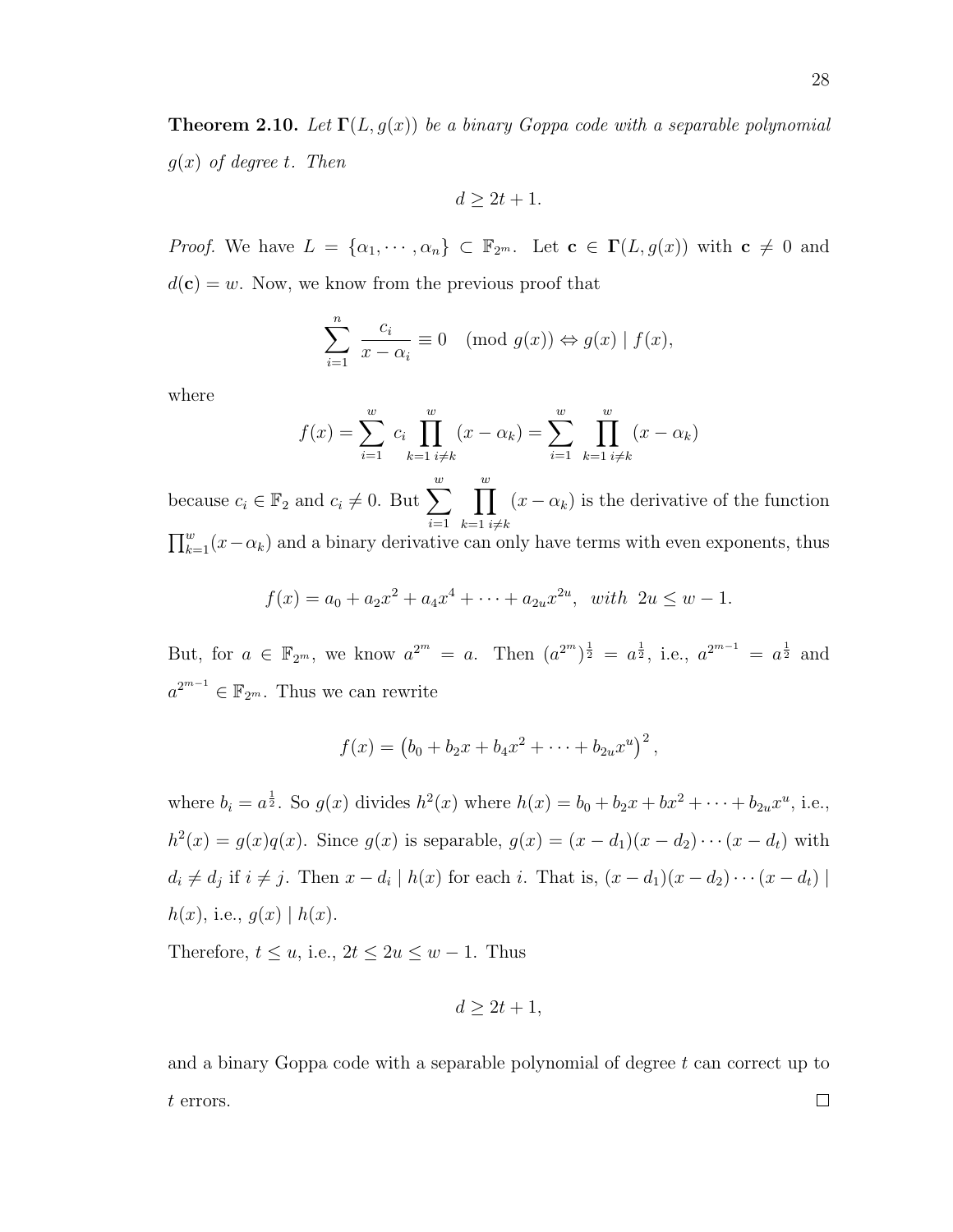**Theorem 2.10.** *Let $\mathbf{\Gamma}(L, g(x))$ be a binary Goppa code with a separable polynomial $g(x)$ of degree $t$. Then*

$$d \geq 2t + 1.$$

*Proof.* We have $L = \{\alpha_1, \cdots, \alpha_n\} \subset \mathbb{F}_{2^m}$. Let $\mathbf{c} \in \mathbf{\Gamma}(L, g(x))$ with $\mathbf{c} \neq 0$ and $d(\mathbf{c}) = w$. Now, we know from the previous proof that

$$\sum_{i=1}^{n} \frac{c_i}{x - \alpha_i} \equiv 0 \pmod{g(x)} \Leftrightarrow g(x) \mid f(x),$$

where

$$f(x) = \sum_{i=1}^{w} c_i \prod_{k=1\, i\neq k}^{w} (x - \alpha_k) = \sum_{i=1}^{w} \prod_{k=1\, i\neq k}^{w} (x - \alpha_k)$$

because $c_i \in \mathbb{F}_2$ and $c_i \neq 0$. But $\sum_{i=1}^{w} \prod_{k=1\, i\neq k}^{w} (x - \alpha_k)$ is the derivative of the function $\prod_{k=1}^{w}(x - \alpha_k)$ and a binary derivative can only have terms with even exponents, thus

$$f(x) = a_0 + a_2x^2 + a_4x^4 + \cdots + a_{2u}x^{2u}, \ \ \textit{with} \ \ 2u \leq w - 1.$$

But, for $a \in \mathbb{F}_{2^m}$, we know $a^{2^m} = a$. Then $(a^{2^m})^{\frac{1}{2}} = a^{\frac{1}{2}}$, i.e., $a^{2^{m-1}} = a^{\frac{1}{2}}$ and $a^{2^{m-1}} \in \mathbb{F}_{2^m}$. Thus we can rewrite

$$f(x) = \left(b_0 + b_2x + b_4x^2 + \cdots + b_{2u}x^u\right)^2,$$

where $b_i = a^{\frac{1}{2}}$. So $g(x)$ divides $h^2(x)$ where $h(x) = b_0 + b_2x + bx^2 + \cdots + b_{2u}x^u$, i.e., $h^2(x) = g(x)q(x)$. Since $g(x)$ is separable, $g(x) = (x - d_1)(x - d_2)\cdots(x - d_t)$ with $d_i \neq d_j$ if $i \neq j$. Then $x - d_i \mid h(x)$ for each $i$. That is, $(x - d_1)(x - d_2)\cdots(x - d_t) \mid h(x)$, i.e., $g(x) \mid h(x)$.

Therefore, $t \leq u$, i.e., $2t \leq 2u \leq w - 1$. Thus

$$d \geq 2t + 1,$$

and a binary Goppa code with a separable polynomial of degree $t$ can correct up to $t$ errors. □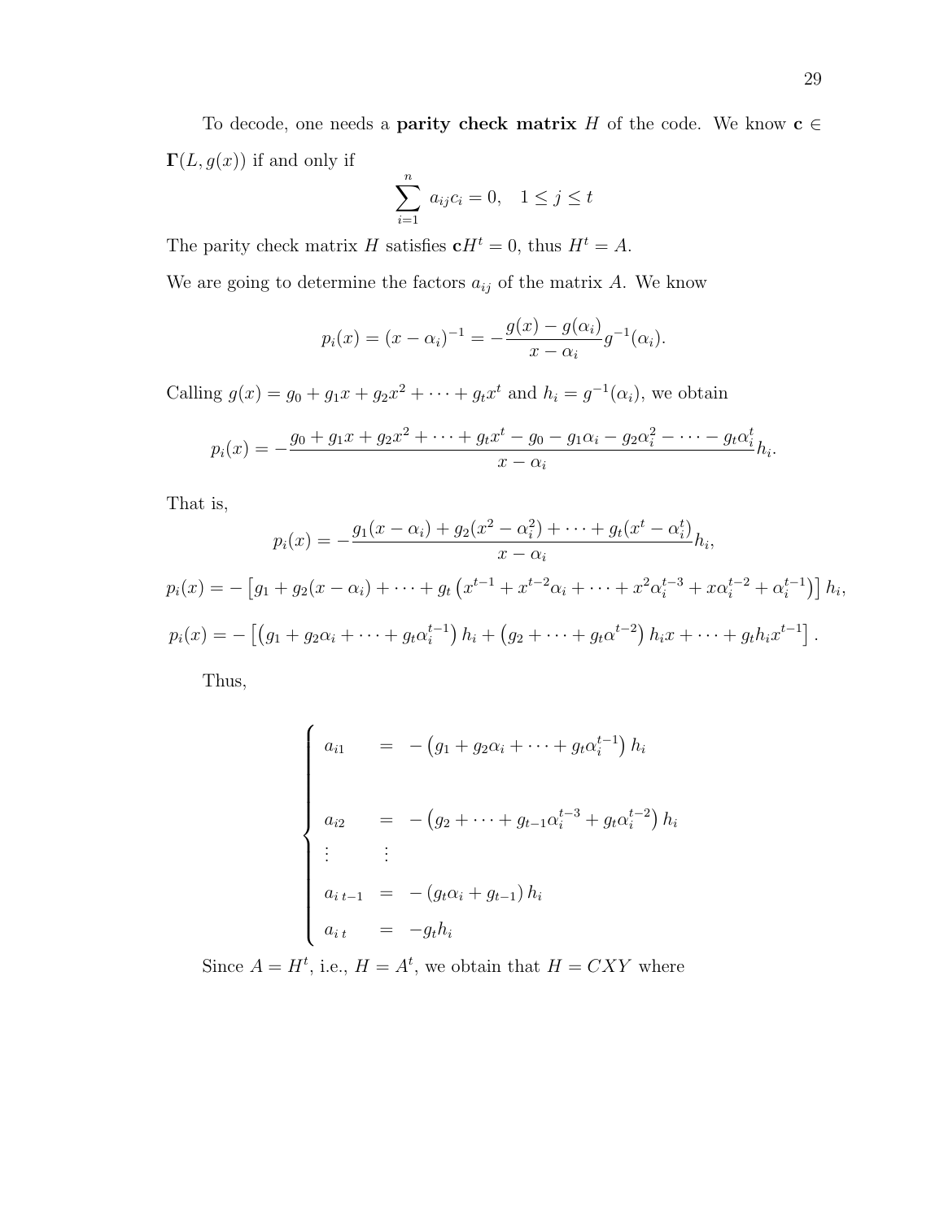To decode, one needs a **parity check matrix** $H$ of the code. We know $\mathbf{c} \in \mathbf{\Gamma}(L, g(x))$ if and only if

$$\sum_{i=1}^{n} a_{ij} c_i = 0, \quad 1 \leq j \leq t$$

The parity check matrix $H$ satisfies $\mathbf{c}H^t = 0$, thus $H^t = A$.

We are going to determine the factors $a_{ij}$ of the matrix $A$. We know

$$p_i(x) = (x - \alpha_i)^{-1} = -\frac{g(x) - g(\alpha_i)}{x - \alpha_i} g^{-1}(\alpha_i).$$

Calling $g(x) = g_0 + g_1 x + g_2 x^2 + \cdots + g_t x^t$ and $h_i = g^{-1}(\alpha_i)$, we obtain

$$p_i(x) = -\frac{g_0 + g_1 x + g_2 x^2 + \cdots + g_t x^t - g_0 - g_1 \alpha_i - g_2 \alpha_i^2 - \cdots - g_t \alpha_i^t}{x - \alpha_i} h_i.$$

That is,

$$p_i(x) = -\frac{g_1(x - \alpha_i) + g_2(x^2 - \alpha_i^2) + \cdots + g_t(x^t - \alpha_i^t)}{x - \alpha_i} h_i,$$

$$p_i(x) = -\left[g_1 + g_2(x - \alpha_i) + \cdots + g_t\left(x^{t-1} + x^{t-2}\alpha_i + \cdots + x^2\alpha_i^{t-3} + x\alpha_i^{t-2} + \alpha_i^{t-1}\right)\right] h_i,$$

$$p_i(x) = -\left[\left(g_1 + g_2\alpha_i + \cdots + g_t\alpha_i^{t-1}\right) h_i + \left(g_2 + \cdots + g_t\alpha^{t-2}\right) h_i x + \cdots + g_t h_i x^{t-1}\right].$$

Thus,

$$\begin{cases} a_{i1} & = & -\left(g_1 + g_2\alpha_i + \cdots + g_t\alpha_i^{t-1}\right) h_i \\ & & \\ a_{i2} & = & -\left(g_2 + \cdots + g_{t-1}\alpha_i^{t-3} + g_t\alpha_i^{t-2}\right) h_i \\ \vdots & \vdots & \\ a_{i\,t-1} & = & -\left(g_t\alpha_i + g_{t-1}\right) h_i \\ a_{i\,t} & = & -g_t h_i \end{cases}$$

Since $A = H^t$, i.e., $H = A^t$, we obtain that $H = CXY$ where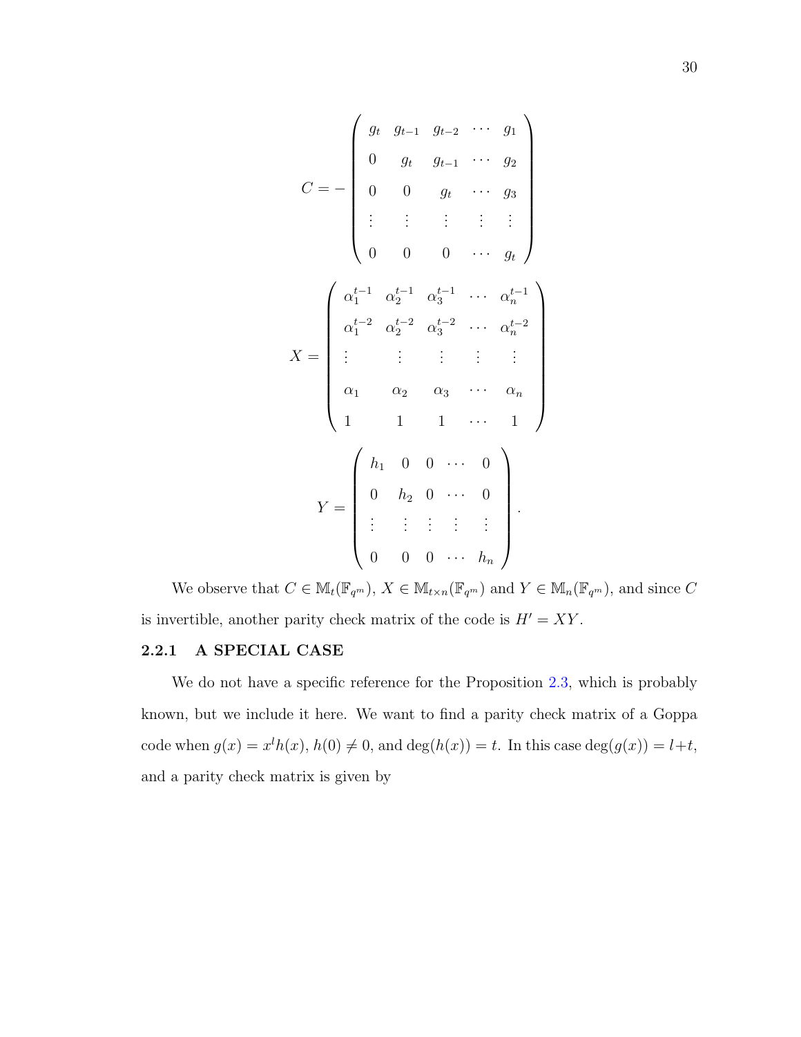$$C = - \begin{pmatrix} g_t & g_{t-1} & g_{t-2} & \cdots & g_1 \\ 0 & g_t & g_{t-1} & \cdots & g_2 \\ 0 & 0 & g_t & \cdots & g_3 \\ \vdots & \vdots & \vdots & \vdots & \vdots \\ 0 & 0 & 0 & \cdots & g_t \end{pmatrix}$$

$$X = \begin{pmatrix} \alpha_1^{t-1} & \alpha_2^{t-1} & \alpha_3^{t-1} & \cdots & \alpha_n^{t-1} \\ \alpha_1^{t-2} & \alpha_2^{t-2} & \alpha_3^{t-2} & \cdots & \alpha_n^{t-2} \\ \vdots & \vdots & \vdots & \vdots & \vdots \\ \alpha_1 & \alpha_2 & \alpha_3 & \cdots & \alpha_n \\ 1 & 1 & 1 & \cdots & 1 \end{pmatrix}$$

$$Y = \begin{pmatrix} h_1 & 0 & 0 & \cdots & 0 \\ 0 & h_2 & 0 & \cdots & 0 \\ \vdots & \vdots & \vdots & \vdots & \vdots \\ 0 & 0 & 0 & \cdots & h_n \end{pmatrix}.$$

We observe that $C \in \mathbb{M}_t(\mathbb{F}_{q^m})$, $X \in \mathbb{M}_{t \times n}(\mathbb{F}_{q^m})$ and $Y \in \mathbb{M}_n(\mathbb{F}_{q^m})$, and since $C$ is invertible, another parity check matrix of the code is $H' = XY$.

### 2.2.1 A SPECIAL CASE

We do not have a specific reference for the Proposition 2.3, which is probably known, but we include it here. We want to find a parity check matrix of a Goppa code when $g(x) = x^l h(x)$, $h(0) \neq 0$, and $\deg(h(x)) = t$. In this case $\deg(g(x)) = l + t$, and a parity check matrix is given by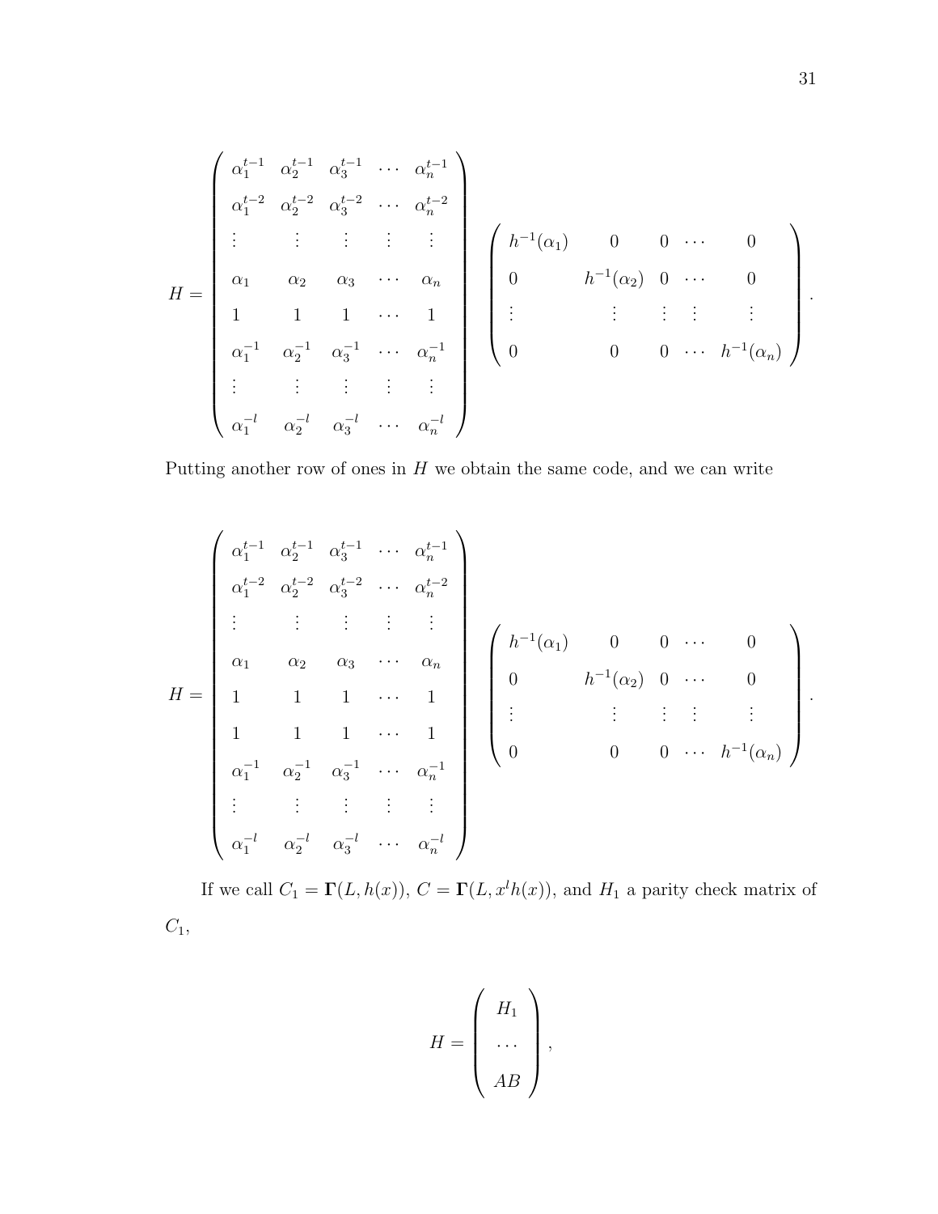$$
H = \begin{pmatrix}
\alpha_1^{t-1} & \alpha_2^{t-1} & \alpha_3^{t-1} & \cdots & \alpha_n^{t-1} \\
\alpha_1^{t-2} & \alpha_2^{t-2} & \alpha_3^{t-2} & \cdots & \alpha_n^{t-2} \\
\vdots & \vdots & \vdots & \vdots & \vdots \\
\alpha_1 & \alpha_2 & \alpha_3 & \cdots & \alpha_n \\
1 & 1 & 1 & \cdots & 1 \\
\alpha_1^{-1} & \alpha_2^{-1} & \alpha_3^{-1} & \cdots & \alpha_n^{-1} \\
\vdots & \vdots & \vdots & \vdots & \vdots \\
\alpha_1^{-l} & \alpha_2^{-l} & \alpha_3^{-l} & \cdots & \alpha_n^{-l}
\end{pmatrix}
\begin{pmatrix}
h^{-1}(\alpha_1) & 0 & 0 & \cdots & 0 \\
0 & h^{-1}(\alpha_2) & 0 & \cdots & 0 \\
\vdots & \vdots & \vdots & \vdots & \vdots \\
0 & 0 & 0 & \cdots & h^{-1}(\alpha_n)
\end{pmatrix}.
$$

Putting another row of ones in $H$ we obtain the same code, and we can write

$$
H = \begin{pmatrix}
\alpha_1^{t-1} & \alpha_2^{t-1} & \alpha_3^{t-1} & \cdots & \alpha_n^{t-1} \\
\alpha_1^{t-2} & \alpha_2^{t-2} & \alpha_3^{t-2} & \cdots & \alpha_n^{t-2} \\
\vdots & \vdots & \vdots & \vdots & \vdots \\
\alpha_1 & \alpha_2 & \alpha_3 & \cdots & \alpha_n \\
1 & 1 & 1 & \cdots & 1 \\
1 & 1 & 1 & \cdots & 1 \\
\alpha_1^{-1} & \alpha_2^{-1} & \alpha_3^{-1} & \cdots & \alpha_n^{-1} \\
\vdots & \vdots & \vdots & \vdots & \vdots \\
\alpha_1^{-l} & \alpha_2^{-l} & \alpha_3^{-l} & \cdots & \alpha_n^{-l}
\end{pmatrix}
\begin{pmatrix}
h^{-1}(\alpha_1) & 0 & 0 & \cdots & 0 \\
0 & h^{-1}(\alpha_2) & 0 & \cdots & 0 \\
\vdots & \vdots & \vdots & \vdots & \vdots \\
0 & 0 & 0 & \cdots & h^{-1}(\alpha_n)
\end{pmatrix}.
$$

If we call $C_1 = \mathbf{\Gamma}(L, h(x))$, $C = \mathbf{\Gamma}(L, x^l h(x))$, and $H_1$ a parity check matrix of $C_1$,

$$
H = \begin{pmatrix} H_1 \\ \cdots \\ AB \end{pmatrix},
$$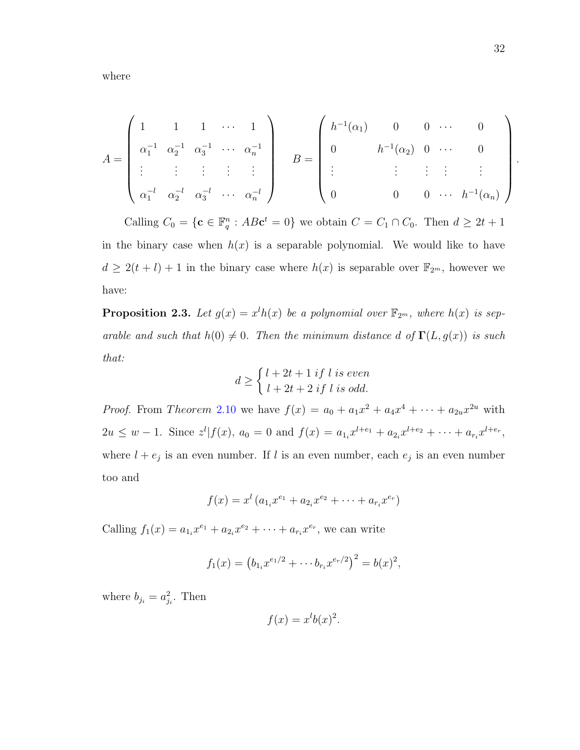where

$$A = \begin{pmatrix} 1 & 1 & 1 & \cdots & 1 \\ \alpha_1^{-1} & \alpha_2^{-1} & \alpha_3^{-1} & \cdots & \alpha_n^{-1} \\ \vdots & \vdots & \vdots & \vdots & \vdots \\ \alpha_1^{-l} & \alpha_2^{-l} & \alpha_3^{-l} & \cdots & \alpha_n^{-l} \end{pmatrix} \quad B = \begin{pmatrix} h^{-1}(\alpha_1) & 0 & 0 & \cdots & 0 \\ 0 & h^{-1}(\alpha_2) & 0 & \cdots & 0 \\ \vdots & \vdots & \vdots & \vdots & \vdots \\ 0 & 0 & 0 & \cdots & h^{-1}(\alpha_n) \end{pmatrix}.$$

Calling $C_0 = \{\mathbf{c} \in \mathbb{F}_q^n : AB\mathbf{c}^t = 0\}$ we obtain $C = C_1 \cap C_0$. Then $d \geq 2t+1$ in the binary case when $h(x)$ is a separable polynomial. We would like to have $d \geq 2(t+l)+1$ in the binary case where $h(x)$ is separable over $\mathbb{F}_{2^m}$, however we have:

**Proposition 2.3.** *Let $g(x) = x^l h(x)$ be a polynomial over $\mathbb{F}_{2^m}$, where $h(x)$ is separable and such that $h(0) \neq 0$. Then the minimum distance $d$ of $\mathbf{\Gamma}(L, g(x))$ is such that:*

$$d \geq \begin{cases} l + 2t + 1 \; if \; l \; is \; even \\ l + 2t + 2 \; if \; l \; is \; odd. \end{cases}$$

*Proof.* From *Theorem* 2.10 we have $f(x) = a_0 + a_1 x^2 + a_4 x^4 + \cdots + a_{2u} x^{2u}$ with $2u \leq w - 1$. Since $z^l | f(x)$, $a_0 = 0$ and $f(x) = a_{1_i} x^{l+e_1} + a_{2_i} x^{l+e_2} + \cdots + a_{r_i} x^{l+e_r}$, where $l + e_j$ is an even number. If $l$ is an even number, each $e_j$ is an even number too and

$$f(x) = x^l \left(a_{1_i} x^{e_1} + a_{2_i} x^{e_2} + \cdots + a_{r_i} x^{e_r}\right)$$

Calling $f_1(x) = a_{1_i} x^{e_1} + a_{2_i} x^{e_2} + \cdots + a_{r_i} x^{e_r}$, we can write

$$f_1(x) = \left(b_{1_i} x^{e_1/2} + \cdots b_{r_i} x^{e_r/2}\right)^2 = b(x)^2,$$

where $b_{j_i} = a_{j_i}^2$. Then

$$f(x) = x^l b(x)^2.$$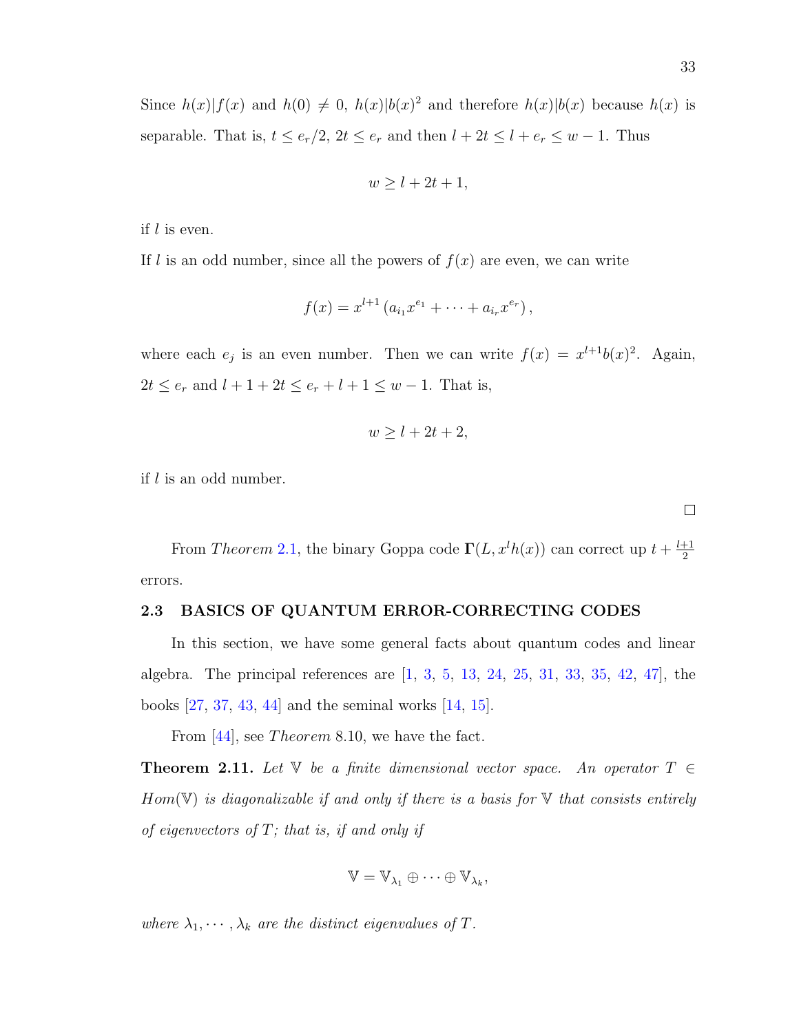Since $h(x)|f(x)$ and $h(0) \neq 0$, $h(x)|b(x)^2$ and therefore $h(x)|b(x)$ because $h(x)$ is separable. That is, $t \leq e_r/2$, $2t \leq e_r$ and then $l + 2t \leq l + e_r \leq w - 1$. Thus

$$w \geq l + 2t + 1,$$

if $l$ is even.

If $l$ is an odd number, since all the powers of $f(x)$ are even, we can write

$$f(x) = x^{l+1}\left(a_{i_1}x^{e_1} + \cdots + a_{i_r}x^{e_r}\right),$$

where each $e_j$ is an even number. Then we can write $f(x) = x^{l+1}b(x)^2$. Again, $2t \leq e_r$ and $l + 1 + 2t \leq e_r + l + 1 \leq w - 1$. That is,

$$w \geq l + 2t + 2,$$

if $l$ is an odd number.

□

From *Theorem* 2.1, the binary Goppa code $\mathbf{\Gamma}(L, x^l h(x))$ can correct up $t + \frac{l+1}{2}$ errors.

### 2.3 BASICS OF QUANTUM ERROR-CORRECTING CODES

In this section, we have some general facts about quantum codes and linear algebra. The principal references are [1, 3, 5, 13, 24, 25, 31, 33, 35, 42, 47], the books [27, 37, 43, 44] and the seminal works [14, 15].

From [44], see *Theorem* 8.10, we have the fact.

**Theorem 2.11.** *Let $\mathbb{V}$ be a finite dimensional vector space. An operator $T \in Hom(\mathbb{V})$ is diagonalizable if and only if there is a basis for $\mathbb{V}$ that consists entirely of eigenvectors of $T$; that is, if and only if*

$$\mathbb{V} = \mathbb{V}_{\lambda_1} \oplus \cdots \oplus \mathbb{V}_{\lambda_k},$$

*where $\lambda_1, \cdots, \lambda_k$ are the distinct eigenvalues of $T$.*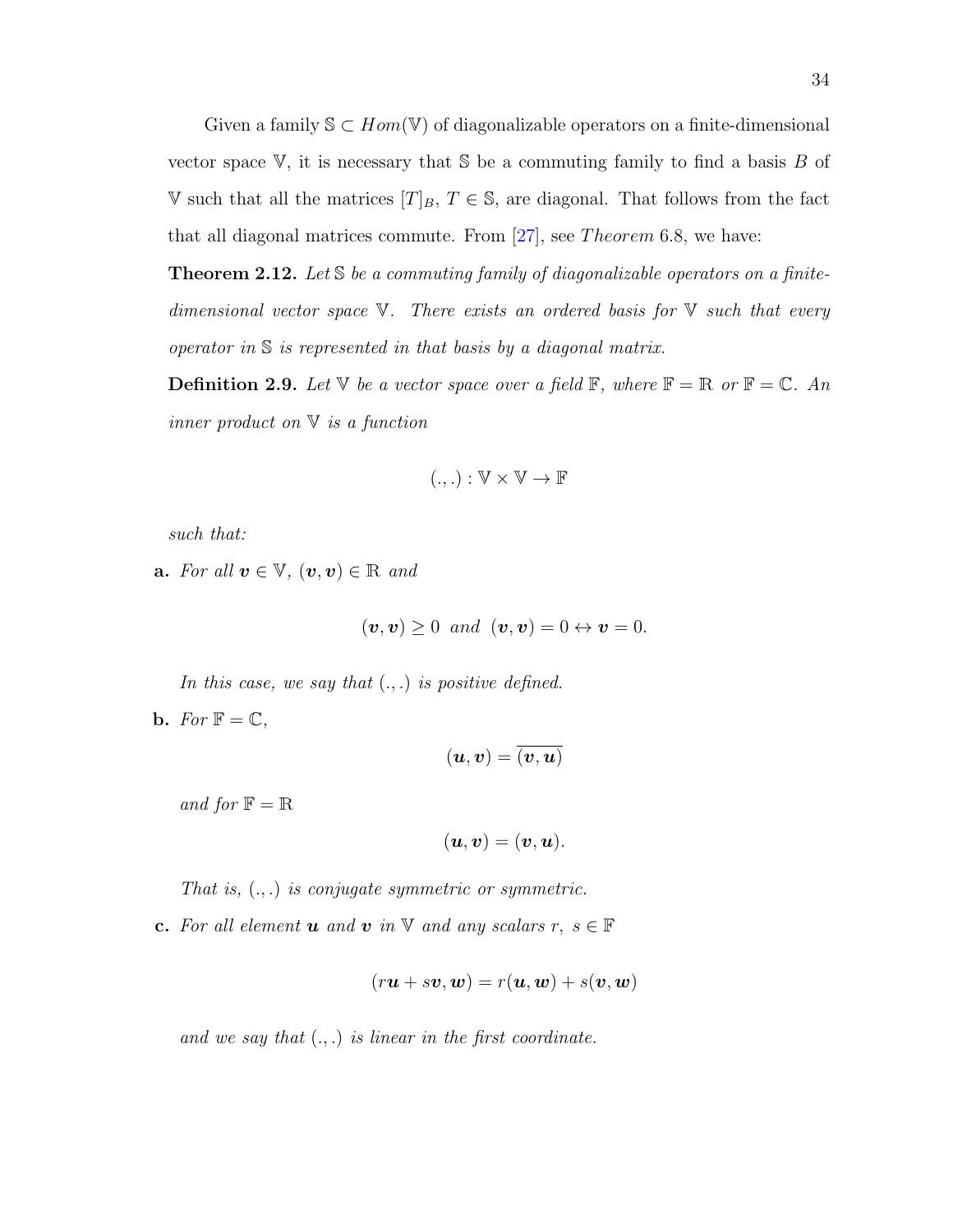Given a family $\mathbb{S} \subset Hom(\mathbb{V})$ of diagonalizable operators on a finite-dimensional vector space $\mathbb{V}$, it is necessary that $\mathbb{S}$ be a commuting family to find a basis $B$ of $\mathbb{V}$ such that all the matrices $[T]_B$, $T \in \mathbb{S}$, are diagonal. That follows from the fact that all diagonal matrices commute. From [27], see *Theorem* 6.8, we have:

**Theorem 2.12.** *Let $\mathbb{S}$ be a commuting family of diagonalizable operators on a finite-dimensional vector space $\mathbb{V}$. There exists an ordered basis for $\mathbb{V}$ such that every operator in $\mathbb{S}$ is represented in that basis by a diagonal matrix.*

**Definition 2.9.** *Let $\mathbb{V}$ be a vector space over a field $\mathbb{F}$, where $\mathbb{F} = \mathbb{R}$ or $\mathbb{F} = \mathbb{C}$. An inner product on $\mathbb{V}$ is a function*

$$(.,.) : \mathbb{V} \times \mathbb{V} \to \mathbb{F}$$

*such that:*

**a.** *For all $\boldsymbol{v} \in \mathbb{V}$, $(\boldsymbol{v}, \boldsymbol{v}) \in \mathbb{R}$ and*

$$(\boldsymbol{v}, \boldsymbol{v}) \geq 0 \text{ and } (\boldsymbol{v}, \boldsymbol{v}) = 0 \leftrightarrow \boldsymbol{v} = 0.$$

*In this case, we say that $(.,.)$ is positive defined.*

**b.** *For $\mathbb{F} = \mathbb{C}$,*

$$(\boldsymbol{u}, \boldsymbol{v}) = \overline{(\boldsymbol{v}, \boldsymbol{u})}$$

*and for $\mathbb{F} = \mathbb{R}$*

$$(\boldsymbol{u}, \boldsymbol{v}) = (\boldsymbol{v}, \boldsymbol{u}).$$

*That is, $(.,.)$ is conjugate symmetric or symmetric.*

**c.** *For all element $\boldsymbol{u}$ and $\boldsymbol{v}$ in $\mathbb{V}$ and any scalars $r,\ s \in \mathbb{F}$*

$$(r\boldsymbol{u} + s\boldsymbol{v}, \boldsymbol{w}) = r(\boldsymbol{u}, \boldsymbol{w}) + s(\boldsymbol{v}, \boldsymbol{w})$$

*and we say that $(.,.)$ is linear in the first coordinate.*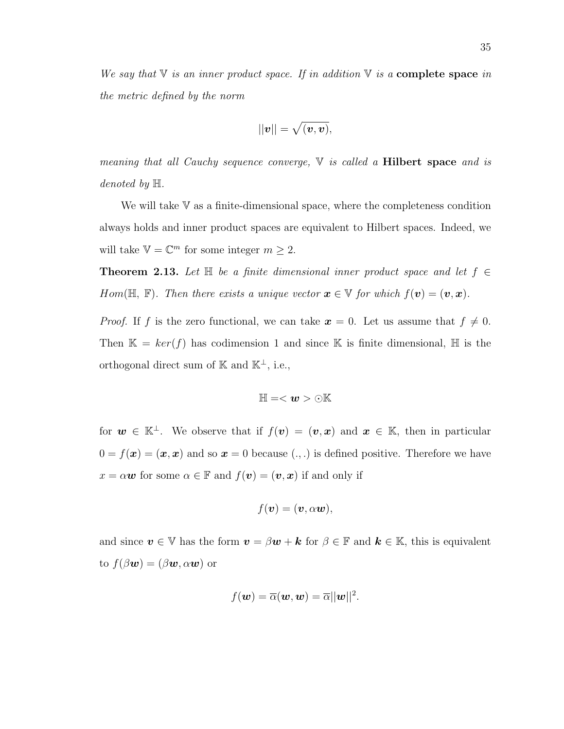*We say that $\mathbb{V}$ is an inner product space. If in addition $\mathbb{V}$ is a* **complete space** *in the metric defined by the norm*

$$||\boldsymbol{v}|| = \sqrt{(\boldsymbol{v}, \boldsymbol{v})},$$

*meaning that all Cauchy sequence converge, $\mathbb{V}$ is called a* **Hilbert space** *and is denoted by $\mathbb{H}$.*

We will take $\mathbb{V}$ as a finite-dimensional space, where the completeness condition always holds and inner product spaces are equivalent to Hilbert spaces. Indeed, we will take $\mathbb{V} = \mathbb{C}^m$ for some integer $m \geq 2$.

**Theorem 2.13.** *Let $\mathbb{H}$ be a finite dimensional inner product space and let $f \in Hom(\mathbb{H}, \mathbb{F})$. Then there exists a unique vector $\boldsymbol{x} \in \mathbb{V}$ for which $f(\boldsymbol{v}) = (\boldsymbol{v}, \boldsymbol{x})$.*

*Proof.* If $f$ is the zero functional, we can take $\boldsymbol{x} = 0$. Let us assume that $f \neq 0$. Then $\mathbb{K} = ker(f)$ has codimension 1 and since $\mathbb{K}$ is finite dimensional, $\mathbb{H}$ is the orthogonal direct sum of $\mathbb{K}$ and $\mathbb{K}^{\perp}$, i.e.,

$$\mathbb{H} = < \boldsymbol{w} > \odot \mathbb{K}$$

for $\boldsymbol{w} \in \mathbb{K}^{\perp}$. We observe that if $f(\boldsymbol{v}) = (\boldsymbol{v}, \boldsymbol{x})$ and $\boldsymbol{x} \in \mathbb{K}$, then in particular $0 = f(\boldsymbol{x}) = (\boldsymbol{x}, \boldsymbol{x})$ and so $\boldsymbol{x} = 0$ because $(.,.)$ is defined positive. Therefore we have $x = \alpha \boldsymbol{w}$ for some $\alpha \in \mathbb{F}$ and $f(\boldsymbol{v}) = (\boldsymbol{v}, \boldsymbol{x})$ if and only if

$$f(\boldsymbol{v}) = (\boldsymbol{v}, \alpha \boldsymbol{w}),$$

and since $\boldsymbol{v} \in \mathbb{V}$ has the form $\boldsymbol{v} = \beta \boldsymbol{w} + \boldsymbol{k}$ for $\beta \in \mathbb{F}$ and $\boldsymbol{k} \in \mathbb{K}$, this is equivalent to $f(\beta \boldsymbol{w}) = (\beta \boldsymbol{w}, \alpha \boldsymbol{w})$ or

$$f(\boldsymbol{w}) = \overline{\alpha}(\boldsymbol{w}, \boldsymbol{w}) = \overline{\alpha}||\boldsymbol{w}||^2.$$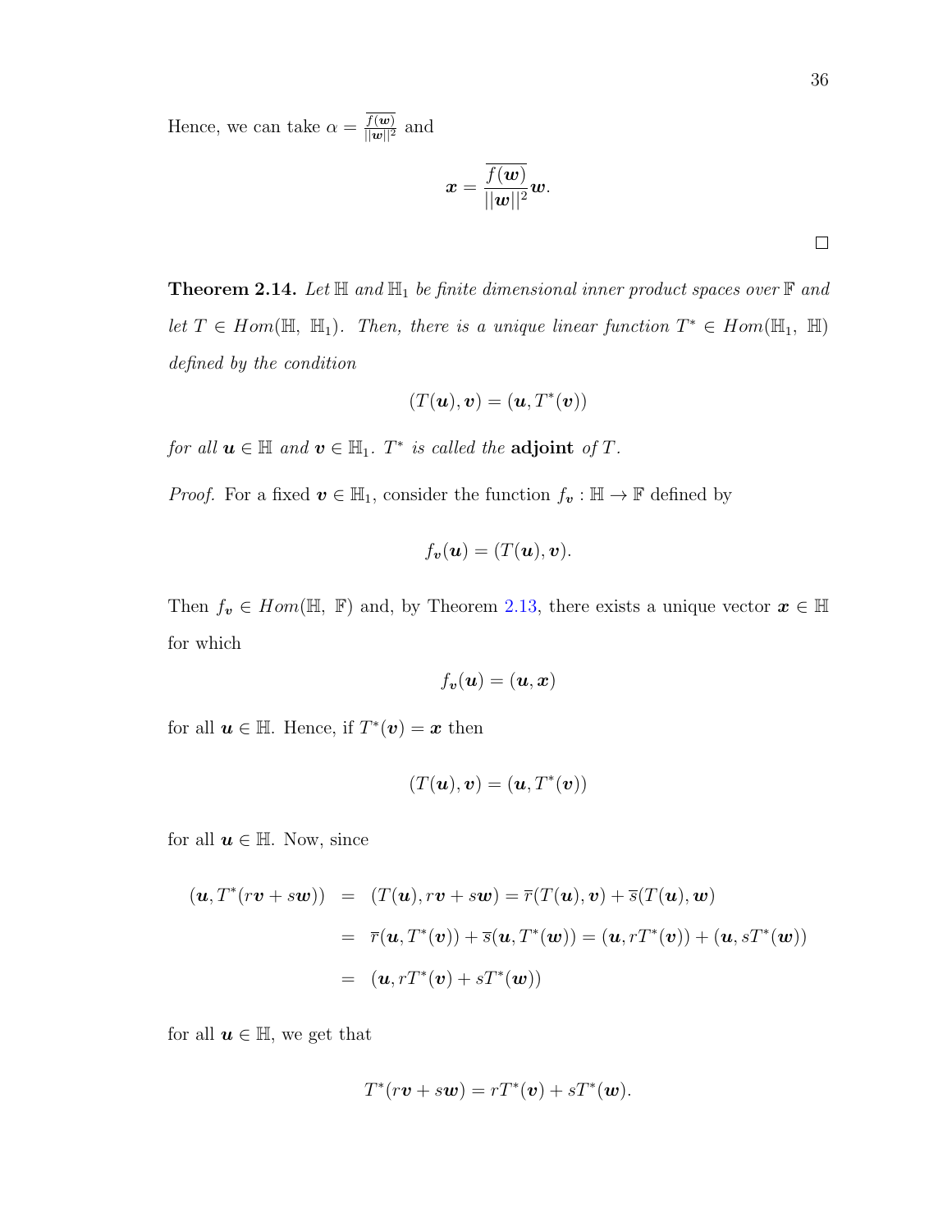Hence, we can take $\alpha = \frac{\overline{f(\boldsymbol{w})}}{||\boldsymbol{w}||^2}$ and

$$\boldsymbol{x} = \frac{\overline{f(\boldsymbol{w})}}{||\boldsymbol{w}||^2}\boldsymbol{w}.$$

□

**Theorem 2.14.** *Let $\mathbb{H}$ and $\mathbb{H}_1$ be finite dimensional inner product spaces over $\mathbb{F}$ and let $T \in Hom(\mathbb{H},\ \mathbb{H}_1)$. Then, there is a unique linear function $T^* \in Hom(\mathbb{H}_1,\ \mathbb{H})$ defined by the condition*

$$(T(\boldsymbol{u}), \boldsymbol{v}) = (\boldsymbol{u}, T^*(\boldsymbol{v}))$$

*for all $\boldsymbol{u} \in \mathbb{H}$ and $\boldsymbol{v} \in \mathbb{H}_1$. $T^*$ is called the* **adjoint** *of $T$.*

*Proof.* For a fixed $\boldsymbol{v} \in \mathbb{H}_1$, consider the function $f_{\boldsymbol{v}} : \mathbb{H} \to \mathbb{F}$ defined by

$$f_{\boldsymbol{v}}(\boldsymbol{u}) = (T(\boldsymbol{u}), \boldsymbol{v}).$$

Then $f_{\boldsymbol{v}} \in Hom(\mathbb{H},\ \mathbb{F})$ and, by Theorem 2.13, there exists a unique vector $\boldsymbol{x} \in \mathbb{H}$ for which

$$f_{\boldsymbol{v}}(\boldsymbol{u}) = (\boldsymbol{u}, \boldsymbol{x})$$

for all $\boldsymbol{u} \in \mathbb{H}$. Hence, if $T^*(\boldsymbol{v}) = \boldsymbol{x}$ then

$$(T(\boldsymbol{u}), \boldsymbol{v}) = (\boldsymbol{u}, T^*(\boldsymbol{v}))$$

for all $\boldsymbol{u} \in \mathbb{H}$. Now, since

$$\begin{aligned}
(\boldsymbol{u}, T^*(r\boldsymbol{v} + s\boldsymbol{w})) &= (T(\boldsymbol{u}), r\boldsymbol{v} + s\boldsymbol{w}) = \overline{r}(T(\boldsymbol{u}), \boldsymbol{v}) + \overline{s}(T(\boldsymbol{u}), \boldsymbol{w}) \\
&= \overline{r}(\boldsymbol{u}, T^*(\boldsymbol{v})) + \overline{s}(\boldsymbol{u}, T^*(\boldsymbol{w})) = (\boldsymbol{u}, rT^*(\boldsymbol{v})) + (\boldsymbol{u}, sT^*(\boldsymbol{w})) \\
&= (\boldsymbol{u}, rT^*(\boldsymbol{v}) + sT^*(\boldsymbol{w}))
\end{aligned}$$

for all $\boldsymbol{u} \in \mathbb{H}$, we get that

$$T^*(r\boldsymbol{v} + s\boldsymbol{w}) = rT^*(\boldsymbol{v}) + sT^*(\boldsymbol{w}).$$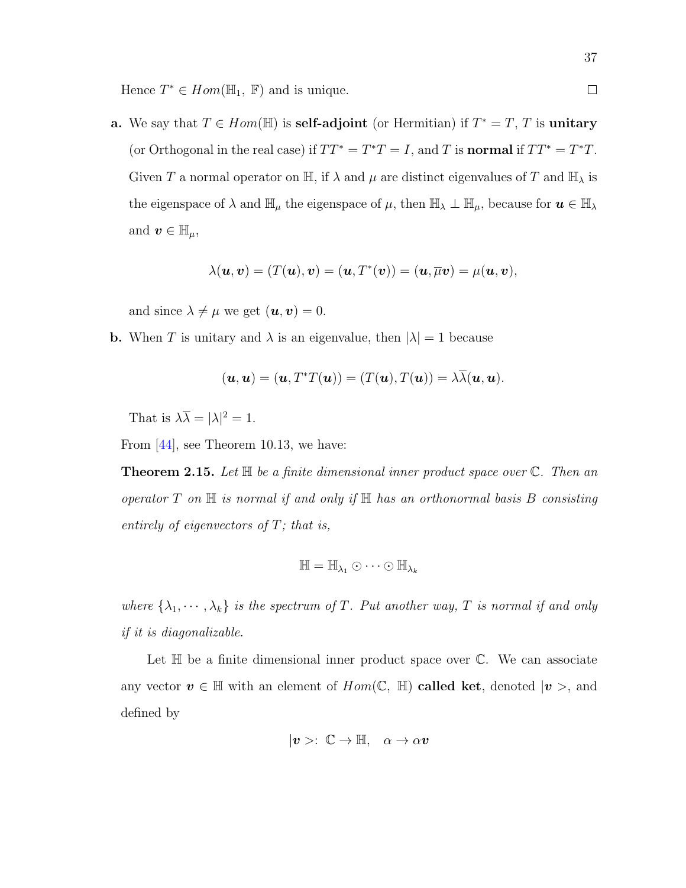Hence $T^* \in Hom(\mathbb{H}_1, \ \mathbb{F})$ and is unique. $\square$

**a.** We say that $T \in Hom(\mathbb{H})$ is **self-adjoint** (or Hermitian) if $T^* = T$, $T$ is **unitary** (or Orthogonal in the real case) if $TT^* = T^*T = I$, and $T$ is **normal** if $TT^* = T^*T$. Given $T$ a normal operator on $\mathbb{H}$, if $\lambda$ and $\mu$ are distinct eigenvalues of $T$ and $\mathbb{H}_\lambda$ is the eigenspace of $\lambda$ and $\mathbb{H}_\mu$ the eigenspace of $\mu$, then $\mathbb{H}_\lambda \perp \mathbb{H}_\mu$, because for $\boldsymbol{u} \in \mathbb{H}_\lambda$ and $\boldsymbol{v} \in \mathbb{H}_\mu$,

$$\lambda(\boldsymbol{u}, \boldsymbol{v}) = (T(\boldsymbol{u}), \boldsymbol{v}) = (\boldsymbol{u}, T^*(\boldsymbol{v})) = (\boldsymbol{u}, \overline{\mu}\boldsymbol{v}) = \mu(\boldsymbol{u}, \boldsymbol{v}),$$

and since $\lambda \neq \mu$ we get $(\boldsymbol{u}, \boldsymbol{v}) = 0$.

**b.** When $T$ is unitary and $\lambda$ is an eigenvalue, then $|\lambda| = 1$ because

$$(\boldsymbol{u}, \boldsymbol{u}) = (\boldsymbol{u}, T^*T(\boldsymbol{u})) = (T(\boldsymbol{u}), T(\boldsymbol{u})) = \lambda\overline{\lambda}(\boldsymbol{u}, \boldsymbol{u}).$$

That is $\lambda\overline{\lambda} = |\lambda|^2 = 1$.

From [44], see Theorem 10.13, we have:

**Theorem 2.15.** *Let $\mathbb{H}$ be a finite dimensional inner product space over $\mathbb{C}$. Then an operator $T$ on $\mathbb{H}$ is normal if and only if $\mathbb{H}$ has an orthonormal basis $B$ consisting entirely of eigenvectors of $T$; that is,*

$$\mathbb{H} = \mathbb{H}_{\lambda_1} \odot \cdots \odot \mathbb{H}_{\lambda_k}$$

*where $\{\lambda_1, \cdots, \lambda_k\}$ is the spectrum of $T$. Put another way, $T$ is normal if and only if it is diagonalizable.*

Let $\mathbb{H}$ be a finite dimensional inner product space over $\mathbb{C}$. We can associate any vector $\boldsymbol{v} \in \mathbb{H}$ with an element of $Hom(\mathbb{C}, \ \mathbb{H})$ **called ket**, denoted $|\boldsymbol{v} >$, and defined by

$$|\boldsymbol{v} >: \ \mathbb{C} \to \mathbb{H}, \quad \alpha \to \alpha\boldsymbol{v}$$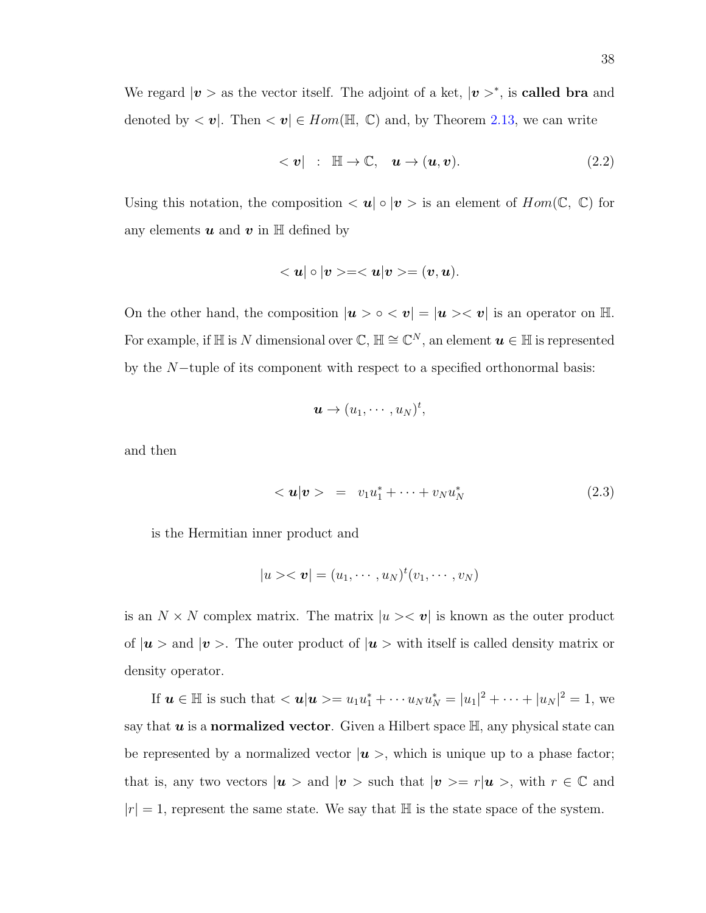We regard $|\boldsymbol{v}>$ as the vector itself. The adjoint of a ket, $|\boldsymbol{v}>^*$, is **called bra** and denoted by $<\boldsymbol{v}|$. Then $<\boldsymbol{v}| \in Hom(\mathbb{H}, \mathbb{C})$ and, by Theorem 2.13, we can write

$$<\boldsymbol{v}| \quad : \quad \mathbb{H} \to \mathbb{C}, \quad \boldsymbol{u} \to (\boldsymbol{u}, \boldsymbol{v}). \tag{2.2}$$

Using this notation, the composition $<\boldsymbol{u}| \circ |\boldsymbol{v}>$ is an element of $Hom(\mathbb{C}, \mathbb{C})$ for any elements $\boldsymbol{u}$ and $\boldsymbol{v}$ in $\mathbb{H}$ defined by

$$<\boldsymbol{u}| \circ |\boldsymbol{v}> = <\boldsymbol{u}|\boldsymbol{v}> = (\boldsymbol{v}, \boldsymbol{u}).$$

On the other hand, the composition $|\boldsymbol{u}> \circ <\boldsymbol{v}| = |\boldsymbol{u}><\boldsymbol{v}|$ is an operator on $\mathbb{H}$. For example, if $\mathbb{H}$ is $N$ dimensional over $\mathbb{C}$, $\mathbb{H} \cong \mathbb{C}^N$, an element $\boldsymbol{u} \in \mathbb{H}$ is represented by the $N-$tuple of its component with respect to a specified orthonormal basis:

$$\boldsymbol{u} \to (u_1, \cdots, u_N)^t,$$

and then

$$<\boldsymbol{u}|\boldsymbol{v}> \quad = \quad v_1 u_1^* + \cdots + v_N u_N^* \tag{2.3}$$

is the Hermitian inner product and

$$|u><\boldsymbol{v}| = (u_1, \cdots, u_N)^t (v_1, \cdots, v_N)$$

is an $N \times N$ complex matrix. The matrix $|u><\boldsymbol{v}|$ is known as the outer product of $|\boldsymbol{u}>$ and $|\boldsymbol{v}>$. The outer product of $|\boldsymbol{u}>$ with itself is called density matrix or density operator.

If $\boldsymbol{u} \in \mathbb{H}$ is such that $<\boldsymbol{u}|\boldsymbol{u}> = u_1 u_1^* + \cdots u_N u_N^* = |u_1|^2 + \cdots + |u_N|^2 = 1$, we say that $\boldsymbol{u}$ is a **normalized vector**. Given a Hilbert space $\mathbb{H}$, any physical state can be represented by a normalized vector $|\boldsymbol{u}>$, which is unique up to a phase factor; that is, any two vectors $|\boldsymbol{u}>$ and $|\boldsymbol{v}>$ such that $|\boldsymbol{v}> = r|\boldsymbol{u}>$, with $r \in \mathbb{C}$ and $|r| = 1$, represent the same state. We say that $\mathbb{H}$ is the state space of the system.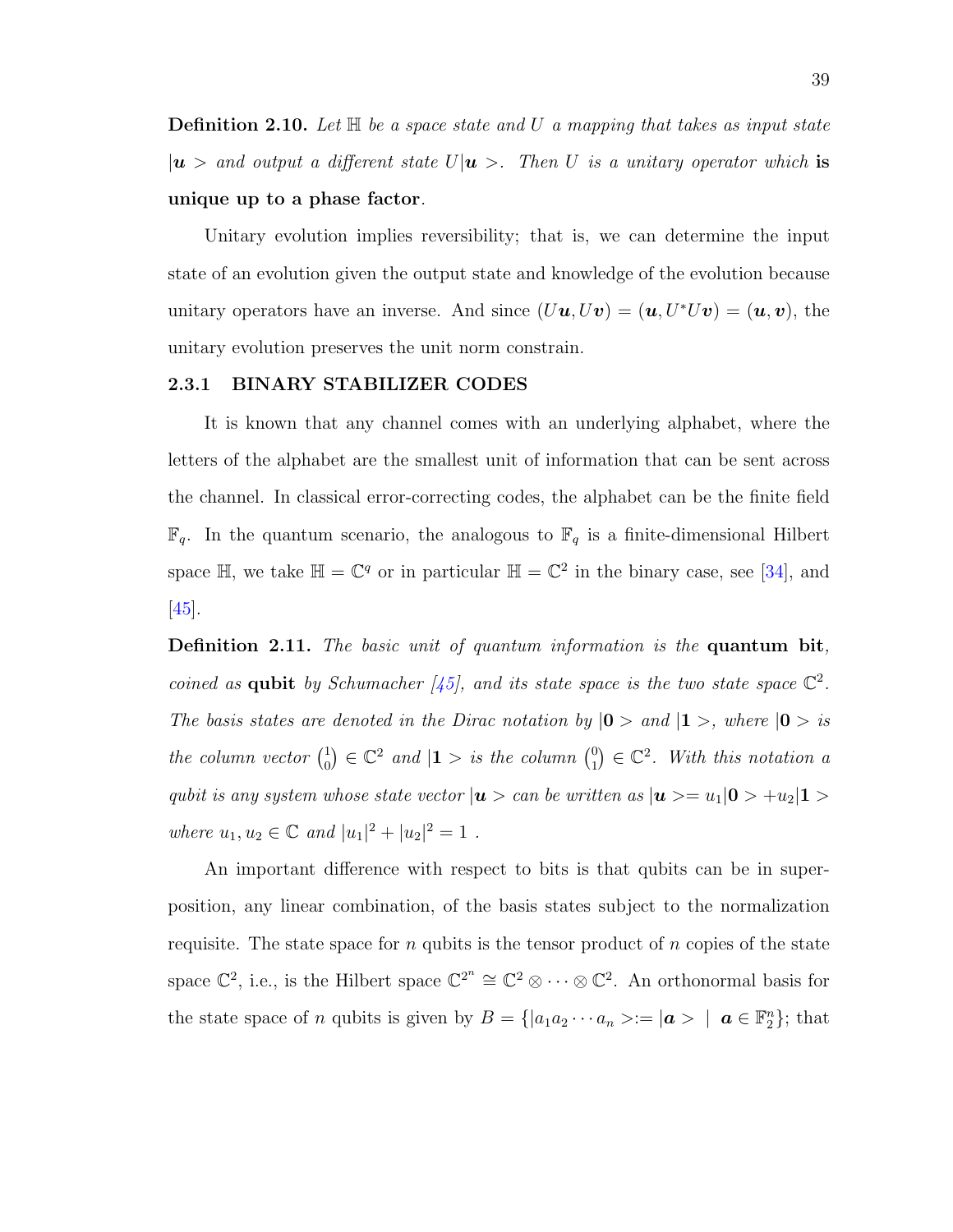**Definition 2.10.** *Let $\mathbb{H}$ be a space state and $U$ a mapping that takes as input state $|\boldsymbol{u}>$ and output a different state $U|\boldsymbol{u}>$. Then $U$ is a unitary operator which* **is unique up to a phase factor***.*

Unitary evolution implies reversibility; that is, we can determine the input state of an evolution given the output state and knowledge of the evolution because unitary operators have an inverse. And since $(U\boldsymbol{u}, U\boldsymbol{v}) = (\boldsymbol{u}, U^*U\boldsymbol{v}) = (\boldsymbol{u}, \boldsymbol{v})$, the unitary evolution preserves the unit norm constrain.

### 2.3.1 BINARY STABILIZER CODES

It is known that any channel comes with an underlying alphabet, where the letters of the alphabet are the smallest unit of information that can be sent across the channel. In classical error-correcting codes, the alphabet can be the finite field $\mathbb{F}_q$. In the quantum scenario, the analogous to $\mathbb{F}_q$ is a finite-dimensional Hilbert space $\mathbb{H}$, we take $\mathbb{H} = \mathbb{C}^q$ or in particular $\mathbb{H} = \mathbb{C}^2$ in the binary case, see [34], and [45].

**Definition 2.11.** *The basic unit of quantum information is the* **quantum bit***, coined as* **qubit** *by Schumacher [45], and its state space is the two state space $\mathbb{C}^2$. The basis states are denoted in the Dirac notation by $|\mathbf{0}>$ and $|\mathbf{1}>$, where $|\mathbf{0}>$ is the column vector $\binom{1}{0} \in \mathbb{C}^2$ and $|\mathbf{1}>$ is the column $\binom{0}{1} \in \mathbb{C}^2$. With this notation a qubit is any system whose state vector $|\boldsymbol{u}>$ can be written as $|\boldsymbol{u}> = u_1|\mathbf{0}> + u_2|\mathbf{1}>$ where $u_1, u_2 \in \mathbb{C}$ and $|u_1|^2 + |u_2|^2 = 1$ .*

An important difference with respect to bits is that qubits can be in superposition, any linear combination, of the basis states subject to the normalization requisite. The state space for $n$ qubits is the tensor product of $n$ copies of the state space $\mathbb{C}^2$, i.e., is the Hilbert space $\mathbb{C}^{2^n} \cong \mathbb{C}^2 \otimes \cdots \otimes \mathbb{C}^2$. An orthonormal basis for the state space of $n$ qubits is given by $B = \{|a_1a_2\cdots a_n> := |\boldsymbol{a}> \mid \boldsymbol{a} \in \mathbb{F}_2^n\}$; that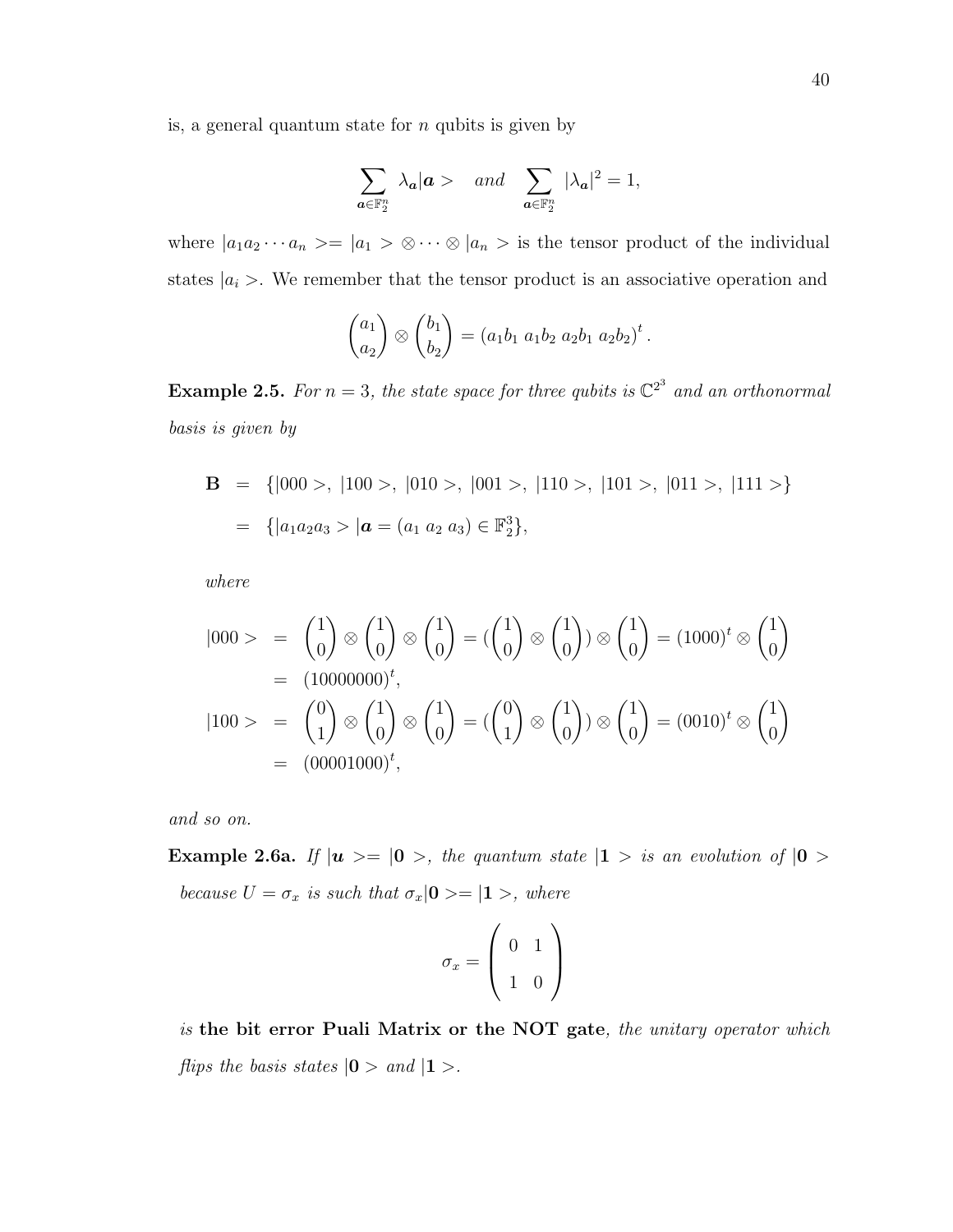is, a general quantum state for $n$ qubits is given by

$$\sum_{\boldsymbol{a} \in \mathbb{F}_2^n} \lambda_{\boldsymbol{a}} |\boldsymbol{a}> \quad and \quad \sum_{\boldsymbol{a} \in \mathbb{F}_2^n} |\lambda_{\boldsymbol{a}}|^2 = 1,$$

where $|a_1 a_2 \cdots a_n >= |a_1 > \otimes \cdots \otimes |a_n >$ is the tensor product of the individual states $|a_i >$. We remember that the tensor product is an associative operation and

$$\begin{pmatrix} a_1 \\ a_2 \end{pmatrix} \otimes \begin{pmatrix} b_1 \\ b_2 \end{pmatrix} = (a_1 b_1 \; a_1 b_2 \; a_2 b_1 \; a_2 b_2)^t .$$

**Example 2.5.** *For $n = 3$, the state space for three qubits is $\mathbb{C}^{2^3}$ and an orthonormal basis is given by*

$$\begin{aligned} \mathbf{B} &= \{|000>, \; |100>, \; |010>, \; |001>, \; |110>, \; |101>, \; |011>, \; |111>\} \\ &= \{|a_1 a_2 a_3 > | \boldsymbol{a} = (a_1 \; a_2 \; a_3) \in \mathbb{F}_2^3\}, \end{aligned}$$

*where*

$$\begin{aligned} |000> &= \begin{pmatrix} 1 \\ 0 \end{pmatrix} \otimes \begin{pmatrix} 1 \\ 0 \end{pmatrix} \otimes \begin{pmatrix} 1 \\ 0 \end{pmatrix} = (\begin{pmatrix} 1 \\ 0 \end{pmatrix} \otimes \begin{pmatrix} 1 \\ 0 \end{pmatrix}) \otimes \begin{pmatrix} 1 \\ 0 \end{pmatrix} = (1000)^t \otimes \begin{pmatrix} 1 \\ 0 \end{pmatrix} \\ &= (10000000)^t, \\ |100> &= \begin{pmatrix} 0 \\ 1 \end{pmatrix} \otimes \begin{pmatrix} 1 \\ 0 \end{pmatrix} \otimes \begin{pmatrix} 1 \\ 0 \end{pmatrix} = (\begin{pmatrix} 0 \\ 1 \end{pmatrix} \otimes \begin{pmatrix} 1 \\ 0 \end{pmatrix}) \otimes \begin{pmatrix} 1 \\ 0 \end{pmatrix} = (0010)^t \otimes \begin{pmatrix} 1 \\ 0 \end{pmatrix} \\ &= (00001000)^t, \end{aligned}$$

*and so on.*

**Example 2.6a.** *If $|\boldsymbol{u} >= |\mathbf{0} >$, the quantum state $|\mathbf{1} >$ is an evolution of $|\mathbf{0} >$ because $U = \sigma_x$ is such that $\sigma_x |\mathbf{0} >= |\mathbf{1} >$, where*

$$\sigma_x = \begin{pmatrix} 0 & 1 \\ 1 & 0 \end{pmatrix}$$

*is* **the bit error Puali Matrix or the NOT gate***, the unitary operator which flips the basis states $|\mathbf{0} >$ and $|\mathbf{1} >$.*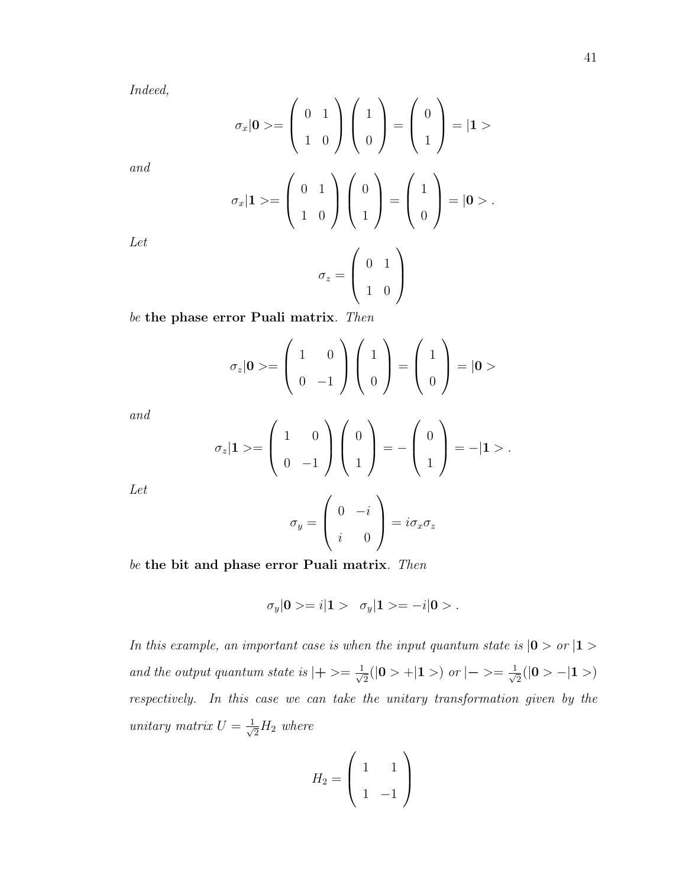*Indeed,*

$$\sigma_x|\mathbf{0}>=\begin{pmatrix} 0 & 1 \\ 1 & 0 \end{pmatrix}\begin{pmatrix} 1 \\ 0 \end{pmatrix}=\begin{pmatrix} 0 \\ 1 \end{pmatrix}=|\mathbf{1}>$$

*and*

$$\sigma_x|\mathbf{1}>=\begin{pmatrix} 0 & 1 \\ 1 & 0 \end{pmatrix}\begin{pmatrix} 0 \\ 1 \end{pmatrix}=\begin{pmatrix} 1 \\ 0 \end{pmatrix}=|\mathbf{0}>.$$

*Let*

$$\sigma_z=\begin{pmatrix} 0 & 1 \\ 1 & 0 \end{pmatrix}$$

*be* **the phase error Puali matrix**. *Then*

$$\sigma_z|\mathbf{0}>=\begin{pmatrix} 1 & 0 \\ 0 & -1 \end{pmatrix}\begin{pmatrix} 1 \\ 0 \end{pmatrix}=\begin{pmatrix} 1 \\ 0 \end{pmatrix}=|\mathbf{0}>$$

*and*

$$\sigma_z|\mathbf{1}>=\begin{pmatrix} 1 & 0 \\ 0 & -1 \end{pmatrix}\begin{pmatrix} 0 \\ 1 \end{pmatrix}=-\begin{pmatrix} 0 \\ 1 \end{pmatrix}=-|\mathbf{1}>.$$

*Let*

$$\sigma_y=\begin{pmatrix} 0 & -i \\ i & 0 \end{pmatrix}=i\sigma_x\sigma_z$$

*be* **the bit and phase error Puali matrix**. *Then*

$$\sigma_y|\mathbf{0}>=i|\mathbf{1}> \quad \sigma_y|\mathbf{1}>=-i|\mathbf{0}>.$$

*In this example, an important case is when the input quantum state is $|\mathbf{0}>$ or $|\mathbf{1}>$ and the output quantum state is $|+>=\frac{1}{\sqrt{2}}(|\mathbf{0}>+|\mathbf{1}>)$ or $|->=\frac{1}{\sqrt{2}}(|\mathbf{0}>-|\mathbf{1}>)$ respectively. In this case we can take the unitary transformation given by the unitary matrix $U=\frac{1}{\sqrt{2}}H_2$ where*

$$H_2=\begin{pmatrix} 1 & 1 \\ 1 & -1 \end{pmatrix}$$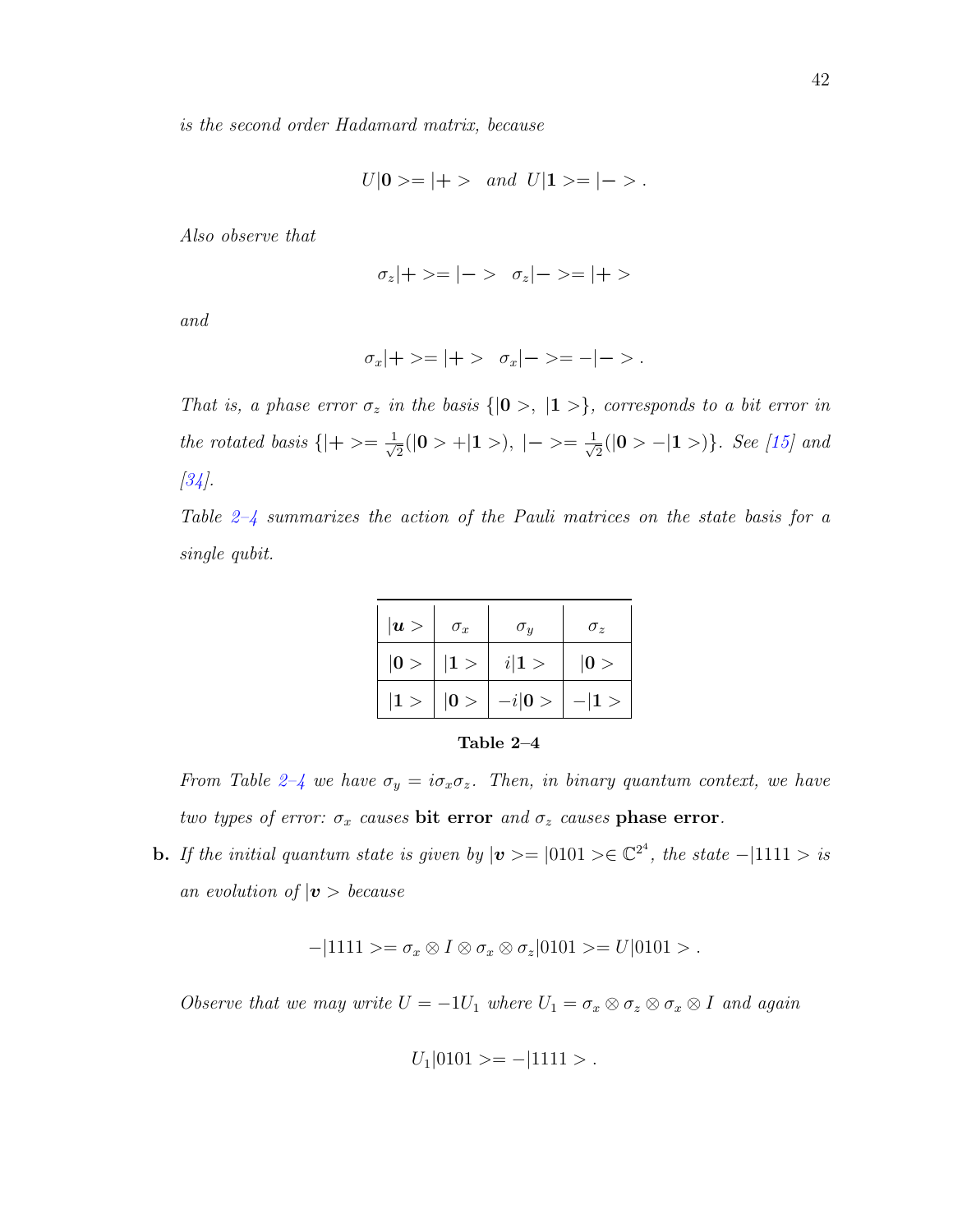*is the second order Hadamard matrix, because*

$$U|\mathbf{0}>=|+> \;\; and \;\; U|\mathbf{1}>=|->.$$

*Also observe that*

$$\sigma_z|+>=|-> \;\; \sigma_z|->=|+>$$

*and*

$$\sigma_x|+>=|+> \;\; \sigma_x|->=-|->.$$

*That is, a phase error $\sigma_z$ in the basis $\{|\mathbf{0}>, \; |\mathbf{1}>\}$, corresponds to a bit error in the rotated basis $\{|+>=\frac{1}{\sqrt{2}}(|\mathbf{0}>+|\mathbf{1}>), \; |->=\frac{1}{\sqrt{2}}(|\mathbf{0}>-|\mathbf{1}>)\}$. See [15] and [34].*

*Table 2–4 summarizes the action of the Pauli matrices on the state basis for a single qubit.*

| $\|\boldsymbol{u}>$ | $\sigma_x$ | $\sigma_y$ | $\sigma_z$ |
|---|---|---|---|
| $\|\mathbf{0}>$ | $\|\mathbf{1}>$ | $i\|\mathbf{1}>$ | $\|\mathbf{0}>$ |
| $\|\mathbf{1}>$ | $\|\mathbf{0}>$ | $-i\|\mathbf{0}>$ | $-\|\mathbf{1}>$ |

**Table 2–4**

*From Table 2–4 we have $\sigma_y = i\sigma_x\sigma_z$. Then, in binary quantum context, we have two types of error: $\sigma_x$ causes* **bit error** *and $\sigma_z$ causes* **phase error**.

**b.** *If the initial quantum state is given by $|\boldsymbol{v}>=|0101>\in\mathbb{C}^{2^4}$, the state $-|1111>$ is an evolution of $|\boldsymbol{v}>$ because*

$$-|1111>=\sigma_x\otimes I\otimes\sigma_x\otimes\sigma_z|0101>=U|0101>.$$

*Observe that we may write $U=-1U_1$ where $U_1=\sigma_x\otimes\sigma_z\otimes\sigma_x\otimes I$ and again*

$$U_1|0101>=-|1111>.$$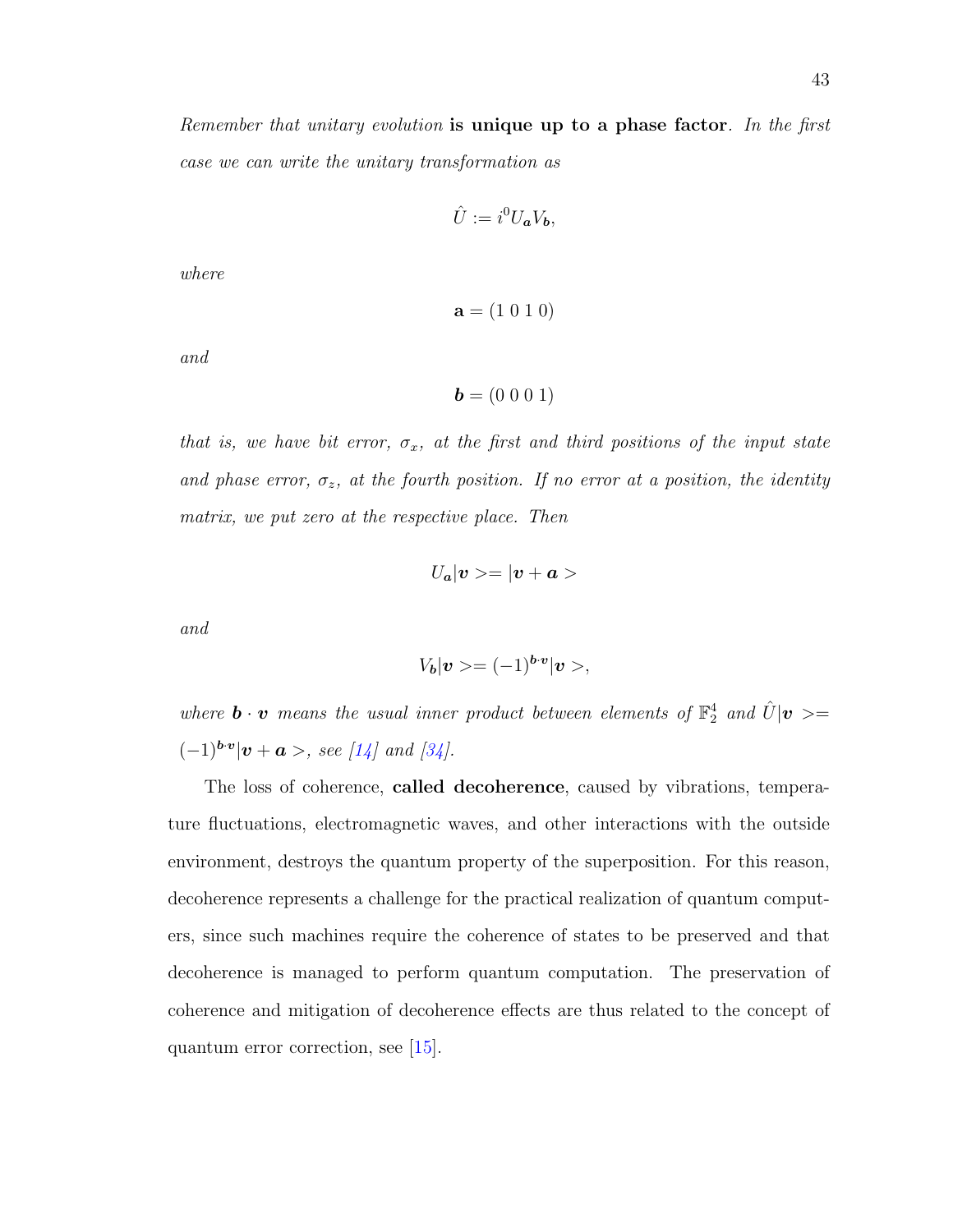*Remember that unitary evolution* **is unique up to a phase factor**. *In the first case we can write the unitary transformation as*

$$\hat{U} := i^0 U_{\boldsymbol{a}} V_{\boldsymbol{b}},$$

*where*

$$\mathbf{a} = (1\ 0\ 1\ 0)$$

*and*

$$\boldsymbol{b} = (0\ 0\ 0\ 1)$$

*that is, we have bit error, $\sigma_x$, at the first and third positions of the input state and phase error, $\sigma_z$, at the fourth position. If no error at a position, the identity matrix, we put zero at the respective place. Then*

$$U_{\boldsymbol{a}}|\boldsymbol{v}>=|\boldsymbol{v}+\boldsymbol{a}>$$

*and*

$$V_{\boldsymbol{b}}|\boldsymbol{v}>=(-1)^{\boldsymbol{b}\cdot\boldsymbol{v}}|\boldsymbol{v}>,$$

*where $\boldsymbol{b}\cdot\boldsymbol{v}$ means the usual inner product between elements of $\mathbb{F}_2^4$ and $\hat{U}|\boldsymbol{v}>= (-1)^{\boldsymbol{b}\cdot\boldsymbol{v}}|\boldsymbol{v}+\boldsymbol{a}>$, see [14] and [34].*

The loss of coherence, **called decoherence**, caused by vibrations, temperature fluctuations, electromagnetic waves, and other interactions with the outside environment, destroys the quantum property of the superposition. For this reason, decoherence represents a challenge for the practical realization of quantum computers, since such machines require the coherence of states to be preserved and that decoherence is managed to perform quantum computation. The preservation of coherence and mitigation of decoherence effects are thus related to the concept of quantum error correction, see [15].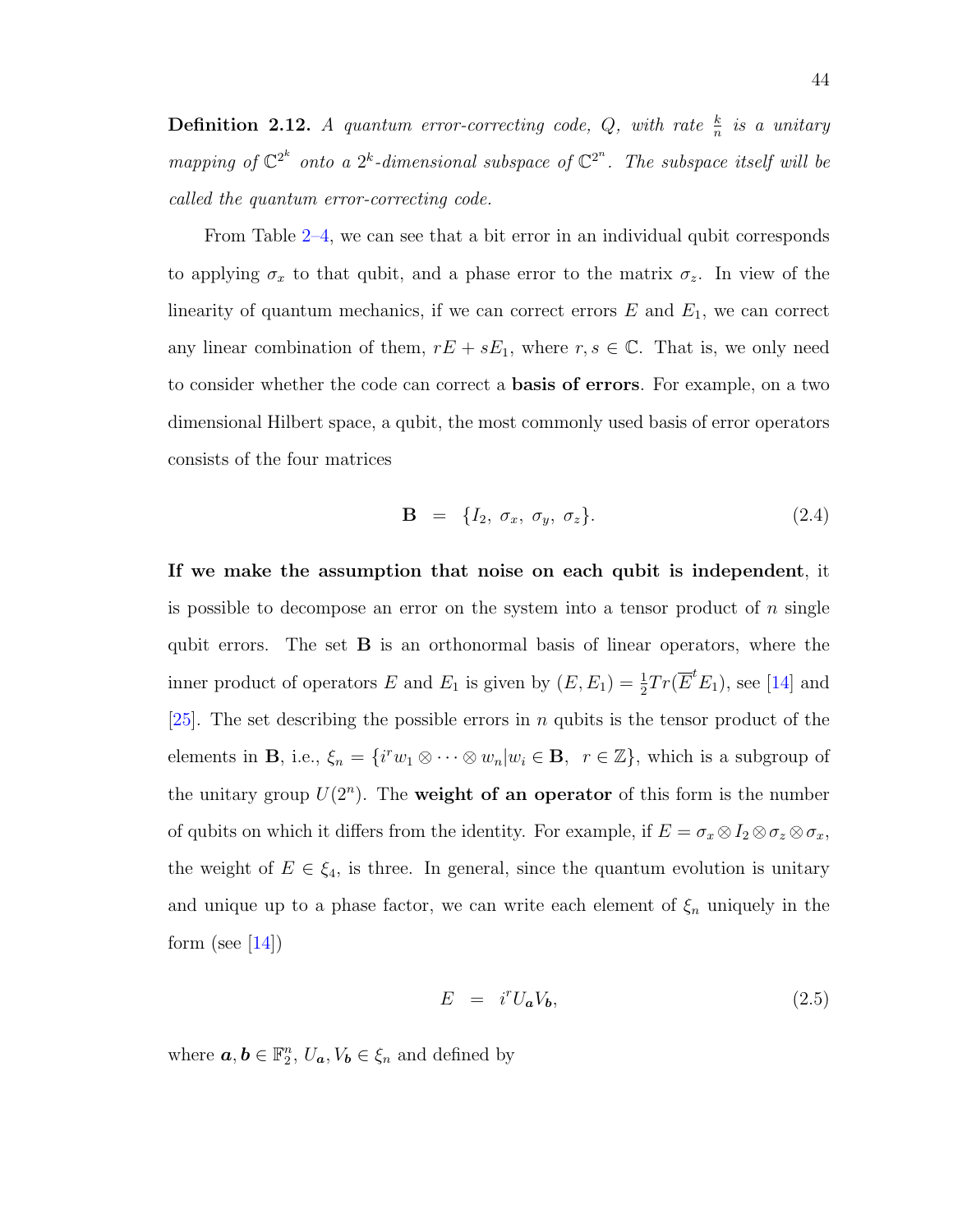**Definition 2.12.** *A quantum error-correcting code, $Q$, with rate $\frac{k}{n}$ is a unitary mapping of $\mathbb{C}^{2^k}$ onto a $2^k$-dimensional subspace of $\mathbb{C}^{2^n}$. The subspace itself will be called the quantum error-correcting code.*

From Table 2–4, we can see that a bit error in an individual qubit corresponds to applying $\sigma_x$ to that qubit, and a phase error to the matrix $\sigma_z$. In view of the linearity of quantum mechanics, if we can correct errors $E$ and $E_1$, we can correct any linear combination of them, $rE + sE_1$, where $r, s \in \mathbb{C}$. That is, we only need to consider whether the code can correct a **basis of errors**. For example, on a two dimensional Hilbert space, a qubit, the most commonly used basis of error operators consists of the four matrices

$$\mathbf{B} \;=\; \{I_2,\ \sigma_x,\ \sigma_y,\ \sigma_z\}. \tag{2.4}$$

**If we make the assumption that noise on each qubit is independent**, it is possible to decompose an error on the system into a tensor product of $n$ single qubit errors. The set $\mathbf{B}$ is an orthonormal basis of linear operators, where the inner product of operators $E$ and $E_1$ is given by $(E, E_1) = \frac{1}{2}Tr(\overline{E}^t E_1)$, see [14] and [25]. The set describing the possible errors in $n$ qubits is the tensor product of the elements in $\mathbf{B}$, i.e., $\xi_n = \{i^r w_1 \otimes \cdots \otimes w_n | w_i \in \mathbf{B},\ \ r \in \mathbb{Z}\}$, which is a subgroup of the unitary group $U(2^n)$. The **weight of an operator** of this form is the number of qubits on which it differs from the identity. For example, if $E = \sigma_x \otimes I_2 \otimes \sigma_z \otimes \sigma_x$, the weight of $E \in \xi_4$, is three. In general, since the quantum evolution is unitary and unique up to a phase factor, we can write each element of $\xi_n$ uniquely in the form (see [14])

$$E \;=\; i^r U_{\boldsymbol{a}} V_{\boldsymbol{b}}, \tag{2.5}$$

where $\boldsymbol{a}, \boldsymbol{b} \in \mathbb{F}_2^n$, $U_{\boldsymbol{a}}, V_{\boldsymbol{b}} \in \xi_n$ and defined by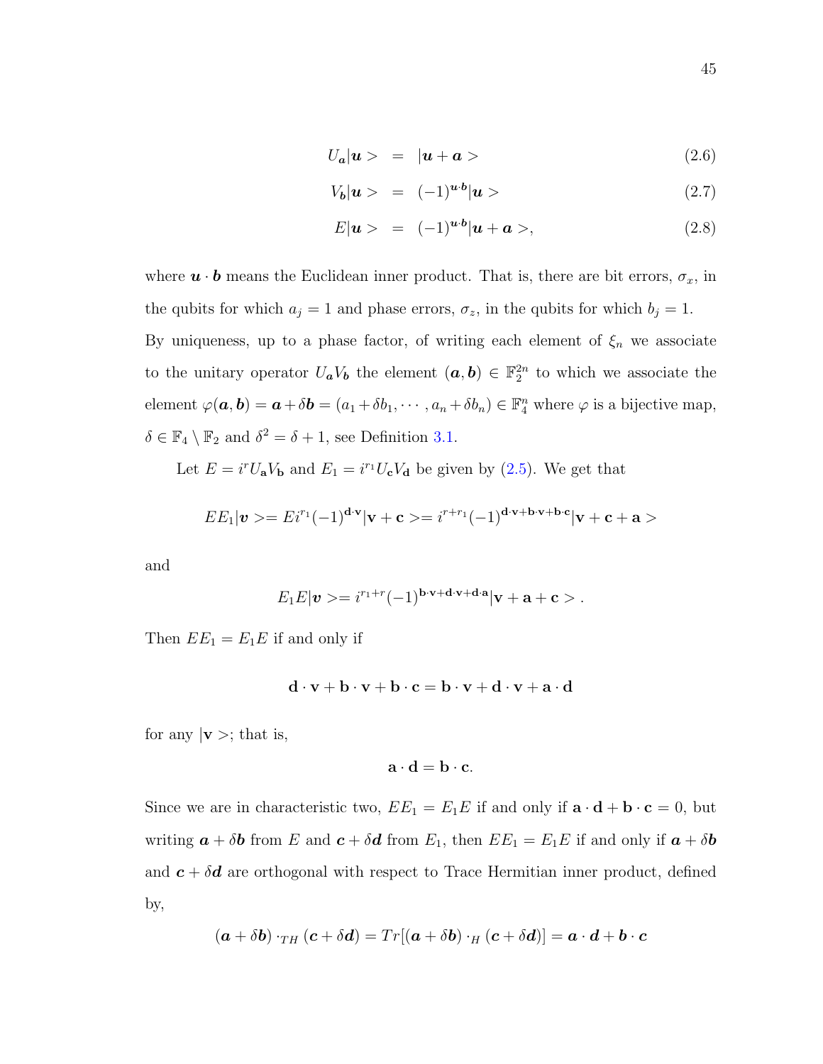$$U_{\boldsymbol{a}}|\boldsymbol{u}> \;=\; |\boldsymbol{u}+\boldsymbol{a}> \tag{2.6}$$

$$V_{\boldsymbol{b}}|\boldsymbol{u}> \;=\; (-1)^{\boldsymbol{u}\cdot\boldsymbol{b}}|\boldsymbol{u}> \tag{2.7}$$

$$E|\boldsymbol{u}> \;=\; (-1)^{\boldsymbol{u}\cdot\boldsymbol{b}}|\boldsymbol{u}+\boldsymbol{a}>, \tag{2.8}$$

where $\boldsymbol{u}\cdot\boldsymbol{b}$ means the Euclidean inner product. That is, there are bit errors, $\sigma_x$, in the qubits for which $a_j = 1$ and phase errors, $\sigma_z$, in the qubits for which $b_j = 1$.

By uniqueness, up to a phase factor, of writing each element of $\xi_n$ we associate to the unitary operator $U_{\boldsymbol{a}}V_{\boldsymbol{b}}$ the element $(\boldsymbol{a},\boldsymbol{b}) \in \mathbb{F}_2^{2n}$ to which we associate the element $\varphi(\boldsymbol{a},\boldsymbol{b}) = \boldsymbol{a}+\delta\boldsymbol{b} = (a_1+\delta b_1,\cdots,a_n+\delta b_n) \in \mathbb{F}_4^n$ where $\varphi$ is a bijective map, $\delta \in \mathbb{F}_4 \setminus \mathbb{F}_2$ and $\delta^2 = \delta+1$, see Definition 3.1.

Let $E = i^r U_{\mathbf{a}}V_{\mathbf{b}}$ and $E_1 = i^{r_1}U_{\mathbf{c}}V_{\mathbf{d}}$ be given by (2.5). We get that

$$EE_1|\boldsymbol{v}> = Ei^{r_1}(-1)^{\mathbf{d}\cdot\mathbf{v}}|\mathbf{v}+\mathbf{c}> = i^{r+r_1}(-1)^{\mathbf{d}\cdot\mathbf{v}+\mathbf{b}\cdot\mathbf{v}+\mathbf{b}\cdot\mathbf{c}}|\mathbf{v}+\mathbf{c}+\mathbf{a}>$$

and

$$E_1E|\boldsymbol{v}> = i^{r_1+r}(-1)^{\mathbf{b}\cdot\mathbf{v}+\mathbf{d}\cdot\mathbf{v}+\mathbf{d}\cdot\mathbf{a}}|\mathbf{v}+\mathbf{a}+\mathbf{c}>.$$

Then $EE_1 = E_1E$ if and only if

$$\mathbf{d}\cdot\mathbf{v}+\mathbf{b}\cdot\mathbf{v}+\mathbf{b}\cdot\mathbf{c} = \mathbf{b}\cdot\mathbf{v}+\mathbf{d}\cdot\mathbf{v}+\mathbf{a}\cdot\mathbf{d}$$

for any $|\mathbf{v}>$; that is,

$$\mathbf{a}\cdot\mathbf{d} = \mathbf{b}\cdot\mathbf{c}.$$

Since we are in characteristic two, $EE_1 = E_1E$ if and only if $\mathbf{a}\cdot\mathbf{d}+\mathbf{b}\cdot\mathbf{c} = 0$, but writing $\boldsymbol{a}+\delta\boldsymbol{b}$ from $E$ and $\boldsymbol{c}+\delta\boldsymbol{d}$ from $E_1$, then $EE_1 = E_1E$ if and only if $\boldsymbol{a}+\delta\boldsymbol{b}$ and $\boldsymbol{c}+\delta\boldsymbol{d}$ are orthogonal with respect to Trace Hermitian inner product, defined by,

$$(\boldsymbol{a}+\delta\boldsymbol{b}) \cdot_{TH} (\boldsymbol{c}+\delta\boldsymbol{d}) = Tr[(\boldsymbol{a}+\delta\boldsymbol{b}) \cdot_{H} (\boldsymbol{c}+\delta\boldsymbol{d})] = \boldsymbol{a}\cdot\boldsymbol{d}+\boldsymbol{b}\cdot\boldsymbol{c}$$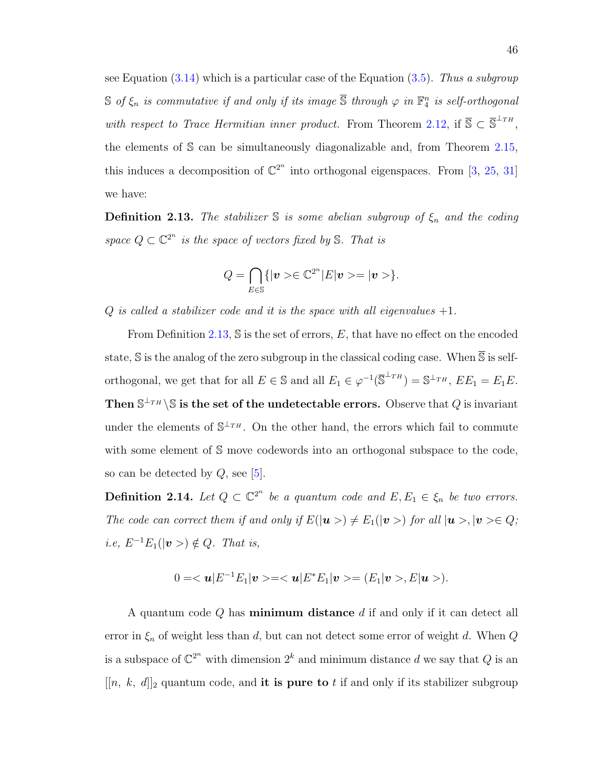see Equation (3.14) which is a particular case of the Equation (3.5). *Thus a subgroup* $\mathbb{S}$ *of* $\xi_n$ *is commutative if and only if its image* $\overline{\mathbb{S}}$ *through* $\varphi$ *in* $\mathbb{F}_4^n$ *is self-orthogonal with respect to Trace Hermitian inner product.* From Theorem 2.12, if $\overline{\mathbb{S}} \subset \overline{\mathbb{S}}^{\perp_{TH}}$, the elements of $\mathbb{S}$ can be simultaneously diagonalizable and, from Theorem 2.15, this induces a decomposition of $\mathbb{C}^{2^n}$ into orthogonal eigenspaces. From [3, 25, 31] we have:

**Definition 2.13.** *The stabilizer* $\mathbb{S}$ *is some abelian subgroup of* $\xi_n$ *and the coding space* $Q \subset \mathbb{C}^{2^n}$ *is the space of vectors fixed by* $\mathbb{S}$*. That is*

$$Q = \bigcap_{E \in \mathbb{S}} \{|\boldsymbol{v}> \in \mathbb{C}^{2^n} | E|\boldsymbol{v}> = |\boldsymbol{v}>\}.$$

*Q is called a stabilizer code and it is the space with all eigenvalues +1.*

From Definition 2.13, $\mathbb{S}$ is the set of errors, $E$, that have no effect on the encoded state, $\mathbb{S}$ is the analog of the zero subgroup in the classical coding case. When $\overline{\mathbb{S}}$ is self-orthogonal, we get that for all $E \in \mathbb{S}$ and all $E_1 \in \varphi^{-1}(\overline{\mathbb{S}}^{\perp_{TH}}) = \mathbb{S}^{\perp_{TH}}$, $EE_1 = E_1E$. **Then** $\mathbb{S}^{\perp_{TH}} \backslash \mathbb{S}$ **is the set of the undetectable errors.** Observe that $Q$ is invariant under the elements of $\mathbb{S}^{\perp_{TH}}$. On the other hand, the errors which fail to commute with some element of $\mathbb{S}$ move codewords into an orthogonal subspace to the code, so can be detected by $Q$, see [5].

**Definition 2.14.** *Let* $Q \subset \mathbb{C}^{2^n}$ *be a quantum code and* $E, E_1 \in \xi_n$ *be two errors. The code can correct them if and only if* $E(|\boldsymbol{u}>) \neq E_1(|\boldsymbol{v}>)$ *for all* $|\boldsymbol{u}>, |\boldsymbol{v}> \in Q$*; i.e,* $E^{-1}E_1(|\boldsymbol{v}>) \notin Q$*. That is,*

$$0 = <\boldsymbol{u}|E^{-1}E_1|\boldsymbol{v}> = <\boldsymbol{u}|E^{*}E_1|\boldsymbol{v}> = (E_1|\boldsymbol{v}>, E|\boldsymbol{u}>).$$

A quantum code $Q$ has **minimum distance** $d$ if and only if it can detect all error in $\xi_n$ of weight less than $d$, but can not detect some error of weight $d$. When $Q$ is a subspace of $\mathbb{C}^{2^n}$ with dimension $2^k$ and minimum distance $d$ we say that $Q$ is an $[[n,\ k,\ d]]_2$ quantum code, and **it is pure to** $t$ if and only if its stabilizer subgroup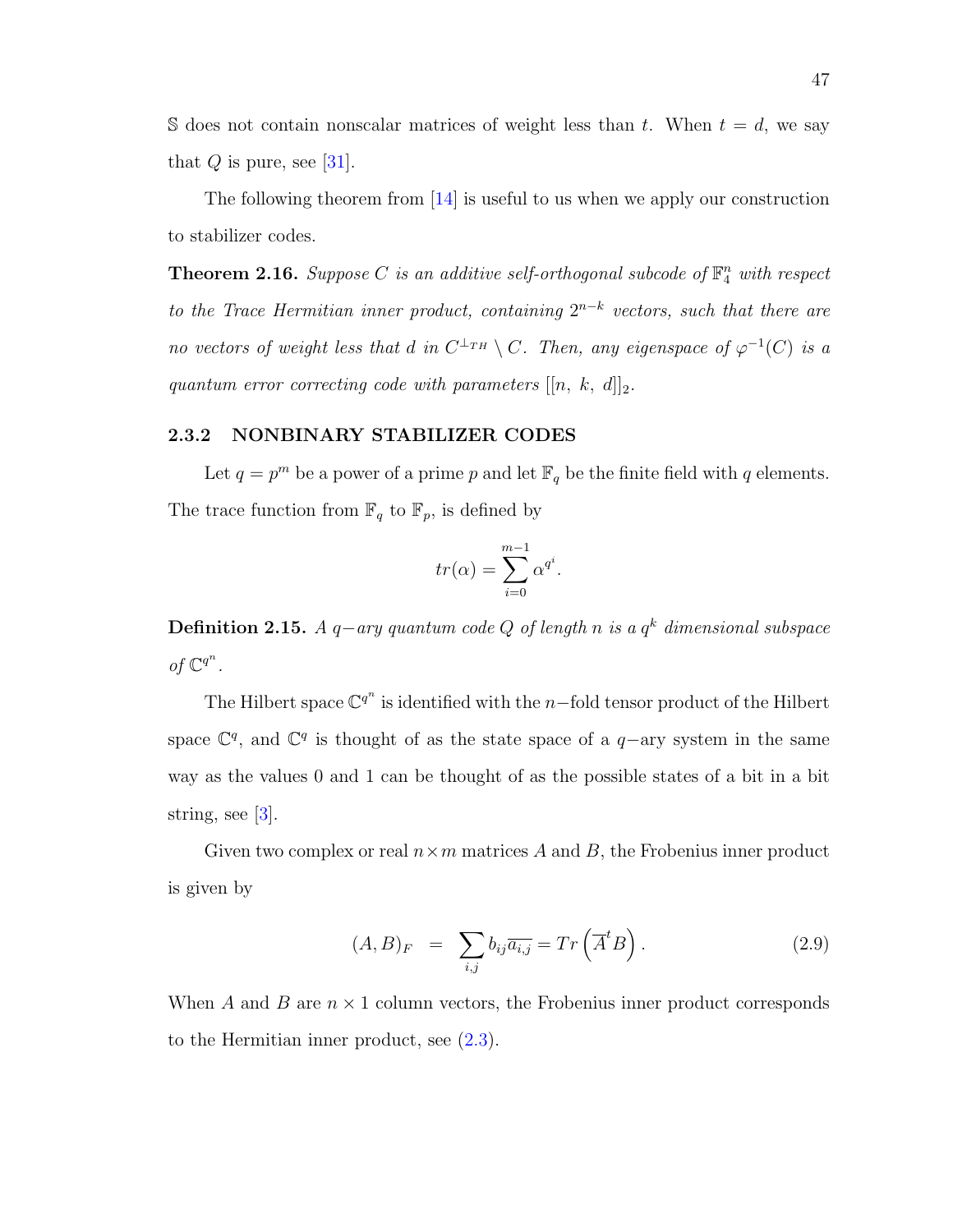$\mathbb{S}$ does not contain nonscalar matrices of weight less than $t$. When $t = d$, we say that $Q$ is pure, see [31].

The following theorem from [14] is useful to us when we apply our construction to stabilizer codes.

**Theorem 2.16.** *Suppose $C$ is an additive self-orthogonal subcode of $\mathbb{F}_4^n$ with respect to the Trace Hermitian inner product, containing $2^{n-k}$ vectors, such that there are no vectors of weight less that $d$ in $C^{\perp_{TH}} \setminus C$. Then, any eigenspace of $\varphi^{-1}(C)$ is a quantum error correcting code with parameters $[[n,\ k,\ d]]_2$.*

### 2.3.2 NONBINARY STABILIZER CODES

Let $q = p^m$ be a power of a prime $p$ and let $\mathbb{F}_q$ be the finite field with $q$ elements. The trace function from $\mathbb{F}_q$ to $\mathbb{F}_p$, is defined by

$$tr(\alpha) = \sum_{i=0}^{m-1} \alpha^{q^i}.$$

**Definition 2.15.** *A $q-$ary quantum code $Q$ of length $n$ is a $q^k$ dimensional subspace of $\mathbb{C}^{q^n}$.*

The Hilbert space $\mathbb{C}^{q^n}$ is identified with the $n-$fold tensor product of the Hilbert space $\mathbb{C}^q$, and $\mathbb{C}^q$ is thought of as the state space of a $q-$ary system in the same way as the values 0 and 1 can be thought of as the possible states of a bit in a bit string, see [3].

Given two complex or real $n \times m$ matrices $A$ and $B$, the Frobenius inner product is given by

$$(A, B)_F \;\; = \;\; \sum_{i,j} b_{ij}\overline{a_{i,j}} = Tr\left(\overline{A}^t B\right). \tag{2.9}$$

When $A$ and $B$ are $n \times 1$ column vectors, the Frobenius inner product corresponds to the Hermitian inner product, see (2.3).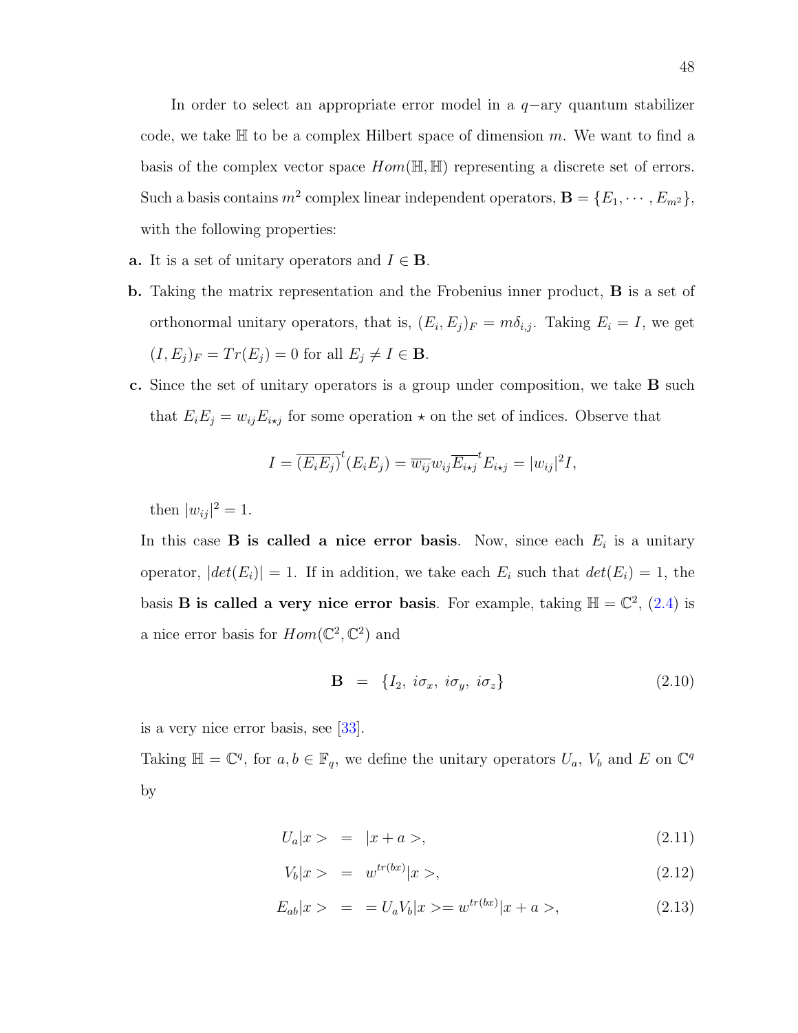In order to select an appropriate error model in a $q-$ary quantum stabilizer code, we take $\mathbb{H}$ to be a complex Hilbert space of dimension $m$. We want to find a basis of the complex vector space $Hom(\mathbb{H}, \mathbb{H})$ representing a discrete set of errors. Such a basis contains $m^2$ complex linear independent operators, $\mathbf{B} = \{E_1, \cdots, E_{m^2}\}$, with the following properties:

**a.** It is a set of unitary operators and $I \in \mathbf{B}$.

**b.** Taking the matrix representation and the Frobenius inner product, $\mathbf{B}$ is a set of orthonormal unitary operators, that is, $(E_i, E_j)_F = m\delta_{i,j}$. Taking $E_i = I$, we get $(I, E_j)_F = Tr(E_j) = 0$ for all $E_j \neq I \in \mathbf{B}$.

**c.** Since the set of unitary operators is a group under composition, we take $\mathbf{B}$ such that $E_i E_j = w_{ij} E_{i \star j}$ for some operation $\star$ on the set of indices. Observe that

$$I = \overline{(E_i E_j)}^t (E_i E_j) = \overline{w_{ij}} w_{ij} \overline{E_{i \star j}}^t E_{i \star j} = |w_{ij}|^2 I,$$

then $|w_{ij}|^2 = 1$.

In this case **B is called a nice error basis**. Now, since each $E_i$ is a unitary operator, $|det(E_i)| = 1$. If in addition, we take each $E_i$ such that $det(E_i) = 1$, the basis **B is called a very nice error basis**. For example, taking $\mathbb{H} = \mathbb{C}^2$, (2.4) is a nice error basis for $Hom(\mathbb{C}^2, \mathbb{C}^2)$ and

$$\mathbf{B} \;\; = \;\; \{I_2,\ i\sigma_x,\ i\sigma_y,\ i\sigma_z\} \tag{2.10}$$

is a very nice error basis, see [33].

Taking $\mathbb{H} = \mathbb{C}^q$, for $a, b \in \mathbb{F}_q$, we define the unitary operators $U_a$, $V_b$ and $E$ on $\mathbb{C}^q$ by

$$U_a|x> \;\; = \;\; |x + a>, \tag{2.11}$$

$$V_b|x> \;\; = \;\; w^{tr(bx)}|x>, \tag{2.12}$$

$$E_{ab}|x> \;\; = \;\; = U_a V_b|x> = w^{tr(bx)}|x + a>, \tag{2.13}$$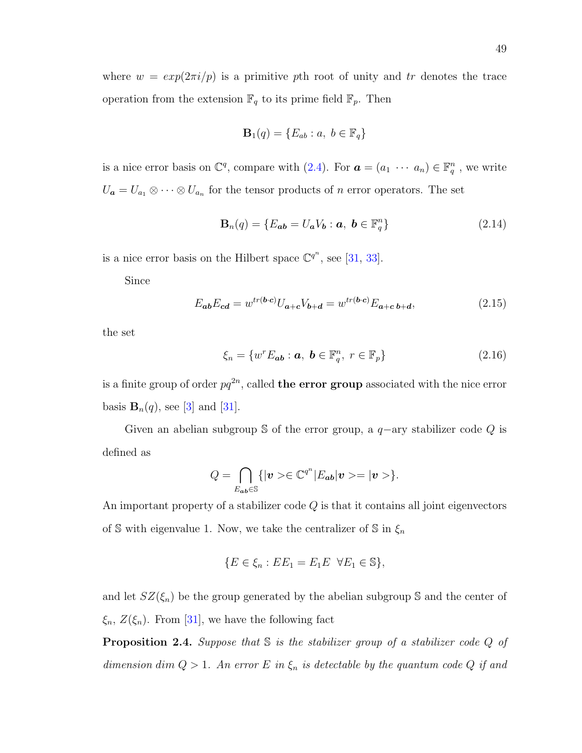where $w = exp(2\pi i/p)$ is a primitive $p$th root of unity and $tr$ denotes the trace operation from the extension $\mathbb{F}_q$ to its prime field $\mathbb{F}_p$. Then

$$\mathbf{B}_1(q) = \{E_{ab} : a,\ b \in \mathbb{F}_q\}$$

is a nice error basis on $\mathbb{C}^q$, compare with (2.4). For $\boldsymbol{a} = (a_1\ \cdots\ a_n) \in \mathbb{F}_q^n$ , we write $U_{\boldsymbol{a}} = U_{a_1} \otimes \cdots \otimes U_{a_n}$ for the tensor products of $n$ error operators. The set

$$\mathbf{B}_n(q) = \{E_{\boldsymbol{ab}} = U_{\boldsymbol{a}} V_{\boldsymbol{b}} : \boldsymbol{a},\ \boldsymbol{b} \in \mathbb{F}_q^n\} \tag{2.14}$$

is a nice error basis on the Hilbert space $\mathbb{C}^{q^n}$, see [31, 33].

Since

$$E_{\boldsymbol{ab}} E_{\boldsymbol{cd}} = w^{tr(\boldsymbol{b}\cdot\boldsymbol{c})} U_{\boldsymbol{a}+\boldsymbol{c}} V_{\boldsymbol{b}+\boldsymbol{d}} = w^{tr(\boldsymbol{b}\cdot\boldsymbol{c})} E_{\boldsymbol{a}+\boldsymbol{c}\ \boldsymbol{b}+\boldsymbol{d}}, \tag{2.15}$$

the set

$$\xi_n = \{w^r E_{\boldsymbol{ab}} : \boldsymbol{a},\ \boldsymbol{b} \in \mathbb{F}_q^n,\ r \in \mathbb{F}_p\} \tag{2.16}$$

is a finite group of order $pq^{2n}$, called **the error group** associated with the nice error basis $\mathbf{B}_n(q)$, see [3] and [31].

Given an abelian subgroup $\mathbb{S}$ of the error group, a $q-$ary stabilizer code $Q$ is defined as

$$Q = \bigcap_{E_{\boldsymbol{ab}} \in \mathbb{S}} \{|\boldsymbol{v}> \in \mathbb{C}^{q^n} | E_{\boldsymbol{ab}} |\boldsymbol{v}> = |\boldsymbol{v}>\}.$$

An important property of a stabilizer code $Q$ is that it contains all joint eigenvectors of $\mathbb{S}$ with eigenvalue 1. Now, we take the centralizer of $\mathbb{S}$ in $\xi_n$

$$\{E \in \xi_n : EE_1 = E_1 E\ \ \forall E_1 \in \mathbb{S}\},$$

and let $SZ(\xi_n)$ be the group generated by the abelian subgroup $\mathbb{S}$ and the center of $\xi_n$, $Z(\xi_n)$. From [31], we have the following fact

**Proposition 2.4.** *Suppose that $\mathbb{S}$ is the stabilizer group of a stabilizer code $Q$ of dimension $\dim Q > 1$. An error $E$ in $\xi_n$ is detectable by the quantum code $Q$ if and*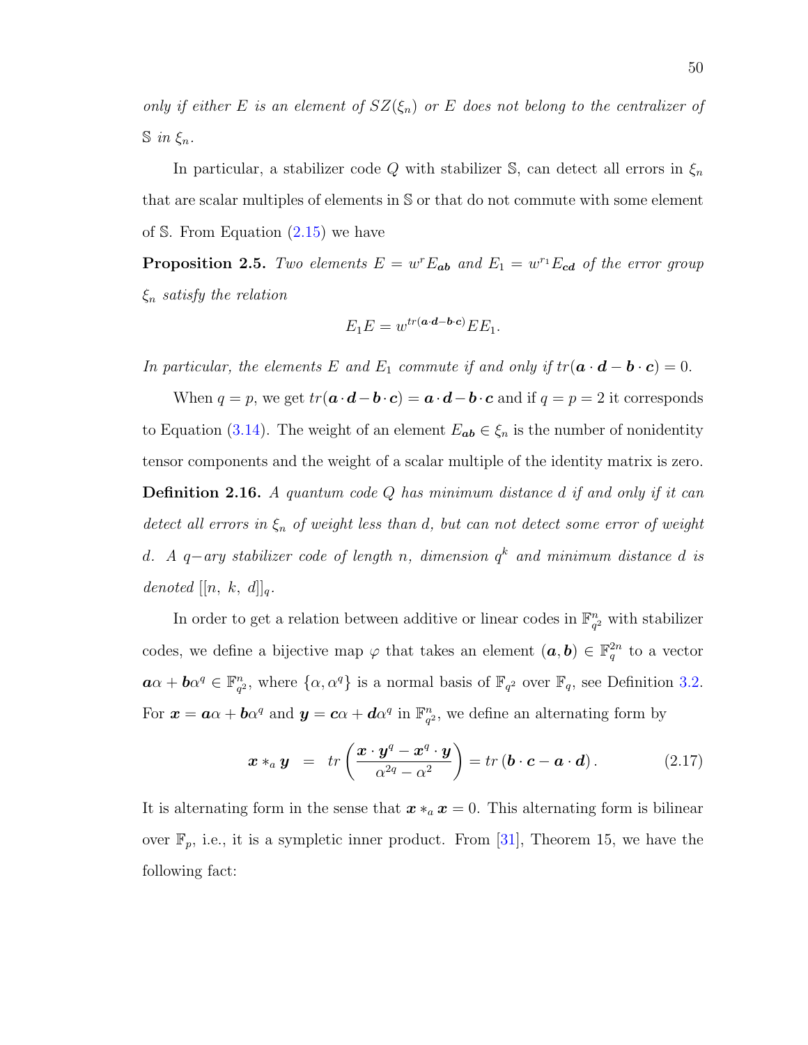*only if either $E$ is an element of $SZ(\xi_n)$ or $E$ does not belong to the centralizer of $\mathbb{S}$ in $\xi_n$.*

In particular, a stabilizer code $Q$ with stabilizer $\mathbb{S}$, can detect all errors in $\xi_n$ that are scalar multiples of elements in $\mathbb{S}$ or that do not commute with some element of $\mathbb{S}$. From Equation (2.15) we have

**Proposition 2.5.** *Two elements $E = w^r E_{\boldsymbol{ab}}$ and $E_1 = w^{r_1} E_{\boldsymbol{cd}}$ of the error group $\xi_n$ satisfy the relation*

$$E_1 E = w^{tr(\boldsymbol{a}\cdot\boldsymbol{d}-\boldsymbol{b}\cdot\boldsymbol{c})} E E_1.$$

*In particular, the elements $E$ and $E_1$ commute if and only if $tr(\boldsymbol{a}\cdot\boldsymbol{d} - \boldsymbol{b}\cdot\boldsymbol{c}) = 0$.*

When $q = p$, we get $tr(\boldsymbol{a}\cdot\boldsymbol{d} - \boldsymbol{b}\cdot\boldsymbol{c}) = \boldsymbol{a}\cdot\boldsymbol{d} - \boldsymbol{b}\cdot\boldsymbol{c}$ and if $q = p = 2$ it corresponds to Equation (3.14). The weight of an element $E_{\boldsymbol{ab}} \in \xi_n$ is the number of nonidentity tensor components and the weight of a scalar multiple of the identity matrix is zero.

**Definition 2.16.** *A quantum code $Q$ has minimum distance $d$ if and only if it can detect all errors in $\xi_n$ of weight less than $d$, but can not detect some error of weight $d$. A $q-$ary stabilizer code of length $n$, dimension $q^k$ and minimum distance $d$ is denoted $[[n,\ k,\ d]]_q$.*

In order to get a relation between additive or linear codes in $\mathbb{F}_{q^2}^n$ with stabilizer codes, we define a bijective map $\varphi$ that takes an element $(\boldsymbol{a}, \boldsymbol{b}) \in \mathbb{F}_q^{2n}$ to a vector $\boldsymbol{a}\alpha + \boldsymbol{b}\alpha^q \in \mathbb{F}_{q^2}^n$, where $\{\alpha, \alpha^q\}$ is a normal basis of $\mathbb{F}_{q^2}$ over $\mathbb{F}_q$, see Definition 3.2. For $\boldsymbol{x} = \boldsymbol{a}\alpha + \boldsymbol{b}\alpha^q$ and $\boldsymbol{y} = \boldsymbol{c}\alpha + \boldsymbol{d}\alpha^q$ in $\mathbb{F}_{q^2}^n$, we define an alternating form by

$$\boldsymbol{x} *_a \boldsymbol{y} \;\; = \;\; tr\left(\frac{\boldsymbol{x}\cdot\boldsymbol{y}^q - \boldsymbol{x}^q\cdot\boldsymbol{y}}{\alpha^{2q} - \alpha^2}\right) = tr\left(\boldsymbol{b}\cdot\boldsymbol{c} - \boldsymbol{a}\cdot\boldsymbol{d}\right). \qquad (2.17)$$

It is alternating form in the sense that $\boldsymbol{x} *_a \boldsymbol{x} = 0$. This alternating form is bilinear over $\mathbb{F}_p$, i.e., it is a sympletic inner product. From [31], Theorem 15, we have the following fact: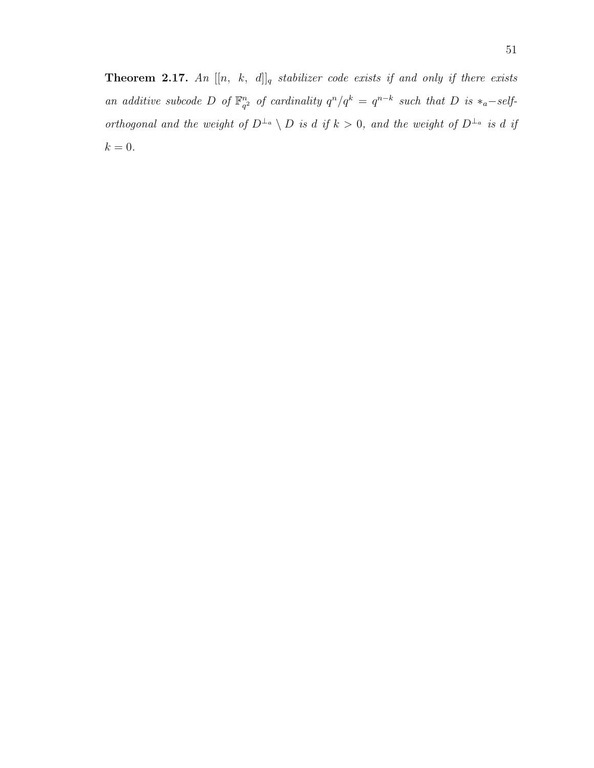**Theorem 2.17.** *An $[[n,\ k,\ d]]_q$ stabilizer code exists if and only if there exists an additive subcode $D$ of $\mathbb{F}_{q^2}^n$ of cardinality $q^n/q^k = q^{n-k}$ such that $D$ is $*_a$−self-orthogonal and the weight of $D^{\perp_a} \setminus D$ is $d$ if $k > 0$, and the weight of $D^{\perp_a}$ is $d$ if $k = 0$.*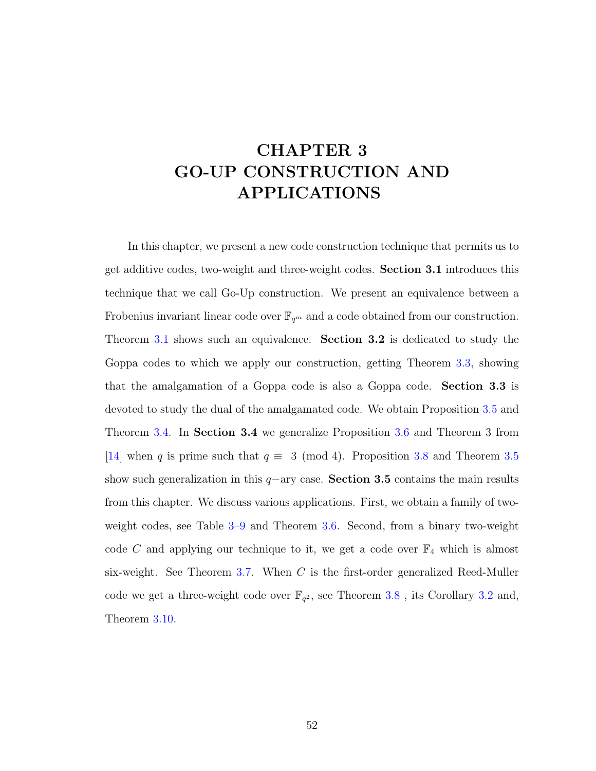# CHAPTER 3
# GO-UP CONSTRUCTION AND APPLICATIONS

In this chapter, we present a new code construction technique that permits us to get additive codes, two-weight and three-weight codes. **Section 3.1** introduces this technique that we call Go-Up construction. We present an equivalence between a Frobenius invariant linear code over $\mathbb{F}_{q^m}$ and a code obtained from our construction. Theorem 3.1 shows such an equivalence. **Section 3.2** is dedicated to study the Goppa codes to which we apply our construction, getting Theorem 3.3, showing that the amalgamation of a Goppa code is also a Goppa code. **Section 3.3** is devoted to study the dual of the amalgamated code. We obtain Proposition 3.5 and Theorem 3.4. In **Section 3.4** we generalize Proposition 3.6 and Theorem 3 from [14] when $q$ is prime such that $q \equiv 3 \pmod 4$. Proposition 3.8 and Theorem 3.5 show such generalization in this $q-$ary case. **Section 3.5** contains the main results from this chapter. We discuss various applications. First, we obtain a family of two-weight codes, see Table 3–9 and Theorem 3.6. Second, from a binary two-weight code $C$ and applying our technique to it, we get a code over $\mathbb{F}_4$ which is almost six-weight. See Theorem 3.7. When $C$ is the first-order generalized Reed-Muller code we get a three-weight code over $\mathbb{F}_{q^2}$, see Theorem 3.8 , its Corollary 3.2 and, Theorem 3.10.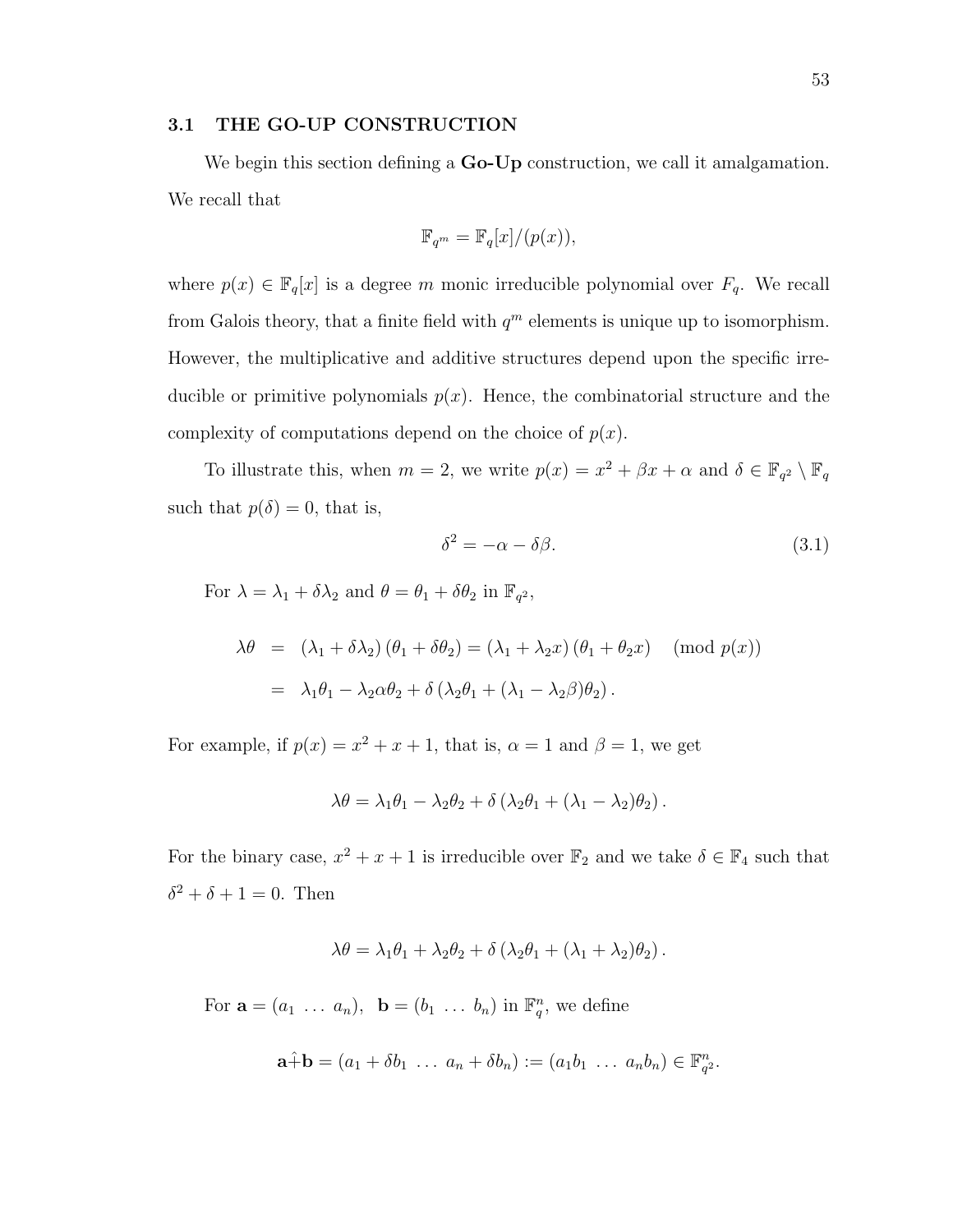## 3.1 THE GO-UP CONSTRUCTION

We begin this section defining a **Go-Up** construction, we call it amalgamation. We recall that

$$\mathbb{F}_{q^m} = \mathbb{F}_q[x]/(p(x)),$$

where $p(x) \in \mathbb{F}_q[x]$ is a degree $m$ monic irreducible polynomial over $F_q$. We recall from Galois theory, that a finite field with $q^m$ elements is unique up to isomorphism. However, the multiplicative and additive structures depend upon the specific irreducible or primitive polynomials $p(x)$. Hence, the combinatorial structure and the complexity of computations depend on the choice of $p(x)$.

To illustrate this, when $m = 2$, we write $p(x) = x^2 + \beta x + \alpha$ and $\delta \in \mathbb{F}_{q^2} \setminus \mathbb{F}_q$ such that $p(\delta) = 0$, that is,

$$\delta^2 = -\alpha - \delta\beta. \tag{3.1}$$

For $\lambda = \lambda_1 + \delta\lambda_2$ and $\theta = \theta_1 + \delta\theta_2$ in $\mathbb{F}_{q^2}$,

$$\begin{aligned}
\lambda\theta &= (\lambda_1 + \delta\lambda_2)(\theta_1 + \delta\theta_2) = (\lambda_1 + \lambda_2 x)(\theta_1 + \theta_2 x) \pmod{p(x)} \\
&= \lambda_1\theta_1 - \lambda_2\alpha\theta_2 + \delta\left(\lambda_2\theta_1 + (\lambda_1 - \lambda_2\beta)\theta_2\right).
\end{aligned}$$

For example, if $p(x) = x^2 + x + 1$, that is, $\alpha = 1$ and $\beta = 1$, we get

$$\lambda\theta = \lambda_1\theta_1 - \lambda_2\theta_2 + \delta\left(\lambda_2\theta_1 + (\lambda_1 - \lambda_2)\theta_2\right).$$

For the binary case, $x^2 + x + 1$ is irreducible over $\mathbb{F}_2$ and we take $\delta \in \mathbb{F}_4$ such that $\delta^2 + \delta + 1 = 0$. Then

$$\lambda\theta = \lambda_1\theta_1 + \lambda_2\theta_2 + \delta\left(\lambda_2\theta_1 + (\lambda_1 + \lambda_2)\theta_2\right).$$

For $\mathbf{a} = (a_1 \ \ldots \ a_n), \ \ \mathbf{b} = (b_1 \ \ldots \ b_n)$ in $\mathbb{F}_q^n$, we define

$$\mathbf{a}\hat{+}\mathbf{b} = (a_1 + \delta b_1 \ \ldots \ a_n + \delta b_n) := (a_1 b_1 \ \ldots \ a_n b_n) \in \mathbb{F}_{q^2}^n.$$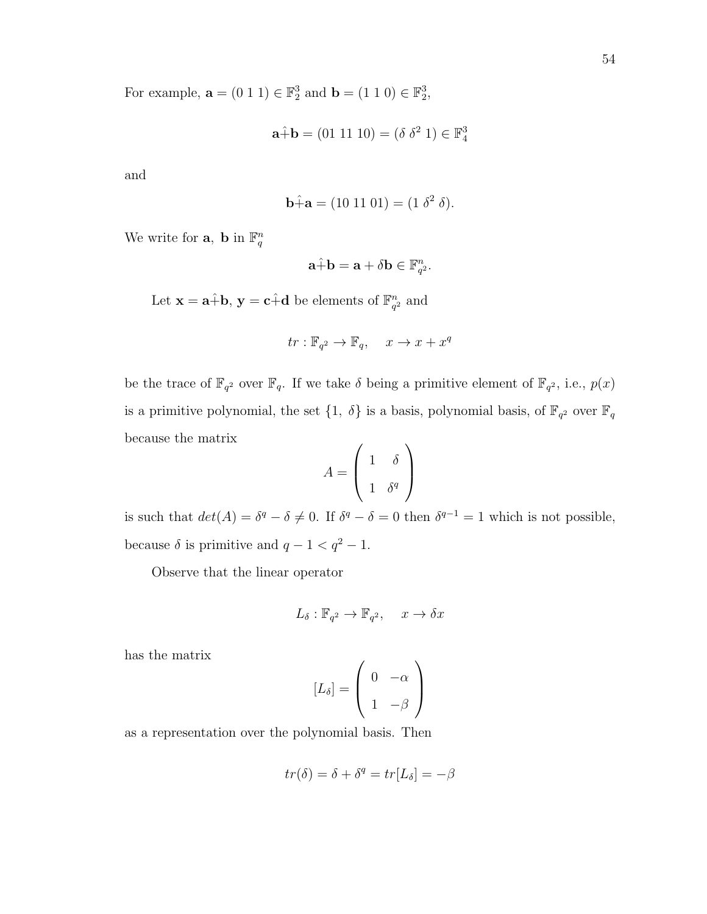For example, $\mathbf{a} = (0\ 1\ 1) \in \mathbb{F}_2^3$ and $\mathbf{b} = (1\ 1\ 0) \in \mathbb{F}_2^3$,

$$\mathbf{a} \hat{+} \mathbf{b} = (01\ 11\ 10) = (\delta\ \delta^2\ 1) \in \mathbb{F}_4^3$$

and

$$\mathbf{b} \hat{+} \mathbf{a} = (10\ 11\ 01) = (1\ \delta^2\ \delta).$$

We write for $\mathbf{a},\ \mathbf{b}$ in $\mathbb{F}_q^n$

$$\mathbf{a} \hat{+} \mathbf{b} = \mathbf{a} + \delta \mathbf{b} \in \mathbb{F}_{q^2}^n.$$

Let $\mathbf{x} = \mathbf{a} \hat{+} \mathbf{b}$, $\mathbf{y} = \mathbf{c} \hat{+} \mathbf{d}$ be elements of $\mathbb{F}_{q^2}^n$ and

$$tr : \mathbb{F}_{q^2} \to \mathbb{F}_q, \quad x \to x + x^q$$

be the trace of $\mathbb{F}_{q^2}$ over $\mathbb{F}_q$. If we take $\delta$ being a primitive element of $\mathbb{F}_{q^2}$, i.e., $p(x)$ is a primitive polynomial, the set $\{1,\ \delta\}$ is a basis, polynomial basis, of $\mathbb{F}_{q^2}$ over $\mathbb{F}_q$ because the matrix

$$A = \begin{pmatrix} 1 & \delta \\ 1 & \delta^q \end{pmatrix}$$

is such that $det(A) = \delta^q - \delta \neq 0$. If $\delta^q - \delta = 0$ then $\delta^{q-1} = 1$ which is not possible, because $\delta$ is primitive and $q - 1 < q^2 - 1$.

Observe that the linear operator

$$L_\delta : \mathbb{F}_{q^2} \to \mathbb{F}_{q^2}, \quad x \to \delta x$$

has the matrix

$$[L_\delta] = \begin{pmatrix} 0 & -\alpha \\ 1 & -\beta \end{pmatrix}$$

as a representation over the polynomial basis. Then

$$tr(\delta) = \delta + \delta^q = tr[L_\delta] = -\beta$$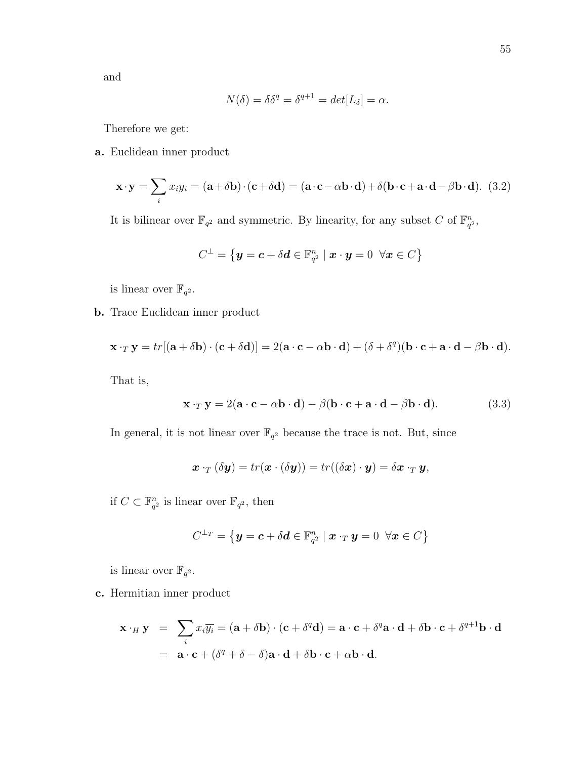and

$$N(\delta) = \delta\delta^q = \delta^{q+1} = det[L_\delta] = \alpha.$$

Therefore we get:

**a.** Euclidean inner product

$$\mathbf{x}\cdot\mathbf{y} = \sum_i x_i y_i = (\mathbf{a}+\delta\mathbf{b})\cdot(\mathbf{c}+\delta\mathbf{d}) = (\mathbf{a}\cdot\mathbf{c}-\alpha\mathbf{b}\cdot\mathbf{d})+\delta(\mathbf{b}\cdot\mathbf{c}+\mathbf{a}\cdot\mathbf{d}-\beta\mathbf{b}\cdot\mathbf{d}). \quad (3.2)$$

It is bilinear over $\mathbb{F}_{q^2}$ and symmetric. By linearity, for any subset $C$ of $\mathbb{F}_{q^2}^n$,

$$C^\perp = \left\{\boldsymbol{y} = \boldsymbol{c} + \delta\boldsymbol{d} \in \mathbb{F}_{q^2}^n \mid \boldsymbol{x}\cdot\boldsymbol{y} = 0 \ \ \forall \boldsymbol{x} \in C\right\}$$

is linear over $\mathbb{F}_{q^2}$.

**b.** Trace Euclidean inner product

$$\mathbf{x}\cdot_T\mathbf{y} = tr[(\mathbf{a}+\delta\mathbf{b})\cdot(\mathbf{c}+\delta\mathbf{d})] = 2(\mathbf{a}\cdot\mathbf{c}-\alpha\mathbf{b}\cdot\mathbf{d}) + (\delta+\delta^q)(\mathbf{b}\cdot\mathbf{c}+\mathbf{a}\cdot\mathbf{d}-\beta\mathbf{b}\cdot\mathbf{d}).$$

That is,

$$\mathbf{x}\cdot_T\mathbf{y} = 2(\mathbf{a}\cdot\mathbf{c}-\alpha\mathbf{b}\cdot\mathbf{d}) - \beta(\mathbf{b}\cdot\mathbf{c}+\mathbf{a}\cdot\mathbf{d}-\beta\mathbf{b}\cdot\mathbf{d}). \quad (3.3)$$

In general, it is not linear over $\mathbb{F}_{q^2}$ because the trace is not. But, since

$$\boldsymbol{x}\cdot_T(\delta\boldsymbol{y}) = tr(\boldsymbol{x}\cdot(\delta\boldsymbol{y})) = tr((\delta\boldsymbol{x})\cdot\boldsymbol{y}) = \delta\boldsymbol{x}\cdot_T\boldsymbol{y},$$

if $C \subset \mathbb{F}_{q^2}^n$ is linear over $\mathbb{F}_{q^2}$, then

$$C^{\perp_T} = \left\{\boldsymbol{y} = \boldsymbol{c} + \delta\boldsymbol{d} \in \mathbb{F}_{q^2}^n \mid \boldsymbol{x}\cdot_T\boldsymbol{y} = 0 \ \ \forall \boldsymbol{x} \in C\right\}$$

is linear over $\mathbb{F}_{q^2}$.

**c.** Hermitian inner product

$$\begin{aligned}\mathbf{x}\cdot_H\mathbf{y} &= \sum_i x_i\overline{y_i} = (\mathbf{a}+\delta\mathbf{b})\cdot(\mathbf{c}+\delta^q\mathbf{d}) = \mathbf{a}\cdot\mathbf{c}+\delta^q\mathbf{a}\cdot\mathbf{d}+\delta\mathbf{b}\cdot\mathbf{c}+\delta^{q+1}\mathbf{b}\cdot\mathbf{d}\\ &= \mathbf{a}\cdot\mathbf{c}+(\delta^q+\delta-\delta)\mathbf{a}\cdot\mathbf{d}+\delta\mathbf{b}\cdot\mathbf{c}+\alpha\mathbf{b}\cdot\mathbf{d}.\end{aligned}$$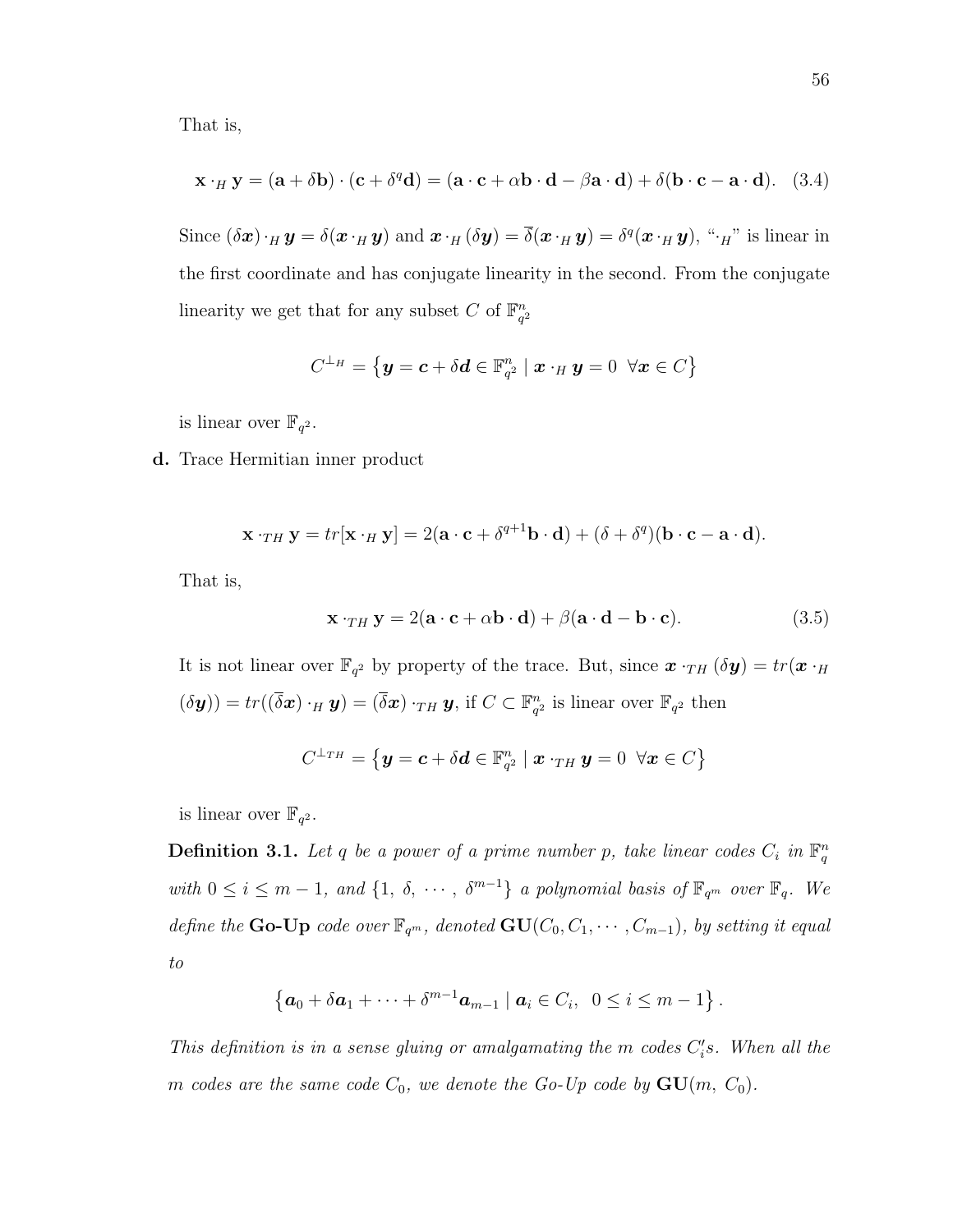That is,

$$\mathbf{x} \cdot_H \mathbf{y} = (\mathbf{a} + \delta\mathbf{b}) \cdot (\mathbf{c} + \delta^q\mathbf{d}) = (\mathbf{a} \cdot \mathbf{c} + \alpha\mathbf{b} \cdot \mathbf{d} - \beta\mathbf{a} \cdot \mathbf{d}) + \delta(\mathbf{b} \cdot \mathbf{c} - \mathbf{a} \cdot \mathbf{d}). \quad (3.4)$$

Since $(\delta\boldsymbol{x}) \cdot_H \boldsymbol{y} = \delta(\boldsymbol{x} \cdot_H \boldsymbol{y})$ and $\boldsymbol{x} \cdot_H (\delta\boldsymbol{y}) = \overline{\delta}(\boldsymbol{x} \cdot_H \boldsymbol{y}) = \delta^q(\boldsymbol{x} \cdot_H \boldsymbol{y})$, "$\cdot_H$" is linear in the first coordinate and has conjugate linearity in the second. From the conjugate linearity we get that for any subset $C$ of $\mathbb{F}_{q^2}^n$

$$C^{\perp_H} = \left\{\boldsymbol{y} = \boldsymbol{c} + \delta\boldsymbol{d} \in \mathbb{F}_{q^2}^n \mid \boldsymbol{x} \cdot_H \boldsymbol{y} = 0 \ \ \forall \boldsymbol{x} \in C\right\}$$

is linear over $\mathbb{F}_{q^2}$.

**d.** Trace Hermitian inner product

$$\mathbf{x} \cdot_{TH} \mathbf{y} = tr[\mathbf{x} \cdot_H \mathbf{y}] = 2(\mathbf{a} \cdot \mathbf{c} + \delta^{q+1}\mathbf{b} \cdot \mathbf{d}) + (\delta + \delta^q)(\mathbf{b} \cdot \mathbf{c} - \mathbf{a} \cdot \mathbf{d}).$$

That is,

$$\mathbf{x} \cdot_{TH} \mathbf{y} = 2(\mathbf{a} \cdot \mathbf{c} + \alpha\mathbf{b} \cdot \mathbf{d}) + \beta(\mathbf{a} \cdot \mathbf{d} - \mathbf{b} \cdot \mathbf{c}). \quad (3.5)$$

It is not linear over $\mathbb{F}_{q^2}$ by property of the trace. But, since $\boldsymbol{x} \cdot_{TH} (\delta\boldsymbol{y}) = tr(\boldsymbol{x} \cdot_H (\delta\boldsymbol{y})) = tr((\overline{\delta}\boldsymbol{x}) \cdot_H \boldsymbol{y}) = (\overline{\delta}\boldsymbol{x}) \cdot_{TH} \boldsymbol{y}$, if $C \subset \mathbb{F}_{q^2}^n$ is linear over $\mathbb{F}_{q^2}$ then

$$C^{\perp_{TH}} = \left\{\boldsymbol{y} = \boldsymbol{c} + \delta\boldsymbol{d} \in \mathbb{F}_{q^2}^n \mid \boldsymbol{x} \cdot_{TH} \boldsymbol{y} = 0 \ \ \forall \boldsymbol{x} \in C\right\}$$

is linear over $\mathbb{F}_{q^2}$.

**Definition 3.1.** *Let $q$ be a power of a prime number $p$, take linear codes $C_i$ in $\mathbb{F}_q^n$ with $0 \leq i \leq m-1$, and $\{1,\ \delta,\ \cdots,\ \delta^{m-1}\}$ a polynomial basis of $\mathbb{F}_{q^m}$ over $\mathbb{F}_q$. We define the* **Go-Up** *code over $\mathbb{F}_{q^m}$, denoted* $\mathbf{GU}(C_0, C_1, \cdots, C_{m-1})$*, by setting it equal to*

$$\left\{\boldsymbol{a}_0 + \delta\boldsymbol{a}_1 + \cdots + \delta^{m-1}\boldsymbol{a}_{m-1} \mid \boldsymbol{a}_i \in C_i, \ \ 0 \leq i \leq m-1\right\}.$$

*This definition is in a sense gluing or amalgamating the $m$ codes $C_i's$. When all the $m$ codes are the same code $C_0$, we denote the Go-Up code by* $\mathbf{GU}(m,\ C_0)$.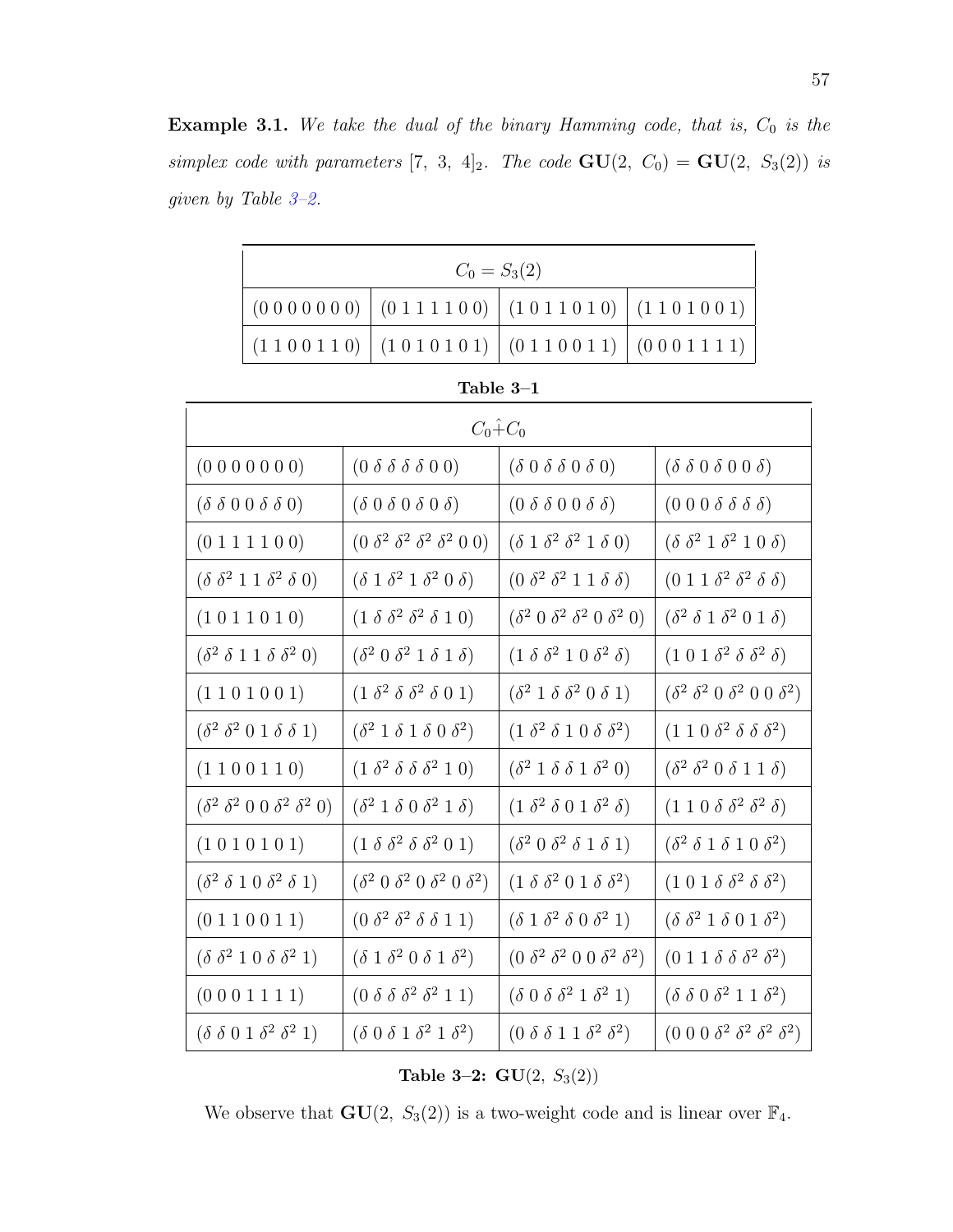**Example 3.1.** *We take the dual of the binary Hamming code, that is, $C_0$ is the simplex code with parameters $[7,\ 3,\ 4]_2$. The code $\mathbf{GU}(2,\ C_0) = \mathbf{GU}(2,\ S_3(2))$ is given by Table 3–2.*

| $C_0 = S_3(2)$ | | | |
|---|---|---|---|
| (0 0 0 0 0 0 0) | (0 1 1 1 1 0 0) | (1 0 1 1 0 1 0) | (1 1 0 1 0 0 1) |
| (1 1 0 0 1 1 0) | (1 0 1 0 1 0 1) | (0 1 1 0 0 1 1) | (0 0 0 1 1 1 1) |

**Table 3–1**

| $C_0 \hat{+} C_0$ | | | |
|---|---|---|---|
| $(0\ 0\ 0\ 0\ 0\ 0\ 0)$ | $(0\ \delta\ \delta\ \delta\ \delta\ 0\ 0)$ | $(\delta\ 0\ \delta\ \delta\ 0\ \delta\ 0)$ | $(\delta\ \delta\ 0\ \delta\ 0\ 0\ \delta)$ |
| $(\delta\ \delta\ 0\ 0\ \delta\ \delta\ 0)$ | $(\delta\ 0\ \delta\ 0\ \delta\ 0\ \delta)$ | $(0\ \delta\ \delta\ 0\ 0\ \delta\ \delta)$ | $(0\ 0\ 0\ \delta\ \delta\ \delta\ \delta)$ |
| $(0\ 1\ 1\ 1\ 1\ 0\ 0)$ | $(0\ \delta^2\ \delta^2\ \delta^2\ \delta^2\ 0\ 0)$ | $(\delta\ 1\ \delta^2\ \delta^2\ 1\ \delta\ 0)$ | $(\delta\ \delta^2\ 1\ \delta^2\ 1\ 0\ \delta)$ |
| $(\delta\ \delta^2\ 1\ 1\ \delta^2\ \delta\ 0)$ | $(\delta\ 1\ \delta^2\ 1\ \delta^2\ 0\ \delta)$ | $(0\ \delta^2\ \delta^2\ 1\ 1\ \delta\ \delta)$ | $(0\ 1\ 1\ \delta^2\ \delta^2\ \delta\ \delta)$ |
| $(1\ 0\ 1\ 1\ 0\ 1\ 0)$ | $(1\ \delta\ \delta^2\ \delta^2\ \delta\ 1\ 0)$ | $(\delta^2\ 0\ \delta^2\ \delta^2\ 0\ \delta^2\ 0)$ | $(\delta^2\ \delta\ 1\ \delta^2\ 0\ 1\ \delta)$ |
| $(\delta^2\ \delta\ 1\ 1\ \delta\ \delta^2\ 0)$ | $(\delta^2\ 0\ \delta^2\ 1\ \delta\ 1\ \delta)$ | $(1\ \delta\ \delta^2\ 1\ 0\ \delta^2\ \delta)$ | $(1\ 0\ 1\ \delta^2\ \delta\ \delta^2\ \delta)$ |
| $(1\ 1\ 0\ 1\ 0\ 0\ 1)$ | $(1\ \delta^2\ \delta\ \delta^2\ \delta\ 0\ 1)$ | $(\delta^2\ 1\ \delta\ \delta^2\ 0\ \delta\ 1)$ | $(\delta^2\ \delta^2\ 0\ \delta^2\ 0\ 0\ \delta^2)$ |
| $(\delta^2\ \delta^2\ 0\ 1\ \delta\ \delta\ 1)$ | $(\delta^2\ 1\ \delta\ 1\ \delta\ 0\ \delta^2)$ | $(1\ \delta^2\ \delta\ 1\ 0\ \delta\ \delta^2)$ | $(1\ 1\ 0\ \delta^2\ \delta\ \delta\ \delta^2)$ |
| $(1\ 1\ 0\ 0\ 1\ 1\ 0)$ | $(1\ \delta^2\ \delta\ \delta\ \delta^2\ 1\ 0)$ | $(\delta^2\ 1\ \delta\ \delta\ 1\ \delta^2\ 0)$ | $(\delta^2\ \delta^2\ 0\ \delta\ 1\ 1\ \delta)$ |
| $(\delta^2\ \delta^2\ 0\ 0\ \delta^2\ \delta^2\ 0)$ | $(\delta^2\ 1\ \delta\ 0\ \delta^2\ 1\ \delta)$ | $(1\ \delta^2\ \delta\ 0\ 1\ \delta^2\ \delta)$ | $(1\ 1\ 0\ \delta\ \delta^2\ \delta^2\ \delta)$ |
| $(1\ 0\ 1\ 0\ 1\ 0\ 1)$ | $(1\ \delta\ \delta^2\ \delta\ \delta^2\ 0\ 1)$ | $(\delta^2\ 0\ \delta^2\ \delta\ 1\ \delta\ 1)$ | $(\delta^2\ \delta\ 1\ \delta\ 1\ 0\ \delta^2)$ |
| $(\delta^2\ \delta\ 1\ 0\ \delta^2\ \delta\ 1)$ | $(\delta^2\ 0\ \delta^2\ 0\ \delta^2\ 0\ \delta^2)$ | $(1\ \delta\ \delta^2\ 0\ 1\ \delta\ \delta^2)$ | $(1\ 0\ 1\ \delta\ \delta^2\ \delta\ \delta^2)$ |
| $(0\ 1\ 1\ 0\ 0\ 1\ 1)$ | $(0\ \delta^2\ \delta^2\ \delta\ \delta\ 1\ 1)$ | $(\delta\ 1\ \delta^2\ \delta\ 0\ \delta^2\ 1)$ | $(\delta\ \delta^2\ 1\ \delta\ 0\ 1\ \delta^2)$ |
| $(\delta\ \delta^2\ 1\ 0\ \delta\ \delta^2\ 1)$ | $(\delta\ 1\ \delta^2\ 0\ \delta\ 1\ \delta^2)$ | $(0\ \delta^2\ \delta^2\ 0\ 0\ \delta^2\ \delta^2)$ | $(0\ 1\ 1\ \delta\ \delta\ \delta^2\ \delta^2)$ |
| $(0\ 0\ 0\ 1\ 1\ 1\ 1)$ | $(0\ \delta\ \delta\ \delta^2\ \delta^2\ 1\ 1)$ | $(\delta\ 0\ \delta\ \delta^2\ 1\ \delta^2\ 1)$ | $(\delta\ \delta\ 0\ \delta^2\ 1\ 1\ \delta^2)$ |
| $(\delta\ \delta\ 0\ 1\ \delta^2\ \delta^2\ 1)$ | $(\delta\ 0\ \delta\ 1\ \delta^2\ 1\ \delta^2)$ | $(0\ \delta\ \delta\ 1\ 1\ \delta^2\ \delta^2)$ | $(0\ 0\ 0\ \delta^2\ \delta^2\ \delta^2\ \delta^2)$ |

**Table 3–2: $\mathbf{GU}(2,\ S_3(2))$**

We observe that $\mathbf{GU}(2,\ S_3(2))$ is a two-weight code and is linear over $\mathbb{F}_4$.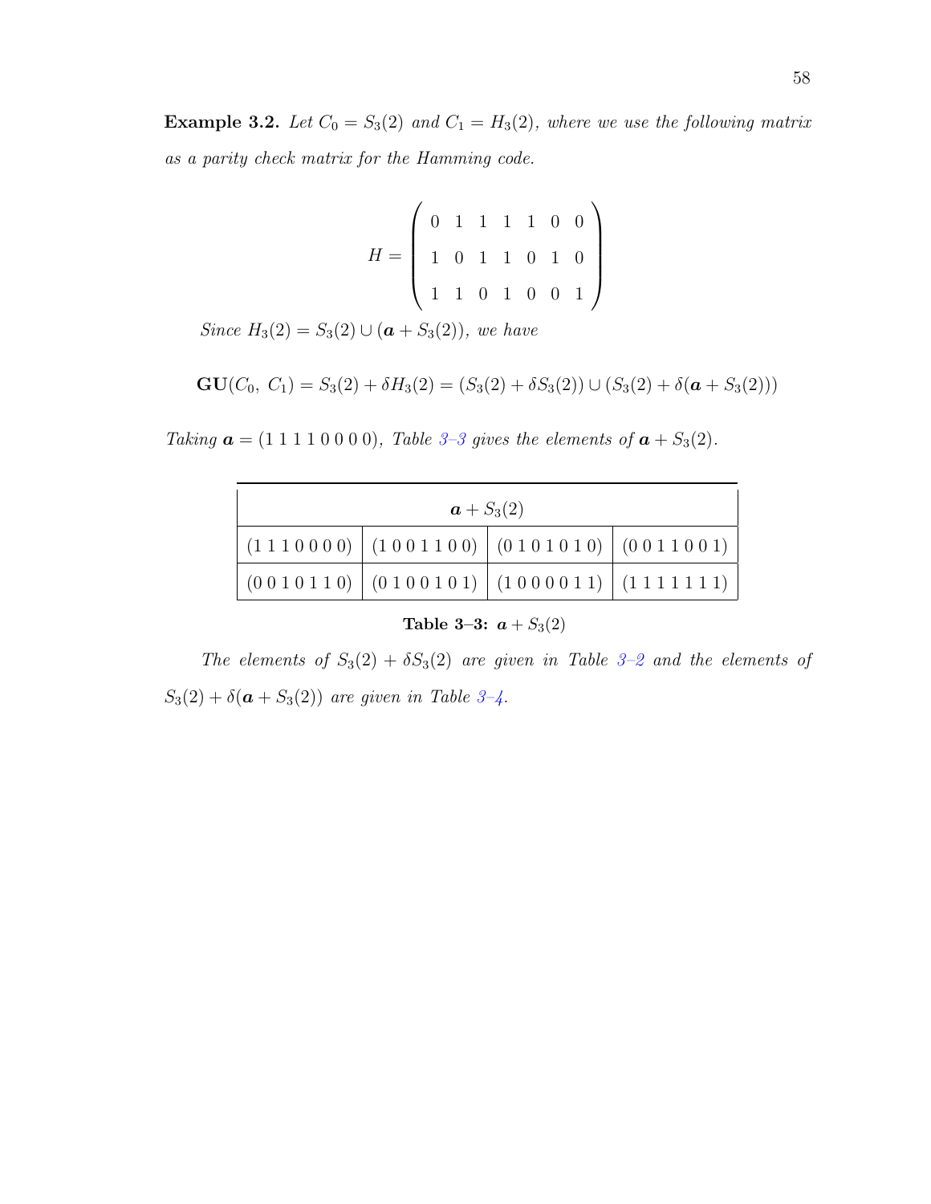**Example 3.2.** *Let $C_0 = S_3(2)$ and $C_1 = H_3(2)$, where we use the following matrix as a parity check matrix for the Hamming code.*

$$H = \begin{pmatrix} 0 & 1 & 1 & 1 & 1 & 0 & 0 \\ 1 & 0 & 1 & 1 & 0 & 1 & 0 \\ 1 & 1 & 0 & 1 & 0 & 0 & 1 \end{pmatrix}$$

*Since $H_3(2) = S_3(2) \cup (\boldsymbol{a} + S_3(2))$, we have*

$$\mathbf{GU}(C_0,\ C_1) = S_3(2) + \delta H_3(2) = (S_3(2) + \delta S_3(2)) \cup (S_3(2) + \delta(\boldsymbol{a} + S_3(2)))$$

*Taking $\boldsymbol{a} = (1\,1\,1\,1\,0\,0\,0\,0)$, Table 3–3 gives the elements of $\boldsymbol{a} + S_3(2)$.*

| $\boldsymbol{a} + S_3(2)$ | | | |
|---|---|---|---|
| (1 1 1 0 0 0 0) | (1 0 0 1 1 0 0) | (0 1 0 1 0 1 0) | (0 0 1 1 0 0 1) |
| (0 0 1 0 1 1 0) | (0 1 0 0 1 0 1) | (1 0 0 0 0 1 1) | (1 1 1 1 1 1 1) |

**Table 3–3:** $\boldsymbol{a} + S_3(2)$

*The elements of $S_3(2) + \delta S_3(2)$ are given in Table 3–2 and the elements of $S_3(2) + \delta(\boldsymbol{a} + S_3(2))$ are given in Table 3–4.*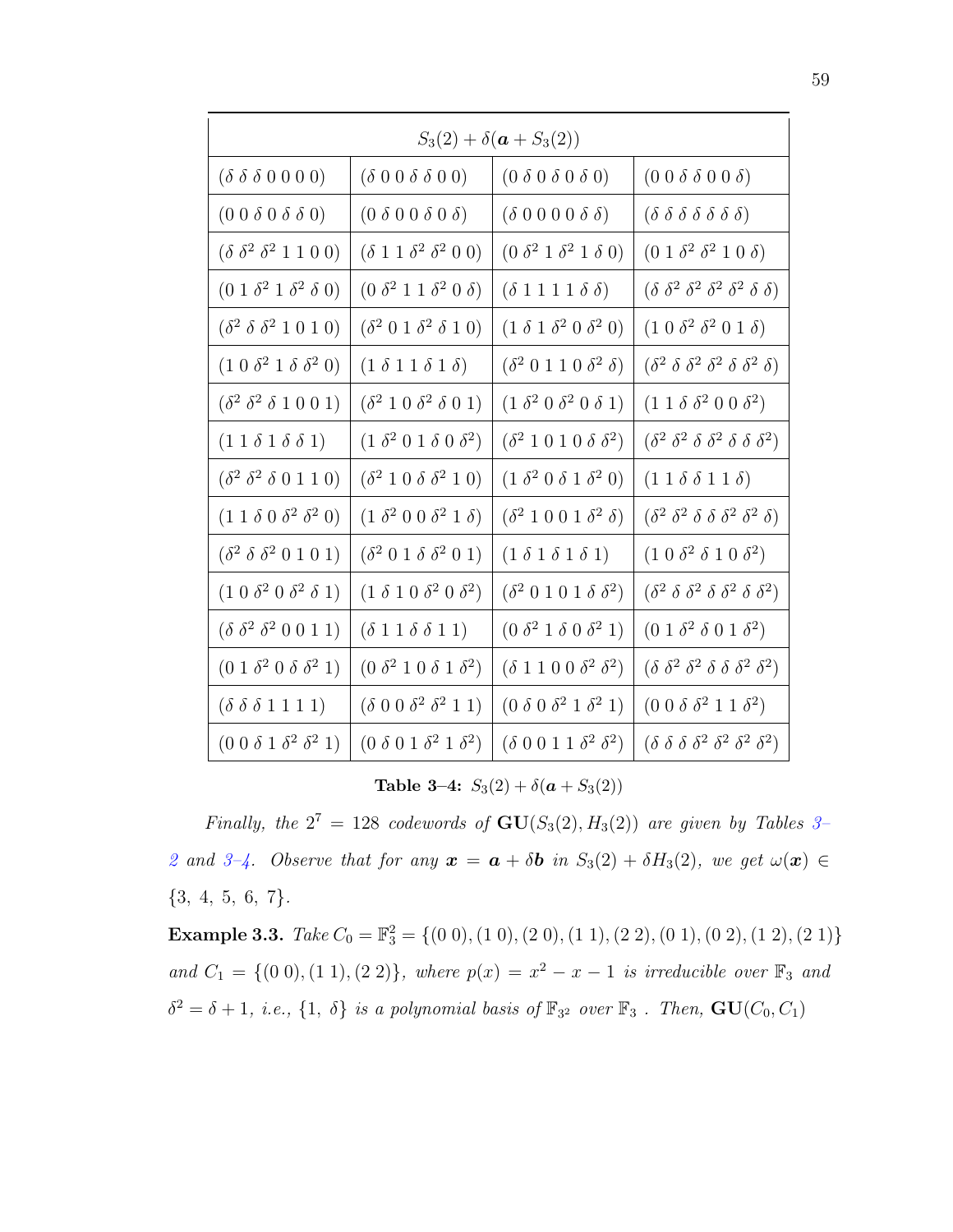| $S_3(2) + \delta(\boldsymbol{a} + S_3(2))$ | | | |
|---|---|---|---|
| $(\delta\ \delta\ \delta\ 0\ 0\ 0\ 0)$ | $(\delta\ 0\ 0\ \delta\ \delta\ 0\ 0)$ | $(0\ \delta\ 0\ \delta\ 0\ \delta\ 0)$ | $(0\ 0\ \delta\ \delta\ 0\ 0\ \delta)$ |
| $(0\ 0\ \delta\ 0\ \delta\ \delta\ 0)$ | $(0\ \delta\ 0\ 0\ \delta\ 0\ \delta)$ | $(\delta\ 0\ 0\ 0\ 0\ \delta\ \delta)$ | $(\delta\ \delta\ \delta\ \delta\ \delta\ \delta\ \delta)$ |
| $(\delta\ \delta^2\ \delta^2\ 1\ 1\ 0\ 0)$ | $(\delta\ 1\ 1\ \delta^2\ \delta^2\ 0\ 0)$ | $(0\ \delta^2\ 1\ \delta^2\ 1\ \delta\ 0)$ | $(0\ 1\ \delta^2\ \delta^2\ 1\ 0\ \delta)$ |
| $(0\ 1\ \delta^2\ 1\ \delta^2\ \delta\ 0)$ | $(0\ \delta^2\ 1\ 1\ \delta^2\ 0\ \delta)$ | $(\delta\ 1\ 1\ 1\ 1\ \delta\ \delta)$ | $(\delta\ \delta^2\ \delta^2\ \delta^2\ \delta^2\ \delta\ \delta)$ |
| $(\delta^2\ \delta\ \delta^2\ 1\ 0\ 1\ 0)$ | $(\delta^2\ 0\ 1\ \delta^2\ \delta\ 1\ 0)$ | $(1\ \delta\ 1\ \delta^2\ 0\ \delta^2\ 0)$ | $(1\ 0\ \delta^2\ \delta^2\ 0\ 1\ \delta)$ |
| $(1\ 0\ \delta^2\ 1\ \delta\ \delta^2\ 0)$ | $(1\ \delta\ 1\ 1\ \delta\ 1\ \delta)$ | $(\delta^2\ 0\ 1\ 1\ 0\ \delta^2\ \delta)$ | $(\delta^2\ \delta\ \delta^2\ \delta^2\ \delta\ \delta^2\ \delta)$ |
| $(\delta^2\ \delta^2\ \delta\ 1\ 0\ 0\ 1)$ | $(\delta^2\ 1\ 0\ \delta^2\ \delta\ 0\ 1)$ | $(1\ \delta^2\ 0\ \delta^2\ 0\ \delta\ 1)$ | $(1\ 1\ \delta\ \delta^2\ 0\ 0\ \delta^2)$ |
| $(1\ 1\ \delta\ 1\ \delta\ \delta\ 1)$ | $(1\ \delta^2\ 0\ 1\ \delta\ 0\ \delta^2)$ | $(\delta^2\ 1\ 0\ 1\ 0\ \delta\ \delta^2)$ | $(\delta^2\ \delta^2\ \delta\ \delta^2\ \delta\ \delta\ \delta^2)$ |
| $(\delta^2\ \delta^2\ \delta\ 0\ 1\ 1\ 0)$ | $(\delta^2\ 1\ 0\ \delta\ \delta^2\ 1\ 0)$ | $(1\ \delta^2\ 0\ \delta\ 1\ \delta^2\ 0)$ | $(1\ 1\ \delta\ \delta\ 1\ 1\ \delta)$ |
| $(1\ 1\ \delta\ 0\ \delta^2\ \delta^2\ 0)$ | $(1\ \delta^2\ 0\ 0\ \delta^2\ 1\ \delta)$ | $(\delta^2\ 1\ 0\ 0\ 1\ \delta^2\ \delta)$ | $(\delta^2\ \delta^2\ \delta\ \delta\ \delta^2\ \delta^2\ \delta)$ |
| $(\delta^2\ \delta\ \delta^2\ 0\ 1\ 0\ 1)$ | $(\delta^2\ 0\ 1\ \delta\ \delta^2\ 0\ 1)$ | $(1\ \delta\ 1\ \delta\ 1\ \delta\ 1)$ | $(1\ 0\ \delta^2\ \delta\ 1\ 0\ \delta^2)$ |
| $(1\ 0\ \delta^2\ 0\ \delta^2\ \delta\ 1)$ | $(1\ \delta\ 1\ 0\ \delta^2\ 0\ \delta^2)$ | $(\delta^2\ 0\ 1\ 0\ 1\ \delta\ \delta^2)$ | $(\delta^2\ \delta\ \delta^2\ \delta\ \delta^2\ \delta\ \delta^2)$ |
| $(\delta\ \delta^2\ \delta^2\ 0\ 0\ 1\ 1)$ | $(\delta\ 1\ 1\ \delta\ \delta\ 1\ 1)$ | $(0\ \delta^2\ 1\ \delta\ 0\ \delta^2\ 1)$ | $(0\ 1\ \delta^2\ \delta\ 0\ 1\ \delta^2)$ |
| $(0\ 1\ \delta^2\ 0\ \delta\ \delta^2\ 1)$ | $(0\ \delta^2\ 1\ 0\ \delta\ 1\ \delta^2)$ | $(\delta\ 1\ 1\ 0\ 0\ \delta^2\ \delta^2)$ | $(\delta\ \delta^2\ \delta^2\ \delta\ \delta\ \delta^2\ \delta^2)$ |
| $(\delta\ \delta\ \delta\ 1\ 1\ 1\ 1)$ | $(\delta\ 0\ 0\ \delta^2\ \delta^2\ 1\ 1)$ | $(0\ \delta\ 0\ \delta^2\ 1\ \delta^2\ 1)$ | $(0\ 0\ \delta\ \delta^2\ 1\ 1\ \delta^2)$ |
| $(0\ 0\ \delta\ 1\ \delta^2\ \delta^2\ 1)$ | $(0\ \delta\ 0\ 1\ \delta^2\ 1\ \delta^2)$ | $(\delta\ 0\ 0\ 1\ 1\ \delta^2\ \delta^2)$ | $(\delta\ \delta\ \delta\ \delta^2\ \delta^2\ \delta^2\ \delta^2)$ |

**Table 3–4:** $S_3(2) + \delta(\boldsymbol{a} + S_3(2))$

*Finally, the* $2^7 = 128$ *codewords of* $\mathbf{GU}(S_3(2), H_3(2))$ *are given by Tables 3–2 and 3–4. Observe that for any* $\boldsymbol{x} = \boldsymbol{a} + \delta\boldsymbol{b}$ *in* $S_3(2) + \delta H_3(2)$*, we get* $\omega(\boldsymbol{x}) \in \{3,\ 4,\ 5,\ 6,\ 7\}$.

**Example 3.3.** *Take* $C_0 = \mathbb{F}_3^2 = \{(0\ 0), (1\ 0), (2\ 0), (1\ 1), (2\ 2), (0\ 1), (0\ 2), (1\ 2), (2\ 1)\}$ *and* $C_1 = \{(0\ 0), (1\ 1), (2\ 2)\}$*, where* $p(x) = x^2 - x - 1$ *is irreducible over* $\mathbb{F}_3$ *and* $\delta^2 = \delta + 1$*, i.e.,* $\{1,\ \delta\}$ *is a polynomial basis of* $\mathbb{F}_{3^2}$ *over* $\mathbb{F}_3$ *. Then,* $\mathbf{GU}(C_0, C_1)$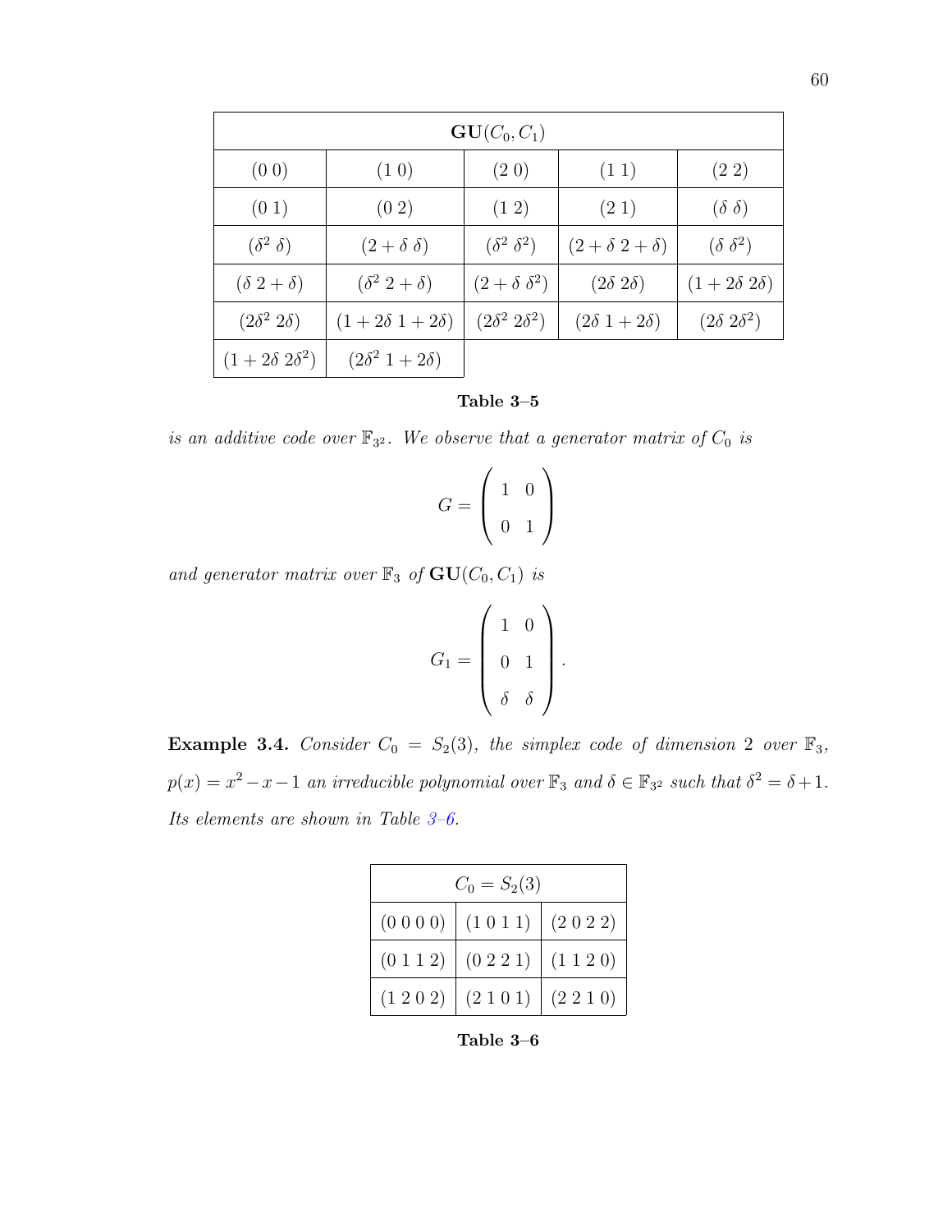| $\mathbf{GU}(C_0, C_1)$ | | | | |
|---|---|---|---|---|
| $(0\ 0)$ | $(1\ 0)$ | $(2\ 0)$ | $(1\ 1)$ | $(2\ 2)$ |
| $(0\ 1)$ | $(0\ 2)$ | $(1\ 2)$ | $(2\ 1)$ | $(\delta\ \delta)$ |
| $(\delta^2\ \delta)$ | $(2+\delta\ \delta)$ | $(\delta^2\ \delta^2)$ | $(2+\delta\ 2+\delta)$ | $(\delta\ \delta^2)$ |
| $(\delta\ 2+\delta)$ | $(\delta^2\ 2+\delta)$ | $(2+\delta\ \delta^2)$ | $(2\delta\ 2\delta)$ | $(1+2\delta\ 2\delta)$ |
| $(2\delta^2\ 2\delta)$ | $(1+2\delta\ 1+2\delta)$ | $(2\delta^2\ 2\delta^2)$ | $(2\delta\ 1+2\delta)$ | $(2\delta\ 2\delta^2)$ |
| $(1+2\delta\ 2\delta^2)$ | $(2\delta^2\ 1+2\delta)$ | | | |

**Table 3–5**

*is an additive code over $\mathbb{F}_{3^2}$. We observe that a generator matrix of $C_0$ is*

$$G = \begin{pmatrix} 1 & 0 \\ 0 & 1 \end{pmatrix}$$

*and generator matrix over $\mathbb{F}_3$ of $\mathbf{GU}(C_0, C_1)$ is*

$$G_1 = \begin{pmatrix} 1 & 0 \\ 0 & 1 \\ \delta & \delta \end{pmatrix}.$$

**Example 3.4.** *Consider $C_0 = S_2(3)$, the simplex code of dimension 2 over $\mathbb{F}_3$, $p(x) = x^2 - x - 1$ an irreducible polynomial over $\mathbb{F}_3$ and $\delta \in \mathbb{F}_{3^2}$ such that $\delta^2 = \delta + 1$. Its elements are shown in Table 3–6.*

| $C_0 = S_2(3)$ | | |
|---|---|---|
| $(0\ 0\ 0\ 0)$ | $(1\ 0\ 1\ 1)$ | $(2\ 0\ 2\ 2)$ |
| $(0\ 1\ 1\ 2)$ | $(0\ 2\ 2\ 1)$ | $(1\ 1\ 2\ 0)$ |
| $(1\ 2\ 0\ 2)$ | $(2\ 1\ 0\ 1)$ | $(2\ 2\ 1\ 0)$ |

**Table 3–6**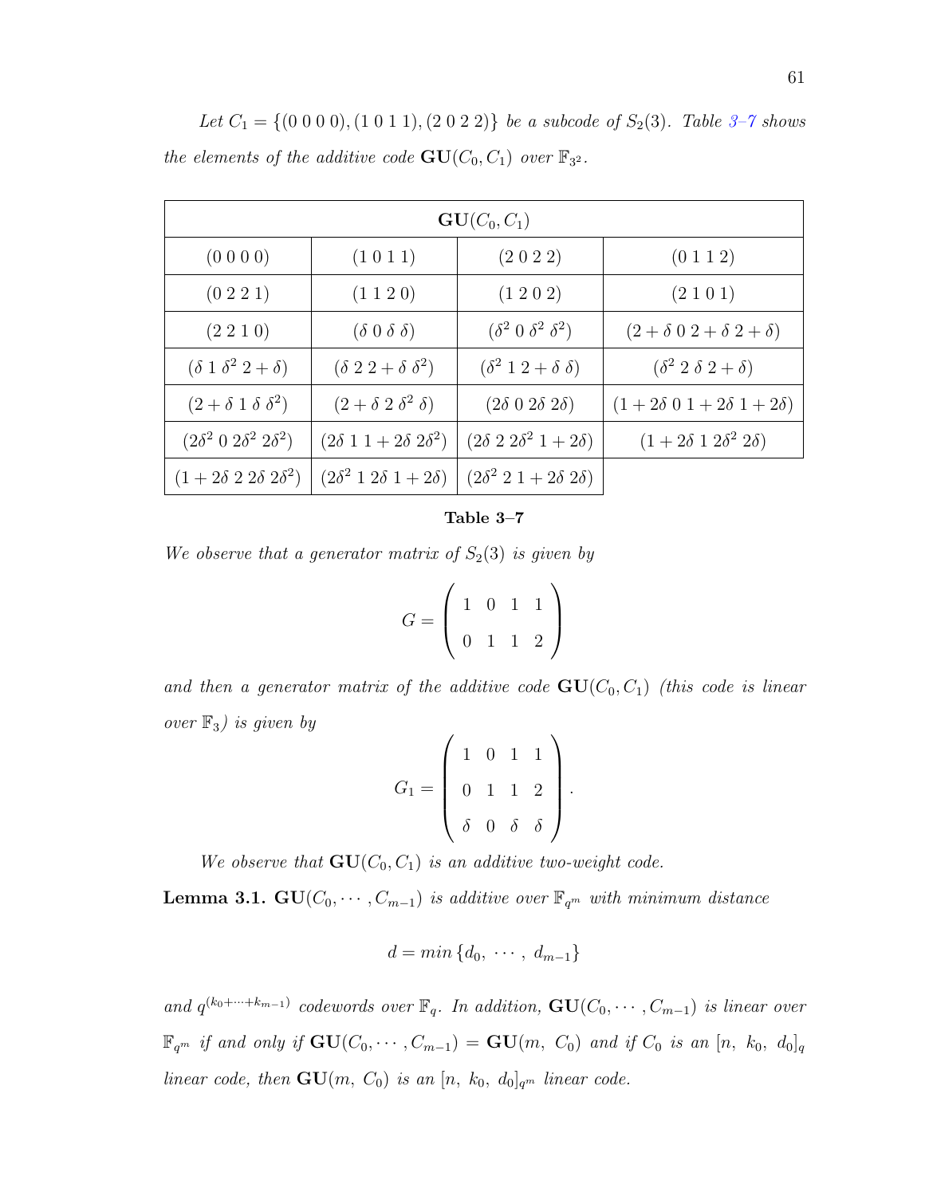*Let $C_1 = \{(0\ 0\ 0\ 0), (1\ 0\ 1\ 1), (2\ 0\ 2\ 2)\}$ be a subcode of $S_2(3)$. Table 3–7 shows the elements of the additive code $\mathbf{GU}(C_0, C_1)$ over $\mathbb{F}_{3^2}$.*

| $\mathbf{GU}(C_0, C_1)$ | | | |
|---|---|---|---|
| $(0\ 0\ 0\ 0)$ | $(1\ 0\ 1\ 1)$ | $(2\ 0\ 2\ 2)$ | $(0\ 1\ 1\ 2)$ |
| $(0\ 2\ 2\ 1)$ | $(1\ 1\ 2\ 0)$ | $(1\ 2\ 0\ 2)$ | $(2\ 1\ 0\ 1)$ |
| $(2\ 2\ 1\ 0)$ | $(\delta\ 0\ \delta\ \delta)$ | $(\delta^2\ 0\ \delta^2\ \delta^2)$ | $(2+\delta\ 0\ 2+\delta\ 2+\delta)$ |
| $(\delta\ 1\ \delta^2\ 2+\delta)$ | $(\delta\ 2\ 2+\delta\ \delta^2)$ | $(\delta^2\ 1\ 2+\delta\ \delta)$ | $(\delta^2\ 2\ \delta\ 2+\delta)$ |
| $(2+\delta\ 1\ \delta\ \delta^2)$ | $(2+\delta\ 2\ \delta^2\ \delta)$ | $(2\delta\ 0\ 2\delta\ 2\delta)$ | $(1+2\delta\ 0\ 1+2\delta\ 1+2\delta)$ |
| $(2\delta^2\ 0\ 2\delta^2\ 2\delta^2)$ | $(2\delta\ 1\ 1+2\delta\ 2\delta^2)$ | $(2\delta\ 2\ 2\delta^2\ 1+2\delta)$ | $(1+2\delta\ 1\ 2\delta^2\ 2\delta)$ |
| $(1+2\delta\ 2\ 2\delta\ 2\delta^2)$ | $(2\delta^2\ 1\ 2\delta\ 1+2\delta)$ | $(2\delta^2\ 2\ 1+2\delta\ 2\delta)$ | |

**Table 3–7**

*We observe that a generator matrix of $S_2(3)$ is given by*

$$G = \begin{pmatrix} 1 & 0 & 1 & 1 \\ 0 & 1 & 1 & 2 \end{pmatrix}$$

*and then a generator matrix of the additive code $\mathbf{GU}(C_0, C_1)$ (this code is linear over $\mathbb{F}_3$) is given by*

$$G_1 = \begin{pmatrix} 1 & 0 & 1 & 1 \\ 0 & 1 & 1 & 2 \\ \delta & 0 & \delta & \delta \end{pmatrix}.$$

*We observe that $\mathbf{GU}(C_0, C_1)$ is an additive two-weight code.*

**Lemma 3.1.** *$\mathbf{GU}(C_0, \cdots, C_{m-1})$ is additive over $\mathbb{F}_{q^m}$ with minimum distance*

$$d = min\{d_0,\ \cdots,\ d_{m-1}\}$$

*and $q^{(k_0+\cdots+k_{m-1})}$ codewords over $\mathbb{F}_q$. In addition, $\mathbf{GU}(C_0, \cdots, C_{m-1})$ is linear over $\mathbb{F}_{q^m}$ if and only if $\mathbf{GU}(C_0, \cdots, C_{m-1}) = \mathbf{GU}(m,\ C_0)$ and if $C_0$ is an $[n,\ k_0,\ d_0]_q$ linear code, then $\mathbf{GU}(m,\ C_0)$ is an $[n,\ k_0,\ d_0]_{q^m}$ linear code.*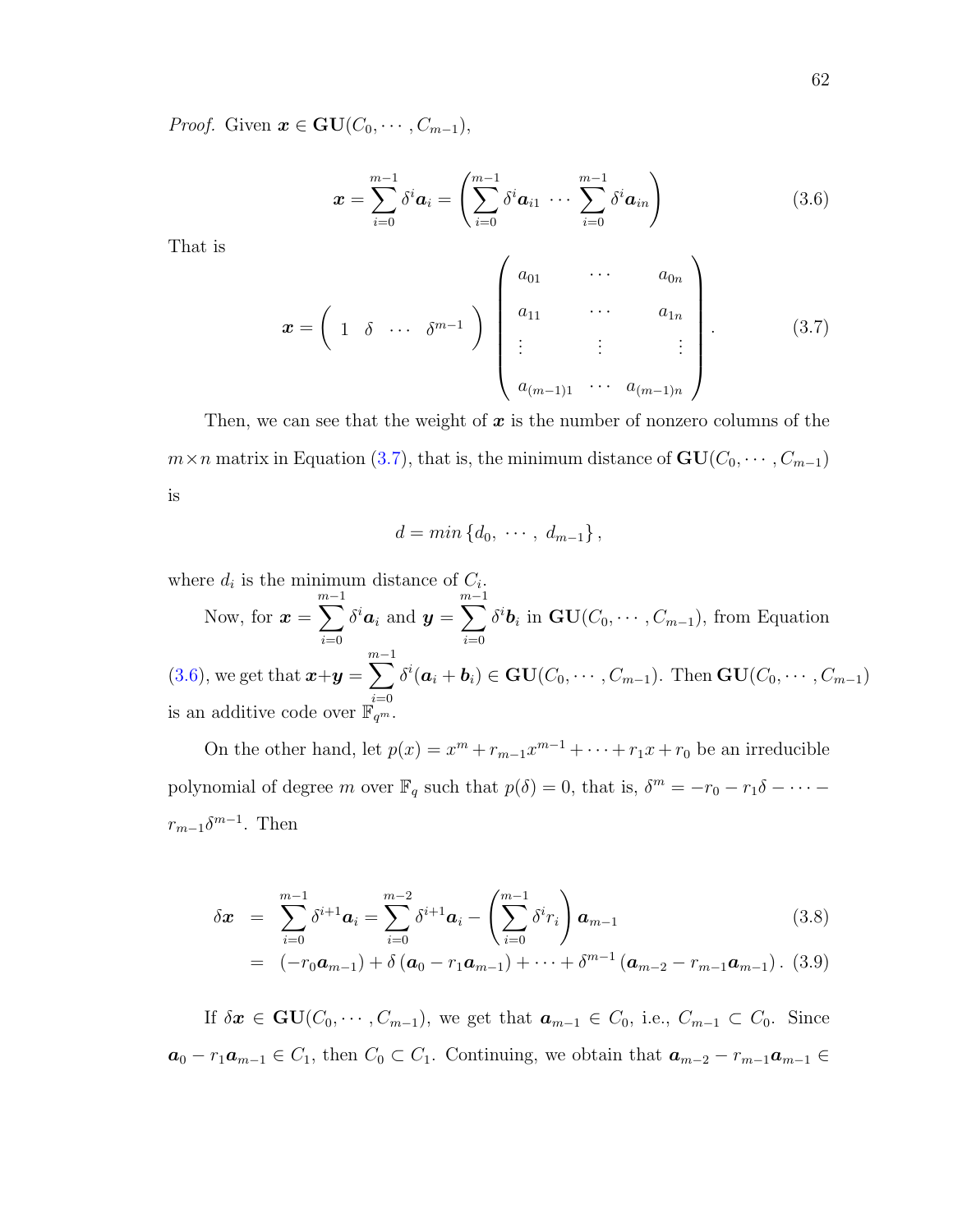*Proof.* Given $\boldsymbol{x} \in \mathbf{GU}(C_0, \cdots, C_{m-1})$,

$$\boldsymbol{x} = \sum_{i=0}^{m-1} \delta^i \boldsymbol{a}_i = \left( \sum_{i=0}^{m-1} \delta^i \boldsymbol{a}_{i1} \cdots \sum_{i=0}^{m-1} \delta^i \boldsymbol{a}_{in} \right) \tag{3.6}$$

That is

$$\boldsymbol{x} = \begin{pmatrix} 1 & \delta & \cdots & \delta^{m-1} \end{pmatrix} \begin{pmatrix} a_{01} & \cdots & a_{0n} \\ a_{11} & \cdots & a_{1n} \\ \vdots & \vdots & \vdots \\ a_{(m-1)1} & \cdots & a_{(m-1)n} \end{pmatrix}. \tag{3.7}$$

Then, we can see that the weight of $\boldsymbol{x}$ is the number of nonzero columns of the $m \times n$ matrix in Equation (3.7), that is, the minimum distance of $\mathbf{GU}(C_0, \cdots, C_{m-1})$ is

$$d = min \{d_0, \ \cdots, \ d_{m-1}\},$$

where $d_i$ is the minimum distance of $C_i$.

Now, for $\boldsymbol{x} = \sum_{i=0}^{m-1} \delta^i \boldsymbol{a}_i$ and $\boldsymbol{y} = \sum_{i=0}^{m-1} \delta^i \boldsymbol{b}_i$ in $\mathbf{GU}(C_0, \cdots, C_{m-1})$, from Equation (3.6), we get that $\boldsymbol{x} + \boldsymbol{y} = \sum_{i=0}^{m-1} \delta^i (\boldsymbol{a}_i + \boldsymbol{b}_i) \in \mathbf{GU}(C_0, \cdots, C_{m-1})$. Then $\mathbf{GU}(C_0, \cdots, C_{m-1})$ is an additive code over $\mathbb{F}_{q^m}$.

On the other hand, let $p(x) = x^m + r_{m-1}x^{m-1} + \cdots + r_1 x + r_0$ be an irreducible polynomial of degree $m$ over $\mathbb{F}_q$ such that $p(\delta) = 0$, that is, $\delta^m = -r_0 - r_1\delta - \cdots - r_{m-1}\delta^{m-1}$. Then

$$\begin{aligned} \delta \boldsymbol{x} &= \sum_{i=0}^{m-1} \delta^{i+1} \boldsymbol{a}_i = \sum_{i=0}^{m-2} \delta^{i+1} \boldsymbol{a}_i - \left( \sum_{i=0}^{m-1} \delta^i r_i \right) \boldsymbol{a}_{m-1} & (3.8) \\ &= (-r_0 \boldsymbol{a}_{m-1}) + \delta (\boldsymbol{a}_0 - r_1 \boldsymbol{a}_{m-1}) + \cdots + \delta^{m-1} (\boldsymbol{a}_{m-2} - r_{m-1} \boldsymbol{a}_{m-1}). & (3.9) \end{aligned}$$

If $\delta \boldsymbol{x} \in \mathbf{GU}(C_0, \cdots, C_{m-1})$, we get that $\boldsymbol{a}_{m-1} \in C_0$, i.e., $C_{m-1} \subset C_0$. Since $\boldsymbol{a}_0 - r_1 \boldsymbol{a}_{m-1} \in C_1$, then $C_0 \subset C_1$. Continuing, we obtain that $\boldsymbol{a}_{m-2} - r_{m-1}\boldsymbol{a}_{m-1} \in$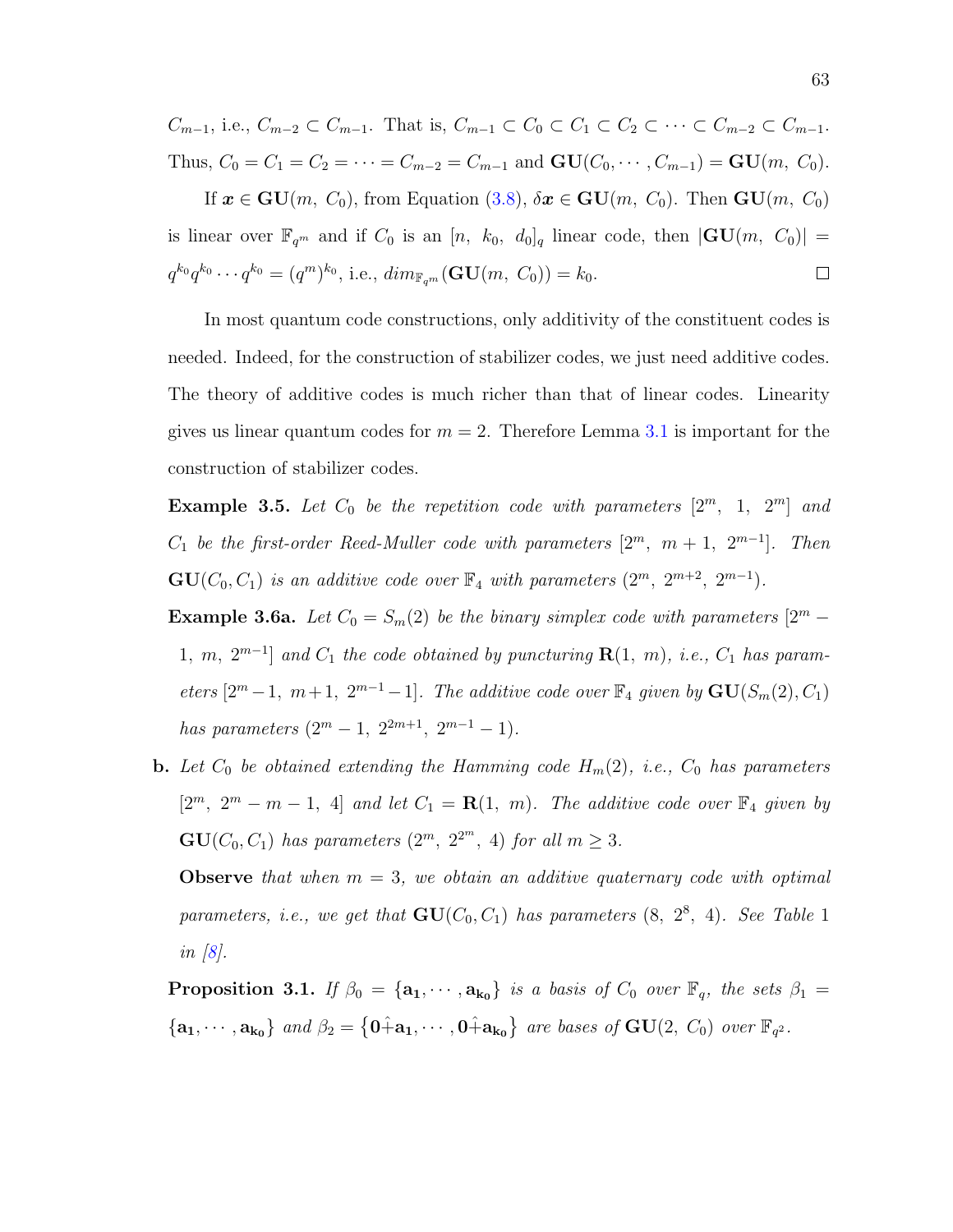$C_{m-1}$, i.e., $C_{m-2} \subset C_{m-1}$. That is, $C_{m-1} \subset C_0 \subset C_1 \subset C_2 \subset \cdots \subset C_{m-2} \subset C_{m-1}$. Thus, $C_0 = C_1 = C_2 = \cdots = C_{m-2} = C_{m-1}$ and $\mathbf{GU}(C_0, \cdots, C_{m-1}) = \mathbf{GU}(m,\ C_0)$.

If $\boldsymbol{x} \in \mathbf{GU}(m,\ C_0)$, from Equation (3.8), $\delta\boldsymbol{x} \in \mathbf{GU}(m,\ C_0)$. Then $\mathbf{GU}(m,\ C_0)$ is linear over $\mathbb{F}_{q^m}$ and if $C_0$ is an $[n,\ k_0,\ d_0]_q$ linear code, then $|\mathbf{GU}(m,\ C_0)| = q^{k_0}q^{k_0}\cdots q^{k_0} = (q^m)^{k_0}$, i.e., $dim_{\mathbb{F}_{q^m}}(\mathbf{GU}(m,\ C_0)) = k_0$. □

In most quantum code constructions, only additivity of the constituent codes is needed. Indeed, for the construction of stabilizer codes, we just need additive codes. The theory of additive codes is much richer than that of linear codes. Linearity gives us linear quantum codes for $m = 2$. Therefore Lemma 3.1 is important for the construction of stabilizer codes.

**Example 3.5.** *Let $C_0$ be the repetition code with parameters $[2^m,\ 1,\ 2^m]$ and $C_1$ be the first-order Reed-Muller code with parameters $[2^m,\ m+1,\ 2^{m-1}]$. Then $\mathbf{GU}(C_0, C_1)$ is an additive code over $\mathbb{F}_4$ with parameters $(2^m,\ 2^{m+2},\ 2^{m-1})$.*

**Example 3.6a.** *Let $C_0 = S_m(2)$ be the binary simplex code with parameters $[2^m - 1,\ m,\ 2^{m-1}]$ and $C_1$ the code obtained by puncturing $\mathbf{R}(1,\ m)$, i.e., $C_1$ has parameters $[2^m - 1,\ m+1,\ 2^{m-1} - 1]$. The additive code over $\mathbb{F}_4$ given by $\mathbf{GU}(S_m(2), C_1)$ has parameters $(2^m - 1,\ 2^{2m+1},\ 2^{m-1} - 1)$.*

**b.** *Let $C_0$ be obtained extending the Hamming code $H_m(2)$, i.e., $C_0$ has parameters $[2^m,\ 2^m - m - 1,\ 4]$ and let $C_1 = \mathbf{R}(1,\ m)$. The additive code over $\mathbb{F}_4$ given by $\mathbf{GU}(C_0, C_1)$ has parameters $(2^m,\ 2^{2^m},\ 4)$ for all $m \geq 3$.*

**Observe** *that when $m = 3$, we obtain an additive quaternary code with optimal parameters, i.e., we get that $\mathbf{GU}(C_0, C_1)$ has parameters $(8,\ 2^8,\ 4)$. See Table 1 in [8].*

**Proposition 3.1.** *If $\beta_0 = \{\mathbf{a_1}, \cdots, \mathbf{a_{k_0}}\}$ is a basis of $C_0$ over $\mathbb{F}_q$, the sets $\beta_1 = \{\mathbf{a_1}, \cdots, \mathbf{a_{k_0}}\}$ and $\beta_2 = \{\mathbf{0}\hat{+}\mathbf{a_1}, \cdots, \mathbf{0}\hat{+}\mathbf{a_{k_0}}\}$ are bases of $\mathbf{GU}(2,\ C_0)$ over $\mathbb{F}_{q^2}$.*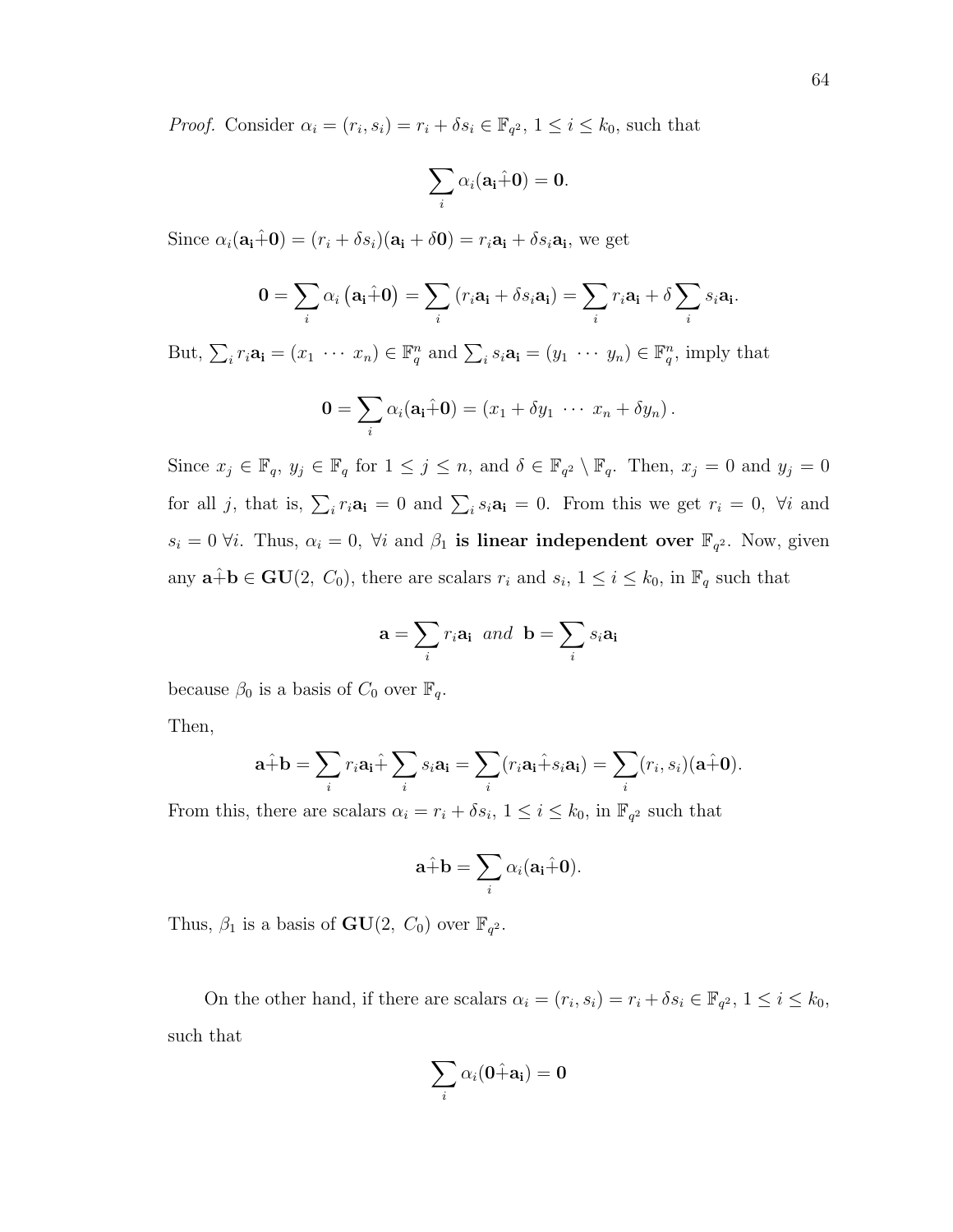*Proof.* Consider $\alpha_i = (r_i, s_i) = r_i + \delta s_i \in \mathbb{F}_{q^2}$, $1 \leq i \leq k_0$, such that

$$\sum_i \alpha_i(\mathbf{a_i}\hat{+}\mathbf{0}) = \mathbf{0}.$$

Since $\alpha_i(\mathbf{a_i}\hat{+}\mathbf{0}) = (r_i + \delta s_i)(\mathbf{a_i} + \delta\mathbf{0}) = r_i\mathbf{a_i} + \delta s_i\mathbf{a_i}$, we get

$$\mathbf{0} = \sum_i \alpha_i \left(\mathbf{a_i}\hat{+}\mathbf{0}\right) = \sum_i \left(r_i\mathbf{a_i} + \delta s_i\mathbf{a_i}\right) = \sum_i r_i\mathbf{a_i} + \delta \sum_i s_i\mathbf{a_i}.$$

But, $\sum_i r_i\mathbf{a_i} = (x_1 \ \cdots \ x_n) \in \mathbb{F}_q^n$ and $\sum_i s_i\mathbf{a_i} = (y_1 \ \cdots \ y_n) \in \mathbb{F}_q^n$, imply that

$$\mathbf{0} = \sum_i \alpha_i(\mathbf{a_i}\hat{+}\mathbf{0}) = (x_1 + \delta y_1 \ \cdots \ x_n + \delta y_n).$$

Since $x_j \in \mathbb{F}_q$, $y_j \in \mathbb{F}_q$ for $1 \leq j \leq n$, and $\delta \in \mathbb{F}_{q^2} \setminus \mathbb{F}_q$. Then, $x_j = 0$ and $y_j = 0$ for all $j$, that is, $\sum_i r_i\mathbf{a_i} = 0$ and $\sum_i s_i\mathbf{a_i} = 0$. From this we get $r_i = 0$, $\forall i$ and $s_i = 0$ $\forall i$. Thus, $\alpha_i = 0$, $\forall i$ and $\beta_1$ **is linear independent over** $\mathbb{F}_{q^2}$. Now, given any $\mathbf{a}\hat{+}\mathbf{b} \in \mathbf{GU}(2,\ C_0)$, there are scalars $r_i$ and $s_i$, $1 \leq i \leq k_0$, in $\mathbb{F}_q$ such that

$$\mathbf{a} = \sum_i r_i\mathbf{a_i} \ \ \textit{and} \ \ \mathbf{b} = \sum_i s_i\mathbf{a_i}$$

because $\beta_0$ is a basis of $C_0$ over $\mathbb{F}_q$.

Then,

$$\mathbf{a}\hat{+}\mathbf{b} = \sum_i r_i\mathbf{a_i}\hat{+}\sum_i s_i\mathbf{a_i} = \sum_i (r_i\mathbf{a_i}\hat{+}s_i\mathbf{a_i}) = \sum_i (r_i, s_i)(\mathbf{a}\hat{+}\mathbf{0}).$$

From this, there are scalars $\alpha_i = r_i + \delta s_i$, $1 \leq i \leq k_0$, in $\mathbb{F}_{q^2}$ such that

$$\mathbf{a}\hat{+}\mathbf{b} = \sum_i \alpha_i(\mathbf{a_i}\hat{+}\mathbf{0}).$$

Thus, $\beta_1$ is a basis of $\mathbf{GU}(2,\ C_0)$ over $\mathbb{F}_{q^2}$.

On the other hand, if there are scalars $\alpha_i = (r_i, s_i) = r_i + \delta s_i \in \mathbb{F}_{q^2}$, $1 \leq i \leq k_0$, such that

$$\sum_i \alpha_i(\mathbf{0}\hat{+}\mathbf{a_i}) = \mathbf{0}$$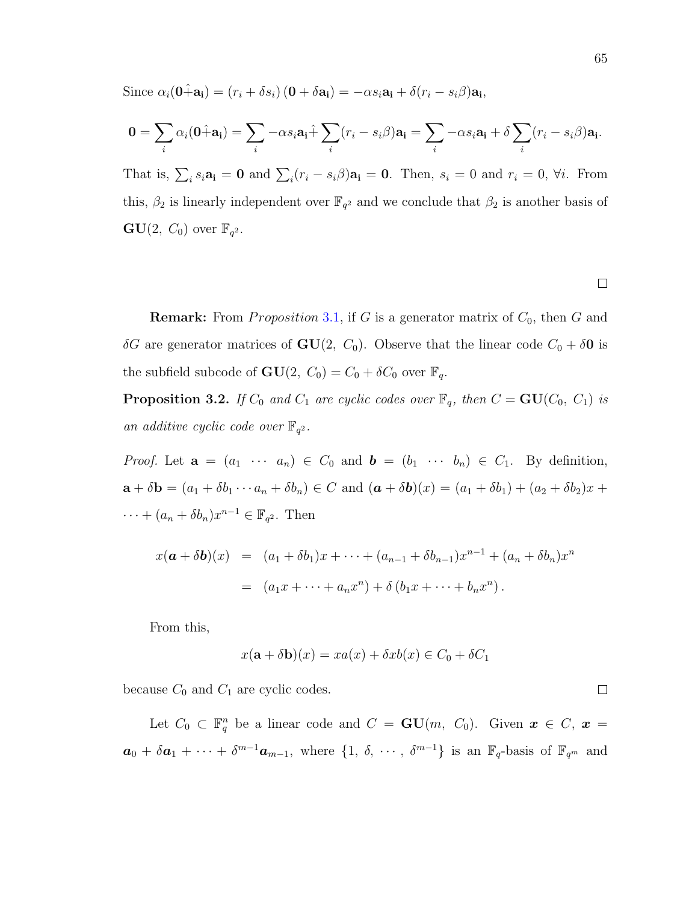Since $\alpha_i(\mathbf{0}\hat{+}\mathbf{a_i}) = (r_i + \delta s_i)(\mathbf{0} + \delta\mathbf{a_i}) = -\alpha s_i\mathbf{a_i} + \delta(r_i - s_i\beta)\mathbf{a_i}$,

$$\mathbf{0} = \sum_i \alpha_i(\mathbf{0}\hat{+}\mathbf{a_i}) = \sum_i -\alpha s_i\mathbf{a_i}\hat{+}\sum_i(r_i - s_i\beta)\mathbf{a_i} = \sum_i -\alpha s_i\mathbf{a_i} + \delta\sum_i(r_i - s_i\beta)\mathbf{a_i}.$$

That is, $\sum_i s_i\mathbf{a_i} = \mathbf{0}$ and $\sum_i(r_i - s_i\beta)\mathbf{a_i} = \mathbf{0}$. Then, $s_i = 0$ and $r_i = 0$, $\forall i$. From this, $\beta_2$ is linearly independent over $\mathbb{F}_{q^2}$ and we conclude that $\beta_2$ is another basis of $\mathbf{GU}(2,\ C_0)$ over $\mathbb{F}_{q^2}$.

□

**Remark:** From *Proposition* 3.1, if $G$ is a generator matrix of $C_0$, then $G$ and $\delta G$ are generator matrices of $\mathbf{GU}(2,\ C_0)$. Observe that the linear code $C_0 + \delta\mathbf{0}$ is the subfield subcode of $\mathbf{GU}(2,\ C_0) = C_0 + \delta C_0$ over $\mathbb{F}_q$.

**Proposition 3.2.** *If $C_0$ and $C_1$ are cyclic codes over $\mathbb{F}_q$, then $C = \mathbf{GU}(C_0,\ C_1)$ is an additive cyclic code over $\mathbb{F}_{q^2}$.*

*Proof.* Let $\mathbf{a} = (a_1 \ \cdots \ a_n) \in C_0$ and $\boldsymbol{b} = (b_1 \ \cdots \ b_n) \in C_1$. By definition, $\mathbf{a} + \delta\mathbf{b} = (a_1 + \delta b_1 \cdots a_n + \delta b_n) \in C$ and $(\boldsymbol{a} + \delta\boldsymbol{b})(x) = (a_1 + \delta b_1) + (a_2 + \delta b_2)x + \cdots + (a_n + \delta b_n)x^{n-1} \in \mathbb{F}_{q^2}$. Then

$$\begin{aligned}
x(\boldsymbol{a} + \delta\boldsymbol{b})(x) &= (a_1 + \delta b_1)x + \cdots + (a_{n-1} + \delta b_{n-1})x^{n-1} + (a_n + \delta b_n)x^n \\
&= (a_1 x + \cdots + a_n x^n) + \delta\left(b_1 x + \cdots + b_n x^n\right).
\end{aligned}$$

From this,

$$x(\mathbf{a} + \delta\mathbf{b})(x) = xa(x) + \delta xb(x) \in C_0 + \delta C_1$$

because $C_0$ and $C_1$ are cyclic codes. □

Let $C_0 \subset \mathbb{F}_q^n$ be a linear code and $C = \mathbf{GU}(m,\ C_0)$. Given $\boldsymbol{x} \in C$, $\boldsymbol{x} = \boldsymbol{a}_0 + \delta\boldsymbol{a}_1 + \cdots + \delta^{m-1}\boldsymbol{a}_{m-1}$, where $\{1,\ \delta,\ \cdots,\ \delta^{m-1}\}$ is an $\mathbb{F}_q$-basis of $\mathbb{F}_{q^m}$ and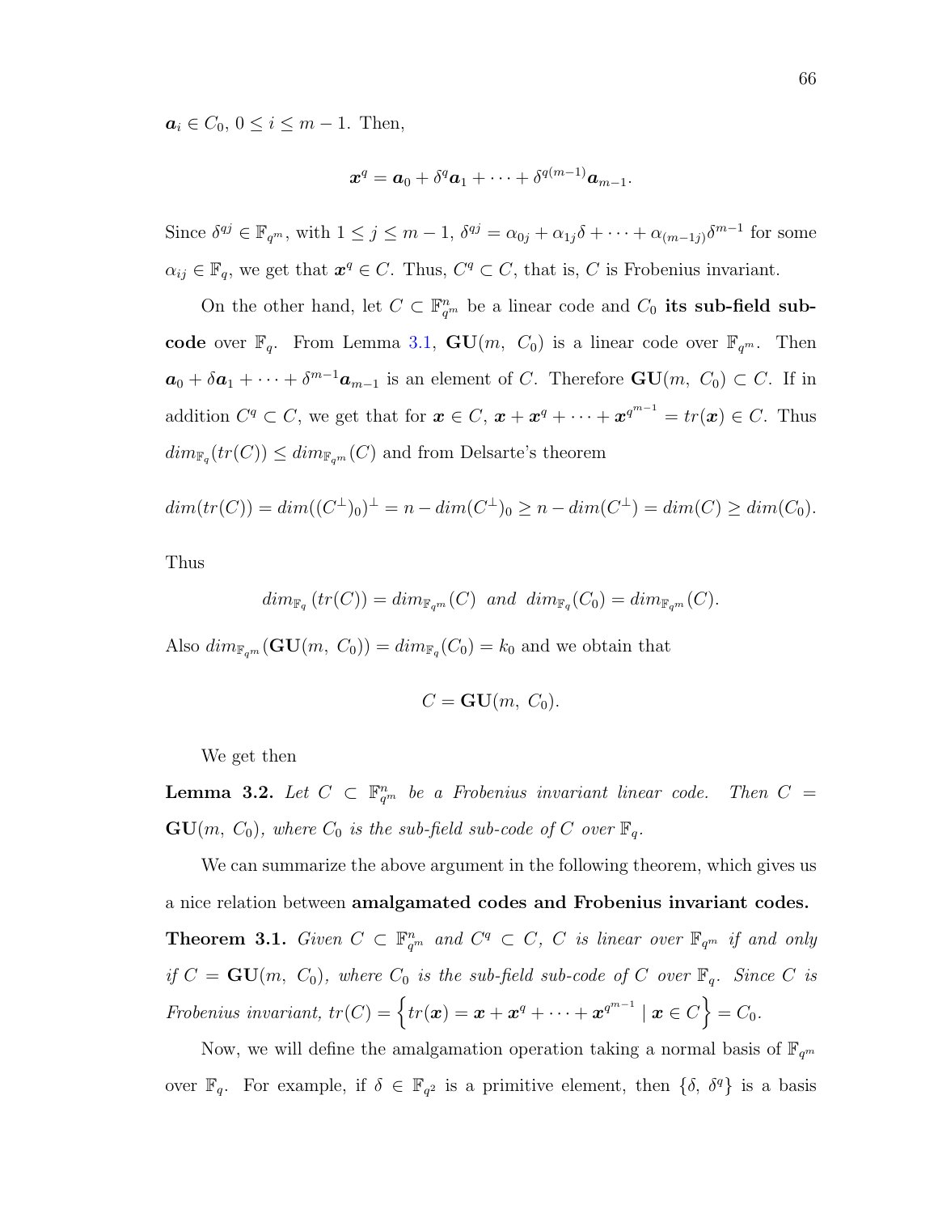$\boldsymbol{a}_i \in C_0$, $0 \leq i \leq m-1$. Then,

$$\boldsymbol{x}^q = \boldsymbol{a}_0 + \delta^q \boldsymbol{a}_1 + \cdots + \delta^{q(m-1)} \boldsymbol{a}_{m-1}.$$

Since $\delta^{qj} \in \mathbb{F}_{q^m}$, with $1 \leq j \leq m-1$, $\delta^{qj} = \alpha_{0j} + \alpha_{1j}\delta + \cdots + \alpha_{(m-1j)}\delta^{m-1}$ for some $\alpha_{ij} \in \mathbb{F}_q$, we get that $\boldsymbol{x}^q \in C$. Thus, $C^q \subset C$, that is, $C$ is Frobenius invariant.

On the other hand, let $C \subset \mathbb{F}_{q^m}^n$ be a linear code and $C_0$ **its sub-field sub-code** over $\mathbb{F}_q$. From Lemma 3.1, $\mathbf{GU}(m,\ C_0)$ is a linear code over $\mathbb{F}_{q^m}$. Then $\boldsymbol{a}_0 + \delta \boldsymbol{a}_1 + \cdots + \delta^{m-1}\boldsymbol{a}_{m-1}$ is an element of $C$. Therefore $\mathbf{GU}(m,\ C_0) \subset C$. If in addition $C^q \subset C$, we get that for $\boldsymbol{x} \in C$, $\boldsymbol{x} + \boldsymbol{x}^q + \cdots + \boldsymbol{x}^{q^{m-1}} = tr(\boldsymbol{x}) \in C$. Thus $dim_{\mathbb{F}_q}(tr(C)) \leq dim_{\mathbb{F}_{q^m}}(C)$ and from Delsarte's theorem

$$dim(tr(C)) = dim((C^{\perp})_0)^{\perp} = n - dim(C^{\perp})_0 \geq n - dim(C^{\perp}) = dim(C) \geq dim(C_0).$$

Thus

$$dim_{\mathbb{F}_q}(tr(C)) = dim_{\mathbb{F}_{q^m}}(C) \ \ and \ \ dim_{\mathbb{F}_q}(C_0) = dim_{\mathbb{F}_{q^m}}(C).$$

Also $dim_{\mathbb{F}_{q^m}}(\mathbf{GU}(m,\ C_0)) = dim_{\mathbb{F}_q}(C_0) = k_0$ and we obtain that

$$C = \mathbf{GU}(m,\ C_0).$$

We get then

**Lemma 3.2.** *Let $C \subset \mathbb{F}_{q^m}^n$ be a Frobenius invariant linear code. Then $C = \mathbf{GU}(m,\ C_0)$, where $C_0$ is the sub-field sub-code of $C$ over $\mathbb{F}_q$.*

We can summarize the above argument in the following theorem, which gives us a nice relation between **amalgamated codes and Frobenius invariant codes.**

**Theorem 3.1.** *Given $C \subset \mathbb{F}_{q^m}^n$ and $C^q \subset C$, $C$ is linear over $\mathbb{F}_{q^m}$ if and only if $C = \mathbf{GU}(m,\ C_0)$, where $C_0$ is the sub-field sub-code of $C$ over $\mathbb{F}_q$. Since $C$ is Frobenius invariant, $tr(C) = \left\{ tr(\boldsymbol{x}) = \boldsymbol{x} + \boldsymbol{x}^q + \cdots + \boldsymbol{x}^{q^{m-1}} \mid \boldsymbol{x} \in C \right\} = C_0$.*

Now, we will define the amalgamation operation taking a normal basis of $\mathbb{F}_{q^m}$ over $\mathbb{F}_q$. For example, if $\delta \in \mathbb{F}_{q^2}$ is a primitive element, then $\{\delta,\ \delta^q\}$ is a basis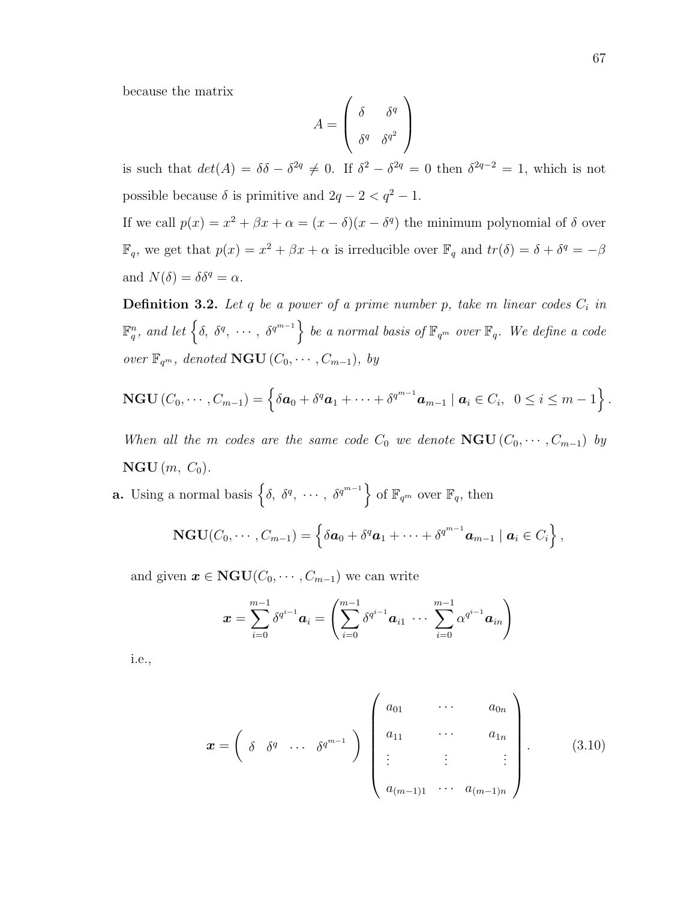because the matrix

$$A = \begin{pmatrix} \delta & \delta^q \\ \delta^q & \delta^{q^2} \end{pmatrix}$$

is such that $det(A) = \delta\delta - \delta^{2q} \neq 0$. If $\delta^2 - \delta^{2q} = 0$ then $\delta^{2q-2} = 1$, which is not possible because $\delta$ is primitive and $2q - 2 < q^2 - 1$.

If we call $p(x) = x^2 + \beta x + \alpha = (x - \delta)(x - \delta^q)$ the minimum polynomial of $\delta$ over $\mathbb{F}_q$, we get that $p(x) = x^2 + \beta x + \alpha$ is irreducible over $\mathbb{F}_q$ and $tr(\delta) = \delta + \delta^q = -\beta$ and $N(\delta) = \delta\delta^q = \alpha$.

**Definition 3.2.** *Let $q$ be a power of a prime number $p$, take $m$ linear codes $C_i$ in $\mathbb{F}_q^n$, and let $\left\{\delta,\ \delta^q,\ \cdots,\ \delta^{q^{m-1}}\right\}$ be a normal basis of $\mathbb{F}_{q^m}$ over $\mathbb{F}_q$. We define a code over $\mathbb{F}_{q^m}$, denoted $\mathbf{NGU}\left(C_0, \cdots, C_{m-1}\right)$, by*

$$\mathbf{NGU}\left(C_0, \cdots, C_{m-1}\right) = \left\{\delta \boldsymbol{a}_0 + \delta^q \boldsymbol{a}_1 + \cdots + \delta^{q^{m-1}} \boldsymbol{a}_{m-1} \mid \boldsymbol{a}_i \in C_i,\ \ 0 \leq i \leq m-1\right\}.$$

*When all the $m$ codes are the same code $C_0$ we denote $\mathbf{NGU}\left(C_0, \cdots, C_{m-1}\right)$ by $\mathbf{NGU}\left(m,\ C_0\right)$.*

**a.** Using a normal basis $\left\{\delta,\ \delta^q,\ \cdots,\ \delta^{q^{m-1}}\right\}$ of $\mathbb{F}_{q^m}$ over $\mathbb{F}_q$, then

$$\mathbf{NGU}(C_0, \cdots, C_{m-1}) = \left\{\delta \boldsymbol{a}_0 + \delta^q \boldsymbol{a}_1 + \cdots + \delta^{q^{m-1}} \boldsymbol{a}_{m-1} \mid \boldsymbol{a}_i \in C_i\right\},$$

and given $\boldsymbol{x} \in \mathbf{NGU}(C_0, \cdots, C_{m-1})$ we can write

$$\boldsymbol{x} = \sum_{i=0}^{m-1} \delta^{q^{i-1}} \boldsymbol{a}_i = \left(\sum_{i=0}^{m-1} \delta^{q^{i-1}} \boldsymbol{a}_{i1} \ \cdots \ \sum_{i=0}^{m-1} \alpha^{q^{i-1}} \boldsymbol{a}_{in}\right)$$

i.e.,

$$\boldsymbol{x} = \begin{pmatrix} \delta & \delta^q & \cdots & \delta^{q^{m-1}} \end{pmatrix} \begin{pmatrix} a_{01} & \cdots & a_{0n} \\ a_{11} & \cdots & a_{1n} \\ \vdots & \vdots & \vdots \\ a_{(m-1)1} & \cdots & a_{(m-1)n} \end{pmatrix}. \tag{3.10}$$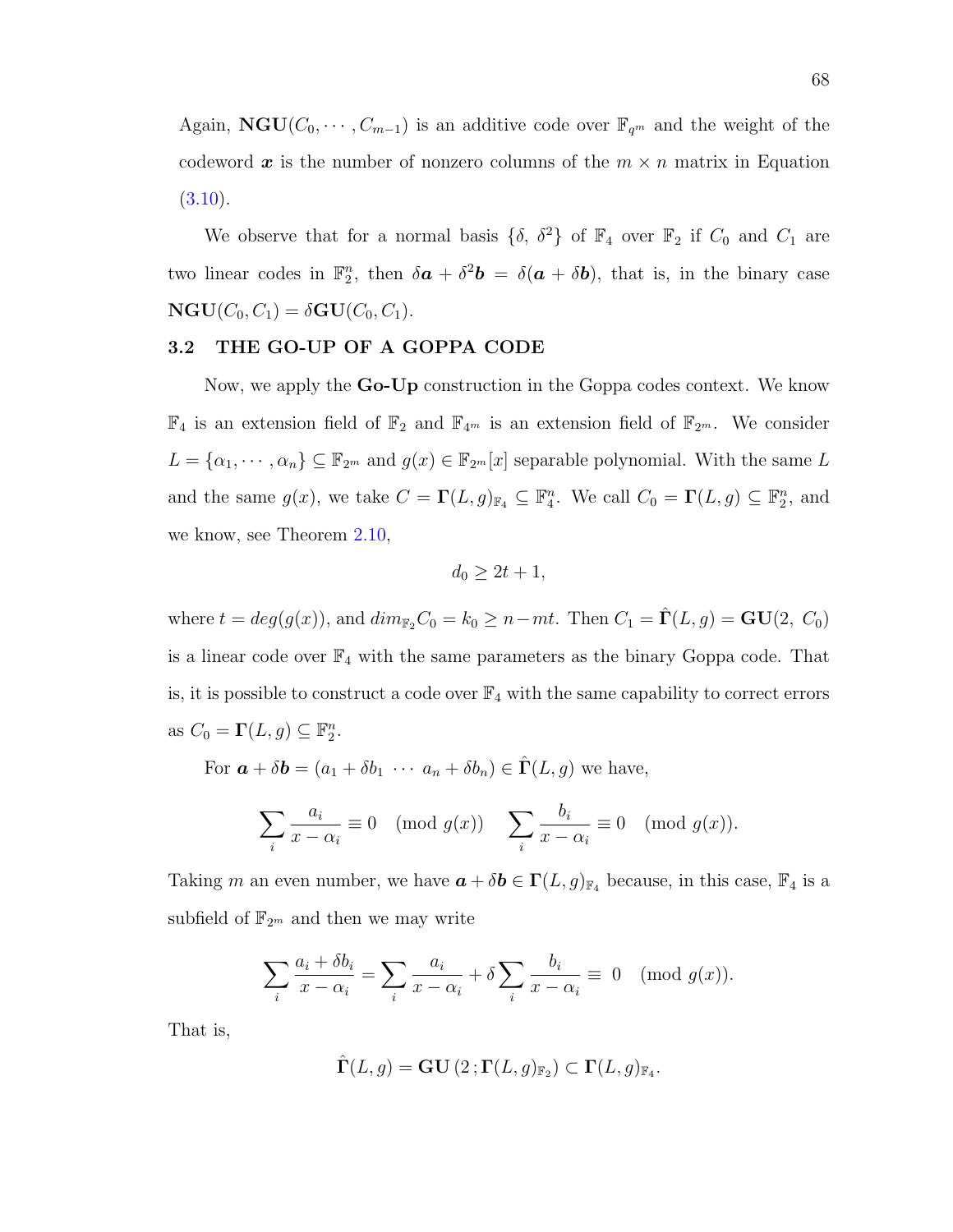Again, $\mathbf{NGU}(C_0, \cdots, C_{m-1})$ is an additive code over $\mathbb{F}_{q^m}$ and the weight of the codeword $\boldsymbol{x}$ is the number of nonzero columns of the $m \times n$ matrix in Equation (3.10).

We observe that for a normal basis $\{\delta,\ \delta^2\}$ of $\mathbb{F}_4$ over $\mathbb{F}_2$ if $C_0$ and $C_1$ are two linear codes in $\mathbb{F}_2^n$, then $\delta \boldsymbol{a} + \delta^2 \boldsymbol{b} = \delta(\boldsymbol{a} + \delta \boldsymbol{b})$, that is, in the binary case $\mathbf{NGU}(C_0, C_1) = \delta \mathbf{GU}(C_0, C_1)$.

## 3.2 THE GO-UP OF A GOPPA CODE

Now, we apply the **Go-Up** construction in the Goppa codes context. We know $\mathbb{F}_4$ is an extension field of $\mathbb{F}_2$ and $\mathbb{F}_{4^m}$ is an extension field of $\mathbb{F}_{2^m}$. We consider $L = \{\alpha_1, \cdots, \alpha_n\} \subseteq \mathbb{F}_{2^m}$ and $g(x) \in \mathbb{F}_{2^m}[x]$ separable polynomial. With the same $L$ and the same $g(x)$, we take $C = \boldsymbol{\Gamma}(L, g)_{\mathbb{F}_4} \subseteq \mathbb{F}_4^n$. We call $C_0 = \boldsymbol{\Gamma}(L, g) \subseteq \mathbb{F}_2^n$, and we know, see Theorem 2.10,

$$d_0 \geq 2t + 1,$$

where $t = deg(g(x))$, and $dim_{\mathbb{F}_2} C_0 = k_0 \geq n - mt$. Then $C_1 = \hat{\boldsymbol{\Gamma}}(L, g) = \mathbf{GU}(2,\ C_0)$ is a linear code over $\mathbb{F}_4$ with the same parameters as the binary Goppa code. That is, it is possible to construct a code over $\mathbb{F}_4$ with the same capability to correct errors as $C_0 = \boldsymbol{\Gamma}(L, g) \subseteq \mathbb{F}_2^n$.

For $\boldsymbol{a} + \delta \boldsymbol{b} = (a_1 + \delta b_1\ \cdots\ a_n + \delta b_n) \in \hat{\boldsymbol{\Gamma}}(L, g)$ we have,

$$\sum_i \frac{a_i}{x - \alpha_i} \equiv 0 \pmod{g(x)} \qquad \sum_i \frac{b_i}{x - \alpha_i} \equiv 0 \pmod{g(x)}.$$

Taking $m$ an even number, we have $\boldsymbol{a} + \delta \boldsymbol{b} \in \boldsymbol{\Gamma}(L, g)_{\mathbb{F}_4}$ because, in this case, $\mathbb{F}_4$ is a subfield of $\mathbb{F}_{2^m}$ and then we may write

$$\sum_i \frac{a_i + \delta b_i}{x - \alpha_i} = \sum_i \frac{a_i}{x - \alpha_i} + \delta \sum_i \frac{b_i}{x - \alpha_i} \equiv\ 0 \pmod{g(x)}.$$

That is,

$$\hat{\boldsymbol{\Gamma}}(L, g) = \mathbf{GU}\left(2\,; \boldsymbol{\Gamma}(L, g)_{\mathbb{F}_2}\right) \subset \boldsymbol{\Gamma}(L, g)_{\mathbb{F}_4}.$$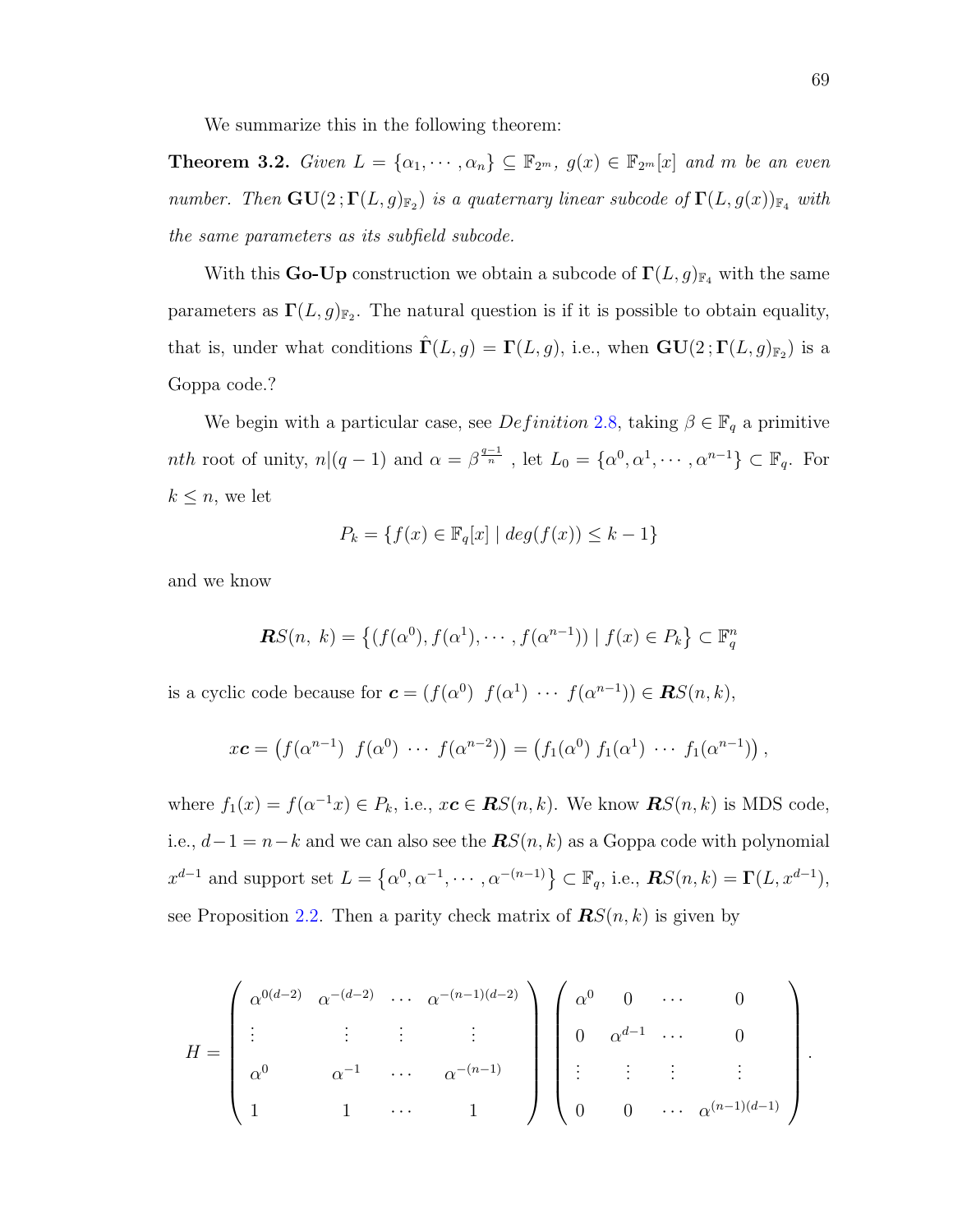We summarize this in the following theorem:

**Theorem 3.2.** *Given $L = \{\alpha_1, \cdots, \alpha_n\} \subseteq \mathbb{F}_{2^m}$, $g(x) \in \mathbb{F}_{2^m}[x]$ and $m$ be an even number. Then $\mathbf{GU}(2\,; \mathbf{\Gamma}(L, g)_{\mathbb{F}_2})$ is a quaternary linear subcode of $\mathbf{\Gamma}(L, g(x))_{\mathbb{F}_4}$ with the same parameters as its subfield subcode.*

With this **Go-Up** construction we obtain a subcode of $\mathbf{\Gamma}(L, g)_{\mathbb{F}_4}$ with the same parameters as $\mathbf{\Gamma}(L, g)_{\mathbb{F}_2}$. The natural question is if it is possible to obtain equality, that is, under what conditions $\hat{\mathbf{\Gamma}}(L, g) = \mathbf{\Gamma}(L, g)$, i.e., when $\mathbf{GU}(2\,; \mathbf{\Gamma}(L, g)_{\mathbb{F}_2})$ is a Goppa code.?

We begin with a particular case, see *Definition* 2.8, taking $\beta \in \mathbb{F}_q$ a primitive $nth$ root of unity, $n|(q-1)$ and $\alpha = \beta^{\frac{q-1}{n}}$ , let $L_0 = \{\alpha^0, \alpha^1, \cdots, \alpha^{n-1}\} \subset \mathbb{F}_q$. For $k \leq n$, we let

$$P_k = \{f(x) \in \mathbb{F}_q[x] \mid deg(f(x)) \leq k-1\}$$

and we know

$$\boldsymbol{R}S(n,\ k) = \left\{(f(\alpha^0), f(\alpha^1), \cdots, f(\alpha^{n-1})) \mid f(x) \in P_k\right\} \subset \mathbb{F}_q^n$$

is a cyclic code because for $\boldsymbol{c} = (f(\alpha^0)\ \ f(\alpha^1)\ \cdots\ f(\alpha^{n-1})) \in \boldsymbol{R}S(n, k)$,

$$x\boldsymbol{c} = \left(f(\alpha^{n-1})\ \ f(\alpha^0)\ \cdots\ f(\alpha^{n-2})\right) = \left(f_1(\alpha^0)\ f_1(\alpha^1)\ \cdots\ f_1(\alpha^{n-1})\right),$$

where $f_1(x) = f(\alpha^{-1}x) \in P_k$, i.e., $x\boldsymbol{c} \in \boldsymbol{R}S(n, k)$. We know $\boldsymbol{R}S(n, k)$ is MDS code, i.e., $d-1 = n-k$ and we can also see the $\boldsymbol{R}S(n, k)$ as a Goppa code with polynomial $x^{d-1}$ and support set $L = \left\{\alpha^0, \alpha^{-1}, \cdots, \alpha^{-(n-1)}\right\} \subset \mathbb{F}_q$, i.e., $\boldsymbol{R}S(n, k) = \mathbf{\Gamma}(L, x^{d-1})$, see Proposition 2.2. Then a parity check matrix of $\boldsymbol{R}S(n, k)$ is given by

$$H = \begin{pmatrix} \alpha^{0(d-2)} & \alpha^{-(d-2)} & \cdots & \alpha^{-(n-1)(d-2)} \\ \vdots & \vdots & \vdots & \vdots \\ \alpha^0 & \alpha^{-1} & \cdots & \alpha^{-(n-1)} \\ 1 & 1 & \cdots & 1 \end{pmatrix} \begin{pmatrix} \alpha^0 & 0 & \cdots & 0 \\ 0 & \alpha^{d-1} & \cdots & 0 \\ \vdots & \vdots & \vdots & \vdots \\ 0 & 0 & \cdots & \alpha^{(n-1)(d-1)} \end{pmatrix}.$$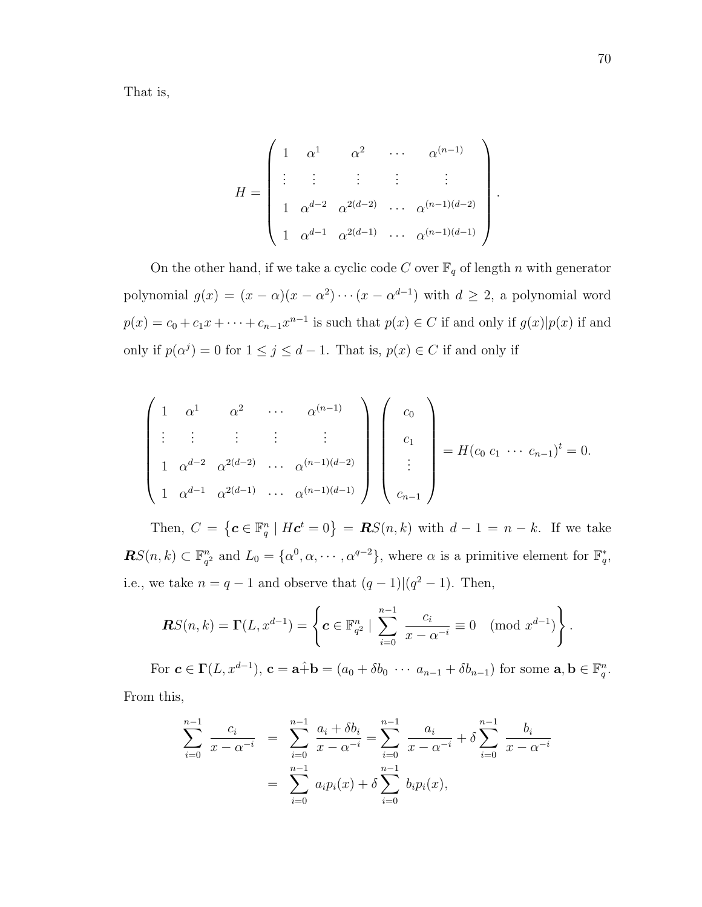That is,

$$H = \begin{pmatrix} 1 & \alpha^1 & \alpha^2 & \cdots & \alpha^{(n-1)} \\ \vdots & \vdots & \vdots & \vdots & \vdots \\ 1 & \alpha^{d-2} & \alpha^{2(d-2)} & \cdots & \alpha^{(n-1)(d-2)} \\ 1 & \alpha^{d-1} & \alpha^{2(d-1)} & \cdots & \alpha^{(n-1)(d-1)} \end{pmatrix}.$$

On the other hand, if we take a cyclic code $C$ over $\mathbb{F}_q$ of length $n$ with generator polynomial $g(x) = (x-\alpha)(x-\alpha^2)\cdots(x-\alpha^{d-1})$ with $d \geq 2$, a polynomial word $p(x) = c_0 + c_1x + \cdots + c_{n-1}x^{n-1}$ is such that $p(x) \in C$ if and only if $g(x)|p(x)$ if and only if $p(\alpha^j) = 0$ for $1 \leq j \leq d-1$. That is, $p(x) \in C$ if and only if

$$\begin{pmatrix} 1 & \alpha^1 & \alpha^2 & \cdots & \alpha^{(n-1)} \\ \vdots & \vdots & \vdots & \vdots & \vdots \\ 1 & \alpha^{d-2} & \alpha^{2(d-2)} & \cdots & \alpha^{(n-1)(d-2)} \\ 1 & \alpha^{d-1} & \alpha^{2(d-1)} & \cdots & \alpha^{(n-1)(d-1)} \end{pmatrix} \begin{pmatrix} c_0 \\ c_1 \\ \vdots \\ c_{n-1} \end{pmatrix} = H(c_0\ c_1\ \cdots\ c_{n-1})^t = 0.$$

Then, $C = \left\{\boldsymbol{c} \in \mathbb{F}_q^n \mid H\boldsymbol{c}^t = 0\right\} = \boldsymbol{R}S(n,k)$ with $d-1 = n-k$. If we take $\boldsymbol{R}S(n,k) \subset \mathbb{F}_{q^2}^n$ and $L_0 = \{\alpha^0, \alpha, \cdots, \alpha^{q-2}\}$, where $\alpha$ is a primitive element for $\mathbb{F}_q^*$, i.e., we take $n = q-1$ and observe that $(q-1)|(q^2-1)$. Then,

$$\boldsymbol{R}S(n,k) = \boldsymbol{\Gamma}(L, x^{d-1}) = \left\{\boldsymbol{c} \in \mathbb{F}_{q^2}^n \mid \sum_{i=0}^{n-1} \frac{c_i}{x-\alpha^{-i}} \equiv 0 \pmod{x^{d-1}}\right\}.$$

For $\boldsymbol{c} \in \boldsymbol{\Gamma}(L, x^{d-1})$, $\mathbf{c} = \mathbf{a}\hat{+}\mathbf{b} = (a_0 + \delta b_0\ \cdots\ a_{n-1} + \delta b_{n-1})$ for some $\mathbf{a}, \mathbf{b} \in \mathbb{F}_q^n$. From this,

$$\begin{aligned} \sum_{i=0}^{n-1} \frac{c_i}{x-\alpha^{-i}} &= \sum_{i=0}^{n-1} \frac{a_i + \delta b_i}{x-\alpha^{-i}} = \sum_{i=0}^{n-1} \frac{a_i}{x-\alpha^{-i}} + \delta \sum_{i=0}^{n-1} \frac{b_i}{x-\alpha^{-i}} \\ &= \sum_{i=0}^{n-1} a_i p_i(x) + \delta \sum_{i=0}^{n-1} b_i p_i(x), \end{aligned}$$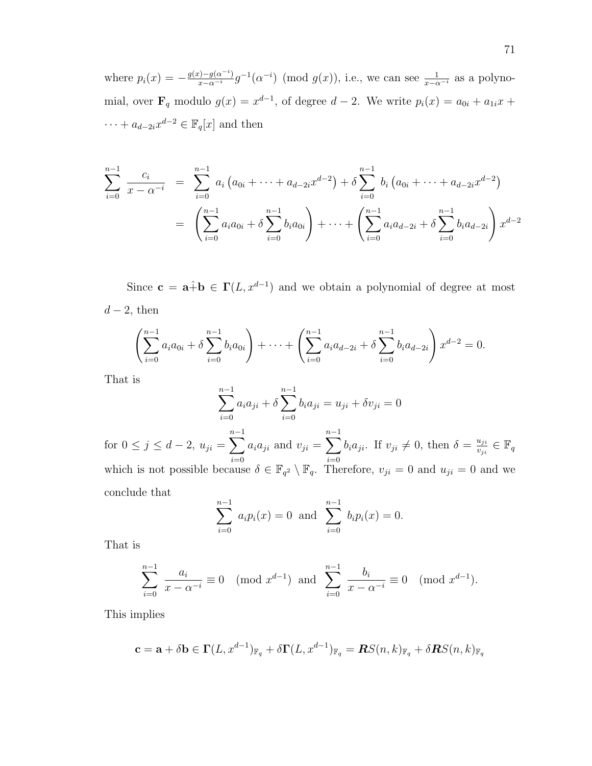where $p_i(x) = -\frac{g(x)-g(\alpha^{-i})}{x-\alpha^{-i}} g^{-1}(\alpha^{-i}) \pmod{g(x)}$, i.e., we can see $\frac{1}{x-\alpha^{-i}}$ as a polynomial, over $\mathbf{F}_q$ modulo $g(x) = x^{d-1}$, of degree $d-2$. We write $p_i(x) = a_{0i} + a_{1i}x + \cdots + a_{d-2i}x^{d-2} \in \mathbb{F}_q[x]$ and then

$$
\begin{aligned}
\sum_{i=0}^{n-1} \frac{c_i}{x-\alpha^{-i}} &= \sum_{i=0}^{n-1} a_i \left(a_{0i} + \cdots + a_{d-2i}x^{d-2}\right) + \delta \sum_{i=0}^{n-1} b_i \left(a_{0i} + \cdots + a_{d-2i}x^{d-2}\right) \\
&= \left(\sum_{i=0}^{n-1} a_i a_{0i} + \delta \sum_{i=0}^{n-1} b_i a_{0i}\right) + \cdots + \left(\sum_{i=0}^{n-1} a_i a_{d-2i} + \delta \sum_{i=0}^{n-1} b_i a_{d-2i}\right) x^{d-2}
\end{aligned}
$$

Since $\mathbf{c} = \mathbf{a}\hat{+}\mathbf{b} \in \mathbf{\Gamma}(L, x^{d-1})$ and we obtain a polynomial of degree at most $d-2$, then

$$
\left(\sum_{i=0}^{n-1} a_i a_{0i} + \delta \sum_{i=0}^{n-1} b_i a_{0i}\right) + \cdots + \left(\sum_{i=0}^{n-1} a_i a_{d-2i} + \delta \sum_{i=0}^{n-1} b_i a_{d-2i}\right) x^{d-2} = 0.
$$

That is

$$
\sum_{i=0}^{n-1} a_i a_{ji} + \delta \sum_{i=0}^{n-1} b_i a_{ji} = u_{ji} + \delta v_{ji} = 0
$$

for $0 \le j \le d-2$, $u_{ji} = \sum_{i=0}^{n-1} a_i a_{ji}$ and $v_{ji} = \sum_{i=0}^{n-1} b_i a_{ji}$. If $v_{ji} \neq 0$, then $\delta = \frac{u_{ji}}{v_{ji}} \in \mathbb{F}_q$ which is not possible because $\delta \in \mathbb{F}_{q^2} \setminus \mathbb{F}_q$. Therefore, $v_{ji} = 0$ and $u_{ji} = 0$ and we conclude that

$$
\sum_{i=0}^{n-1} a_i p_i(x) = 0 \text{ and } \sum_{i=0}^{n-1} b_i p_i(x) = 0.
$$

That is

$$
\sum_{i=0}^{n-1} \frac{a_i}{x-\alpha^{-i}} \equiv 0 \pmod{x^{d-1}} \text{ and } \sum_{i=0}^{n-1} \frac{b_i}{x-\alpha^{-i}} \equiv 0 \pmod{x^{d-1}}.
$$

This implies

$$
\mathbf{c} = \mathbf{a} + \delta\mathbf{b} \in \mathbf{\Gamma}(L, x^{d-1})_{\mathbb{F}_q} + \delta\mathbf{\Gamma}(L, x^{d-1})_{\mathbb{F}_q} = \boldsymbol{R}S(n,k)_{\mathbb{F}_q} + \delta\boldsymbol{R}S(n,k)_{\mathbb{F}_q}
$$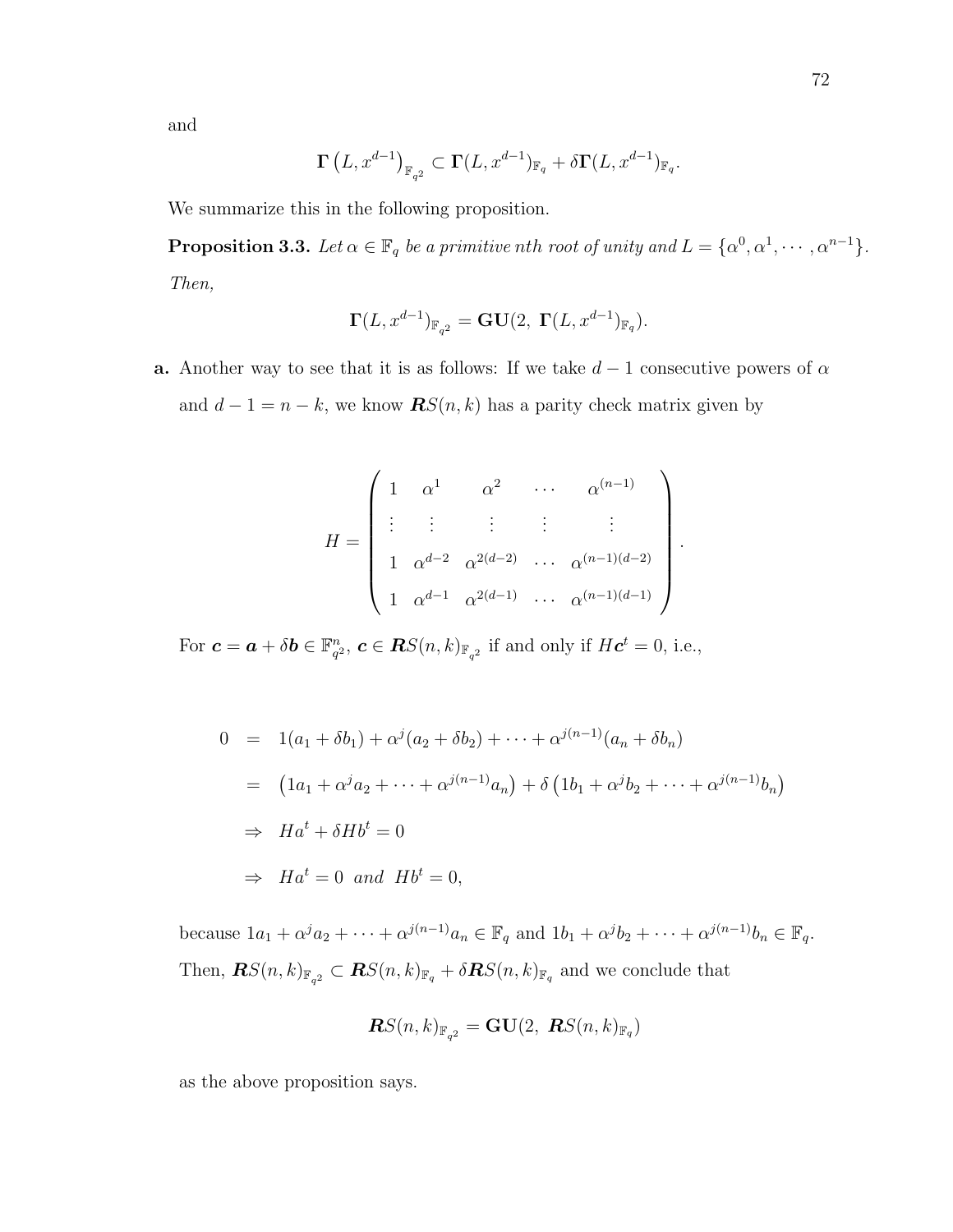and

$$\mathbf{\Gamma}\left(L, x^{d-1}\right)_{\mathbb{F}_{q^2}} \subset \mathbf{\Gamma}(L, x^{d-1})_{\mathbb{F}_q} + \delta\mathbf{\Gamma}(L, x^{d-1})_{\mathbb{F}_q}.$$

We summarize this in the following proposition.

**Proposition 3.3.** *Let $\alpha \in \mathbb{F}_q$ be a primitive nth root of unity and $L = \{\alpha^0, \alpha^1, \cdots, \alpha^{n-1}\}$. Then,*

$$\mathbf{\Gamma}(L, x^{d-1})_{\mathbb{F}_{q^2}} = \mathbf{GU}(2,\ \mathbf{\Gamma}(L, x^{d-1})_{\mathbb{F}_q}).$$

**a.** Another way to see that it is as follows: If we take $d-1$ consecutive powers of $\alpha$ and $d-1 = n-k$, we know $\boldsymbol{R}S(n,k)$ has a parity check matrix given by

$$H = \begin{pmatrix} 1 & \alpha^1 & \alpha^2 & \cdots & \alpha^{(n-1)} \\ \vdots & \vdots & \vdots & \vdots & \vdots \\ 1 & \alpha^{d-2} & \alpha^{2(d-2)} & \cdots & \alpha^{(n-1)(d-2)} \\ 1 & \alpha^{d-1} & \alpha^{2(d-1)} & \cdots & \alpha^{(n-1)(d-1)} \end{pmatrix}.$$

For $\boldsymbol{c} = \boldsymbol{a} + \delta\boldsymbol{b} \in \mathbb{F}_{q^2}^n$, $\boldsymbol{c} \in \boldsymbol{R}S(n,k)_{\mathbb{F}_{q^2}}$ if and only if $H\boldsymbol{c}^t = 0$, i.e.,

$$\begin{aligned} 0 &= 1(a_1 + \delta b_1) + \alpha^j(a_2 + \delta b_2) + \cdots + \alpha^{j(n-1)}(a_n + \delta b_n) \\ &= \left(1a_1 + \alpha^j a_2 + \cdots + \alpha^{j(n-1)}a_n\right) + \delta\left(1b_1 + \alpha^j b_2 + \cdots + \alpha^{j(n-1)}b_n\right) \\ &\Rightarrow\ Ha^t + \delta Hb^t = 0 \\ &\Rightarrow\ Ha^t = 0 \ \ and \ \ Hb^t = 0, \end{aligned}$$

because $1a_1 + \alpha^j a_2 + \cdots + \alpha^{j(n-1)}a_n \in \mathbb{F}_q$ and $1b_1 + \alpha^j b_2 + \cdots + \alpha^{j(n-1)}b_n \in \mathbb{F}_q$. Then, $\boldsymbol{R}S(n,k)_{\mathbb{F}_{q^2}} \subset \boldsymbol{R}S(n,k)_{\mathbb{F}_q} + \delta\boldsymbol{R}S(n,k)_{\mathbb{F}_q}$ and we conclude that

$$\boldsymbol{R}S(n,k)_{\mathbb{F}_{q^2}} = \mathbf{GU}(2,\ \boldsymbol{R}S(n,k)_{\mathbb{F}_q})$$

as the above proposition says.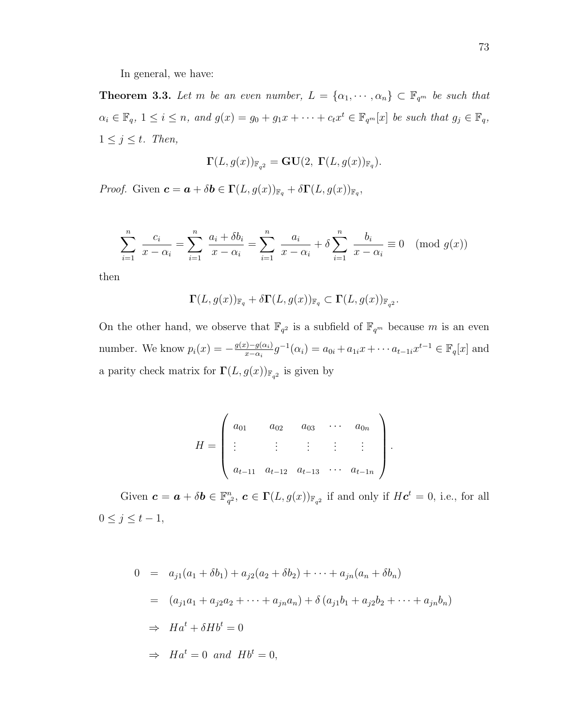In general, we have:

**Theorem 3.3.** *Let $m$ be an even number, $L = \{\alpha_1, \cdots, \alpha_n\} \subset \mathbb{F}_{q^m}$ be such that $\alpha_i \in \mathbb{F}_q$, $1 \leq i \leq n$, and $g(x) = g_0 + g_1 x + \cdots + c_t x^t \in \mathbb{F}_{q^m}[x]$ be such that $g_j \in \mathbb{F}_q$, $1 \leq j \leq t$. Then,*

$$\mathbf{\Gamma}(L, g(x))_{\mathbb{F}_{q^2}} = \mathbf{GU}(2,\ \mathbf{\Gamma}(L, g(x))_{\mathbb{F}_q}).$$

*Proof.* Given $\boldsymbol{c} = \boldsymbol{a} + \delta \boldsymbol{b} \in \mathbf{\Gamma}(L, g(x))_{\mathbb{F}_q} + \delta \mathbf{\Gamma}(L, g(x))_{\mathbb{F}_q}$,

$$\sum_{i=1}^{n} \frac{c_i}{x - \alpha_i} = \sum_{i=1}^{n} \frac{a_i + \delta b_i}{x - \alpha_i} = \sum_{i=1}^{n} \frac{a_i}{x - \alpha_i} + \delta \sum_{i=1}^{n} \frac{b_i}{x - \alpha_i} \equiv 0 \pmod{g(x)}$$

then

$$\mathbf{\Gamma}(L, g(x))_{\mathbb{F}_q} + \delta \mathbf{\Gamma}(L, g(x))_{\mathbb{F}_q} \subset \mathbf{\Gamma}(L, g(x))_{\mathbb{F}_{q^2}}.$$

On the other hand, we observe that $\mathbb{F}_{q^2}$ is a subfield of $\mathbb{F}_{q^m}$ because $m$ is an even number. We know $p_i(x) = -\frac{g(x) - g(\alpha_i)}{x - \alpha_i} g^{-1}(\alpha_i) = a_{0i} + a_{1i}x + \cdots a_{t-1i}x^{t-1} \in \mathbb{F}_q[x]$ and a parity check matrix for $\mathbf{\Gamma}(L, g(x))_{\mathbb{F}_{q^2}}$ is given by

$$H = \begin{pmatrix} a_{01} & a_{02} & a_{03} & \cdots & a_{0n} \\ \vdots & \vdots & \vdots & \vdots & \vdots \\ a_{t-11} & a_{t-12} & a_{t-13} & \cdots & a_{t-1n} \end{pmatrix}.$$

Given $\boldsymbol{c} = \boldsymbol{a} + \delta \boldsymbol{b} \in \mathbb{F}_{q^2}^n$, $\boldsymbol{c} \in \mathbf{\Gamma}(L, g(x))_{\mathbb{F}_{q^2}}$ if and only if $H\boldsymbol{c}^t = 0$, i.e., for all $0 \leq j \leq t - 1$,

$$\begin{aligned}
0 &= a_{j1}(a_1 + \delta b_1) + a_{j2}(a_2 + \delta b_2) + \cdots + a_{jn}(a_n + \delta b_n) \\
&= (a_{j1}a_1 + a_{j2}a_2 + \cdots + a_{jn}a_n) + \delta\,(a_{j1}b_1 + a_{j2}b_2 + \cdots + a_{jn}b_n) \\
&\Rightarrow\ Ha^t + \delta H b^t = 0 \\
&\Rightarrow\ Ha^t = 0 \ \ \textit{and} \ \ Hb^t = 0,
\end{aligned}$$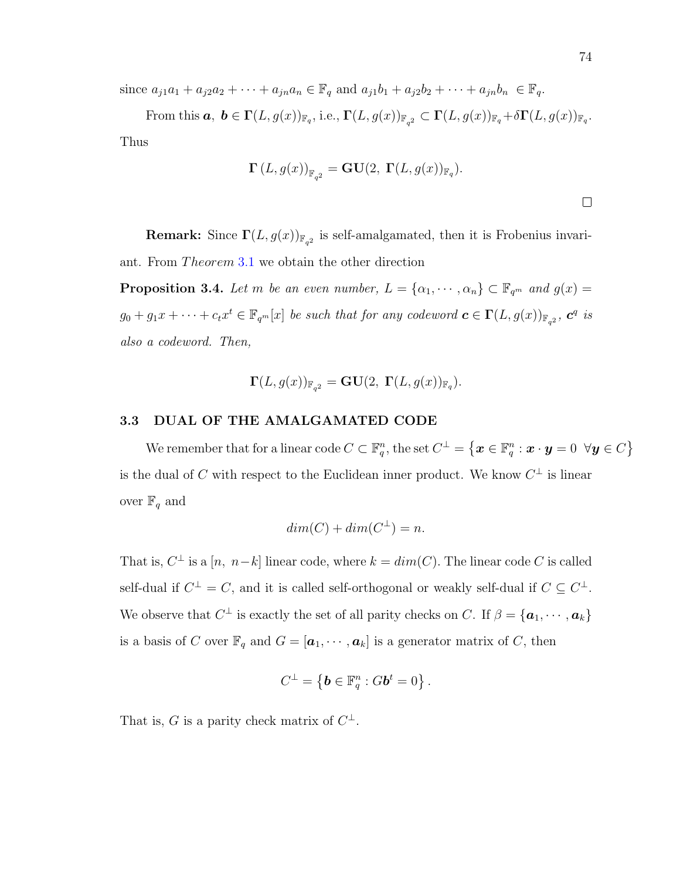since $a_{j1}a_1 + a_{j2}a_2 + \cdots + a_{jn}a_n \in \mathbb{F}_q$ and $a_{j1}b_1 + a_{j2}b_2 + \cdots + a_{jn}b_n \in \mathbb{F}_q$.

From this $\boldsymbol{a},\ \boldsymbol{b} \in \boldsymbol{\Gamma}(L, g(x))_{\mathbb{F}_q}$, i.e., $\boldsymbol{\Gamma}(L, g(x))_{\mathbb{F}_{q^2}} \subset \boldsymbol{\Gamma}(L, g(x))_{\mathbb{F}_q} + \delta\boldsymbol{\Gamma}(L, g(x))_{\mathbb{F}_q}$. Thus

$$\boldsymbol{\Gamma}\left(L, g(x)\right)_{\mathbb{F}_{q^2}} = \mathbf{GU}(2,\ \boldsymbol{\Gamma}(L, g(x))_{\mathbb{F}_q}).$$

$\square$

**Remark:** Since $\boldsymbol{\Gamma}(L, g(x))_{\mathbb{F}_{q^2}}$ is self-amalgamated, then it is Frobenius invariant. From *Theorem* 3.1 we obtain the other direction

**Proposition 3.4.** *Let $m$ be an even number, $L = \{\alpha_1, \cdots, \alpha_n\} \subset \mathbb{F}_{q^m}$ and $g(x) = g_0 + g_1 x + \cdots + c_t x^t \in \mathbb{F}_{q^m}[x]$ be such that for any codeword $\boldsymbol{c} \in \boldsymbol{\Gamma}(L, g(x))_{\mathbb{F}_{q^2}}$, $\boldsymbol{c}^q$ is also a codeword. Then,*

$$\boldsymbol{\Gamma}(L, g(x))_{\mathbb{F}_{q^2}} = \mathbf{GU}(2,\ \boldsymbol{\Gamma}(L, g(x))_{\mathbb{F}_q}).$$

### 3.3 DUAL OF THE AMALGAMATED CODE

We remember that for a linear code $C \subset \mathbb{F}_q^n$, the set $C^{\perp} = \left\{\boldsymbol{x} \in \mathbb{F}_q^n : \boldsymbol{x} \cdot \boldsymbol{y} = 0 \ \ \forall \boldsymbol{y} \in C\right\}$ is the dual of $C$ with respect to the Euclidean inner product. We know $C^{\perp}$ is linear over $\mathbb{F}_q$ and

$$dim(C) + dim(C^{\perp}) = n.$$

That is, $C^{\perp}$ is a $[n,\ n-k]$ linear code, where $k = dim(C)$. The linear code $C$ is called self-dual if $C^{\perp} = C$, and it is called self-orthogonal or weakly self-dual if $C \subseteq C^{\perp}$. We observe that $C^{\perp}$ is exactly the set of all parity checks on $C$. If $\beta = \{\boldsymbol{a}_1, \cdots, \boldsymbol{a}_k\}$ is a basis of $C$ over $\mathbb{F}_q$ and $G = [\boldsymbol{a}_1, \cdots, \boldsymbol{a}_k]$ is a generator matrix of $C$, then

$$C^{\perp} = \left\{\boldsymbol{b} \in \mathbb{F}_q^n : G\boldsymbol{b}^t = 0\right\}.$$

That is, $G$ is a parity check matrix of $C^{\perp}$.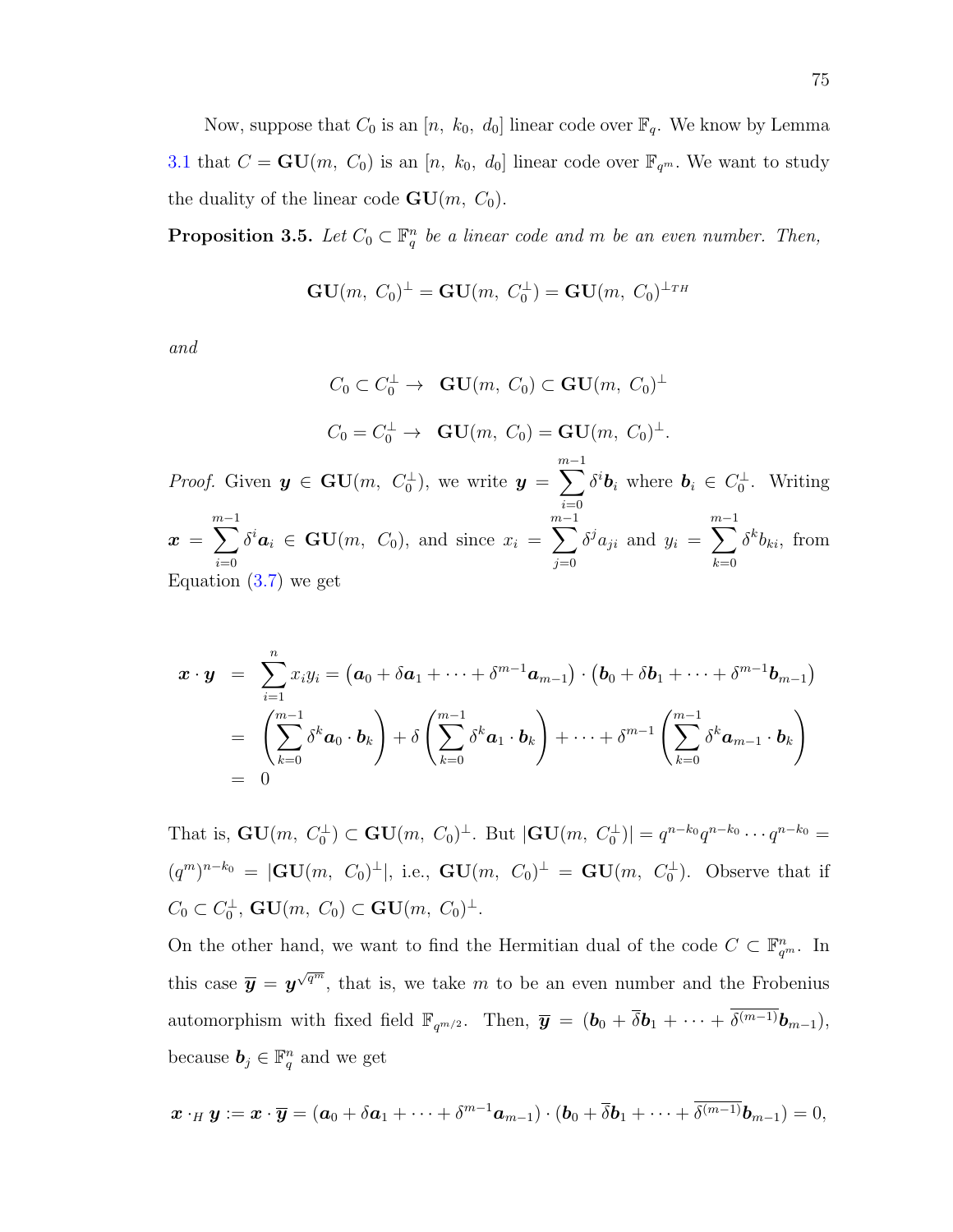Now, suppose that $C_0$ is an $[n,\ k_0,\ d_0]$ linear code over $\mathbb{F}_q$. We know by Lemma 3.1 that $C = \mathbf{GU}(m,\ C_0)$ is an $[n,\ k_0,\ d_0]$ linear code over $\mathbb{F}_{q^m}$. We want to study the duality of the linear code $\mathbf{GU}(m,\ C_0)$.

**Proposition 3.5.** *Let $C_0 \subset \mathbb{F}_q^n$ be a linear code and $m$ be an even number. Then,*

$$\mathbf{GU}(m,\ C_0)^{\perp} = \mathbf{GU}(m,\ C_0^{\perp}) = \mathbf{GU}(m,\ C_0)^{\perp_{TH}}$$

*and*

$$C_0 \subset C_0^{\perp} \rightarrow \ \ \mathbf{GU}(m,\ C_0) \subset \mathbf{GU}(m,\ C_0)^{\perp}$$

$$C_0 = C_0^{\perp} \rightarrow \ \ \mathbf{GU}(m,\ C_0) = \mathbf{GU}(m,\ C_0)^{\perp}.$$

*Proof.* Given $\boldsymbol{y} \in \mathbf{GU}(m,\ C_0^{\perp})$, we write $\boldsymbol{y} = \sum_{i=0}^{m-1} \delta^i \boldsymbol{b}_i$ where $\boldsymbol{b}_i \in C_0^{\perp}$. Writing $\boldsymbol{x} = \sum_{i=0}^{m-1} \delta^i \boldsymbol{a}_i \in \mathbf{GU}(m,\ C_0)$, and since $x_i = \sum_{j=0}^{m-1} \delta^j a_{ji}$ and $y_i = \sum_{k=0}^{m-1} \delta^k b_{ki}$, from Equation (3.7) we get

$$\begin{aligned}
\boldsymbol{x} \cdot \boldsymbol{y} &= \sum_{i=1}^{n} x_i y_i = \left(\boldsymbol{a}_0 + \delta \boldsymbol{a}_1 + \cdots + \delta^{m-1} \boldsymbol{a}_{m-1}\right) \cdot \left(\boldsymbol{b}_0 + \delta \boldsymbol{b}_1 + \cdots + \delta^{m-1} \boldsymbol{b}_{m-1}\right) \\
&= \left(\sum_{k=0}^{m-1} \delta^k \boldsymbol{a}_0 \cdot \boldsymbol{b}_k\right) + \delta \left(\sum_{k=0}^{m-1} \delta^k \boldsymbol{a}_1 \cdot \boldsymbol{b}_k\right) + \cdots + \delta^{m-1} \left(\sum_{k=0}^{m-1} \delta^k \boldsymbol{a}_{m-1} \cdot \boldsymbol{b}_k\right) \\
&= 0
\end{aligned}$$

That is, $\mathbf{GU}(m,\ C_0^{\perp}) \subset \mathbf{GU}(m,\ C_0)^{\perp}$. But $|\mathbf{GU}(m,\ C_0^{\perp})| = q^{n-k_0} q^{n-k_0} \cdots q^{n-k_0} = (q^m)^{n-k_0} = |\mathbf{GU}(m,\ C_0)^{\perp}|$, i.e., $\mathbf{GU}(m,\ C_0)^{\perp} = \mathbf{GU}(m,\ C_0^{\perp})$. Observe that if $C_0 \subset C_0^{\perp}$, $\mathbf{GU}(m,\ C_0) \subset \mathbf{GU}(m,\ C_0)^{\perp}$.

On the other hand, we want to find the Hermitian dual of the code $C \subset \mathbb{F}_{q^m}^n$. In this case $\overline{\boldsymbol{y}} = \boldsymbol{y}^{\sqrt{q^m}}$, that is, we take $m$ to be an even number and the Frobenius automorphism with fixed field $\mathbb{F}_{q^{m/2}}$. Then, $\overline{\boldsymbol{y}} = (\boldsymbol{b}_0 + \overline{\delta} \boldsymbol{b}_1 + \cdots + \overline{\delta^{(m-1)}} \boldsymbol{b}_{m-1})$, because $\boldsymbol{b}_j \in \mathbb{F}_q^n$ and we get

$$\boldsymbol{x} \cdot_H \boldsymbol{y} := \boldsymbol{x} \cdot \overline{\boldsymbol{y}} = (\boldsymbol{a}_0 + \delta \boldsymbol{a}_1 + \cdots + \delta^{m-1} \boldsymbol{a}_{m-1}) \cdot (\boldsymbol{b}_0 + \overline{\delta} \boldsymbol{b}_1 + \cdots + \overline{\delta^{(m-1)}} \boldsymbol{b}_{m-1}) = 0,$$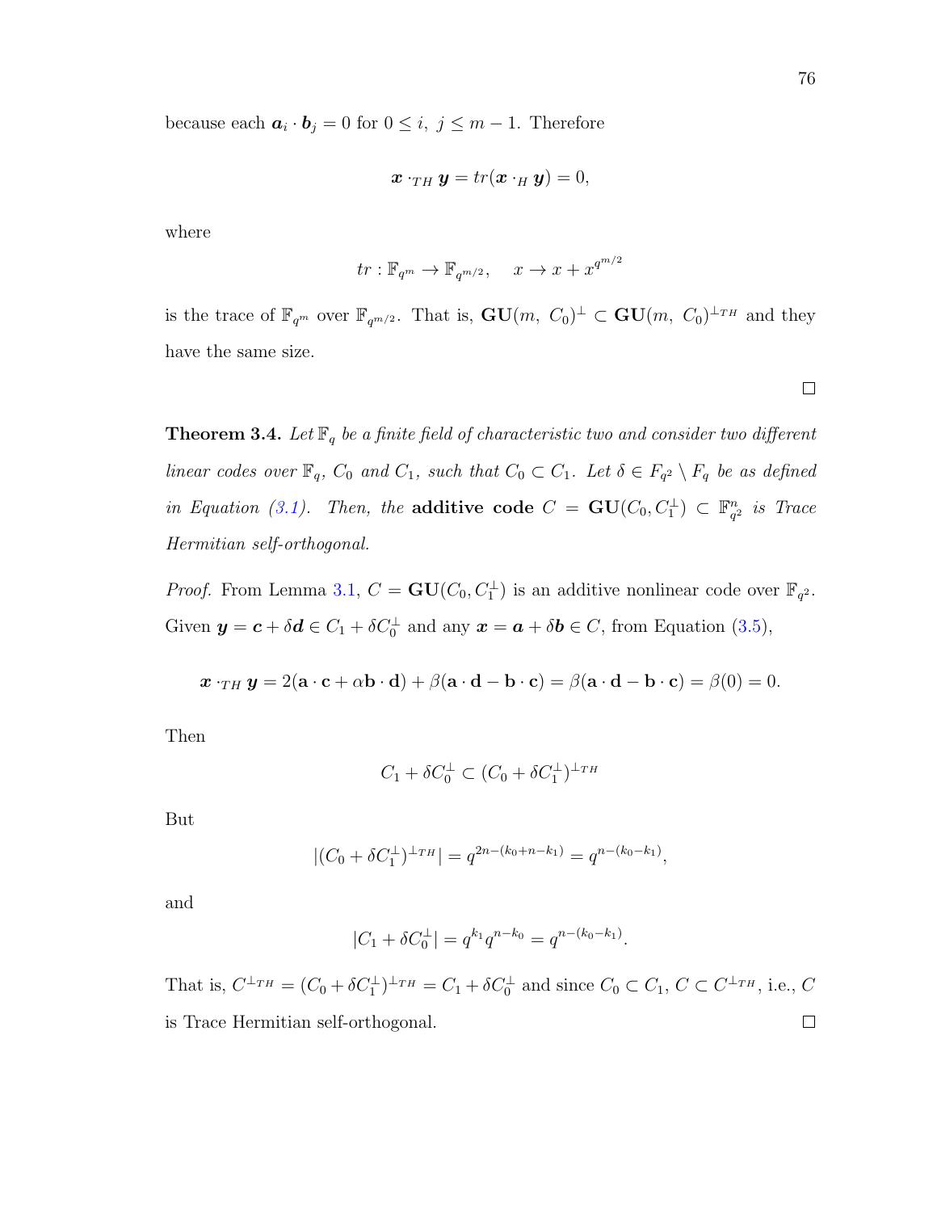because each $\boldsymbol{a}_i \cdot \boldsymbol{b}_j = 0$ for $0 \leq i,\ j \leq m-1$. Therefore

$$\boldsymbol{x} \cdot_{TH} \boldsymbol{y} = tr(\boldsymbol{x} \cdot_H \boldsymbol{y}) = 0,$$

where

$$tr : \mathbb{F}_{q^m} \to \mathbb{F}_{q^{m/2}}, \quad x \to x + x^{q^{m/2}}$$

is the trace of $\mathbb{F}_{q^m}$ over $\mathbb{F}_{q^{m/2}}$. That is, $\mathbf{GU}(m,\ C_0)^{\perp} \subset \mathbf{GU}(m,\ C_0)^{\perp_{TH}}$ and they have the same size.

□

**Theorem 3.4.** *Let $\mathbb{F}_q$ be a finite field of characteristic two and consider two different linear codes over $\mathbb{F}_q$, $C_0$ and $C_1$, such that $C_0 \subset C_1$. Let $\delta \in F_{q^2} \setminus F_q$ be as defined in Equation (3.1). Then, the* **additive code** *$C = \mathbf{GU}(C_0, C_1^{\perp}) \subset \mathbb{F}_{q^2}^n$ is Trace Hermitian self-orthogonal.*

*Proof.* From Lemma 3.1, $C = \mathbf{GU}(C_0, C_1^{\perp})$ is an additive nonlinear code over $\mathbb{F}_{q^2}$. Given $\boldsymbol{y} = \boldsymbol{c} + \delta\boldsymbol{d} \in C_1 + \delta C_0^{\perp}$ and any $\boldsymbol{x} = \boldsymbol{a} + \delta\boldsymbol{b} \in C$, from Equation (3.5),

$$\boldsymbol{x} \cdot_{TH} \boldsymbol{y} = 2(\mathbf{a}\cdot\mathbf{c} + \alpha\mathbf{b}\cdot\mathbf{d}) + \beta(\mathbf{a}\cdot\mathbf{d} - \mathbf{b}\cdot\mathbf{c}) = \beta(\mathbf{a}\cdot\mathbf{d} - \mathbf{b}\cdot\mathbf{c}) = \beta(0) = 0.$$

Then

$$C_1 + \delta C_0^{\perp} \subset (C_0 + \delta C_1^{\perp})^{\perp_{TH}}$$

But

$$|(C_0 + \delta C_1^{\perp})^{\perp_{TH}}| = q^{2n-(k_0+n-k_1)} = q^{n-(k_0-k_1)},$$

and

$$|C_1 + \delta C_0^{\perp}| = q^{k_1} q^{n-k_0} = q^{n-(k_0-k_1)}.$$

That is, $C^{\perp_{TH}} = (C_0 + \delta C_1^{\perp})^{\perp_{TH}} = C_1 + \delta C_0^{\perp}$ and since $C_0 \subset C_1$, $C \subset C^{\perp_{TH}}$, i.e., $C$ is Trace Hermitian self-orthogonal. □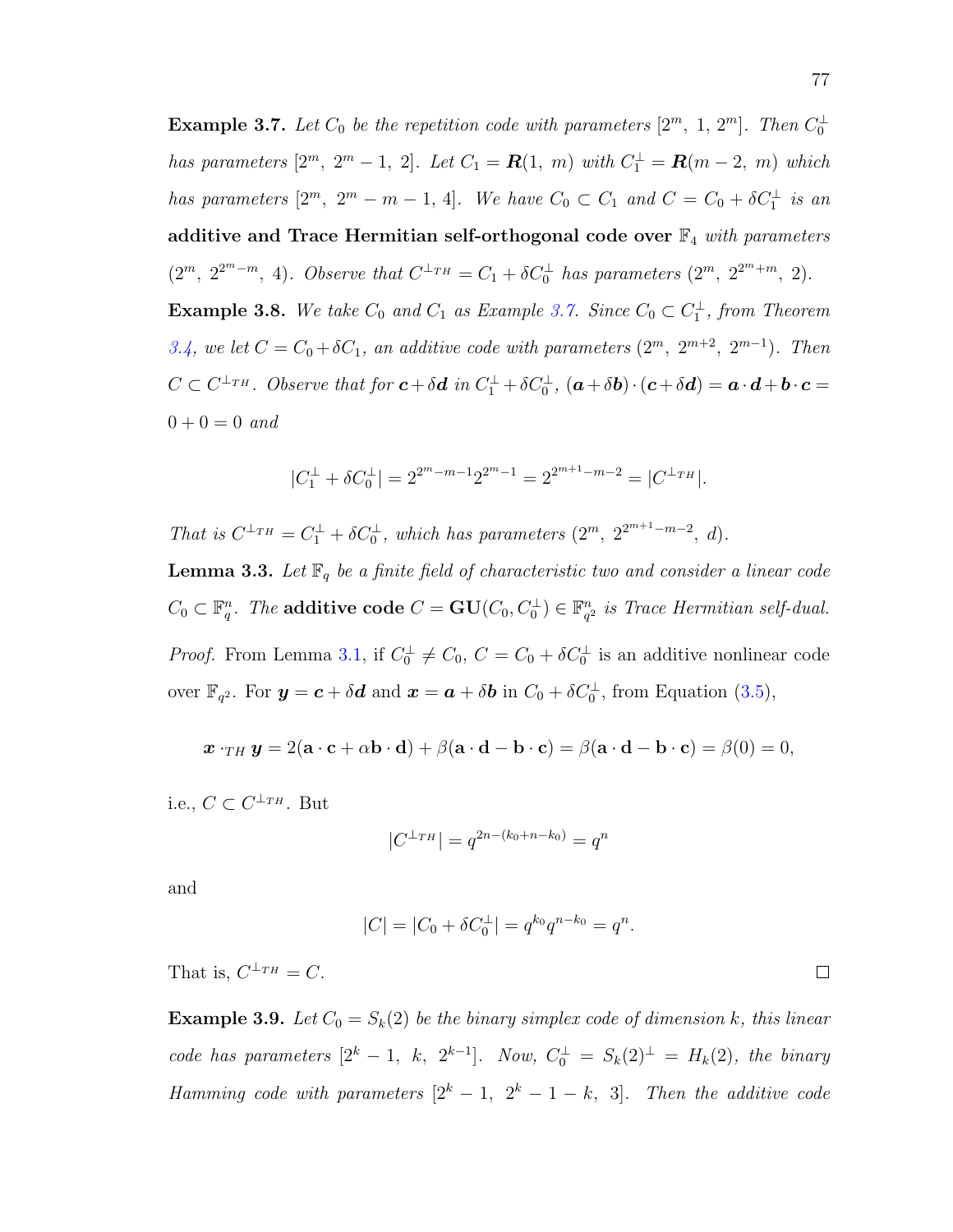**Example 3.7.** *Let $C_0$ be the repetition code with parameters $[2^m,\ 1,\ 2^m]$. Then $C_0^\perp$ has parameters $[2^m,\ 2^m-1,\ 2]$. Let $C_1 = \boldsymbol{R}(1,\ m)$ with $C_1^\perp = \boldsymbol{R}(m-2,\ m)$ which has parameters $[2^m,\ 2^m-m-1,\ 4]$. We have $C_0 \subset C_1$ and $C = C_0 + \delta C_1^\perp$ is an* **additive and Trace Hermitian self-orthogonal code over** $\mathbb{F}_4$ *with parameters $(2^m,\ 2^{2^m-m},\ 4)$. Observe that $C^{\perp_{TH}} = C_1 + \delta C_0^\perp$ has parameters $(2^m,\ 2^{2^m+m},\ 2)$.*

**Example 3.8.** *We take $C_0$ and $C_1$ as Example 3.7. Since $C_0 \subset C_1^\perp$, from Theorem 3.4, we let $C = C_0 + \delta C_1$, an additive code with parameters $(2^m,\ 2^{m+2},\ 2^{m-1})$. Then $C \subset C^{\perp_{TH}}$. Observe that for $\boldsymbol{c} + \delta \boldsymbol{d}$ in $C_1^\perp + \delta C_0^\perp$, $(\boldsymbol{a} + \delta \boldsymbol{b}) \cdot (\boldsymbol{c} + \delta \boldsymbol{d}) = \boldsymbol{a} \cdot \boldsymbol{d} + \boldsymbol{b} \cdot \boldsymbol{c} = 0 + 0 = 0$ and*

$$|C_1^\perp + \delta C_0^\perp| = 2^{2^m-m-1} 2^{2^m-1} = 2^{2^{m+1}-m-2} = |C^{\perp_{TH}}|.$$

*That is $C^{\perp_{TH}} = C_1^\perp + \delta C_0^\perp$, which has parameters $(2^m,\ 2^{2^{m+1}-m-2},\ d)$.*

**Lemma 3.3.** *Let $\mathbb{F}_q$ be a finite field of characteristic two and consider a linear code $C_0 \subset \mathbb{F}_q^n$. The* **additive code** $C = \mathbf{GU}(C_0, C_0^\perp) \in \mathbb{F}_{q^2}^n$ *is Trace Hermitian self-dual.*

*Proof.* From Lemma 3.1, if $C_0^\perp \neq C_0$, $C = C_0 + \delta C_0^\perp$ is an additive nonlinear code over $\mathbb{F}_{q^2}$. For $\boldsymbol{y} = \boldsymbol{c} + \delta \boldsymbol{d}$ and $\boldsymbol{x} = \boldsymbol{a} + \delta \boldsymbol{b}$ in $C_0 + \delta C_0^\perp$, from Equation (3.5),

$$\boldsymbol{x} \cdot_{TH} \boldsymbol{y} = 2(\mathbf{a} \cdot \mathbf{c} + \alpha \mathbf{b} \cdot \mathbf{d}) + \beta(\mathbf{a} \cdot \mathbf{d} - \mathbf{b} \cdot \mathbf{c}) = \beta(\mathbf{a} \cdot \mathbf{d} - \mathbf{b} \cdot \mathbf{c}) = \beta(0) = 0,$$

i.e., $C \subset C^{\perp_{TH}}$. But

$$|C^{\perp_{TH}}| = q^{2n-(k_0+n-k_0)} = q^n$$

and

$$|C| = |C_0 + \delta C_0^\perp| = q^{k_0} q^{n-k_0} = q^n.$$

That is, $C^{\perp_{TH}} = C$. $\square$

**Example 3.9.** *Let $C_0 = S_k(2)$ be the binary simplex code of dimension $k$, this linear code has parameters $[2^k-1,\ k,\ 2^{k-1}]$. Now, $C_0^\perp = S_k(2)^\perp = H_k(2)$, the binary Hamming code with parameters $[2^k-1,\ 2^k-1-k,\ 3]$. Then the additive code*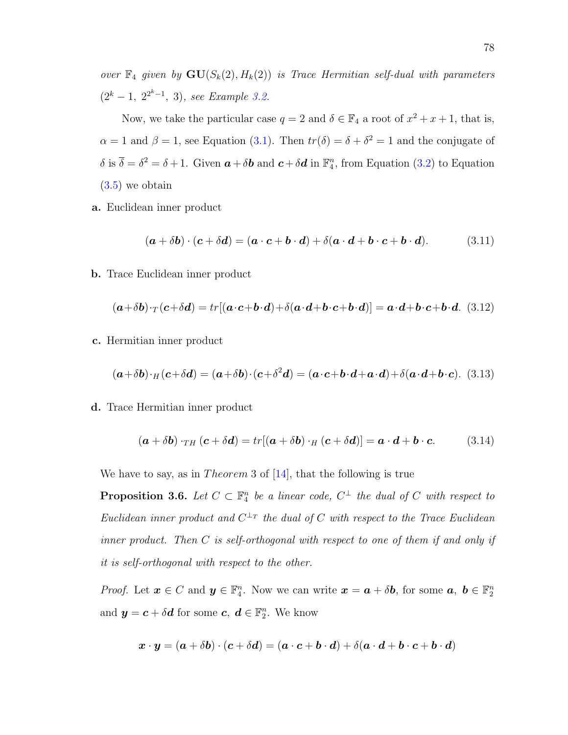*over* $\mathbb{F}_4$ *given by* $\mathbf{GU}(S_k(2), H_k(2))$ *is Trace Hermitian self-dual with parameters* $(2^k - 1,\ 2^{2^k-1},\ 3)$*, see Example 3.2.*

Now, we take the particular case $q = 2$ and $\delta \in \mathbb{F}_4$ a root of $x^2 + x + 1$, that is, $\alpha = 1$ and $\beta = 1$, see Equation (3.1). Then $tr(\delta) = \delta + \delta^2 = 1$ and the conjugate of $\delta$ is $\overline{\delta} = \delta^2 = \delta + 1$. Given $\boldsymbol{a} + \delta\boldsymbol{b}$ and $\boldsymbol{c} + \delta\boldsymbol{d}$ in $\mathbb{F}_4^n$, from Equation (3.2) to Equation (3.5) we obtain

**a.** Euclidean inner product

$$(\boldsymbol{a} + \delta\boldsymbol{b}) \cdot (\boldsymbol{c} + \delta\boldsymbol{d}) = (\boldsymbol{a} \cdot \boldsymbol{c} + \boldsymbol{b} \cdot \boldsymbol{d}) + \delta(\boldsymbol{a} \cdot \boldsymbol{d} + \boldsymbol{b} \cdot \boldsymbol{c} + \boldsymbol{b} \cdot \boldsymbol{d}). \tag{3.11}$$

**b.** Trace Euclidean inner product

$$(\boldsymbol{a}+\delta\boldsymbol{b})\cdot_T(\boldsymbol{c}+\delta\boldsymbol{d}) = tr[(\boldsymbol{a}\cdot\boldsymbol{c}+\boldsymbol{b}\cdot\boldsymbol{d})+\delta(\boldsymbol{a}\cdot\boldsymbol{d}+\boldsymbol{b}\cdot\boldsymbol{c}+\boldsymbol{b}\cdot\boldsymbol{d})] = \boldsymbol{a}\cdot\boldsymbol{d}+\boldsymbol{b}\cdot\boldsymbol{c}+\boldsymbol{b}\cdot\boldsymbol{d}. \tag{3.12}$$

**c.** Hermitian inner product

$$(\boldsymbol{a}+\delta\boldsymbol{b})\cdot_H(\boldsymbol{c}+\delta\boldsymbol{d}) = (\boldsymbol{a}+\delta\boldsymbol{b})\cdot(\boldsymbol{c}+\delta^2\boldsymbol{d}) = (\boldsymbol{a}\cdot\boldsymbol{c}+\boldsymbol{b}\cdot\boldsymbol{d}+\boldsymbol{a}\cdot\boldsymbol{d})+\delta(\boldsymbol{a}\cdot\boldsymbol{d}+\boldsymbol{b}\cdot\boldsymbol{c}). \tag{3.13}$$

**d.** Trace Hermitian inner product

$$(\boldsymbol{a} + \delta\boldsymbol{b}) \cdot_{TH} (\boldsymbol{c} + \delta\boldsymbol{d}) = tr[(\boldsymbol{a} + \delta\boldsymbol{b}) \cdot_H (\boldsymbol{c} + \delta\boldsymbol{d})] = \boldsymbol{a} \cdot \boldsymbol{d} + \boldsymbol{b} \cdot \boldsymbol{c}. \tag{3.14}$$

We have to say, as in *Theorem* 3 of [14], that the following is true

**Proposition 3.6.** *Let* $C \subset \mathbb{F}_4^n$ *be a linear code,* $C^{\perp}$ *the dual of* $C$ *with respect to Euclidean inner product and* $C^{\perp_T}$ *the dual of* $C$ *with respect to the Trace Euclidean inner product. Then* $C$ *is self-orthogonal with respect to one of them if and only if it is self-orthogonal with respect to the other.*

*Proof.* Let $\boldsymbol{x} \in C$ and $\boldsymbol{y} \in \mathbb{F}_4^n$. Now we can write $\boldsymbol{x} = \boldsymbol{a} + \delta\boldsymbol{b}$, for some $\boldsymbol{a},\ \boldsymbol{b} \in \mathbb{F}_2^n$ and $\boldsymbol{y} = \boldsymbol{c} + \delta\boldsymbol{d}$ for some $\boldsymbol{c},\ \boldsymbol{d} \in \mathbb{F}_2^n$. We know

$$\boldsymbol{x} \cdot \boldsymbol{y} = (\boldsymbol{a} + \delta\boldsymbol{b}) \cdot (\boldsymbol{c} + \delta\boldsymbol{d}) = (\boldsymbol{a} \cdot \boldsymbol{c} + \boldsymbol{b} \cdot \boldsymbol{d}) + \delta(\boldsymbol{a} \cdot \boldsymbol{d} + \boldsymbol{b} \cdot \boldsymbol{c} + \boldsymbol{b} \cdot \boldsymbol{d})$$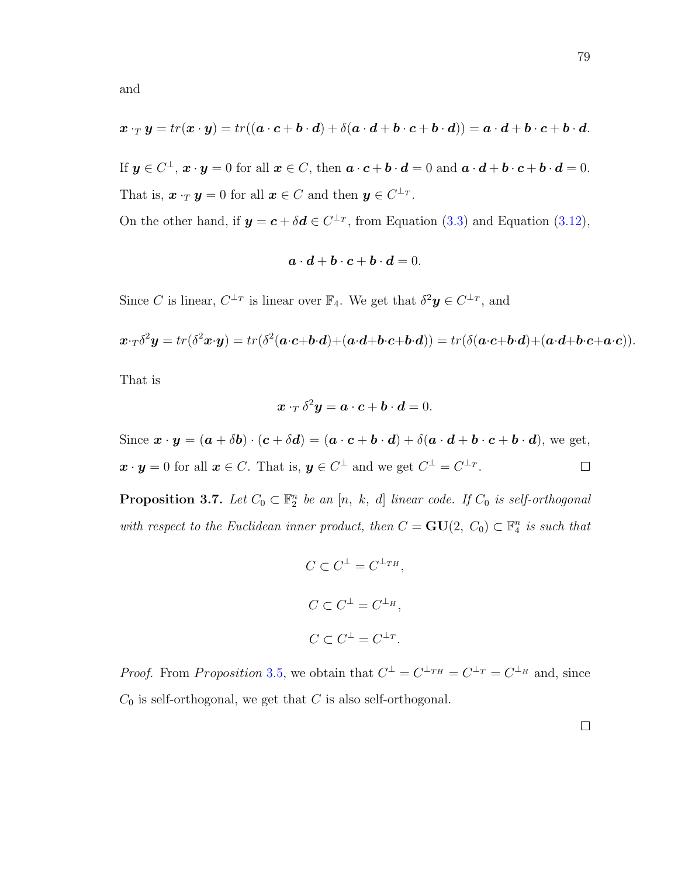and

$$\boldsymbol{x} \cdot_T \boldsymbol{y} = tr(\boldsymbol{x} \cdot \boldsymbol{y}) = tr((\boldsymbol{a} \cdot \boldsymbol{c} + \boldsymbol{b} \cdot \boldsymbol{d}) + \delta(\boldsymbol{a} \cdot \boldsymbol{d} + \boldsymbol{b} \cdot \boldsymbol{c} + \boldsymbol{b} \cdot \boldsymbol{d})) = \boldsymbol{a} \cdot \boldsymbol{d} + \boldsymbol{b} \cdot \boldsymbol{c} + \boldsymbol{b} \cdot \boldsymbol{d}.$$

If $\boldsymbol{y} \in C^{\perp}$, $\boldsymbol{x} \cdot \boldsymbol{y} = 0$ for all $\boldsymbol{x} \in C$, then $\boldsymbol{a} \cdot \boldsymbol{c} + \boldsymbol{b} \cdot \boldsymbol{d} = 0$ and $\boldsymbol{a} \cdot \boldsymbol{d} + \boldsymbol{b} \cdot \boldsymbol{c} + \boldsymbol{b} \cdot \boldsymbol{d} = 0$. That is, $\boldsymbol{x} \cdot_T \boldsymbol{y} = 0$ for all $\boldsymbol{x} \in C$ and then $\boldsymbol{y} \in C^{\perp_T}$.

On the other hand, if $\boldsymbol{y} = \boldsymbol{c} + \delta \boldsymbol{d} \in C^{\perp_T}$, from Equation (3.3) and Equation (3.12),

$$\boldsymbol{a} \cdot \boldsymbol{d} + \boldsymbol{b} \cdot \boldsymbol{c} + \boldsymbol{b} \cdot \boldsymbol{d} = 0.$$

Since $C$ is linear, $C^{\perp_T}$ is linear over $\mathbb{F}_4$. We get that $\delta^2 \boldsymbol{y} \in C^{\perp_T}$, and

$$\boldsymbol{x} \cdot_T \delta^2 \boldsymbol{y} = tr(\delta^2 \boldsymbol{x} \cdot \boldsymbol{y}) = tr(\delta^2(\boldsymbol{a} \cdot \boldsymbol{c} + \boldsymbol{b} \cdot \boldsymbol{d}) + (\boldsymbol{a} \cdot \boldsymbol{d} + \boldsymbol{b} \cdot \boldsymbol{c} + \boldsymbol{b} \cdot \boldsymbol{d})) = tr(\delta(\boldsymbol{a} \cdot \boldsymbol{c} + \boldsymbol{b} \cdot \boldsymbol{d}) + (\boldsymbol{a} \cdot \boldsymbol{d} + \boldsymbol{b} \cdot \boldsymbol{c} + \boldsymbol{a} \cdot \boldsymbol{c})).$$

That is

$$\boldsymbol{x} \cdot_T \delta^2 \boldsymbol{y} = \boldsymbol{a} \cdot \boldsymbol{c} + \boldsymbol{b} \cdot \boldsymbol{d} = 0.$$

Since $\boldsymbol{x} \cdot \boldsymbol{y} = (\boldsymbol{a} + \delta \boldsymbol{b}) \cdot (\boldsymbol{c} + \delta \boldsymbol{d}) = (\boldsymbol{a} \cdot \boldsymbol{c} + \boldsymbol{b} \cdot \boldsymbol{d}) + \delta(\boldsymbol{a} \cdot \boldsymbol{d} + \boldsymbol{b} \cdot \boldsymbol{c} + \boldsymbol{b} \cdot \boldsymbol{d})$, we get, $\boldsymbol{x} \cdot \boldsymbol{y} = 0$ for all $\boldsymbol{x} \in C$. That is, $\boldsymbol{y} \in C^{\perp}$ and we get $C^{\perp} = C^{\perp_T}$. ☐

**Proposition 3.7.** *Let $C_0 \subset \mathbb{F}_2^n$ be an $[n,\ k,\ d]$ linear code. If $C_0$ is self-orthogonal with respect to the Euclidean inner product, then $C = \mathbf{GU}(2,\ C_0) \subset \mathbb{F}_4^n$ is such that*

$$C \subset C^{\perp} = C^{\perp_{TH}},$$

$$C \subset C^{\perp} = C^{\perp_H},$$

$$C \subset C^{\perp} = C^{\perp_T}.$$

*Proof.* From *Proposition* 3.5, we obtain that $C^{\perp} = C^{\perp_{TH}} = C^{\perp_T} = C^{\perp_H}$ and, since $C_0$ is self-orthogonal, we get that $C$ is also self-orthogonal.

☐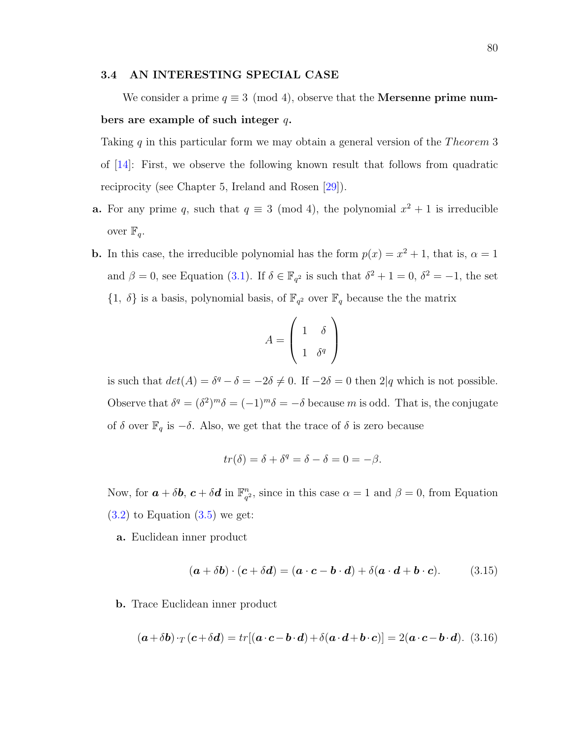### 3.4 AN INTERESTING SPECIAL CASE

We consider a prime $q \equiv 3 \pmod 4$, observe that the **Mersenne prime numbers are example of such integer** $q$**.**

Taking $q$ in this particular form we may obtain a general version of the *Theorem* 3 of [14]: First, we observe the following known result that follows from quadratic reciprocity (see Chapter 5, Ireland and Rosen [29]).

**a.** For any prime $q$, such that $q \equiv 3 \pmod 4$, the polynomial $x^2 + 1$ is irreducible over $\mathbb{F}_q$.

**b.** In this case, the irreducible polynomial has the form $p(x) = x^2 + 1$, that is, $\alpha = 1$ and $\beta = 0$, see Equation (3.1). If $\delta \in \mathbb{F}_{q^2}$ is such that $\delta^2 + 1 = 0$, $\delta^2 = -1$, the set $\{1,\ \delta\}$ is a basis, polynomial basis, of $\mathbb{F}_{q^2}$ over $\mathbb{F}_q$ because the the matrix

$$A = \begin{pmatrix} 1 & \delta \\ 1 & \delta^q \end{pmatrix}$$

is such that $det(A) = \delta^q - \delta = -2\delta \neq 0$. If $-2\delta = 0$ then $2|q$ which is not possible. Observe that $\delta^q = (\delta^2)^m\delta = (-1)^m\delta = -\delta$ because $m$ is odd. That is, the conjugate of $\delta$ over $\mathbb{F}_q$ is $-\delta$. Also, we get that the trace of $\delta$ is zero because

$$tr(\delta) = \delta + \delta^q = \delta - \delta = 0 = -\beta.$$

Now, for $\boldsymbol{a} + \delta\boldsymbol{b}$, $\boldsymbol{c} + \delta\boldsymbol{d}$ in $\mathbb{F}_{q^2}^n$, since in this case $\alpha = 1$ and $\beta = 0$, from Equation (3.2) to Equation (3.5) we get:

**a.** Euclidean inner product

$$(\boldsymbol{a} + \delta\boldsymbol{b}) \cdot (\boldsymbol{c} + \delta\boldsymbol{d}) = (\boldsymbol{a} \cdot \boldsymbol{c} - \boldsymbol{b} \cdot \boldsymbol{d}) + \delta(\boldsymbol{a} \cdot \boldsymbol{d} + \boldsymbol{b} \cdot \boldsymbol{c}). \tag{3.15}$$

**b.** Trace Euclidean inner product

$$(\boldsymbol{a} + \delta\boldsymbol{b}) \cdot_T (\boldsymbol{c} + \delta\boldsymbol{d}) = tr[(\boldsymbol{a} \cdot \boldsymbol{c} - \boldsymbol{b} \cdot \boldsymbol{d}) + \delta(\boldsymbol{a} \cdot \boldsymbol{d} + \boldsymbol{b} \cdot \boldsymbol{c})] = 2(\boldsymbol{a} \cdot \boldsymbol{c} - \boldsymbol{b} \cdot \boldsymbol{d}). \tag{3.16}$$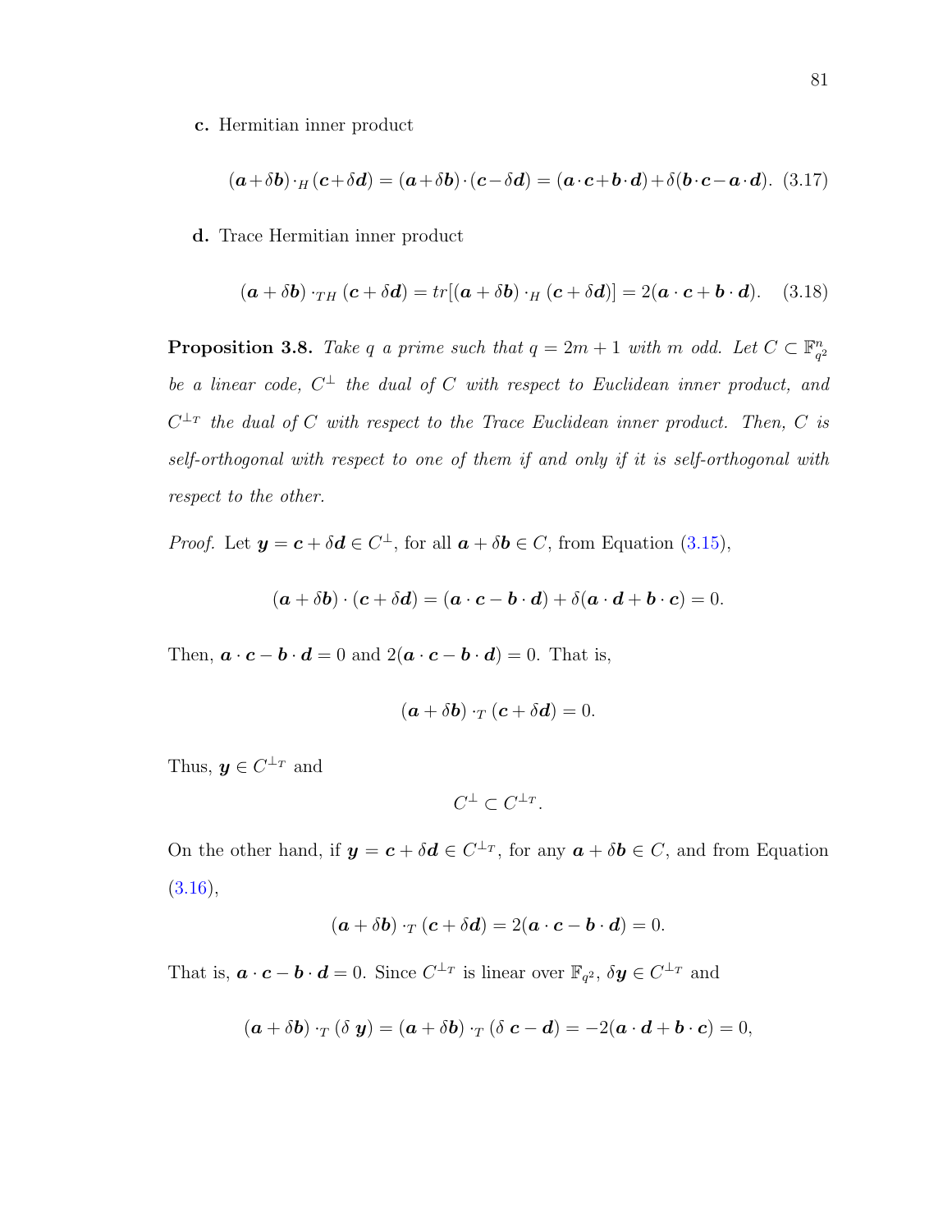**c.** Hermitian inner product

$$(\boldsymbol{a}+\delta\boldsymbol{b})\cdot_H(\boldsymbol{c}+\delta\boldsymbol{d}) = (\boldsymbol{a}+\delta\boldsymbol{b})\cdot(\boldsymbol{c}-\delta\boldsymbol{d}) = (\boldsymbol{a}\cdot\boldsymbol{c}+\boldsymbol{b}\cdot\boldsymbol{d})+\delta(\boldsymbol{b}\cdot\boldsymbol{c}-\boldsymbol{a}\cdot\boldsymbol{d}). \quad (3.17)$$

**d.** Trace Hermitian inner product

$$(\boldsymbol{a}+\delta\boldsymbol{b})\cdot_{TH}(\boldsymbol{c}+\delta\boldsymbol{d}) = tr[(\boldsymbol{a}+\delta\boldsymbol{b})\cdot_H(\boldsymbol{c}+\delta\boldsymbol{d})] = 2(\boldsymbol{a}\cdot\boldsymbol{c}+\boldsymbol{b}\cdot\boldsymbol{d}). \quad (3.18)$$

**Proposition 3.8.** *Take $q$ a prime such that $q = 2m+1$ with $m$ odd. Let $C \subset \mathbb{F}_{q^2}^n$ be a linear code, $C^{\perp}$ the dual of $C$ with respect to Euclidean inner product, and $C^{\perp_T}$ the dual of $C$ with respect to the Trace Euclidean inner product. Then, $C$ is self-orthogonal with respect to one of them if and only if it is self-orthogonal with respect to the other.*

*Proof.* Let $\boldsymbol{y} = \boldsymbol{c}+\delta\boldsymbol{d} \in C^{\perp}$, for all $\boldsymbol{a}+\delta\boldsymbol{b} \in C$, from Equation (3.15),

$$(\boldsymbol{a}+\delta\boldsymbol{b})\cdot(\boldsymbol{c}+\delta\boldsymbol{d}) = (\boldsymbol{a}\cdot\boldsymbol{c}-\boldsymbol{b}\cdot\boldsymbol{d})+\delta(\boldsymbol{a}\cdot\boldsymbol{d}+\boldsymbol{b}\cdot\boldsymbol{c}) = 0.$$

Then, $\boldsymbol{a}\cdot\boldsymbol{c}-\boldsymbol{b}\cdot\boldsymbol{d} = 0$ and $2(\boldsymbol{a}\cdot\boldsymbol{c}-\boldsymbol{b}\cdot\boldsymbol{d}) = 0$. That is,

$$(\boldsymbol{a}+\delta\boldsymbol{b})\cdot_T(\boldsymbol{c}+\delta\boldsymbol{d}) = 0.$$

Thus, $\boldsymbol{y} \in C^{\perp_T}$ and

$$C^{\perp} \subset C^{\perp_T}.$$

On the other hand, if $\boldsymbol{y} = \boldsymbol{c}+\delta\boldsymbol{d} \in C^{\perp_T}$, for any $\boldsymbol{a}+\delta\boldsymbol{b} \in C$, and from Equation (3.16),

$$(\boldsymbol{a}+\delta\boldsymbol{b})\cdot_T(\boldsymbol{c}+\delta\boldsymbol{d}) = 2(\boldsymbol{a}\cdot\boldsymbol{c}-\boldsymbol{b}\cdot\boldsymbol{d}) = 0.$$

That is, $\boldsymbol{a}\cdot\boldsymbol{c}-\boldsymbol{b}\cdot\boldsymbol{d} = 0$. Since $C^{\perp_T}$ is linear over $\mathbb{F}_{q^2}$, $\delta\boldsymbol{y} \in C^{\perp_T}$ and

$$(\boldsymbol{a}+\delta\boldsymbol{b})\cdot_T(\delta\,\boldsymbol{y}) = (\boldsymbol{a}+\delta\boldsymbol{b})\cdot_T(\delta\,\boldsymbol{c}-\boldsymbol{d}) = -2(\boldsymbol{a}\cdot\boldsymbol{d}+\boldsymbol{b}\cdot\boldsymbol{c}) = 0,$$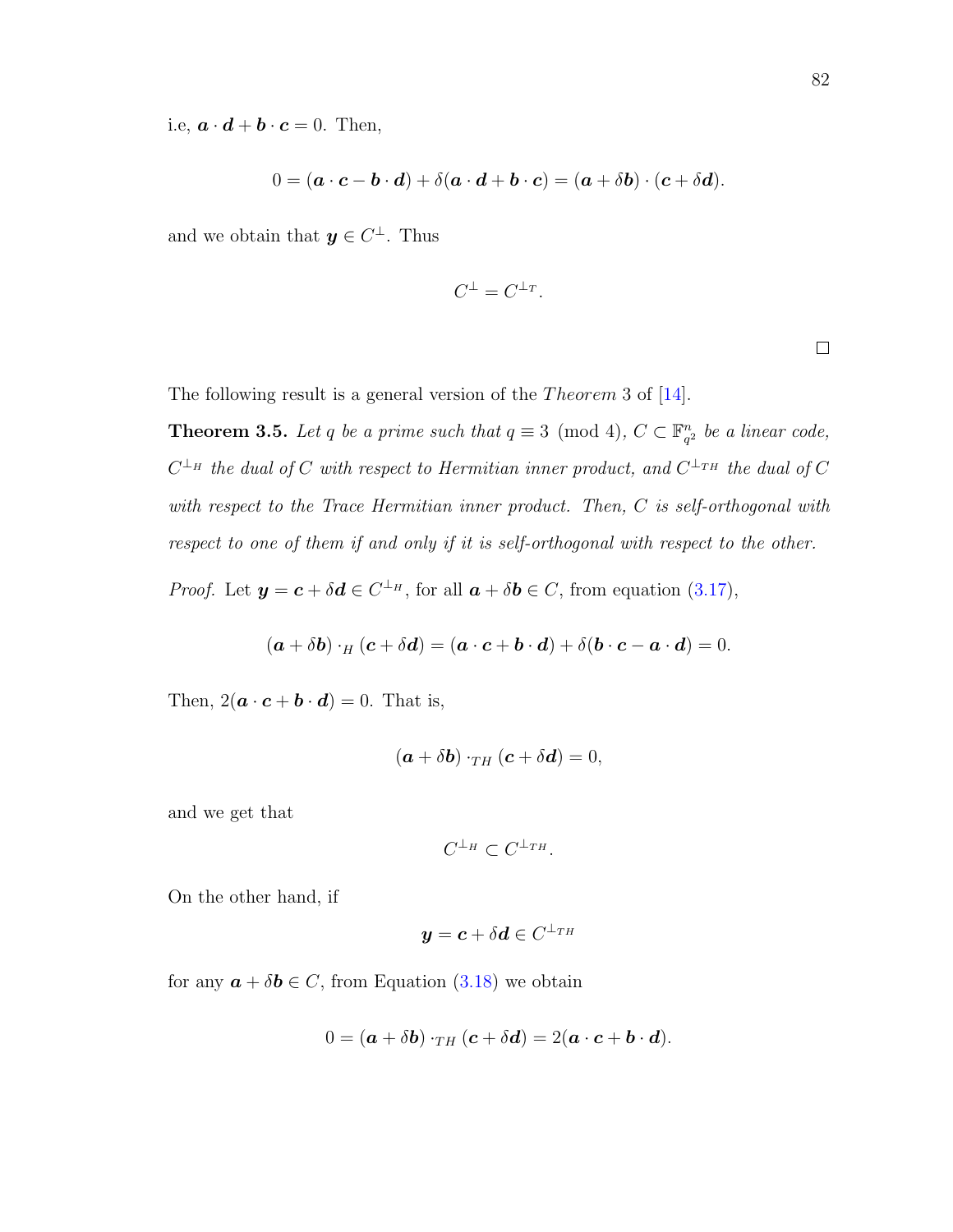i.e, $\boldsymbol{a} \cdot \boldsymbol{d} + \boldsymbol{b} \cdot \boldsymbol{c} = 0$. Then,

$$0 = (\boldsymbol{a} \cdot \boldsymbol{c} - \boldsymbol{b} \cdot \boldsymbol{d}) + \delta(\boldsymbol{a} \cdot \boldsymbol{d} + \boldsymbol{b} \cdot \boldsymbol{c}) = (\boldsymbol{a} + \delta \boldsymbol{b}) \cdot (\boldsymbol{c} + \delta \boldsymbol{d}).$$

and we obtain that $\boldsymbol{y} \in C^{\perp}$. Thus

$$C^{\perp} = C^{\perp_T}.$$

□

The following result is a general version of the *Theorem* 3 of [14].

**Theorem 3.5.** *Let $q$ be a prime such that $q \equiv 3 \pmod 4$, $C \subset \mathbb{F}_{q^2}^n$ be a linear code, $C^{\perp_H}$ the dual of $C$ with respect to Hermitian inner product, and $C^{\perp_{TH}}$ the dual of $C$ with respect to the Trace Hermitian inner product. Then, $C$ is self-orthogonal with respect to one of them if and only if it is self-orthogonal with respect to the other.*

*Proof.* Let $\boldsymbol{y} = \boldsymbol{c} + \delta \boldsymbol{d} \in C^{\perp_H}$, for all $\boldsymbol{a} + \delta \boldsymbol{b} \in C$, from equation (3.17),

$$(\boldsymbol{a} + \delta \boldsymbol{b}) \cdot_H (\boldsymbol{c} + \delta \boldsymbol{d}) = (\boldsymbol{a} \cdot \boldsymbol{c} + \boldsymbol{b} \cdot \boldsymbol{d}) + \delta(\boldsymbol{b} \cdot \boldsymbol{c} - \boldsymbol{a} \cdot \boldsymbol{d}) = 0.$$

Then, $2(\boldsymbol{a} \cdot \boldsymbol{c} + \boldsymbol{b} \cdot \boldsymbol{d}) = 0$. That is,

$$(\boldsymbol{a} + \delta \boldsymbol{b}) \cdot_{TH} (\boldsymbol{c} + \delta \boldsymbol{d}) = 0,$$

and we get that

$$C^{\perp_H} \subset C^{\perp_{TH}}.$$

On the other hand, if

$$\boldsymbol{y} = \boldsymbol{c} + \delta \boldsymbol{d} \in C^{\perp_{TH}}$$

for any $\boldsymbol{a} + \delta \boldsymbol{b} \in C$, from Equation (3.18) we obtain

$$0 = (\boldsymbol{a} + \delta \boldsymbol{b}) \cdot_{TH} (\boldsymbol{c} + \delta \boldsymbol{d}) = 2(\boldsymbol{a} \cdot \boldsymbol{c} + \boldsymbol{b} \cdot \boldsymbol{d}).$$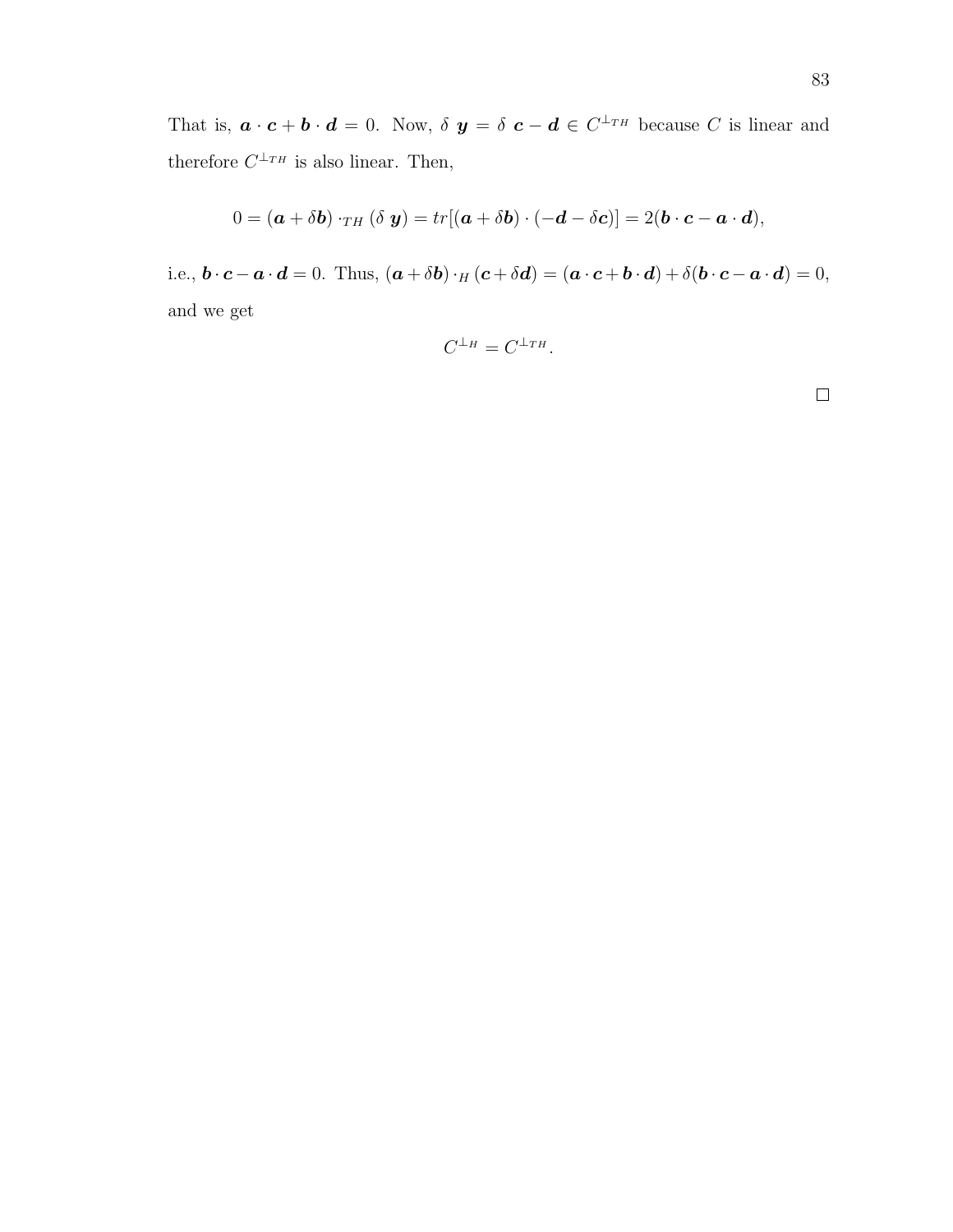That is, $\boldsymbol{a} \cdot \boldsymbol{c} + \boldsymbol{b} \cdot \boldsymbol{d} = 0$. Now, $\delta \ \boldsymbol{y} = \delta \ \boldsymbol{c} - \boldsymbol{d} \in C^{\perp_{TH}}$ because $C$ is linear and therefore $C^{\perp_{TH}}$ is also linear. Then,

$$0 = (\boldsymbol{a} + \delta \boldsymbol{b}) \cdot_{TH} (\delta \ \boldsymbol{y}) = tr[(\boldsymbol{a} + \delta \boldsymbol{b}) \cdot (-\boldsymbol{d} - \delta \boldsymbol{c})] = 2(\boldsymbol{b} \cdot \boldsymbol{c} - \boldsymbol{a} \cdot \boldsymbol{d}),$$

i.e., $\boldsymbol{b} \cdot \boldsymbol{c} - \boldsymbol{a} \cdot \boldsymbol{d} = 0$. Thus, $(\boldsymbol{a} + \delta \boldsymbol{b}) \cdot_H (\boldsymbol{c} + \delta \boldsymbol{d}) = (\boldsymbol{a} \cdot \boldsymbol{c} + \boldsymbol{b} \cdot \boldsymbol{d}) + \delta(\boldsymbol{b} \cdot \boldsymbol{c} - \boldsymbol{a} \cdot \boldsymbol{d}) = 0$, and we get

$$C^{\perp_H} = C^{\perp_{TH}}.$$

□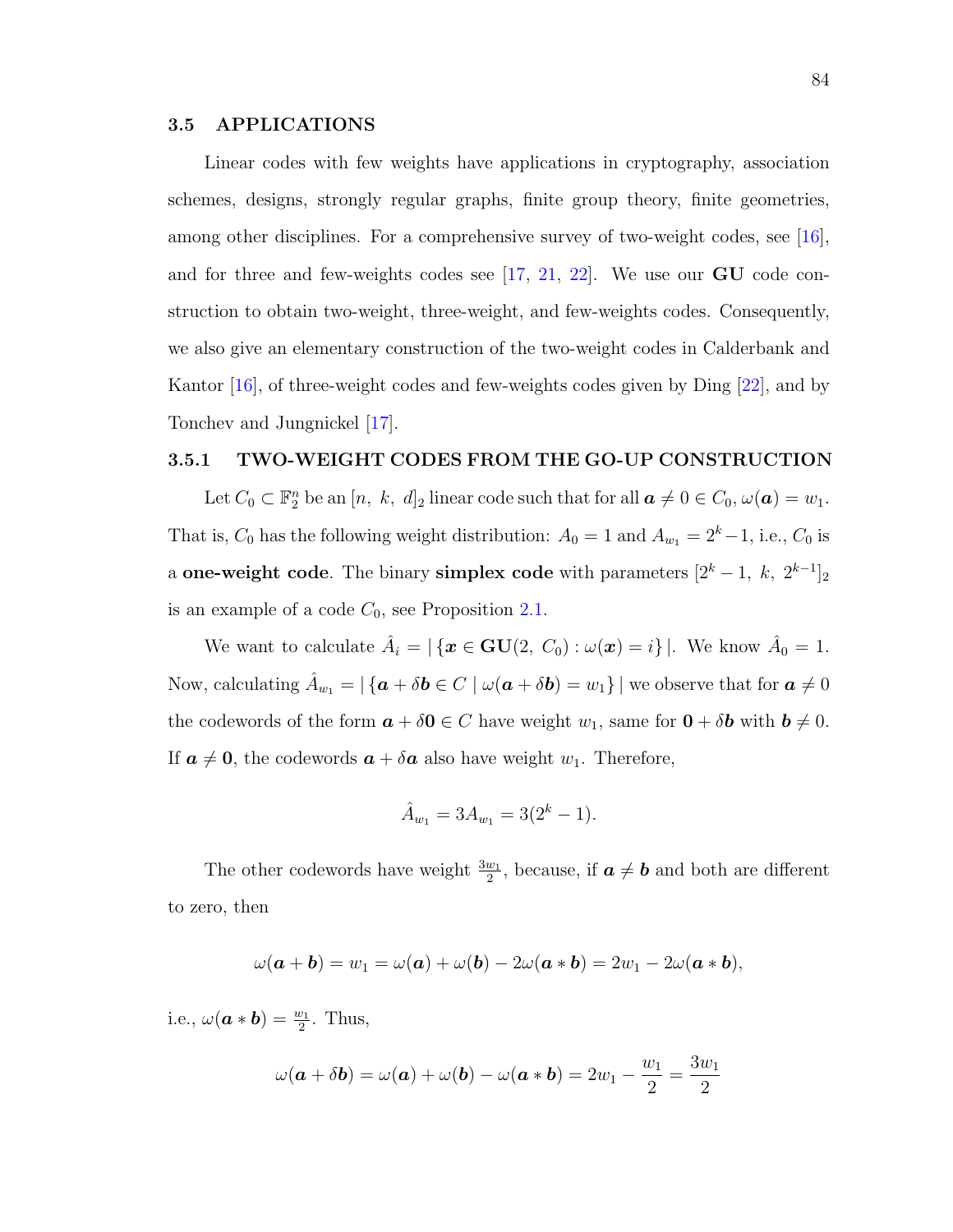## 3.5 APPLICATIONS

Linear codes with few weights have applications in cryptography, association schemes, designs, strongly regular graphs, finite group theory, finite geometries, among other disciplines. For a comprehensive survey of two-weight codes, see [16], and for three and few-weights codes see [17, 21, 22]. We use our **GU** code construction to obtain two-weight, three-weight, and few-weights codes. Consequently, we also give an elementary construction of the two-weight codes in Calderbank and Kantor [16], of three-weight codes and few-weights codes given by Ding [22], and by Tonchev and Jungnickel [17].

### 3.5.1 TWO-WEIGHT CODES FROM THE GO-UP CONSTRUCTION

Let $C_0 \subset \mathbb{F}_2^n$ be an $[n,\ k,\ d]_2$ linear code such that for all $\boldsymbol{a} \neq 0 \in C_0$, $\omega(\boldsymbol{a}) = w_1$. That is, $C_0$ has the following weight distribution: $A_0 = 1$ and $A_{w_1} = 2^k - 1$, i.e., $C_0$ is a **one-weight code**. The binary **simplex code** with parameters $[2^k - 1,\ k,\ 2^{k-1}]_2$ is an example of a code $C_0$, see Proposition 2.1.

We want to calculate $\hat{A}_i = |\{\boldsymbol{x} \in \mathbf{GU}(2,\ C_0) : \omega(\boldsymbol{x}) = i\}|$. We know $\hat{A}_0 = 1$. Now, calculating $\hat{A}_{w_1} = |\{\boldsymbol{a} + \delta\boldsymbol{b} \in C \mid \omega(\boldsymbol{a} + \delta\boldsymbol{b}) = w_1\}|$ we observe that for $\boldsymbol{a} \neq 0$ the codewords of the form $\boldsymbol{a} + \delta\boldsymbol{0} \in C$ have weight $w_1$, same for $\boldsymbol{0} + \delta\boldsymbol{b}$ with $\boldsymbol{b} \neq 0$. If $\boldsymbol{a} \neq \boldsymbol{0}$, the codewords $\boldsymbol{a} + \delta\boldsymbol{a}$ also have weight $w_1$. Therefore,

$$\hat{A}_{w_1} = 3A_{w_1} = 3(2^k - 1).$$

The other codewords have weight $\frac{3w_1}{2}$, because, if $\boldsymbol{a} \neq \boldsymbol{b}$ and both are different to zero, then

$$\omega(\boldsymbol{a} + \boldsymbol{b}) = w_1 = \omega(\boldsymbol{a}) + \omega(\boldsymbol{b}) - 2\omega(\boldsymbol{a} * \boldsymbol{b}) = 2w_1 - 2\omega(\boldsymbol{a} * \boldsymbol{b}),$$

i.e., $\omega(\boldsymbol{a} * \boldsymbol{b}) = \frac{w_1}{2}$. Thus,

$$\omega(\boldsymbol{a} + \delta\boldsymbol{b}) = \omega(\boldsymbol{a}) + \omega(\boldsymbol{b}) - \omega(\boldsymbol{a} * \boldsymbol{b}) = 2w_1 - \frac{w_1}{2} = \frac{3w_1}{2}$$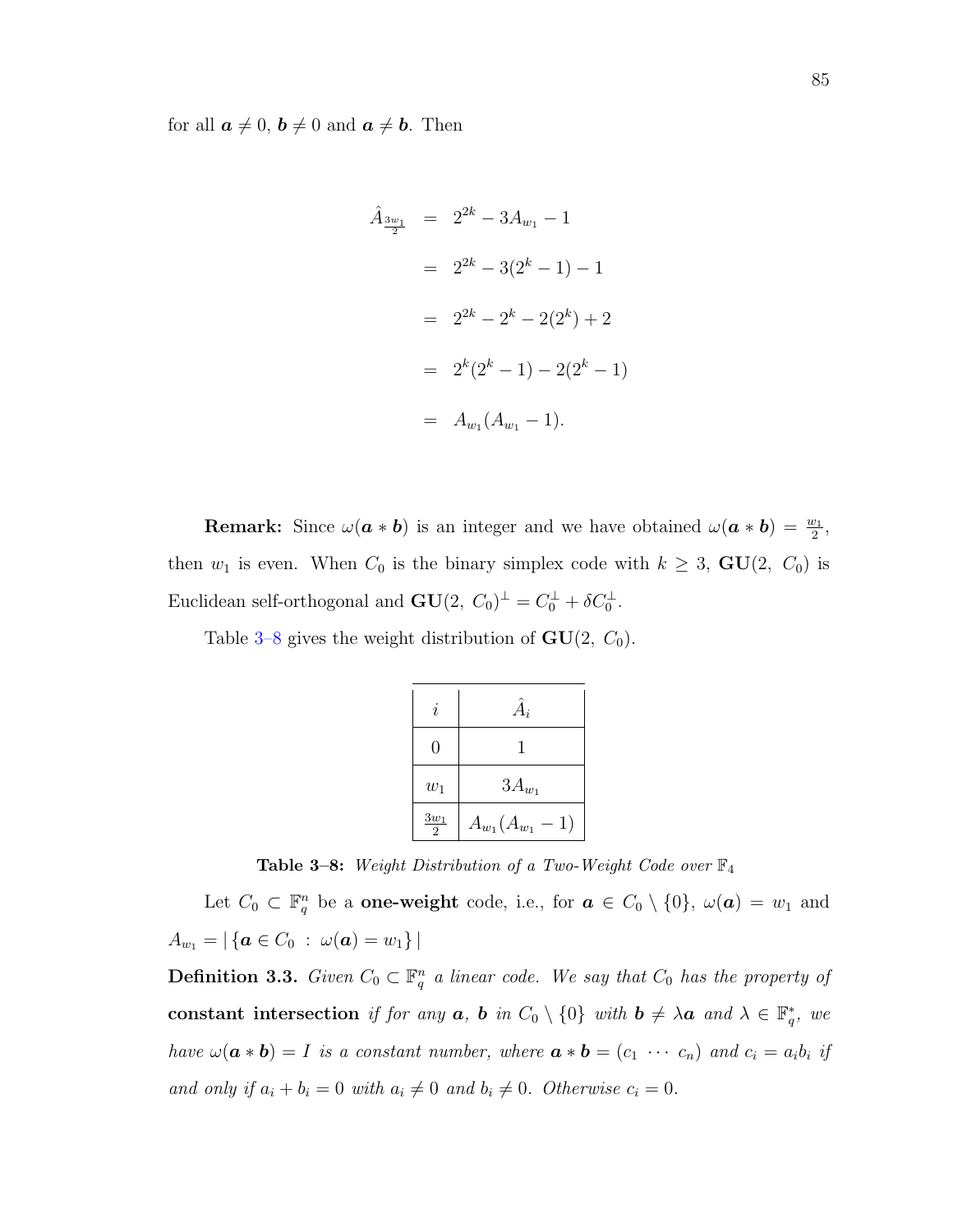for all $\boldsymbol{a} \neq 0$, $\boldsymbol{b} \neq 0$ and $\boldsymbol{a} \neq \boldsymbol{b}$. Then

$$
\begin{aligned}
\hat{A}_{\frac{3w_1}{2}} &= 2^{2k} - 3A_{w_1} - 1 \\
&= 2^{2k} - 3(2^k - 1) - 1 \\
&= 2^{2k} - 2^k - 2(2^k) + 2 \\
&= 2^k(2^k - 1) - 2(2^k - 1) \\
&= A_{w_1}(A_{w_1} - 1).
\end{aligned}
$$

**Remark:** Since $\omega(\boldsymbol{a} * \boldsymbol{b})$ is an integer and we have obtained $\omega(\boldsymbol{a} * \boldsymbol{b}) = \frac{w_1}{2}$, then $w_1$ is even. When $C_0$ is the binary simplex code with $k \geq 3$, $\mathbf{GU}(2,\ C_0)$ is Euclidean self-orthogonal and $\mathbf{GU}(2,\ C_0)^{\perp} = C_0^{\perp} + \delta C_0^{\perp}$.

Table 3–8 gives the weight distribution of $\mathbf{GU}(2,\ C_0)$.

| $i$ | $\hat{A}_i$ |
|---|---|
| $0$ | $1$ |
| $w_1$ | $3A_{w_1}$ |
| $\frac{3w_1}{2}$ | $A_{w_1}(A_{w_1} - 1)$ |

**Table 3–8:** *Weight Distribution of a Two-Weight Code over* $\mathbb{F}_4$

Let $C_0 \subset \mathbb{F}_q^n$ be a **one-weight** code, i.e., for $\boldsymbol{a} \in C_0 \setminus \{0\}$, $\omega(\boldsymbol{a}) = w_1$ and $A_{w_1} = |\{\boldsymbol{a} \in C_0\ :\ \omega(\boldsymbol{a}) = w_1\}|$

**Definition 3.3.** *Given $C_0 \subset \mathbb{F}_q^n$ a linear code. We say that $C_0$ has the property of* **constant intersection** *if for any $\boldsymbol{a}$, $\boldsymbol{b}$ in $C_0 \setminus \{0\}$ with $\boldsymbol{b} \neq \lambda \boldsymbol{a}$ and $\lambda \in \mathbb{F}_q^*$, we have $\omega(\boldsymbol{a} * \boldsymbol{b}) = I$ is a constant number, where $\boldsymbol{a} * \boldsymbol{b} = (c_1\ \cdots\ c_n)$ and $c_i = a_i b_i$ if and only if $a_i + b_i = 0$ with $a_i \neq 0$ and $b_i \neq 0$. Otherwise $c_i = 0$.*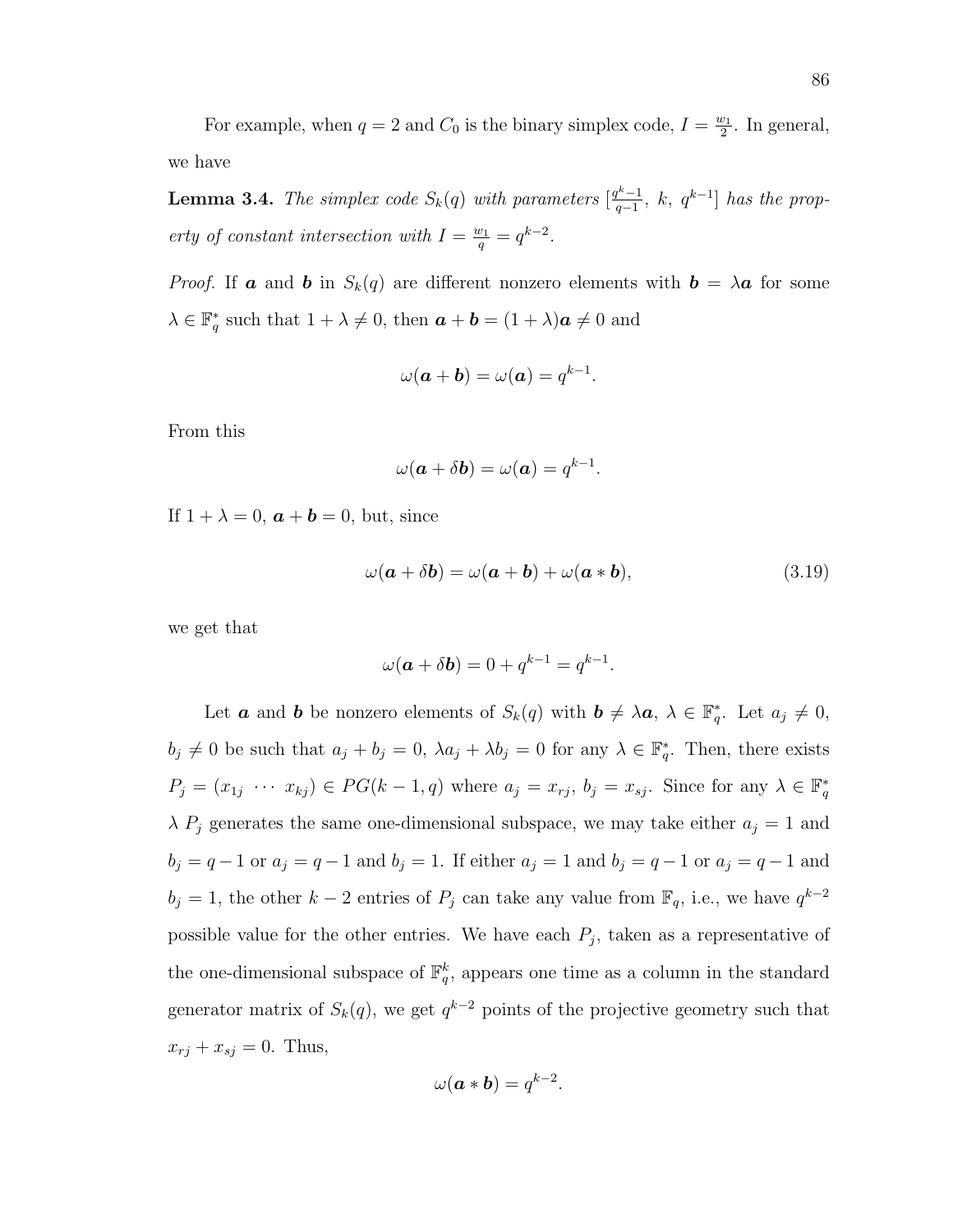For example, when $q = 2$ and $C_0$ is the binary simplex code, $I = \frac{w_1}{2}$. In general, we have

**Lemma 3.4.** *The simplex code $S_k(q)$ with parameters $[\frac{q^k-1}{q-1},\ k,\ q^{k-1}]$ has the property of constant intersection with $I = \frac{w_1}{q} = q^{k-2}$.*

*Proof.* If $\boldsymbol{a}$ and $\boldsymbol{b}$ in $S_k(q)$ are different nonzero elements with $\boldsymbol{b} = \lambda \boldsymbol{a}$ for some $\lambda \in \mathbb{F}_q^*$ such that $1 + \lambda \neq 0$, then $\boldsymbol{a} + \boldsymbol{b} = (1 + \lambda)\boldsymbol{a} \neq 0$ and

$$\omega(\boldsymbol{a} + \boldsymbol{b}) = \omega(\boldsymbol{a}) = q^{k-1}.$$

From this

$$\omega(\boldsymbol{a} + \delta \boldsymbol{b}) = \omega(\boldsymbol{a}) = q^{k-1}.$$

If $1 + \lambda = 0$, $\boldsymbol{a} + \boldsymbol{b} = 0$, but, since

$$\omega(\boldsymbol{a} + \delta \boldsymbol{b}) = \omega(\boldsymbol{a} + \boldsymbol{b}) + \omega(\boldsymbol{a} * \boldsymbol{b}), \tag{3.19}$$

we get that

$$\omega(\boldsymbol{a} + \delta \boldsymbol{b}) = 0 + q^{k-1} = q^{k-1}.$$

Let $\boldsymbol{a}$ and $\boldsymbol{b}$ be nonzero elements of $S_k(q)$ with $\boldsymbol{b} \neq \lambda \boldsymbol{a}$, $\lambda \in \mathbb{F}_q^*$. Let $a_j \neq 0$, $b_j \neq 0$ be such that $a_j + b_j = 0$, $\lambda a_j + \lambda b_j = 0$ for any $\lambda \in \mathbb{F}_q^*$. Then, there exists $P_j = (x_{1j}\ \cdots\ x_{kj}) \in PG(k-1, q)$ where $a_j = x_{rj}$, $b_j = x_{sj}$. Since for any $\lambda \in \mathbb{F}_q^*$ $\lambda\ P_j$ generates the same one-dimensional subspace, we may take either $a_j = 1$ and $b_j = q-1$ or $a_j = q-1$ and $b_j = 1$. If either $a_j = 1$ and $b_j = q-1$ or $a_j = q-1$ and $b_j = 1$, the other $k-2$ entries of $P_j$ can take any value from $\mathbb{F}_q$, i.e., we have $q^{k-2}$ possible value for the other entries. We have each $P_j$, taken as a representative of the one-dimensional subspace of $\mathbb{F}_q^k$, appears one time as a column in the standard generator matrix of $S_k(q)$, we get $q^{k-2}$ points of the projective geometry such that $x_{rj} + x_{sj} = 0$. Thus,

$$\omega(\boldsymbol{a} * \boldsymbol{b}) = q^{k-2}.$$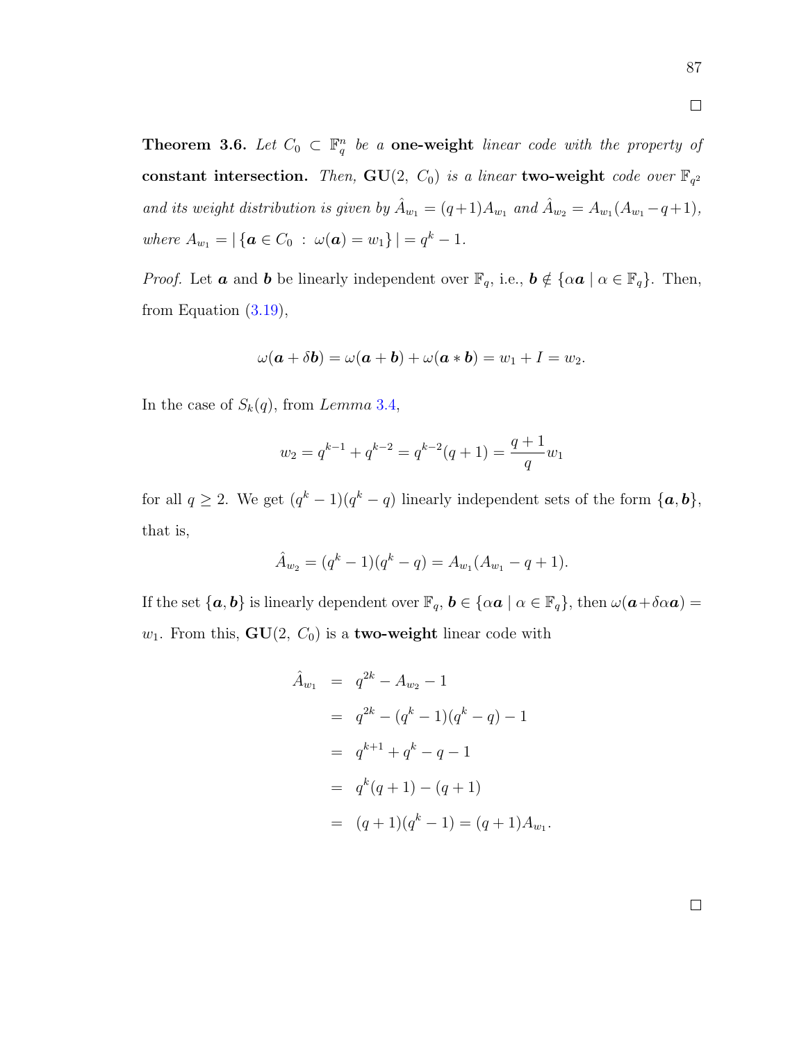□

**Theorem 3.6.** *Let $C_0 \subset \mathbb{F}_q^n$ be a* **one-weight** *linear code with the property of* **constant intersection.** *Then,* $\mathbf{GU}(2,\ C_0)$ *is a linear* **two-weight** *code over $\mathbb{F}_{q^2}$ and its weight distribution is given by $\hat{A}_{w_1} = (q+1)A_{w_1}$ and $\hat{A}_{w_2} = A_{w_1}(A_{w_1} - q + 1)$, where $A_{w_1} = |\{\boldsymbol{a} \in C_0 \ : \ \omega(\boldsymbol{a}) = w_1\}| = q^k - 1$.*

*Proof.* Let $\boldsymbol{a}$ and $\boldsymbol{b}$ be linearly independent over $\mathbb{F}_q$, i.e., $\boldsymbol{b} \notin \{\alpha \boldsymbol{a} \mid \alpha \in \mathbb{F}_q\}$. Then, from Equation (3.19),

$$\omega(\boldsymbol{a} + \delta \boldsymbol{b}) = \omega(\boldsymbol{a} + \boldsymbol{b}) + \omega(\boldsymbol{a} * \boldsymbol{b}) = w_1 + I = w_2.$$

In the case of $S_k(q)$, from *Lemma* 3.4,

$$w_2 = q^{k-1} + q^{k-2} = q^{k-2}(q+1) = \frac{q+1}{q} w_1$$

for all $q \geq 2$. We get $(q^k - 1)(q^k - q)$ linearly independent sets of the form $\{\boldsymbol{a}, \boldsymbol{b}\}$, that is,

$$\hat{A}_{w_2} = (q^k - 1)(q^k - q) = A_{w_1}(A_{w_1} - q + 1).$$

If the set $\{\boldsymbol{a}, \boldsymbol{b}\}$ is linearly dependent over $\mathbb{F}_q$, $\boldsymbol{b} \in \{\alpha \boldsymbol{a} \mid \alpha \in \mathbb{F}_q\}$, then $\omega(\boldsymbol{a} + \delta \alpha \boldsymbol{a}) = w_1$. From this, $\mathbf{GU}(2,\ C_0)$ is a **two-weight** linear code with

$$\begin{aligned}
\hat{A}_{w_1} &= q^{2k} - A_{w_2} - 1 \\
&= q^{2k} - (q^k - 1)(q^k - q) - 1 \\
&= q^{k+1} + q^k - q - 1 \\
&= q^k(q+1) - (q+1) \\
&= (q+1)(q^k - 1) = (q+1)A_{w_1}.
\end{aligned}$$

□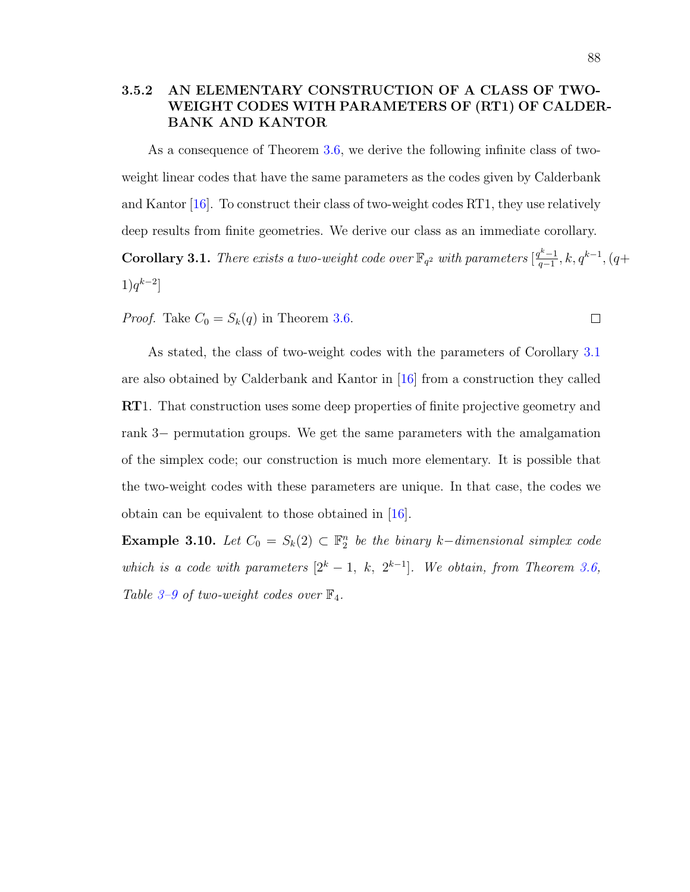### 3.5.2 AN ELEMENTARY CONSTRUCTION OF A CLASS OF TWO-WEIGHT CODES WITH PARAMETERS OF (RT1) OF CALDERBANK AND KANTOR

As a consequence of Theorem 3.6, we derive the following infinite class of two-weight linear codes that have the same parameters as the codes given by Calderbank and Kantor [16]. To construct their class of two-weight codes RT1, they use relatively deep results from finite geometries. We derive our class as an immediate corollary.

**Corollary 3.1.** *There exists a two-weight code over $\mathbb{F}_{q^2}$ with parameters $[\frac{q^k-1}{q-1}, k, q^{k-1}, (q+1)q^{k-2}]$*

*Proof.* Take $C_0 = S_k(q)$ in Theorem 3.6. □

As stated, the class of two-weight codes with the parameters of Corollary 3.1 are also obtained by Calderbank and Kantor in [16] from a construction they called **RT**1. That construction uses some deep properties of finite projective geometry and rank 3− permutation groups. We get the same parameters with the amalgamation of the simplex code; our construction is much more elementary. It is possible that the two-weight codes with these parameters are unique. In that case, the codes we obtain can be equivalent to those obtained in [16].

**Example 3.10.** *Let $C_0 = S_k(2) \subset \mathbb{F}_2^n$ be the binary $k-$dimensional simplex code which is a code with parameters $[2^k - 1,\ k,\ 2^{k-1}]$. We obtain, from Theorem 3.6, Table 3–9 of two-weight codes over $\mathbb{F}_4$.*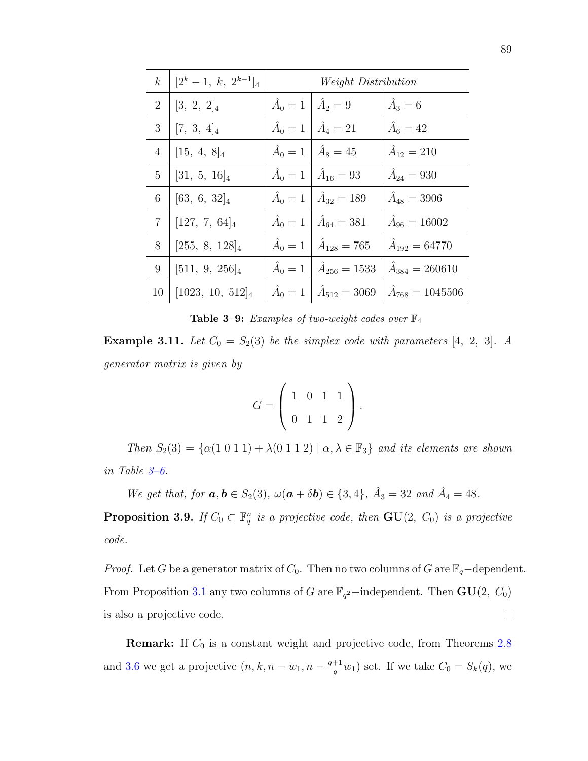| $k$ | $[2^k-1,\ k,\ 2^{k-1}]_4$ | *Weight Distribution* | | |
|---|---|---|---|---|
| 2 | $[3,\ 2,\ 2]_4$ | $\hat{A}_0 = 1$ | $\hat{A}_2 = 9$ | $\hat{A}_3 = 6$ |
| 3 | $[7,\ 3,\ 4]_4$ | $\hat{A}_0 = 1$ | $\hat{A}_4 = 21$ | $\hat{A}_6 = 42$ |
| 4 | $[15,\ 4,\ 8]_4$ | $\hat{A}_0 = 1$ | $\hat{A}_8 = 45$ | $\hat{A}_{12} = 210$ |
| 5 | $[31,\ 5,\ 16]_4$ | $\hat{A}_0 = 1$ | $\hat{A}_{16} = 93$ | $\hat{A}_{24} = 930$ |
| 6 | $[63,\ 6,\ 32]_4$ | $\hat{A}_0 = 1$ | $\hat{A}_{32} = 189$ | $\hat{A}_{48} = 3906$ |
| 7 | $[127,\ 7,\ 64]_4$ | $\hat{A}_0 = 1$ | $\hat{A}_{64} = 381$ | $\hat{A}_{96} = 16002$ |
| 8 | $[255,\ 8,\ 128]_4$ | $\hat{A}_0 = 1$ | $\hat{A}_{128} = 765$ | $\hat{A}_{192} = 64770$ |
| 9 | $[511,\ 9,\ 256]_4$ | $\hat{A}_0 = 1$ | $\hat{A}_{256} = 1533$ | $\hat{A}_{384} = 260610$ |
| 10 | $[1023,\ 10,\ 512]_4$ | $\hat{A}_0 = 1$ | $\hat{A}_{512} = 3069$ | $\hat{A}_{768} = 1045506$ |

**Table 3–9:** *Examples of two-weight codes over* $\mathbb{F}_4$

**Example 3.11.** *Let $C_0 = S_2(3)$ be the simplex code with parameters $[4,\ 2,\ 3]$. A generator matrix is given by*

$$G = \begin{pmatrix} 1 & 0 & 1 & 1 \\ 0 & 1 & 1 & 2 \end{pmatrix}.$$

*Then $S_2(3) = \{\alpha(1\ 0\ 1\ 1) + \lambda(0\ 1\ 1\ 2) \mid \alpha, \lambda \in \mathbb{F}_3\}$ and its elements are shown in Table 3–6.*

*We get that, for $\boldsymbol{a}, \boldsymbol{b} \in S_2(3)$, $\omega(\boldsymbol{a} + \delta \boldsymbol{b}) \in \{3, 4\}$, $\hat{A}_3 = 32$ and $\hat{A}_4 = 48$.*

**Proposition 3.9.** *If $C_0 \subset \mathbb{F}_q^n$ is a projective code, then $\mathbf{GU}(2,\ C_0)$ is a projective code.*

*Proof.* Let $G$ be a generator matrix of $C_0$. Then no two columns of $G$ are $\mathbb{F}_q-$dependent. From Proposition 3.1 any two columns of $G$ are $\mathbb{F}_{q^2}-$independent. Then $\mathbf{GU}(2,\ C_0)$ is also a projective code. □

**Remark:** If $C_0$ is a constant weight and projective code, from Theorems 2.8 and 3.6 we get a projective $(n, k, n - w_1, n - \frac{q+1}{q}w_1)$ set. If we take $C_0 = S_k(q)$, we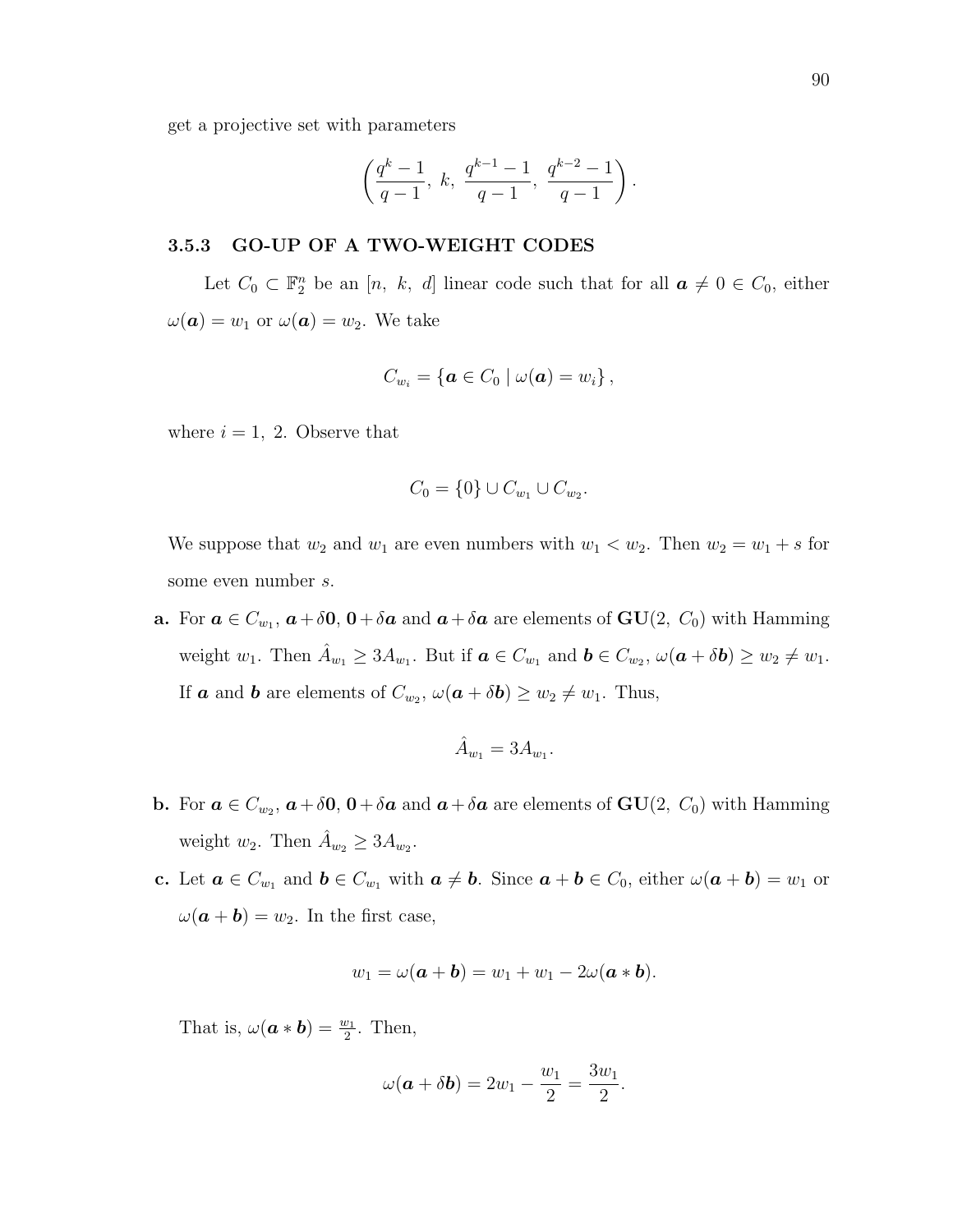get a projective set with parameters

$$\left(\frac{q^k-1}{q-1},\ k,\ \frac{q^{k-1}-1}{q-1},\ \frac{q^{k-2}-1}{q-1}\right).$$

### 3.5.3 GO-UP OF A TWO-WEIGHT CODES

Let $C_0 \subset \mathbb{F}_2^n$ be an $[n,\ k,\ d]$ linear code such that for all $\boldsymbol{a} \neq 0 \in C_0$, either $\omega(\boldsymbol{a}) = w_1$ or $\omega(\boldsymbol{a}) = w_2$. We take

$$C_{w_i} = \{\boldsymbol{a} \in C_0 \mid \omega(\boldsymbol{a}) = w_i\},$$

where $i = 1,\ 2$. Observe that

$$C_0 = \{0\} \cup C_{w_1} \cup C_{w_2}.$$

We suppose that $w_2$ and $w_1$ are even numbers with $w_1 < w_2$. Then $w_2 = w_1 + s$ for some even number $s$.

**a.** For $\boldsymbol{a} \in C_{w_1}$, $\boldsymbol{a} + \delta\boldsymbol{0}$, $\boldsymbol{0} + \delta\boldsymbol{a}$ and $\boldsymbol{a} + \delta\boldsymbol{a}$ are elements of $\mathbf{GU}(2,\ C_0)$ with Hamming weight $w_1$. Then $\hat{A}_{w_1} \geq 3A_{w_1}$. But if $\boldsymbol{a} \in C_{w_1}$ and $\boldsymbol{b} \in C_{w_2}$, $\omega(\boldsymbol{a} + \delta\boldsymbol{b}) \geq w_2 \neq w_1$. If $\boldsymbol{a}$ and $\boldsymbol{b}$ are elements of $C_{w_2}$, $\omega(\boldsymbol{a} + \delta\boldsymbol{b}) \geq w_2 \neq w_1$. Thus,

$$\hat{A}_{w_1} = 3A_{w_1}.$$

**b.** For $\boldsymbol{a} \in C_{w_2}$, $\boldsymbol{a} + \delta\boldsymbol{0}$, $\boldsymbol{0} + \delta\boldsymbol{a}$ and $\boldsymbol{a} + \delta\boldsymbol{a}$ are elements of $\mathbf{GU}(2,\ C_0)$ with Hamming weight $w_2$. Then $\hat{A}_{w_2} \geq 3A_{w_2}$.

**c.** Let $\boldsymbol{a} \in C_{w_1}$ and $\boldsymbol{b} \in C_{w_1}$ with $\boldsymbol{a} \neq \boldsymbol{b}$. Since $\boldsymbol{a} + \boldsymbol{b} \in C_0$, either $\omega(\boldsymbol{a} + \boldsymbol{b}) = w_1$ or $\omega(\boldsymbol{a} + \boldsymbol{b}) = w_2$. In the first case,

$$w_1 = \omega(\boldsymbol{a} + \boldsymbol{b}) = w_1 + w_1 - 2\omega(\boldsymbol{a} * \boldsymbol{b}).$$

That is, $\omega(\boldsymbol{a} * \boldsymbol{b}) = \frac{w_1}{2}$. Then,

$$\omega(\boldsymbol{a} + \delta\boldsymbol{b}) = 2w_1 - \frac{w_1}{2} = \frac{3w_1}{2}.$$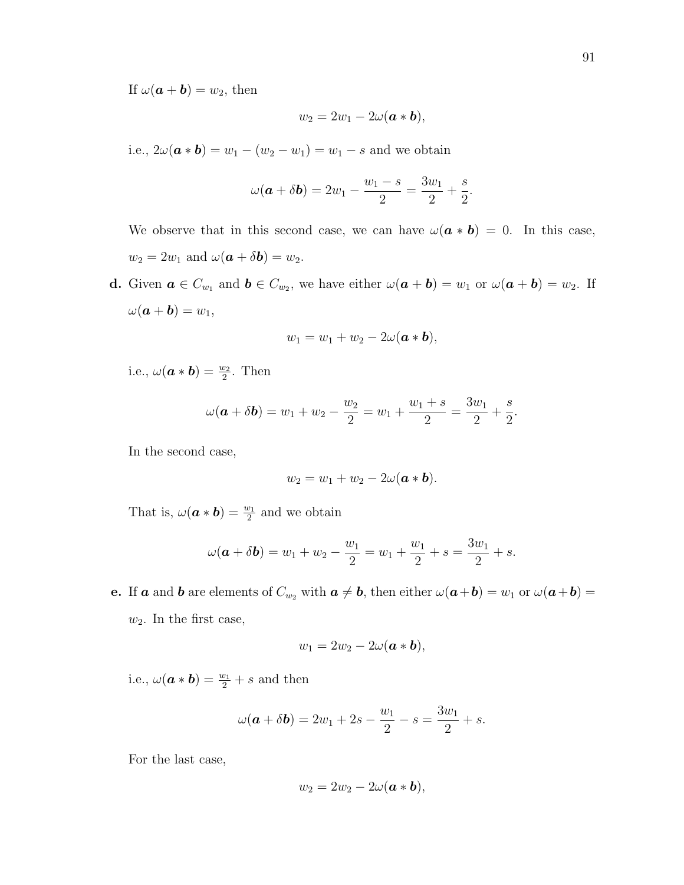If $\omega(\boldsymbol{a}+\boldsymbol{b}) = w_2$, then

$$w_2 = 2w_1 - 2\omega(\boldsymbol{a} * \boldsymbol{b}),$$

i.e., $2\omega(\boldsymbol{a} * \boldsymbol{b}) = w_1 - (w_2 - w_1) = w_1 - s$ and we obtain

$$\omega(\boldsymbol{a} + \delta\boldsymbol{b}) = 2w_1 - \frac{w_1 - s}{2} = \frac{3w_1}{2} + \frac{s}{2}.$$

We observe that in this second case, we can have $\omega(\boldsymbol{a} * \boldsymbol{b}) = 0$. In this case, $w_2 = 2w_1$ and $\omega(\boldsymbol{a} + \delta\boldsymbol{b}) = w_2$.

**d.** Given $\boldsymbol{a} \in C_{w_1}$ and $\boldsymbol{b} \in C_{w_2}$, we have either $\omega(\boldsymbol{a}+\boldsymbol{b}) = w_1$ or $\omega(\boldsymbol{a}+\boldsymbol{b}) = w_2$. If $\omega(\boldsymbol{a}+\boldsymbol{b}) = w_1$,

$$w_1 = w_1 + w_2 - 2\omega(\boldsymbol{a} * \boldsymbol{b}),$$

i.e., $\omega(\boldsymbol{a} * \boldsymbol{b}) = \frac{w_2}{2}$. Then

$$\omega(\boldsymbol{a} + \delta\boldsymbol{b}) = w_1 + w_2 - \frac{w_2}{2} = w_1 + \frac{w_1 + s}{2} = \frac{3w_1}{2} + \frac{s}{2}.$$

In the second case,

$$w_2 = w_1 + w_2 - 2\omega(\boldsymbol{a} * \boldsymbol{b}).$$

That is, $\omega(\boldsymbol{a} * \boldsymbol{b}) = \frac{w_1}{2}$ and we obtain

$$\omega(\boldsymbol{a} + \delta\boldsymbol{b}) = w_1 + w_2 - \frac{w_1}{2} = w_1 + \frac{w_1}{2} + s = \frac{3w_1}{2} + s.$$

**e.** If $\boldsymbol{a}$ and $\boldsymbol{b}$ are elements of $C_{w_2}$ with $\boldsymbol{a} \neq \boldsymbol{b}$, then either $\omega(\boldsymbol{a}+\boldsymbol{b}) = w_1$ or $\omega(\boldsymbol{a}+\boldsymbol{b}) = w_2$. In the first case,

$$w_1 = 2w_2 - 2\omega(\boldsymbol{a} * \boldsymbol{b}),$$

i.e., $\omega(\boldsymbol{a} * \boldsymbol{b}) = \frac{w_1}{2} + s$ and then

$$\omega(\boldsymbol{a} + \delta\boldsymbol{b}) = 2w_1 + 2s - \frac{w_1}{2} - s = \frac{3w_1}{2} + s.$$

For the last case,

$$w_2 = 2w_2 - 2\omega(\boldsymbol{a} * \boldsymbol{b}),$$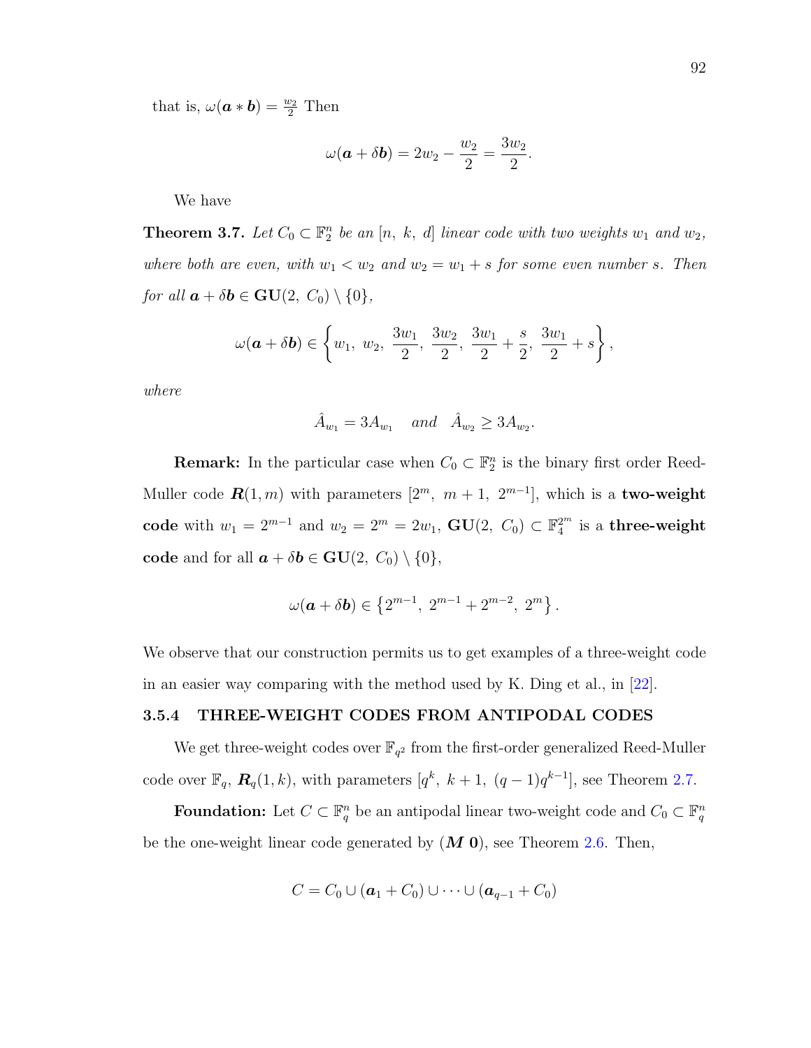that is, $\omega(\boldsymbol{a} * \boldsymbol{b}) = \frac{w_2}{2}$ Then

$$\omega(\boldsymbol{a} + \delta \boldsymbol{b}) = 2w_2 - \frac{w_2}{2} = \frac{3w_2}{2}.$$

We have

**Theorem 3.7.** *Let $C_0 \subset \mathbb{F}_2^n$ be an $[n,\ k,\ d]$ linear code with two weights $w_1$ and $w_2$, where both are even, with $w_1 < w_2$ and $w_2 = w_1 + s$ for some even number $s$. Then for all $\boldsymbol{a} + \delta \boldsymbol{b} \in \mathbf{GU}(2,\ C_0) \setminus \{0\}$,*

$$\omega(\boldsymbol{a} + \delta \boldsymbol{b}) \in \left\{ w_1,\ w_2,\ \frac{3w_1}{2},\ \frac{3w_2}{2},\ \frac{3w_1}{2} + \frac{s}{2},\ \frac{3w_1}{2} + s \right\},$$

*where*

$$\hat{A}_{w_1} = 3A_{w_1} \quad and \quad \hat{A}_{w_2} \geq 3A_{w_2}.$$

**Remark:** In the particular case when $C_0 \subset \mathbb{F}_2^n$ is the binary first order Reed-Muller code $\boldsymbol{R}(1, m)$ with parameters $[2^m,\ m+1,\ 2^{m-1}]$, which is a **two-weight code** with $w_1 = 2^{m-1}$ and $w_2 = 2^m = 2w_1$, $\mathbf{GU}(2,\ C_0) \subset \mathbb{F}_4^{2^m}$ is a **three-weight code** and for all $\boldsymbol{a} + \delta \boldsymbol{b} \in \mathbf{GU}(2,\ C_0) \setminus \{0\}$,

$$\omega(\boldsymbol{a} + \delta \boldsymbol{b}) \in \left\{ 2^{m-1},\ 2^{m-1} + 2^{m-2},\ 2^m \right\}.$$

We observe that our construction permits us to get examples of a three-weight code in an easier way comparing with the method used by K. Ding et al., in [22].

### 3.5.4 THREE-WEIGHT CODES FROM ANTIPODAL CODES

We get three-weight codes over $\mathbb{F}_{q^2}$ from the first-order generalized Reed-Muller code over $\mathbb{F}_q$, $\boldsymbol{R}_q(1, k)$, with parameters $[q^k,\ k+1,\ (q-1)q^{k-1}]$, see Theorem 2.7.

**Foundation:** Let $C \subset \mathbb{F}_q^n$ be an antipodal linear two-weight code and $C_0 \subset \mathbb{F}_q^n$ be the one-weight linear code generated by $(\boldsymbol{M}\ \boldsymbol{0})$, see Theorem 2.6. Then,

$$C = C_0 \cup (\boldsymbol{a}_1 + C_0) \cup \cdots \cup (\boldsymbol{a}_{q-1} + C_0)$$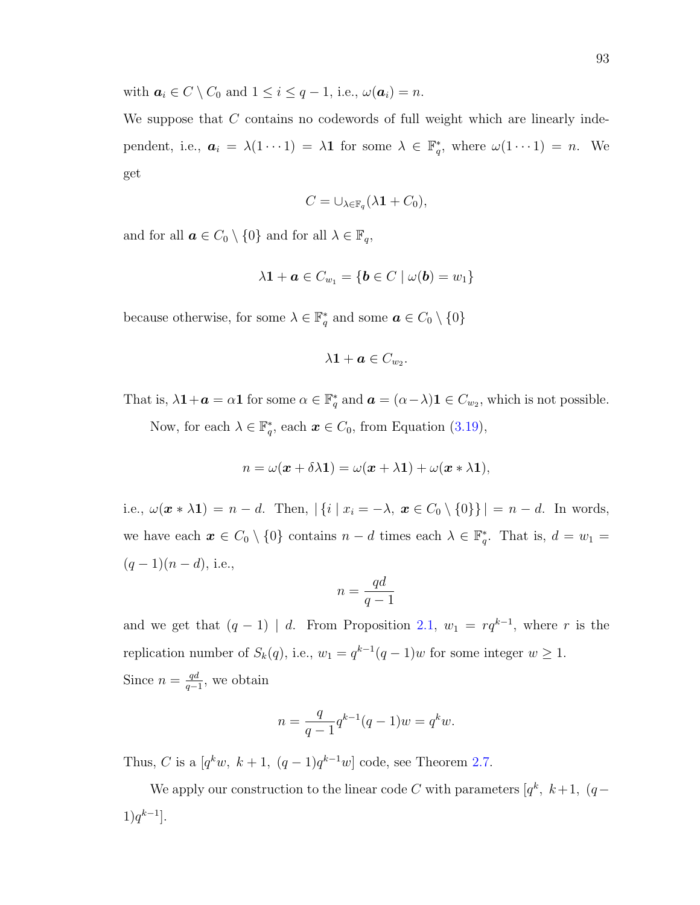with $\boldsymbol{a}_i \in C \setminus C_0$ and $1 \leq i \leq q-1$, i.e., $\omega(\boldsymbol{a}_i) = n$.

We suppose that $C$ contains no codewords of full weight which are linearly independent, i.e., $\boldsymbol{a}_i = \lambda(1 \cdots 1) = \lambda \mathbf{1}$ for some $\lambda \in \mathbb{F}_q^*$, where $\omega(1 \cdots 1) = n$. We get

$$C = \cup_{\lambda \in \mathbb{F}_q} (\lambda \mathbf{1} + C_0),$$

and for all $\boldsymbol{a} \in C_0 \setminus \{0\}$ and for all $\lambda \in \mathbb{F}_q$,

$$\lambda \mathbf{1} + \boldsymbol{a} \in C_{w_1} = \{\boldsymbol{b} \in C \mid \omega(\boldsymbol{b}) = w_1\}$$

because otherwise, for some $\lambda \in \mathbb{F}_q^*$ and some $\boldsymbol{a} \in C_0 \setminus \{0\}$

$$\lambda \mathbf{1} + \boldsymbol{a} \in C_{w_2}.$$

That is, $\lambda \mathbf{1} + \boldsymbol{a} = \alpha \mathbf{1}$ for some $\alpha \in \mathbb{F}_q^*$ and $\boldsymbol{a} = (\alpha - \lambda)\mathbf{1} \in C_{w_2}$, which is not possible.

Now, for each $\lambda \in \mathbb{F}_q^*$, each $\boldsymbol{x} \in C_0$, from Equation (3.19),

$$n = \omega(\boldsymbol{x} + \delta \lambda \mathbf{1}) = \omega(\boldsymbol{x} + \lambda \mathbf{1}) + \omega(\boldsymbol{x} * \lambda \mathbf{1}),$$

i.e., $\omega(\boldsymbol{x} * \lambda \mathbf{1}) = n - d$. Then, $|\{i \mid x_i = -\lambda,\ \boldsymbol{x} \in C_0 \setminus \{0\}\}| = n - d$. In words, we have each $\boldsymbol{x} \in C_0 \setminus \{0\}$ contains $n-d$ times each $\lambda \in \mathbb{F}_q^*$. That is, $d = w_1 = (q-1)(n-d)$, i.e.,

$$n = \frac{qd}{q-1}$$

and we get that $(q-1) \mid d$. From Proposition 2.1, $w_1 = rq^{k-1}$, where $r$ is the replication number of $S_k(q)$, i.e., $w_1 = q^{k-1}(q-1)w$ for some integer $w \geq 1$. Since $n = \frac{qd}{q-1}$, we obtain

$$n = \frac{q}{q-1} q^{k-1}(q-1)w = q^k w.$$

Thus, $C$ is a $[q^k w,\ k+1,\ (q-1)q^{k-1}w]$ code, see Theorem 2.7.

We apply our construction to the linear code $C$ with parameters $[q^k,\ k+1,\ (q-1)q^{k-1}]$.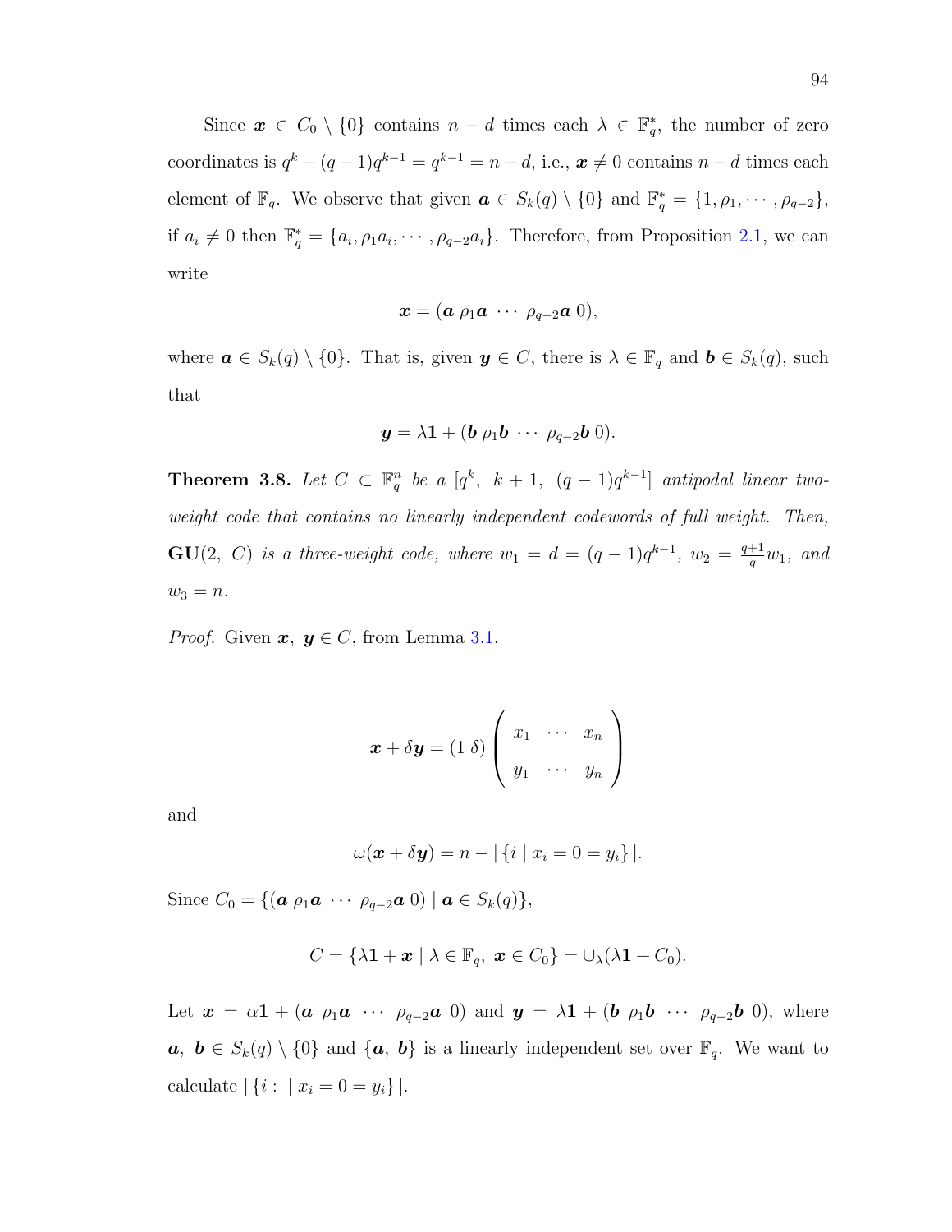Since $\boldsymbol{x} \in C_0 \setminus \{0\}$ contains $n-d$ times each $\lambda \in \mathbb{F}_q^*$, the number of zero coordinates is $q^k - (q-1)q^{k-1} = q^{k-1} = n-d$, i.e., $\boldsymbol{x} \neq 0$ contains $n-d$ times each element of $\mathbb{F}_q$. We observe that given $\boldsymbol{a} \in S_k(q) \setminus \{0\}$ and $\mathbb{F}_q^* = \{1, \rho_1, \cdots, \rho_{q-2}\}$, if $a_i \neq 0$ then $\mathbb{F}_q^* = \{a_i, \rho_1 a_i, \cdots, \rho_{q-2} a_i\}$. Therefore, from Proposition 2.1, we can write

$$\boldsymbol{x} = (\boldsymbol{a}\ \rho_1\boldsymbol{a}\ \cdots\ \rho_{q-2}\boldsymbol{a}\ 0),$$

where $\boldsymbol{a} \in S_k(q) \setminus \{0\}$. That is, given $\boldsymbol{y} \in C$, there is $\lambda \in \mathbb{F}_q$ and $\boldsymbol{b} \in S_k(q)$, such that

$$\boldsymbol{y} = \lambda\mathbf{1} + (\boldsymbol{b}\ \rho_1\boldsymbol{b}\ \cdots\ \rho_{q-2}\boldsymbol{b}\ 0).$$

**Theorem 3.8.** *Let $C \subset \mathbb{F}_q^n$ be a $[q^k,\ k+1,\ (q-1)q^{k-1}]$ antipodal linear two-weight code that contains no linearly independent codewords of full weight. Then, $\mathbf{GU}(2,\ C)$ is a three-weight code, where $w_1 = d = (q-1)q^{k-1}$, $w_2 = \frac{q+1}{q}w_1$, and $w_3 = n$.*

*Proof.* Given $\boldsymbol{x},\ \boldsymbol{y} \in C$, from Lemma 3.1,

$$\boldsymbol{x} + \delta\boldsymbol{y} = (1\ \delta)\begin{pmatrix} x_1 & \cdots & x_n \\ y_1 & \cdots & y_n \end{pmatrix}$$

and

$$\omega(\boldsymbol{x} + \delta\boldsymbol{y}) = n - |\{i \mid x_i = 0 = y_i\}|.$$

Since $C_0 = \{(\boldsymbol{a}\ \rho_1\boldsymbol{a}\ \cdots\ \rho_{q-2}\boldsymbol{a}\ 0) \mid \boldsymbol{a} \in S_k(q)\}$,

$$C = \{\lambda\mathbf{1} + \boldsymbol{x} \mid \lambda \in \mathbb{F}_q,\ \boldsymbol{x} \in C_0\} = \cup_\lambda(\lambda\mathbf{1} + C_0).$$

Let $\boldsymbol{x} = \alpha\mathbf{1} + (\boldsymbol{a}\ \rho_1\boldsymbol{a}\ \cdots\ \rho_{q-2}\boldsymbol{a}\ 0)$ and $\boldsymbol{y} = \lambda\mathbf{1} + (\boldsymbol{b}\ \rho_1\boldsymbol{b}\ \cdots\ \rho_{q-2}\boldsymbol{b}\ 0)$, where $\boldsymbol{a},\ \boldsymbol{b} \in S_k(q) \setminus \{0\}$ and $\{\boldsymbol{a},\ \boldsymbol{b}\}$ is a linearly independent set over $\mathbb{F}_q$. We want to calculate $|\{i :\ \mid x_i = 0 = y_i\}|$.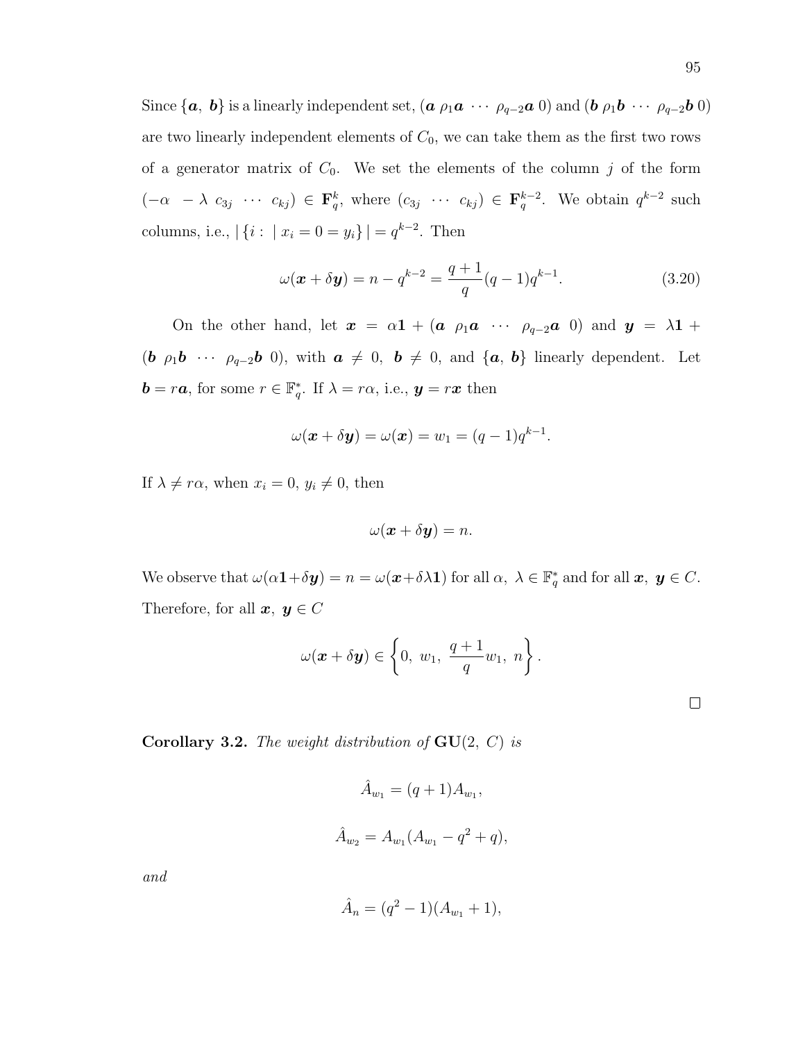Since $\{\boldsymbol{a},\ \boldsymbol{b}\}$ is a linearly independent set, $(\boldsymbol{a}\ \rho_1\boldsymbol{a}\ \cdots\ \rho_{q-2}\boldsymbol{a}\ 0)$ and $(\boldsymbol{b}\ \rho_1\boldsymbol{b}\ \cdots\ \rho_{q-2}\boldsymbol{b}\ 0)$ are two linearly independent elements of $C_0$, we can take them as the first two rows of a generator matrix of $C_0$. We set the elements of the column $j$ of the form $(-\alpha\ \ -\lambda\ c_{3j}\ \cdots\ c_{kj}) \in \mathbf{F}_q^k$, where $(c_{3j}\ \cdots\ c_{kj}) \in \mathbf{F}_q^{k-2}$. We obtain $q^{k-2}$ such columns, i.e., $|\{i:\ |\ x_i = 0 = y_i\}| = q^{k-2}$. Then

$$\omega(\boldsymbol{x} + \delta\boldsymbol{y}) = n - q^{k-2} = \frac{q+1}{q}(q-1)q^{k-1}. \tag{3.20}$$

On the other hand, let $\boldsymbol{x} = \alpha\mathbf{1} + (\boldsymbol{a}\ \rho_1\boldsymbol{a}\ \cdots\ \rho_{q-2}\boldsymbol{a}\ 0)$ and $\boldsymbol{y} = \lambda\mathbf{1} + (\boldsymbol{b}\ \rho_1\boldsymbol{b}\ \cdots\ \rho_{q-2}\boldsymbol{b}\ 0)$, with $\boldsymbol{a} \neq 0$, $\boldsymbol{b} \neq 0$, and $\{\boldsymbol{a},\ \boldsymbol{b}\}$ linearly dependent. Let $\boldsymbol{b} = r\boldsymbol{a}$, for some $r \in \mathbb{F}_q^*$. If $\lambda = r\alpha$, i.e., $\boldsymbol{y} = r\boldsymbol{x}$ then

$$\omega(\boldsymbol{x} + \delta\boldsymbol{y}) = \omega(\boldsymbol{x}) = w_1 = (q-1)q^{k-1}.$$

If $\lambda \neq r\alpha$, when $x_i = 0$, $y_i \neq 0$, then

$$\omega(\boldsymbol{x} + \delta\boldsymbol{y}) = n.$$

We observe that $\omega(\alpha\mathbf{1}+\delta\boldsymbol{y}) = n = \omega(\boldsymbol{x}+\delta\lambda\mathbf{1})$ for all $\alpha,\ \lambda \in \mathbb{F}_q^*$ and for all $\boldsymbol{x},\ \boldsymbol{y} \in C$. Therefore, for all $\boldsymbol{x},\ \boldsymbol{y} \in C$

$$\omega(\boldsymbol{x} + \delta\boldsymbol{y}) \in \left\{0,\ w_1,\ \frac{q+1}{q}w_1,\ n\right\}.$$

□

**Corollary 3.2.** *The weight distribution of* $\mathbf{GU}(2,\ C)$ *is*

$$\hat{A}_{w_1} = (q+1)A_{w_1},$$

$$\hat{A}_{w_2} = A_{w_1}(A_{w_1} - q^2 + q),$$

*and*

$$\hat{A}_n = (q^2-1)(A_{w_1} + 1),$$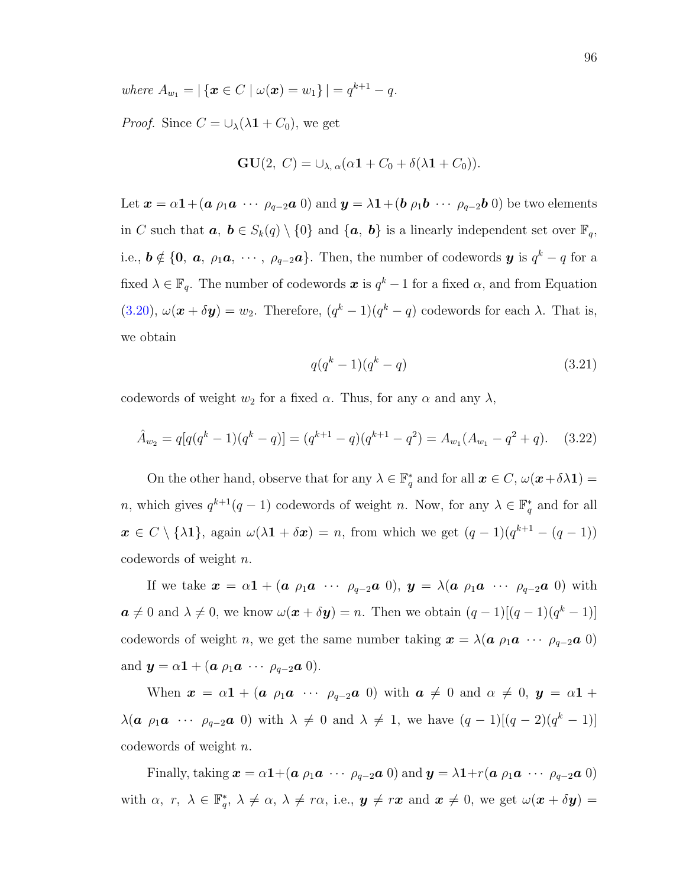*where* $A_{w_1} = |\{\boldsymbol{x} \in C \mid \omega(\boldsymbol{x}) = w_1\}| = q^{k+1} - q$.

*Proof.* Since $C = \cup_\lambda(\lambda\mathbf{1} + C_0)$, we get

$$\mathbf{GU}(2,\ C) = \cup_{\lambda,\,\alpha}(\alpha\mathbf{1} + C_0 + \delta(\lambda\mathbf{1} + C_0)).$$

Let $\boldsymbol{x} = \alpha\mathbf{1} + (\boldsymbol{a}\ \rho_1\boldsymbol{a}\ \cdots\ \rho_{q-2}\boldsymbol{a}\ 0)$ and $\boldsymbol{y} = \lambda\mathbf{1} + (\boldsymbol{b}\ \rho_1\boldsymbol{b}\ \cdots\ \rho_{q-2}\boldsymbol{b}\ 0)$ be two elements in $C$ such that $\boldsymbol{a},\ \boldsymbol{b} \in S_k(q) \setminus \{0\}$ and $\{\boldsymbol{a},\ \boldsymbol{b}\}$ is a linearly independent set over $\mathbb{F}_q$, i.e., $\boldsymbol{b} \notin \{\mathbf{0},\ \boldsymbol{a},\ \rho_1\boldsymbol{a},\ \cdots,\ \rho_{q-2}\boldsymbol{a}\}$. Then, the number of codewords $\boldsymbol{y}$ is $q^k - q$ for a fixed $\lambda \in \mathbb{F}_q$. The number of codewords $\boldsymbol{x}$ is $q^k - 1$ for a fixed $\alpha$, and from Equation (3.20), $\omega(\boldsymbol{x} + \delta\boldsymbol{y}) = w_2$. Therefore, $(q^k - 1)(q^k - q)$ codewords for each $\lambda$. That is, we obtain

$$q(q^k - 1)(q^k - q) \tag{3.21}$$

codewords of weight $w_2$ for a fixed $\alpha$. Thus, for any $\alpha$ and any $\lambda$,

$$\hat{A}_{w_2} = q[q(q^k - 1)(q^k - q)] = (q^{k+1} - q)(q^{k+1} - q^2) = A_{w_1}(A_{w_1} - q^2 + q). \tag{3.22}$$

On the other hand, observe that for any $\lambda \in \mathbb{F}_q^*$ and for all $\boldsymbol{x} \in C$, $\omega(\boldsymbol{x} + \delta\lambda\mathbf{1}) = n$, which gives $q^{k+1}(q-1)$ codewords of weight $n$. Now, for any $\lambda \in \mathbb{F}_q^*$ and for all $\boldsymbol{x} \in C \setminus \{\lambda\mathbf{1}\}$, again $\omega(\lambda\mathbf{1} + \delta\boldsymbol{x}) = n$, from which we get $(q-1)(q^{k+1} - (q-1))$ codewords of weight $n$.

If we take $\boldsymbol{x} = \alpha\mathbf{1} + (\boldsymbol{a}\ \rho_1\boldsymbol{a}\ \cdots\ \rho_{q-2}\boldsymbol{a}\ 0)$, $\boldsymbol{y} = \lambda(\boldsymbol{a}\ \rho_1\boldsymbol{a}\ \cdots\ \rho_{q-2}\boldsymbol{a}\ 0)$ with $\boldsymbol{a} \neq 0$ and $\lambda \neq 0$, we know $\omega(\boldsymbol{x} + \delta\boldsymbol{y}) = n$. Then we obtain $(q-1)[(q-1)(q^k - 1)]$ codewords of weight $n$, we get the same number taking $\boldsymbol{x} = \lambda(\boldsymbol{a}\ \rho_1\boldsymbol{a}\ \cdots\ \rho_{q-2}\boldsymbol{a}\ 0)$ and $\boldsymbol{y} = \alpha\mathbf{1} + (\boldsymbol{a}\ \rho_1\boldsymbol{a}\ \cdots\ \rho_{q-2}\boldsymbol{a}\ 0)$.

When $\boldsymbol{x} = \alpha\mathbf{1} + (\boldsymbol{a}\ \rho_1\boldsymbol{a}\ \cdots\ \rho_{q-2}\boldsymbol{a}\ 0)$ with $\boldsymbol{a} \neq 0$ and $\alpha \neq 0$, $\boldsymbol{y} = \alpha\mathbf{1} + \lambda(\boldsymbol{a}\ \rho_1\boldsymbol{a}\ \cdots\ \rho_{q-2}\boldsymbol{a}\ 0)$ with $\lambda \neq 0$ and $\lambda \neq 1$, we have $(q-1)[(q-2)(q^k - 1)]$ codewords of weight $n$.

Finally, taking $\boldsymbol{x} = \alpha\mathbf{1} + (\boldsymbol{a}\ \rho_1\boldsymbol{a}\ \cdots\ \rho_{q-2}\boldsymbol{a}\ 0)$ and $\boldsymbol{y} = \lambda\mathbf{1} + r(\boldsymbol{a}\ \rho_1\boldsymbol{a}\ \cdots\ \rho_{q-2}\boldsymbol{a}\ 0)$ with $\alpha,\ r,\ \lambda \in \mathbb{F}_q^*$, $\lambda \neq \alpha$, $\lambda \neq r\alpha$, i.e., $\boldsymbol{y} \neq r\boldsymbol{x}$ and $\boldsymbol{x} \neq 0$, we get $\omega(\boldsymbol{x} + \delta\boldsymbol{y}) =$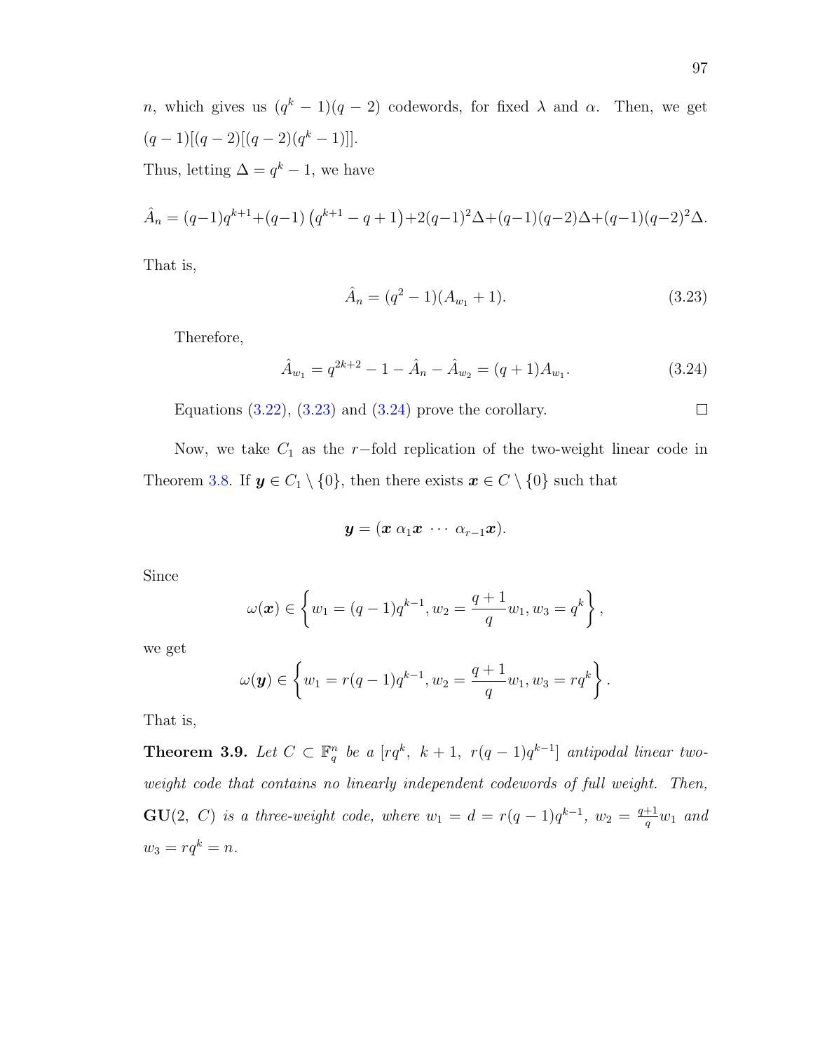$n$, which gives us $(q^k-1)(q-2)$ codewords, for fixed $\lambda$ and $\alpha$. Then, we get $(q-1)[(q-2)[(q-2)(q^k-1)]]$.

Thus, letting $\Delta = q^k - 1$, we have

$$\hat{A}_n = (q-1)q^{k+1} + (q-1)\left(q^{k+1} - q + 1\right) + 2(q-1)^2\Delta + (q-1)(q-2)\Delta + (q-1)(q-2)^2\Delta.$$

That is,

$$\hat{A}_n = (q^2-1)(A_{w_1}+1). \tag{3.23}$$

Therefore,

$$\hat{A}_{w_1} = q^{2k+2} - 1 - \hat{A}_n - \hat{A}_{w_2} = (q+1)A_{w_1}. \tag{3.24}$$

Equations (3.22), (3.23) and (3.24) prove the corollary. □

Now, we take $C_1$ as the $r-$fold replication of the two-weight linear code in Theorem 3.8. If $\boldsymbol{y} \in C_1 \setminus \{0\}$, then there exists $\boldsymbol{x} \in C \setminus \{0\}$ such that

$$\boldsymbol{y} = (\boldsymbol{x}\ \alpha_1\boldsymbol{x}\ \cdots\ \alpha_{r-1}\boldsymbol{x}).$$

Since

$$\omega(\boldsymbol{x}) \in \left\{ w_1 = (q-1)q^{k-1}, w_2 = \frac{q+1}{q}w_1, w_3 = q^k \right\},$$

we get

$$\omega(\boldsymbol{y}) \in \left\{ w_1 = r(q-1)q^{k-1}, w_2 = \frac{q+1}{q}w_1, w_3 = rq^k \right\}.$$

That is,

**Theorem 3.9.** *Let $C \subset \mathbb{F}_q^n$ be a $[rq^k,\ k+1,\ r(q-1)q^{k-1}]$ antipodal linear two-weight code that contains no linearly independent codewords of full weight. Then, $\mathbf{GU}(2,\ C)$ is a three-weight code, where $w_1 = d = r(q-1)q^{k-1}$, $w_2 = \frac{q+1}{q}w_1$ and $w_3 = rq^k = n$.*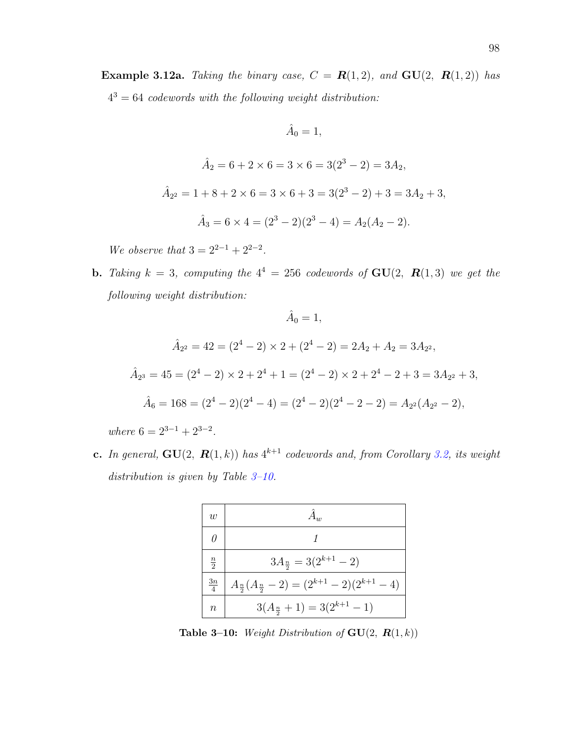**Example 3.12a.** *Taking the binary case,* $C = \boldsymbol{R}(1,2)$*, and* $\mathbf{GU}(2,\ \boldsymbol{R}(1,2))$ *has* $4^3 = 64$ *codewords with the following weight distribution:*

$$\hat{A}_0 = 1,$$

$$\hat{A}_2 = 6 + 2 \times 6 = 3 \times 6 = 3(2^3 - 2) = 3A_2,$$

$$\hat{A}_{2^2} = 1 + 8 + 2 \times 6 = 3 \times 6 + 3 = 3(2^3 - 2) + 3 = 3A_2 + 3,$$

$$\hat{A}_3 = 6 \times 4 = (2^3 - 2)(2^3 - 4) = A_2(A_2 - 2).$$

*We observe that* $3 = 2^{2-1} + 2^{2-2}$.

**b.** *Taking* $k = 3$*, computing the* $4^4 = 256$ *codewords of* $\mathbf{GU}(2,\ \boldsymbol{R}(1,3)$ *we get the following weight distribution:*

$$\hat{A}_0 = 1,$$

$$\hat{A}_{2^2} = 42 = (2^4 - 2) \times 2 + (2^4 - 2) = 2A_2 + A_2 = 3A_{2^2},$$

$$\hat{A}_{2^3} = 45 = (2^4 - 2) \times 2 + 2^4 + 1 = (2^4 - 2) \times 2 + 2^4 - 2 + 3 = 3A_{2^2} + 3,$$

$$\hat{A}_6 = 168 = (2^4 - 2)(2^4 - 4) = (2^4 - 2)(2^4 - 2 - 2) = A_{2^2}(A_{2^2} - 2),$$

*where* $6 = 2^{3-1} + 2^{3-2}$.

**c.** *In general,* $\mathbf{GU}(2,\ \boldsymbol{R}(1,k))$ *has* $4^{k+1}$ *codewords and, from Corollary 3.2, its weight distribution is given by Table 3–10.*

| $w$ | $\hat{A}_w$ |
|---|---|
| *0* | *1* |
| $\frac{n}{2}$ | $3A_{\frac{n}{2}} = 3(2^{k+1} - 2)$ |
| $\frac{3n}{4}$ | $A_{\frac{n}{2}}(A_{\frac{n}{2}} - 2) = (2^{k+1} - 2)(2^{k+1} - 4)$ |
| $n$ | $3(A_{\frac{n}{2}} + 1) = 3(2^{k+1} - 1)$ |

**Table 3–10:** *Weight Distribution of* $\mathbf{GU}(2,\ \boldsymbol{R}(1,k))$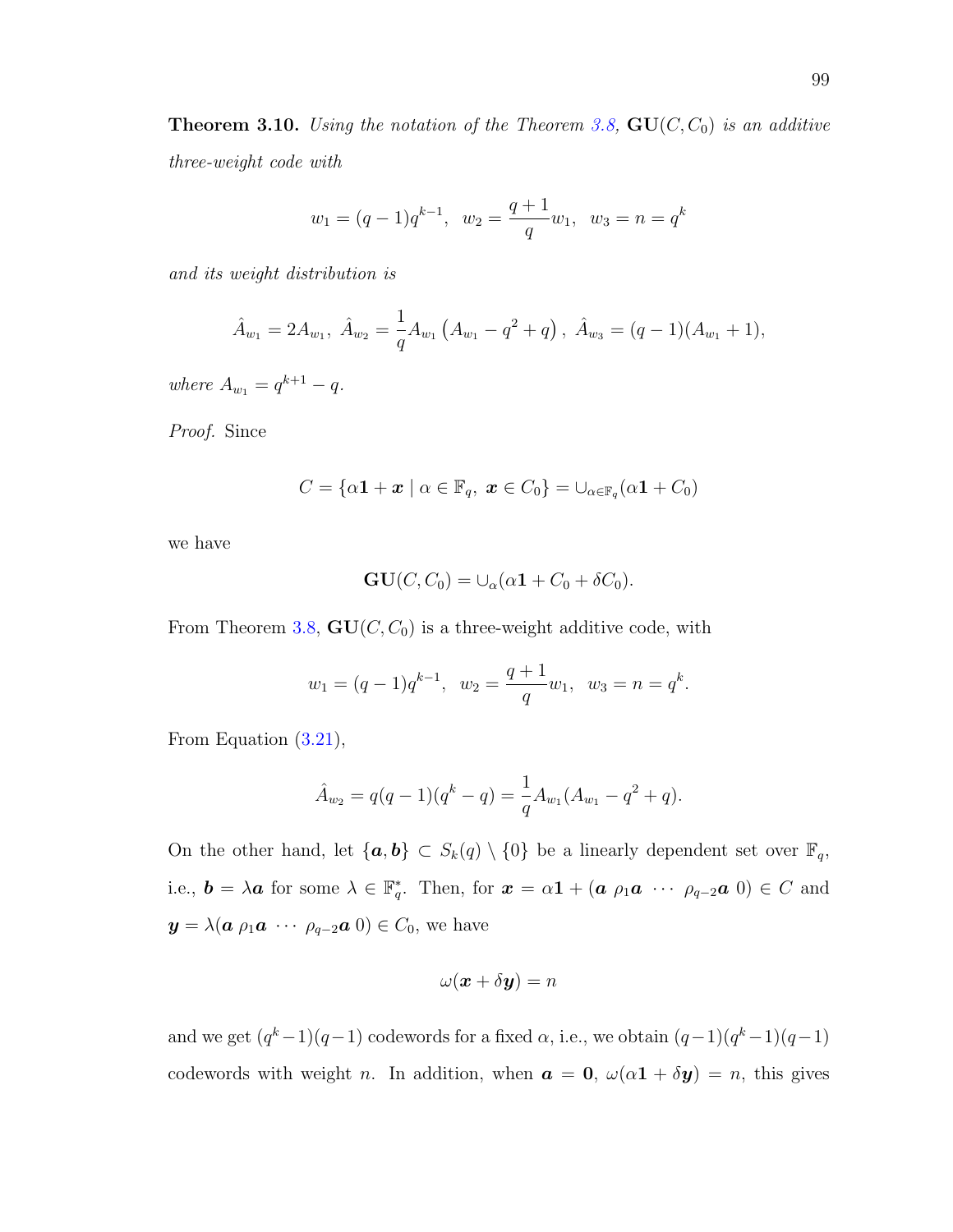**Theorem 3.10.** *Using the notation of the Theorem 3.8,* $\mathbf{GU}(C, C_0)$ *is an additive three-weight code with*

$$w_1 = (q-1)q^{k-1}, \;\; w_2 = \frac{q+1}{q} w_1, \;\; w_3 = n = q^k$$

*and its weight distribution is*

$$\hat{A}_{w_1} = 2A_{w_1}, \; \hat{A}_{w_2} = \frac{1}{q} A_{w_1}\left(A_{w_1} - q^2 + q\right), \; \hat{A}_{w_3} = (q-1)(A_{w_1} + 1),$$

*where* $A_{w_1} = q^{k+1} - q$.

*Proof.* Since

$$C = \{\alpha \mathbf{1} + \boldsymbol{x} \mid \alpha \in \mathbb{F}_q, \; \boldsymbol{x} \in C_0\} = \cup_{\alpha \in \mathbb{F}_q}(\alpha \mathbf{1} + C_0)$$

we have

$$\mathbf{GU}(C, C_0) = \cup_{\alpha}(\alpha \mathbf{1} + C_0 + \delta C_0).$$

From Theorem 3.8, $\mathbf{GU}(C, C_0)$ is a three-weight additive code, with

$$w_1 = (q-1)q^{k-1}, \;\; w_2 = \frac{q+1}{q} w_1, \;\; w_3 = n = q^k.$$

From Equation (3.21),

$$\hat{A}_{w_2} = q(q-1)(q^k - q) = \frac{1}{q} A_{w_1}(A_{w_1} - q^2 + q).$$

On the other hand, let $\{\boldsymbol{a}, \boldsymbol{b}\} \subset S_k(q) \setminus \{0\}$ be a linearly dependent set over $\mathbb{F}_q$, i.e., $\boldsymbol{b} = \lambda \boldsymbol{a}$ for some $\lambda \in \mathbb{F}_q^*$. Then, for $\boldsymbol{x} = \alpha \mathbf{1} + (\boldsymbol{a} \; \rho_1 \boldsymbol{a} \; \cdots \; \rho_{q-2} \boldsymbol{a} \; 0) \in C$ and $\boldsymbol{y} = \lambda(\boldsymbol{a} \; \rho_1 \boldsymbol{a} \; \cdots \; \rho_{q-2} \boldsymbol{a} \; 0) \in C_0$, we have

$$\omega(\boldsymbol{x} + \delta \boldsymbol{y}) = n$$

and we get $(q^k - 1)(q-1)$ codewords for a fixed $\alpha$, i.e., we obtain $(q-1)(q^k-1)(q-1)$ codewords with weight $n$. In addition, when $\boldsymbol{a} = \boldsymbol{0}$, $\omega(\alpha \mathbf{1} + \delta \boldsymbol{y}) = n$, this gives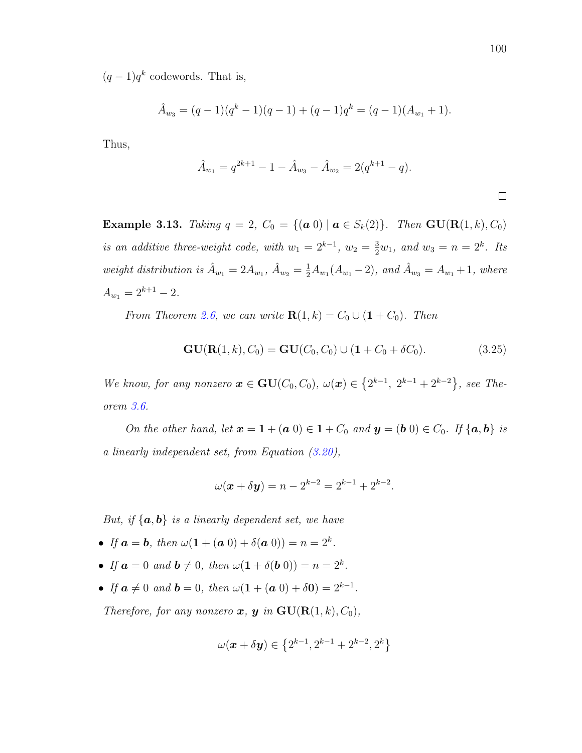$(q-1)q^k$ codewords. That is,

$$\hat{A}_{w_3} = (q-1)(q^k-1)(q-1) + (q-1)q^k = (q-1)(A_{w_1}+1).$$

Thus,

$$\hat{A}_{w_1} = q^{2k+1} - 1 - \hat{A}_{w_3} - \hat{A}_{w_2} = 2(q^{k+1} - q).$$

$\square$

**Example 3.13.** *Taking $q = 2$, $C_0 = \{(\boldsymbol{a}\ 0) \mid \boldsymbol{a} \in S_k(2)\}$. Then $\mathbf{GU}(\mathbf{R}(1,k), C_0)$ is an additive three-weight code, with $w_1 = 2^{k-1}$, $w_2 = \frac{3}{2}w_1$, and $w_3 = n = 2^k$. Its weight distribution is $\hat{A}_{w_1} = 2A_{w_1}$, $\hat{A}_{w_2} = \frac{1}{2}A_{w_1}(A_{w_1}-2)$, and $\hat{A}_{w_3} = A_{w_1}+1$, where $A_{w_1} = 2^{k+1}-2$.*

*From Theorem 2.6, we can write $\mathbf{R}(1,k) = C_0 \cup (\mathbf{1} + C_0)$. Then*

$$\mathbf{GU}(\mathbf{R}(1,k), C_0) = \mathbf{GU}(C_0, C_0) \cup (\mathbf{1} + C_0 + \delta C_0). \tag{3.25}$$

*We know, for any nonzero $\boldsymbol{x} \in \mathbf{GU}(C_0, C_0)$, $\omega(\boldsymbol{x}) \in \{2^{k-1},\ 2^{k-1}+2^{k-2}\}$, see Theorem 3.6.*

*On the other hand, let $\boldsymbol{x} = \mathbf{1} + (\boldsymbol{a}\ 0) \in \mathbf{1} + C_0$ and $\boldsymbol{y} = (\boldsymbol{b}\ 0) \in C_0$. If $\{\boldsymbol{a}, \boldsymbol{b}\}$ is a linearly independent set, from Equation (3.20),*

$$\omega(\boldsymbol{x} + \delta\boldsymbol{y}) = n - 2^{k-2} = 2^{k-1} + 2^{k-2}.$$

*But, if $\{\boldsymbol{a}, \boldsymbol{b}\}$ is a linearly dependent set, we have*

- *If $\boldsymbol{a} = \boldsymbol{b}$, then $\omega(\mathbf{1} + (\boldsymbol{a}\ 0) + \delta(\boldsymbol{a}\ 0)) = n = 2^k$.*
- *If $\boldsymbol{a} = 0$ and $\boldsymbol{b} \neq 0$, then $\omega(\mathbf{1} + \delta(\boldsymbol{b}\ 0)) = n = 2^k$.*
- *If $\boldsymbol{a} \neq 0$ and $\boldsymbol{b} = 0$, then $\omega(\mathbf{1} + (\boldsymbol{a}\ 0) + \delta\mathbf{0}) = 2^{k-1}$.*

*Therefore, for any nonzero $\boldsymbol{x}$, $\boldsymbol{y}$ in $\mathbf{GU}(\mathbf{R}(1,k), C_0)$,*

$$\omega(\boldsymbol{x} + \delta\boldsymbol{y}) \in \{2^{k-1}, 2^{k-1}+2^{k-2}, 2^k\}$$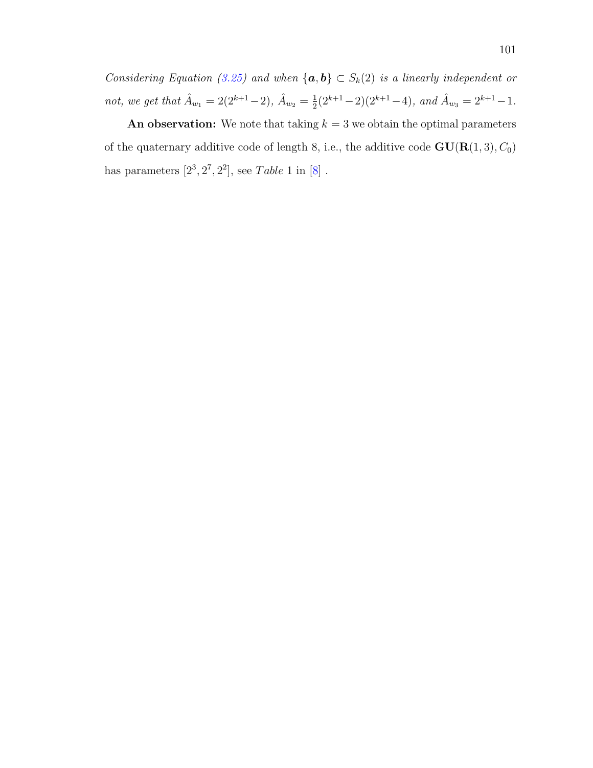*Considering Equation (3.25) and when $\{\boldsymbol{a}, \boldsymbol{b}\} \subset S_k(2)$ is a linearly independent or not, we get that $\hat{A}_{w_1} = 2(2^{k+1}-2)$, $\hat{A}_{w_2} = \frac{1}{2}(2^{k+1}-2)(2^{k+1}-4)$, and $\hat{A}_{w_3} = 2^{k+1}-1$.*

**An observation:** We note that taking $k = 3$ we obtain the optimal parameters of the quaternary additive code of length 8, i.e., the additive code $\mathbf{GU}(\mathbf{R}(1,3), C_0)$ has parameters $[2^3, 2^7, 2^2]$, see *Table* 1 in [8] .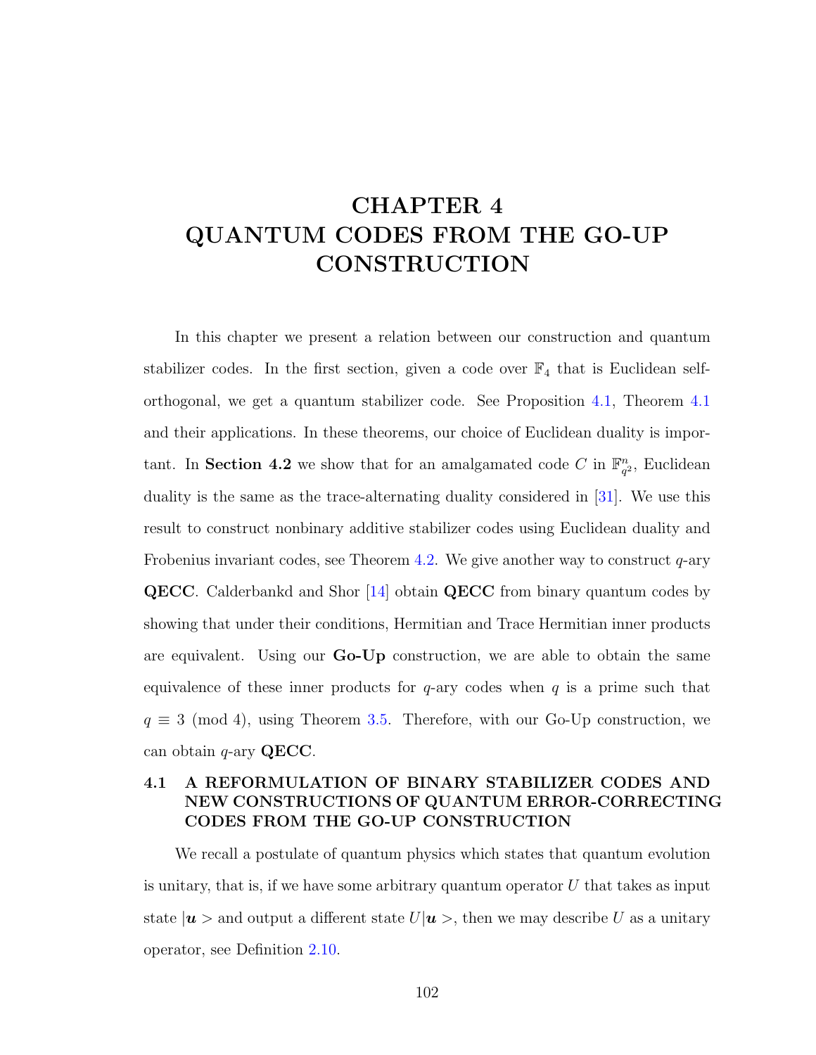# CHAPTER 4
# QUANTUM CODES FROM THE GO-UP CONSTRUCTION

In this chapter we present a relation between our construction and quantum stabilizer codes. In the first section, given a code over $\mathbb{F}_4$ that is Euclidean self-orthogonal, we get a quantum stabilizer code. See Proposition 4.1, Theorem 4.1 and their applications. In these theorems, our choice of Euclidean duality is important. In **Section 4.2** we show that for an amalgamated code $C$ in $\mathbb{F}_{q^2}^n$, Euclidean duality is the same as the trace-alternating duality considered in [31]. We use this result to construct nonbinary additive stabilizer codes using Euclidean duality and Frobenius invariant codes, see Theorem 4.2. We give another way to construct $q$-ary **QECC**. Calderbankd and Shor [14] obtain **QECC** from binary quantum codes by showing that under their conditions, Hermitian and Trace Hermitian inner products are equivalent. Using our **Go-Up** construction, we are able to obtain the same equivalence of these inner products for $q$-ary codes when $q$ is a prime such that $q \equiv 3 \pmod 4$, using Theorem 3.5. Therefore, with our Go-Up construction, we can obtain $q$-ary **QECC**.

## 4.1 A REFORMULATION OF BINARY STABILIZER CODES AND NEW CONSTRUCTIONS OF QUANTUM ERROR-CORRECTING CODES FROM THE GO-UP CONSTRUCTION

We recall a postulate of quantum physics which states that quantum evolution is unitary, that is, if we have some arbitrary quantum operator $U$ that takes as input state $|\boldsymbol{u}>$ and output a different state $U|\boldsymbol{u}>$, then we may describe $U$ as a unitary operator, see Definition 2.10.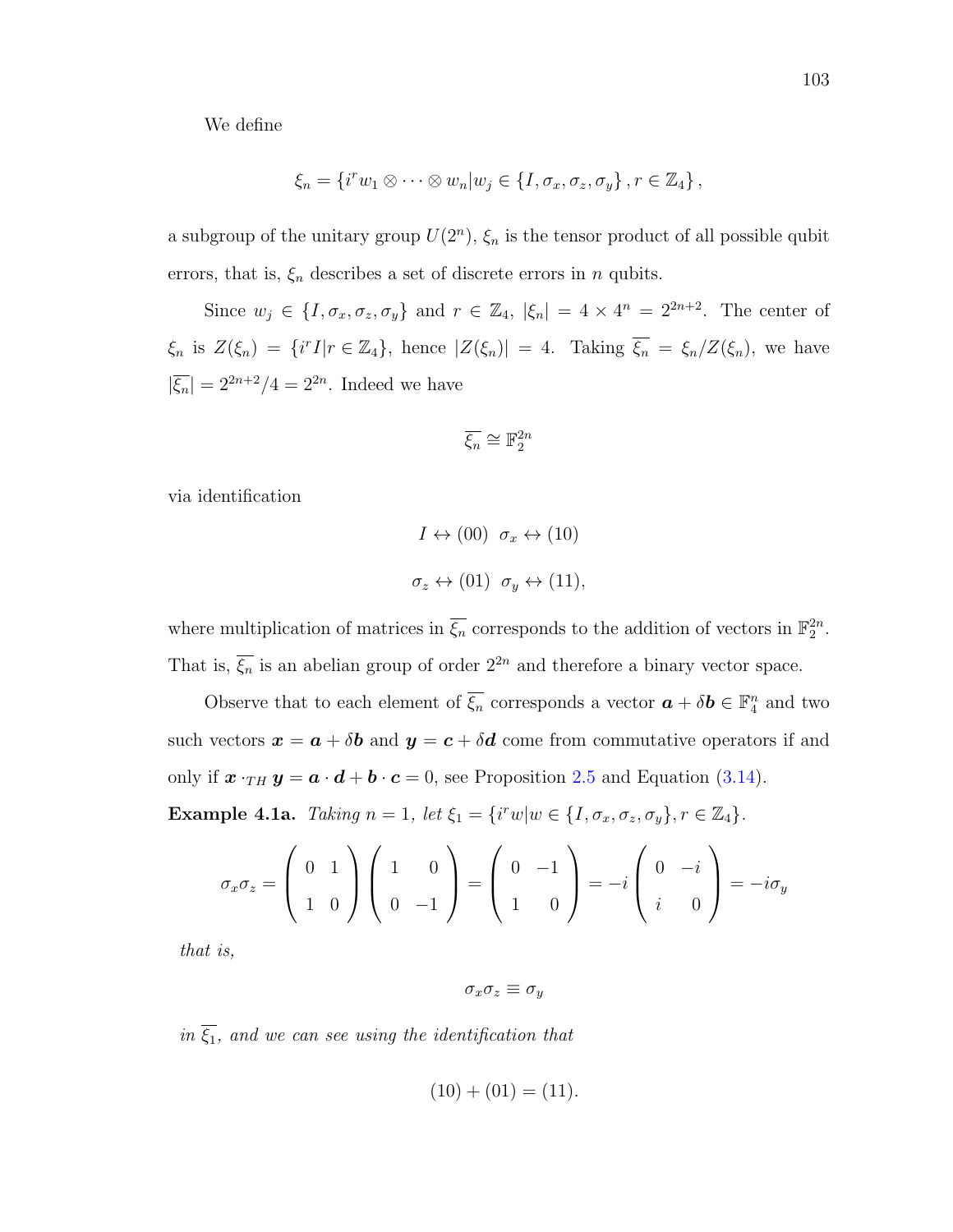We define

$$\xi_n = \{i^r w_1 \otimes \cdots \otimes w_n | w_j \in \{I, \sigma_x, \sigma_z, \sigma_y\}, r \in \mathbb{Z}_4\},$$

a subgroup of the unitary group $U(2^n)$, $\xi_n$ is the tensor product of all possible qubit errors, that is, $\xi_n$ describes a set of discrete errors in $n$ qubits.

Since $w_j \in \{I, \sigma_x, \sigma_z, \sigma_y\}$ and $r \in \mathbb{Z}_4$, $|\xi_n| = 4 \times 4^n = 2^{2n+2}$. The center of $\xi_n$ is $Z(\xi_n) = \{i^r I | r \in \mathbb{Z}_4\}$, hence $|Z(\xi_n)| = 4$. Taking $\overline{\xi_n} = \xi_n / Z(\xi_n)$, we have $|\overline{\xi_n}| = 2^{2n+2}/4 = 2^{2n}$. Indeed we have

$$\overline{\xi_n} \cong \mathbb{F}_2^{2n}$$

via identification

$$I \leftrightarrow (00) \quad \sigma_x \leftrightarrow (10)$$

$$\sigma_z \leftrightarrow (01) \quad \sigma_y \leftrightarrow (11),$$

where multiplication of matrices in $\overline{\xi_n}$ corresponds to the addition of vectors in $\mathbb{F}_2^{2n}$. That is, $\overline{\xi_n}$ is an abelian group of order $2^{2n}$ and therefore a binary vector space.

Observe that to each element of $\overline{\xi_n}$ corresponds a vector $\boldsymbol{a} + \delta \boldsymbol{b} \in \mathbb{F}_4^n$ and two such vectors $\boldsymbol{x} = \boldsymbol{a} + \delta \boldsymbol{b}$ and $\boldsymbol{y} = \boldsymbol{c} + \delta \boldsymbol{d}$ come from commutative operators if and only if $\boldsymbol{x} \cdot_{TH} \boldsymbol{y} = \boldsymbol{a} \cdot \boldsymbol{d} + \boldsymbol{b} \cdot \boldsymbol{c} = 0$, see Proposition 2.5 and Equation (3.14).

**Example 4.1a.** *Taking $n = 1$, let $\xi_1 = \{i^r w | w \in \{I, \sigma_x, \sigma_z, \sigma_y\}, r \in \mathbb{Z}_4\}$.*

$$\sigma_x \sigma_z = \begin{pmatrix} 0 & 1 \\ 1 & 0 \end{pmatrix} \begin{pmatrix} 1 & 0 \\ 0 & -1 \end{pmatrix} = \begin{pmatrix} 0 & -1 \\ 1 & 0 \end{pmatrix} = -i \begin{pmatrix} 0 & -i \\ i & 0 \end{pmatrix} = -i\sigma_y$$

*that is,*

$$\sigma_x \sigma_z \equiv \sigma_y$$

*in $\overline{\xi_1}$, and we can see using the identification that*

$$(10) + (01) = (11).$$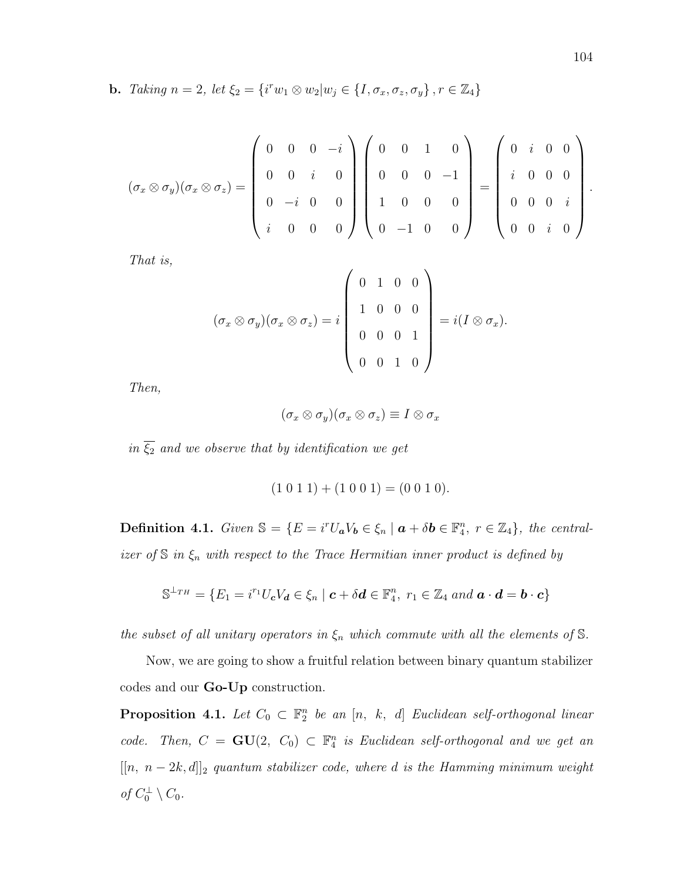**b.** *Taking $n = 2$, let $\xi_2 = \{i^r w_1 \otimes w_2 | w_j \in \{I, \sigma_x, \sigma_z, \sigma_y\}, r \in \mathbb{Z}_4\}$*

$$(\sigma_x \otimes \sigma_y)(\sigma_x \otimes \sigma_z) = \begin{pmatrix} 0 & 0 & 0 & -i \\ 0 & 0 & i & 0 \\ 0 & -i & 0 & 0 \\ i & 0 & 0 & 0 \end{pmatrix} \begin{pmatrix} 0 & 0 & 1 & 0 \\ 0 & 0 & 0 & -1 \\ 1 & 0 & 0 & 0 \\ 0 & -1 & 0 & 0 \end{pmatrix} = \begin{pmatrix} 0 & i & 0 & 0 \\ i & 0 & 0 & 0 \\ 0 & 0 & 0 & i \\ 0 & 0 & i & 0 \end{pmatrix}.$$

*That is,*

$$(\sigma_x \otimes \sigma_y)(\sigma_x \otimes \sigma_z) = i \begin{pmatrix} 0 & 1 & 0 & 0 \\ 1 & 0 & 0 & 0 \\ 0 & 0 & 0 & 1 \\ 0 & 0 & 1 & 0 \end{pmatrix} = i(I \otimes \sigma_x).$$

*Then,*

$$(\sigma_x \otimes \sigma_y)(\sigma_x \otimes \sigma_z) \equiv I \otimes \sigma_x$$

*in $\overline{\xi_2}$ and we observe that by identification we get*

$$(1\ 0\ 1\ 1) + (1\ 0\ 0\ 1) = (0\ 0\ 1\ 0).$$

**Definition 4.1.** *Given $\mathbb{S} = \{E = i^r U_{\boldsymbol{a}} V_{\boldsymbol{b}} \in \xi_n \mid \boldsymbol{a} + \delta \boldsymbol{b} \in \mathbb{F}_4^n,\ r \in \mathbb{Z}_4\}$, the centralizer of $\mathbb{S}$ in $\xi_n$ with respect to the Trace Hermitian inner product is defined by*

$$\mathbb{S}^{\perp_{TH}} = \{E_1 = i^{r_1} U_{\boldsymbol{c}} V_{\boldsymbol{d}} \in \xi_n \mid \boldsymbol{c} + \delta \boldsymbol{d} \in \mathbb{F}_4^n,\ r_1 \in \mathbb{Z}_4 \text{ and } \boldsymbol{a} \cdot \boldsymbol{d} = \boldsymbol{b} \cdot \boldsymbol{c}\}$$

*the subset of all unitary operators in $\xi_n$ which commute with all the elements of $\mathbb{S}$.*

Now, we are going to show a fruitful relation between binary quantum stabilizer codes and our **Go-Up** construction.

**Proposition 4.1.** *Let $C_0 \subset \mathbb{F}_2^n$ be an $[n,\ k,\ d]$ Euclidean self-orthogonal linear code. Then, $C = \mathbf{GU}(2,\ C_0) \subset \mathbb{F}_4^n$ is Euclidean self-orthogonal and we get an $[[n,\ n-2k, d]]_2$ quantum stabilizer code, where $d$ is the Hamming minimum weight of $C_0^{\perp} \setminus C_0$.*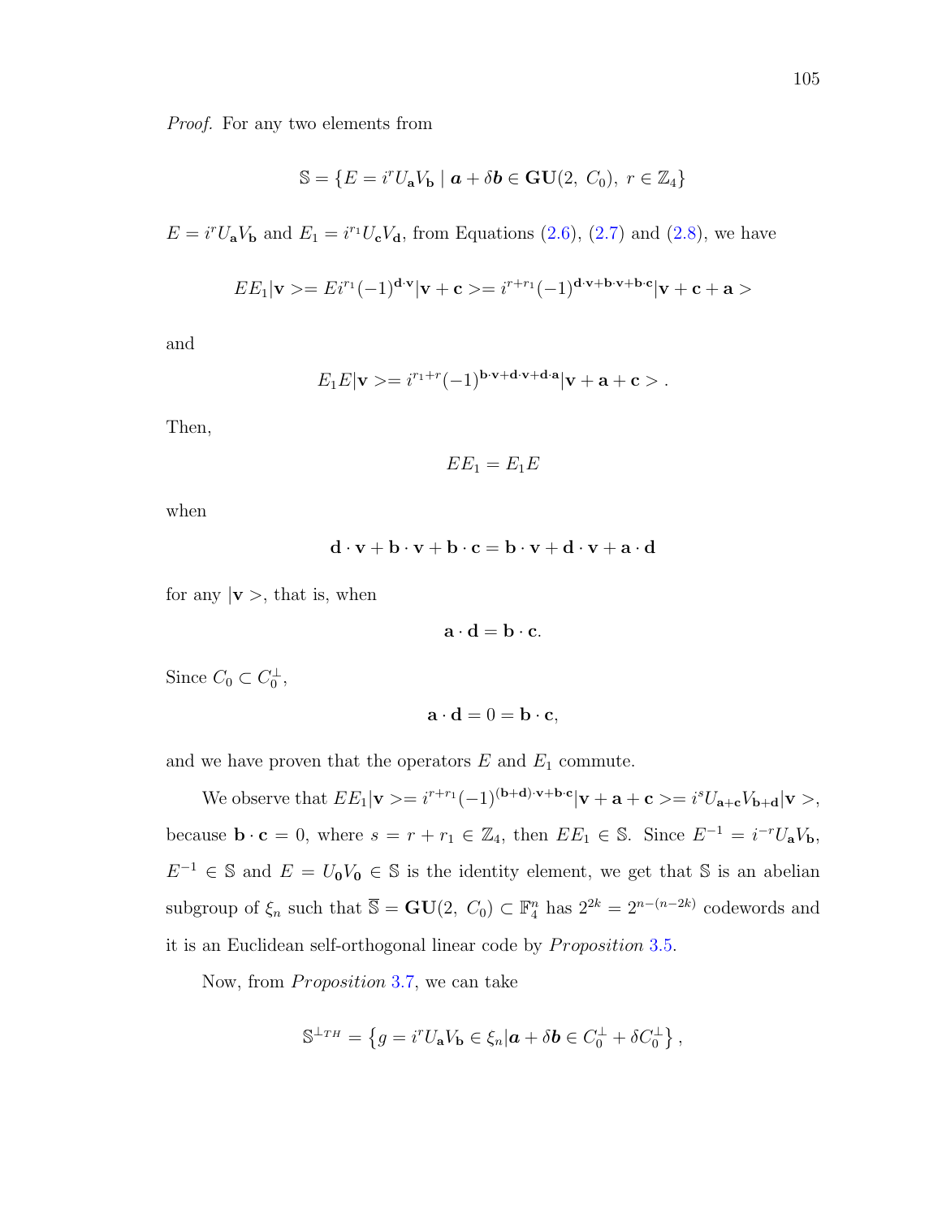*Proof.* For any two elements from

$$\mathbb{S} = \{E = i^r U_{\mathbf{a}} V_{\mathbf{b}} \mid \boldsymbol{a} + \delta \boldsymbol{b} \in \mathbf{GU}(2,\ C_0),\ r \in \mathbb{Z}_4\}$$

$E = i^r U_{\mathbf{a}} V_{\mathbf{b}}$ and $E_1 = i^{r_1} U_{\mathbf{c}} V_{\mathbf{d}}$, from Equations (2.6), (2.7) and (2.8), we have

$$EE_1|\mathbf{v}> = Ei^{r_1}(-1)^{\mathbf{d}\cdot\mathbf{v}}|\mathbf{v}+\mathbf{c}> = i^{r+r_1}(-1)^{\mathbf{d}\cdot\mathbf{v}+\mathbf{b}\cdot\mathbf{v}+\mathbf{b}\cdot\mathbf{c}}|\mathbf{v}+\mathbf{c}+\mathbf{a}>$$

and

$$E_1E|\mathbf{v}> = i^{r_1+r}(-1)^{\mathbf{b}\cdot\mathbf{v}+\mathbf{d}\cdot\mathbf{v}+\mathbf{d}\cdot\mathbf{a}}|\mathbf{v}+\mathbf{a}+\mathbf{c}>.$$

Then,

$$EE_1 = E_1E$$

when

$$\mathbf{d}\cdot\mathbf{v} + \mathbf{b}\cdot\mathbf{v} + \mathbf{b}\cdot\mathbf{c} = \mathbf{b}\cdot\mathbf{v} + \mathbf{d}\cdot\mathbf{v} + \mathbf{a}\cdot\mathbf{d}$$

for any $|\mathbf{v}>$, that is, when

$$\mathbf{a}\cdot\mathbf{d} = \mathbf{b}\cdot\mathbf{c}.$$

Since $C_0 \subset C_0^{\perp}$,

$$\mathbf{a}\cdot\mathbf{d} = 0 = \mathbf{b}\cdot\mathbf{c},$$

and we have proven that the operators $E$ and $E_1$ commute.

We observe that $EE_1|\mathbf{v}> = i^{r+r_1}(-1)^{(\mathbf{b}+\mathbf{d})\cdot\mathbf{v}+\mathbf{b}\cdot\mathbf{c}}|\mathbf{v}+\mathbf{a}+\mathbf{c}> = i^s U_{\mathbf{a}+\mathbf{c}} V_{\mathbf{b}+\mathbf{d}}|\mathbf{v}>$, because $\mathbf{b}\cdot\mathbf{c} = 0$, where $s = r + r_1 \in \mathbb{Z}_4$, then $EE_1 \in \mathbb{S}$. Since $E^{-1} = i^{-r} U_{\mathbf{a}} V_{\mathbf{b}}$, $E^{-1} \in \mathbb{S}$ and $E = U_{\mathbf{0}} V_{\mathbf{0}} \in \mathbb{S}$ is the identity element, we get that $\mathbb{S}$ is an abelian subgroup of $\xi_n$ such that $\overline{\mathbb{S}} = \mathbf{GU}(2,\ C_0) \subset \mathbb{F}_4^n$ has $2^{2k} = 2^{n-(n-2k)}$ codewords and it is an Euclidean self-orthogonal linear code by *Proposition* 3.5.

Now, from *Proposition* 3.7, we can take

$$\mathbb{S}^{\perp_{TH}} = \left\{ g = i^r U_{\mathbf{a}} V_{\mathbf{b}} \in \xi_n | \boldsymbol{a} + \delta \boldsymbol{b} \in C_0^{\perp} + \delta C_0^{\perp} \right\},$$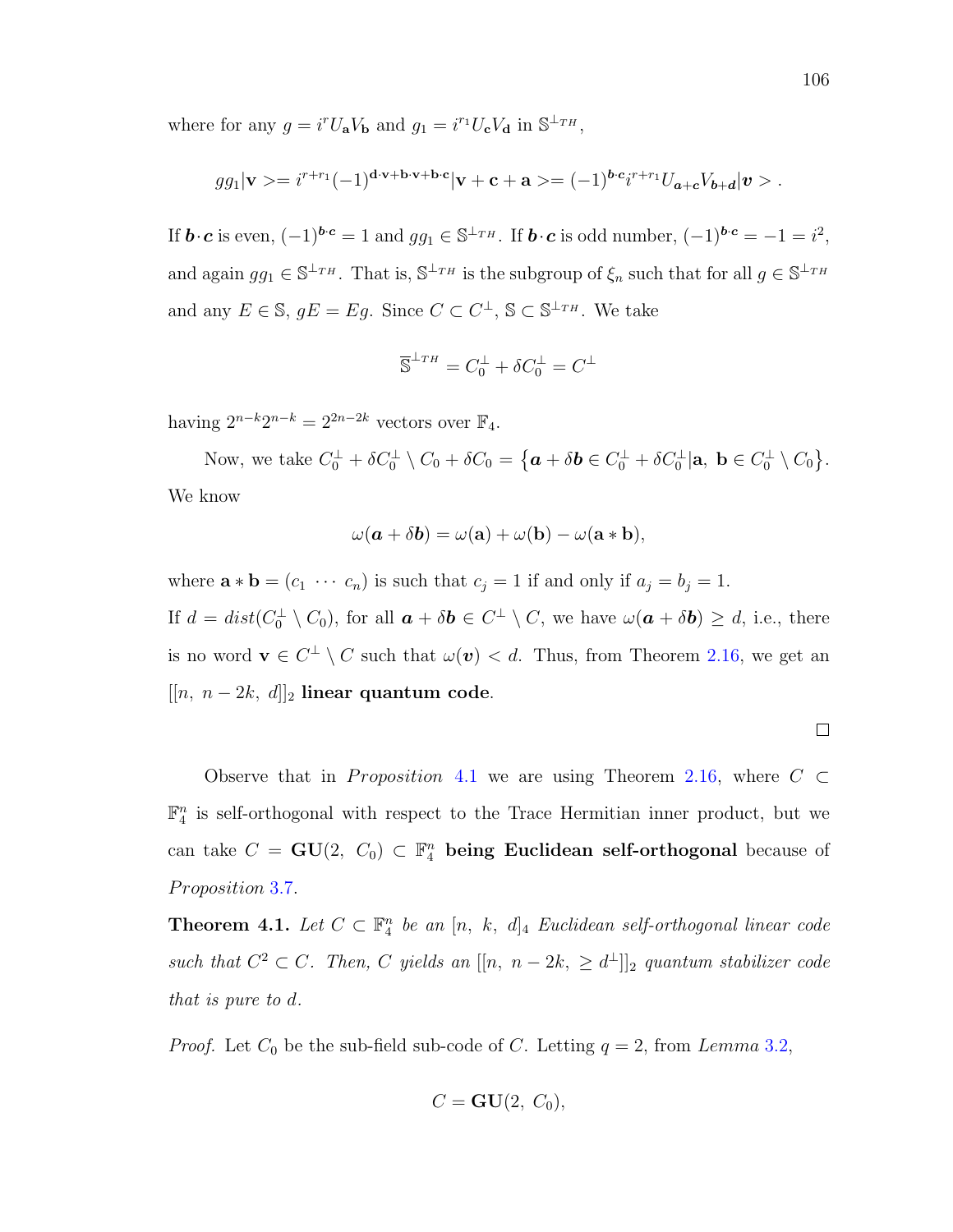where for any $g = i^r U_{\mathbf{a}} V_{\mathbf{b}}$ and $g_1 = i^{r_1} U_{\mathbf{c}} V_{\mathbf{d}}$ in $\mathbb{S}^{\perp_{TH}}$,

$$gg_1|\mathbf{v}> = i^{r+r_1}(-1)^{\mathbf{d}\cdot\mathbf{v}+\mathbf{b}\cdot\mathbf{v}+\mathbf{b}\cdot\mathbf{c}}|\mathbf{v}+\mathbf{c}+\mathbf{a}> = (-1)^{\boldsymbol{b}\cdot\boldsymbol{c}} i^{r+r_1} U_{\boldsymbol{a}+\boldsymbol{c}} V_{\boldsymbol{b}+\boldsymbol{d}}|\boldsymbol{v}> .$$

If $\boldsymbol{b}\cdot\boldsymbol{c}$ is even, $(-1)^{\boldsymbol{b}\cdot\boldsymbol{c}} = 1$ and $gg_1 \in \mathbb{S}^{\perp_{TH}}$. If $\boldsymbol{b}\cdot\boldsymbol{c}$ is odd number, $(-1)^{\boldsymbol{b}\cdot\boldsymbol{c}} = -1 = i^2$, and again $gg_1 \in \mathbb{S}^{\perp_{TH}}$. That is, $\mathbb{S}^{\perp_{TH}}$ is the subgroup of $\xi_n$ such that for all $g \in \mathbb{S}^{\perp_{TH}}$ and any $E \in \mathbb{S}$, $gE = Eg$. Since $C \subset C^{\perp}$, $\mathbb{S} \subset \mathbb{S}^{\perp_{TH}}$. We take

$$\overline{\mathbb{S}}^{\perp_{TH}} = C_0^{\perp} + \delta C_0^{\perp} = C^{\perp}$$

having $2^{n-k}2^{n-k} = 2^{2n-2k}$ vectors over $\mathbb{F}_4$.

Now, we take $C_0^{\perp} + \delta C_0^{\perp} \setminus C_0 + \delta C_0 = \left\{\boldsymbol{a} + \delta\boldsymbol{b} \in C_0^{\perp} + \delta C_0^{\perp} | \mathbf{a},\ \mathbf{b} \in C_0^{\perp} \setminus C_0\right\}$. We know

$$\omega(\boldsymbol{a} + \delta\boldsymbol{b}) = \omega(\mathbf{a}) + \omega(\mathbf{b}) - \omega(\mathbf{a} * \mathbf{b}),$$

where $\mathbf{a} * \mathbf{b} = (c_1\ \cdots\ c_n)$ is such that $c_j = 1$ if and only if $a_j = b_j = 1$.
If $d = dist(C_0^{\perp} \setminus C_0)$, for all $\boldsymbol{a} + \delta\boldsymbol{b} \in C^{\perp} \setminus C$, we have $\omega(\boldsymbol{a} + \delta\boldsymbol{b}) \geq d$, i.e., there is no word $\mathbf{v} \in C^{\perp} \setminus C$ such that $\omega(\boldsymbol{v}) < d$. Thus, from Theorem 2.16, we get an $[[n,\ n-2k,\ d]]_2$ **linear quantum code**.

□

Observe that in *Proposition* 4.1 we are using Theorem 2.16, where $C \subset \mathbb{F}_4^n$ is self-orthogonal with respect to the Trace Hermitian inner product, but we can take $C = \mathbf{GU}(2,\ C_0) \subset \mathbb{F}_4^n$ **being Euclidean self-orthogonal** because of *Proposition* 3.7.

**Theorem 4.1.** *Let $C \subset \mathbb{F}_4^n$ be an $[n,\ k,\ d]_4$ Euclidean self-orthogonal linear code such that $C^2 \subset C$. Then, $C$ yields an $[[n,\ n-2k,\ \geq d^{\perp}]]_2$ quantum stabilizer code that is pure to $d$.*

*Proof.* Let $C_0$ be the sub-field sub-code of $C$. Letting $q = 2$, from *Lemma* 3.2,

$$C = \mathbf{GU}(2,\ C_0),$$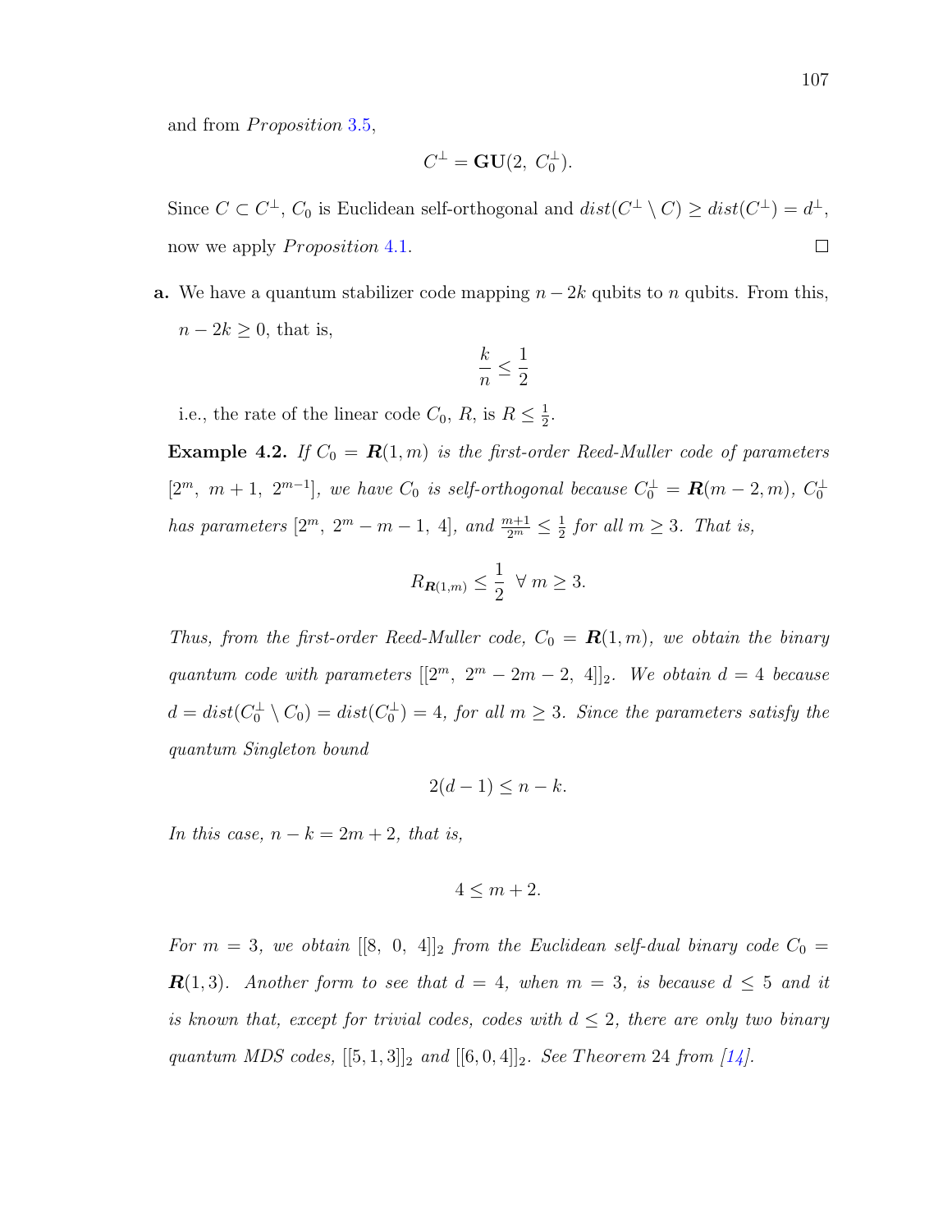and from *Proposition* 3.5,

$$C^{\perp} = \mathbf{GU}(2,\ C_0^{\perp}).$$

Since $C \subset C^{\perp}$, $C_0$ is Euclidean self-orthogonal and $dist(C^{\perp} \setminus C) \geq dist(C^{\perp}) = d^{\perp}$, now we apply *Proposition* 4.1. □

**a.** We have a quantum stabilizer code mapping $n - 2k$ qubits to $n$ qubits. From this, $n - 2k \geq 0$, that is,

$$\frac{k}{n} \leq \frac{1}{2}$$

i.e., the rate of the linear code $C_0$, $R$, is $R \leq \frac{1}{2}$.

**Example 4.2.** *If $C_0 = \boldsymbol{R}(1, m)$ is the first-order Reed-Muller code of parameters $[2^m,\ m+1,\ 2^{m-1}]$, we have $C_0$ is self-orthogonal because $C_0^{\perp} = \boldsymbol{R}(m-2, m)$, $C_0^{\perp}$ has parameters $[2^m,\ 2^m - m - 1,\ 4]$, and $\frac{m+1}{2^m} \leq \frac{1}{2}$ for all $m \geq 3$. That is,*

$$R_{\boldsymbol{R}(1,m)} \leq \frac{1}{2}\ \ \forall\ m \geq 3.$$

*Thus, from the first-order Reed-Muller code, $C_0 = \boldsymbol{R}(1, m)$, we obtain the binary quantum code with parameters $[[2^m,\ 2^m - 2m - 2,\ 4]]_2$. We obtain $d = 4$ because $d = dist(C_0^{\perp} \setminus C_0) = dist(C_0^{\perp}) = 4$, for all $m \geq 3$. Since the parameters satisfy the quantum Singleton bound*

$$2(d-1) \leq n - k.$$

*In this case, $n - k = 2m + 2$, that is,*

$$4 \leq m + 2.$$

*For $m = 3$, we obtain $[[8,\ 0,\ 4]]_2$ from the Euclidean self-dual binary code $C_0 = \boldsymbol{R}(1, 3)$. Another form to see that $d = 4$, when $m = 3$, is because $d \leq 5$ and it is known that, except for trivial codes, codes with $d \leq 2$, there are only two binary quantum MDS codes, $[[5, 1, 3]]_2$ and $[[6, 0, 4]]_2$. See Theorem 24 from [14].*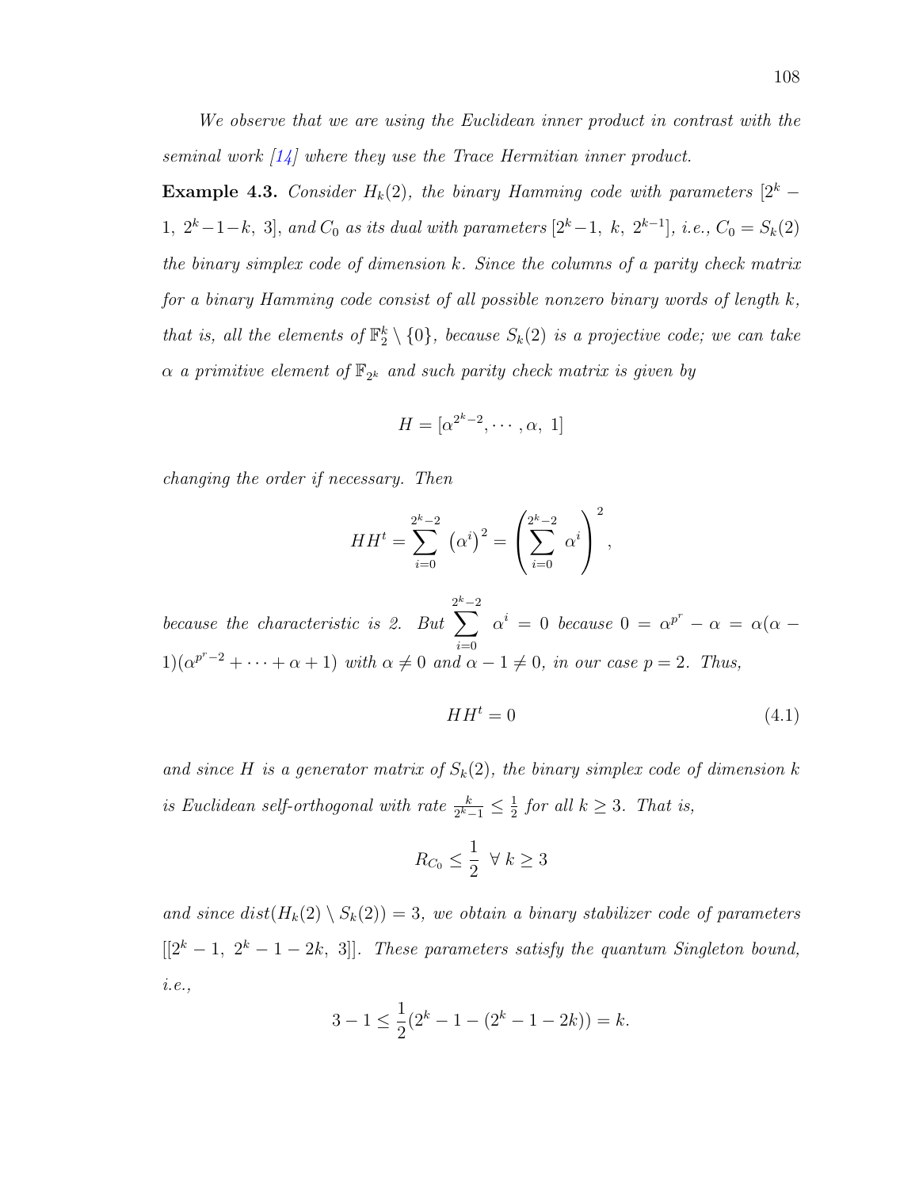*We observe that we are using the Euclidean inner product in contrast with the seminal work [14] where they use the Trace Hermitian inner product.*

**Example 4.3.** *Consider $H_k(2)$, the binary Hamming code with parameters $[2^k - 1,\ 2^k-1-k,\ 3]$, and $C_0$ as its dual with parameters $[2^k-1,\ k,\ 2^{k-1}]$, i.e., $C_0 = S_k(2)$ the binary simplex code of dimension $k$. Since the columns of a parity check matrix for a binary Hamming code consist of all possible nonzero binary words of length $k$, that is, all the elements of $\mathbb{F}_2^k \setminus \{0\}$, because $S_k(2)$ is a projective code; we can take $\alpha$ a primitive element of $\mathbb{F}_{2^k}$ and such parity check matrix is given by*

$$H = [\alpha^{2^k-2}, \cdots, \alpha,\ 1]$$

*changing the order if necessary. Then*

$$HH^t = \sum_{i=0}^{2^k-2} \left(\alpha^i\right)^2 = \left(\sum_{i=0}^{2^k-2} \alpha^i\right)^2,$$

*because the characteristic is 2. But $\displaystyle\sum_{i=0}^{2^k-2} \alpha^i = 0$ because $0 = \alpha^{p^r} - \alpha = \alpha(\alpha - 1)(\alpha^{p^r-2} + \cdots + \alpha + 1)$ with $\alpha \neq 0$ and $\alpha - 1 \neq 0$, in our case $p = 2$. Thus,*

$$HH^t = 0 \tag{4.1}$$

*and since $H$ is a generator matrix of $S_k(2)$, the binary simplex code of dimension $k$ is Euclidean self-orthogonal with rate $\frac{k}{2^k-1} \leq \frac{1}{2}$ for all $k \geq 3$. That is,*

$$R_{C_0} \leq \frac{1}{2}\ \ \forall\ k \geq 3$$

*and since $dist(H_k(2) \setminus S_k(2)) = 3$, we obtain a binary stabilizer code of parameters $[[2^k - 1,\ 2^k - 1 - 2k,\ 3]]$. These parameters satisfy the quantum Singleton bound, i.e.,*

$$3 - 1 \leq \frac{1}{2}(2^k - 1 - (2^k - 1 - 2k)) = k.$$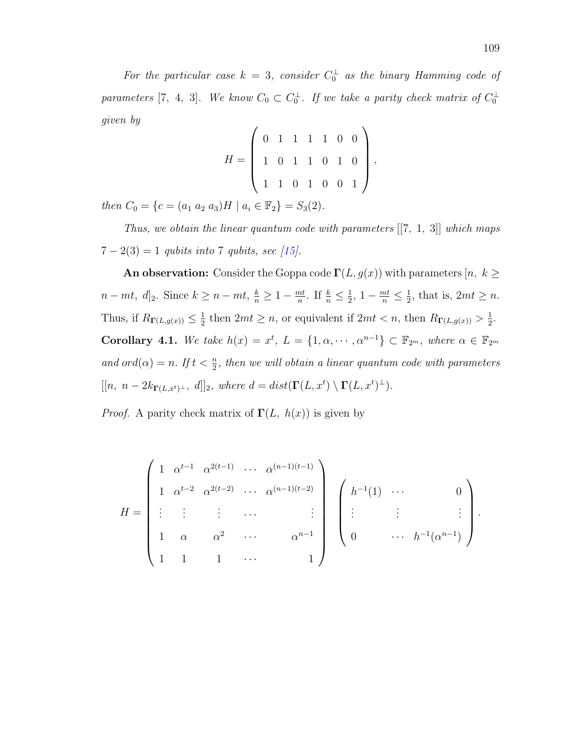*For the particular case $k = 3$, consider $C_0^{\perp}$ as the binary Hamming code of parameters $[7,\ 4,\ 3]$. We know $C_0 \subset C_0^{\perp}$. If we take a parity check matrix of $C_0^{\perp}$ given by*

$$H = \begin{pmatrix} 0 & 1 & 1 & 1 & 1 & 0 & 0 \\ 1 & 0 & 1 & 1 & 0 & 1 & 0 \\ 1 & 1 & 0 & 1 & 0 & 0 & 1 \end{pmatrix},$$

*then $C_0 = \{c = (a_1\ a_2\ a_3)H \mid a_i \in \mathbb{F}_2\} = S_3(2)$.*

*Thus, we obtain the linear quantum code with parameters $[[7,\ 1,\ 3]]$ which maps $7 - 2(3) = 1$ qubits into 7 qubits, see [15].*

**An observation:** Consider the Goppa code $\mathbf{\Gamma}(L, g(x))$ with parameters $[n,\ k \geq n - mt,\ d]_2$. Since $k \geq n - mt$, $\frac{k}{n} \geq 1 - \frac{mt}{n}$. If $\frac{k}{n} \leq \frac{1}{2}$, $1 - \frac{mt}{n} \leq \frac{1}{2}$, that is, $2mt \geq n$. Thus, if $R_{\mathbf{\Gamma}(L,g(x))} \leq \frac{1}{2}$ then $2mt \geq n$, or equivalent if $2mt < n$, then $R_{\mathbf{\Gamma}(L,g(x))} > \frac{1}{2}$.

**Corollary 4.1.** *We take $h(x) = x^t$, $L = \{1, \alpha, \cdots, \alpha^{n-1}\} \subset \mathbb{F}_{2^m}$, where $\alpha \in \mathbb{F}_{2^m}$ and $ord(\alpha) = n$. If $t < \frac{n}{2}$, then we will obtain a linear quantum code with parameters $[[n,\ n - 2k_{\mathbf{\Gamma}(L,x^t)^{\perp}},\ d]]_2$, where $d = dist(\mathbf{\Gamma}(L, x^t) \setminus \mathbf{\Gamma}(L, x^t)^{\perp})$.*

*Proof.* A parity check matrix of $\mathbf{\Gamma}(L,\ h(x))$ is given by

$$H = \begin{pmatrix} 1 & \alpha^{t-1} & \alpha^{2(t-1)} & \cdots & \alpha^{(n-1)(t-1)} \\ 1 & \alpha^{t-2} & \alpha^{2(t-2)} & \cdots & \alpha^{(n-1)(t-2)} \\ \vdots & \vdots & \vdots & \cdots & \vdots \\ 1 & \alpha & \alpha^2 & \cdots & \alpha^{n-1} \\ 1 & 1 & 1 & \cdots & 1 \end{pmatrix} \begin{pmatrix} h^{-1}(1) & \cdots & 0 \\ \vdots & \vdots & \vdots \\ 0 & \cdots & h^{-1}(\alpha^{n-1}) \end{pmatrix}.$$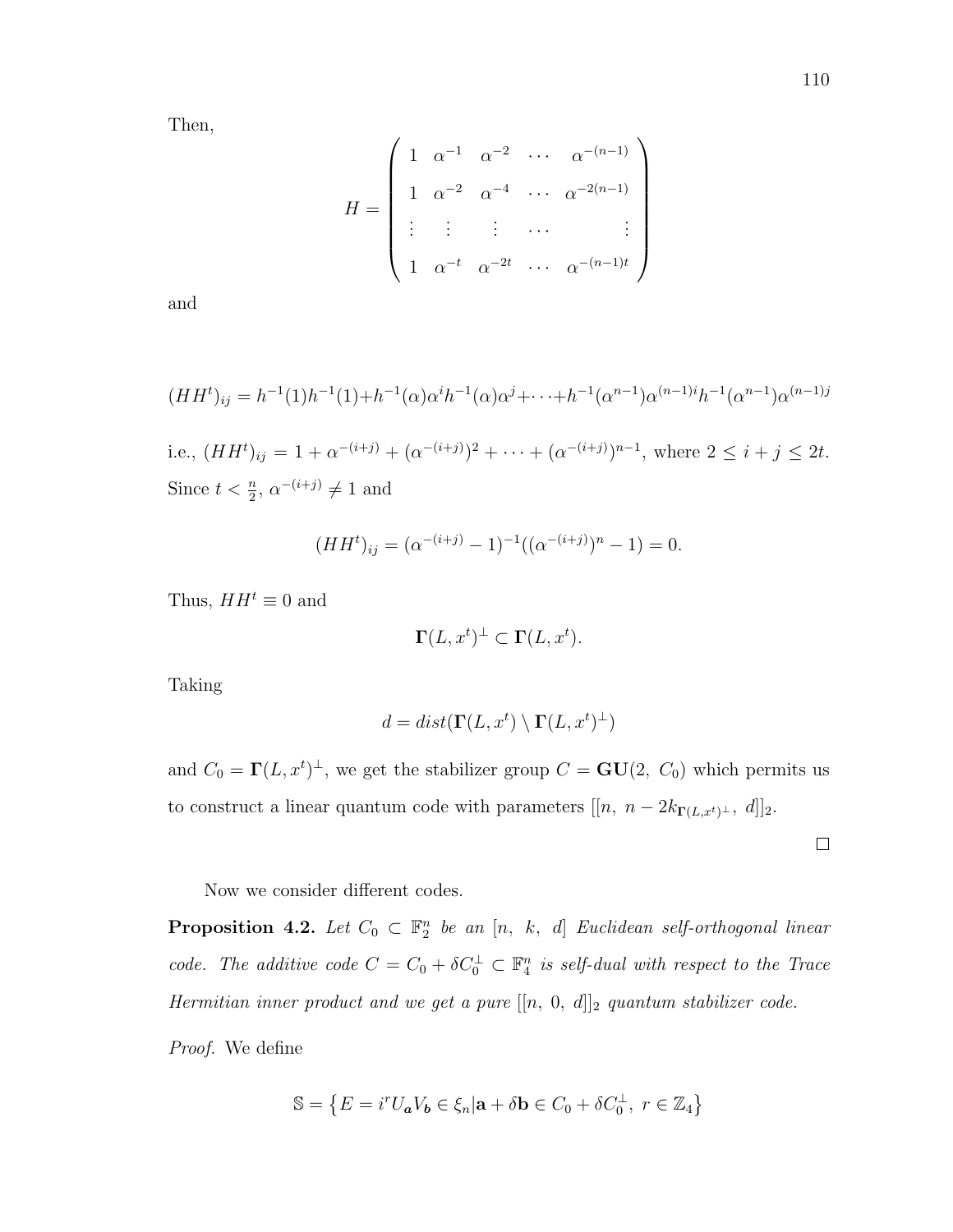Then,

$$H = \begin{pmatrix} 1 & \alpha^{-1} & \alpha^{-2} & \cdots & \alpha^{-(n-1)} \\ 1 & \alpha^{-2} & \alpha^{-4} & \cdots & \alpha^{-2(n-1)} \\ \vdots & \vdots & \vdots & \cdots & \vdots \\ 1 & \alpha^{-t} & \alpha^{-2t} & \cdots & \alpha^{-(n-1)t} \end{pmatrix}$$

and

$$(HH^t)_{ij} = h^{-1}(1)h^{-1}(1) + h^{-1}(\alpha)\alpha^i h^{-1}(\alpha)\alpha^j + \cdots + h^{-1}(\alpha^{n-1})\alpha^{(n-1)i}h^{-1}(\alpha^{n-1})\alpha^{(n-1)j}$$

i.e., $(HH^t)_{ij} = 1 + \alpha^{-(i+j)} + (\alpha^{-(i+j)})^2 + \cdots + (\alpha^{-(i+j)})^{n-1}$, where $2 \leq i+j \leq 2t$. Since $t < \frac{n}{2}$, $\alpha^{-(i+j)} \neq 1$ and

$$(HH^t)_{ij} = (\alpha^{-(i+j)} - 1)^{-1}((\alpha^{-(i+j)})^n - 1) = 0.$$

Thus, $HH^t \equiv 0$ and

$$\mathbf{\Gamma}(L, x^t)^\perp \subset \mathbf{\Gamma}(L, x^t).$$

Taking

$$d = dist(\mathbf{\Gamma}(L, x^t) \setminus \mathbf{\Gamma}(L, x^t)^\perp)$$

and $C_0 = \mathbf{\Gamma}(L, x^t)^\perp$, we get the stabilizer group $C = \mathbf{GU}(2,\ C_0)$ which permits us to construct a linear quantum code with parameters $[[n,\ n - 2k_{\mathbf{\Gamma}(L,x^t)^\perp},\ d]]_2$.

$\square$

Now we consider different codes.

**Proposition 4.2.** *Let $C_0 \subset \mathbb{F}_2^n$ be an $[n,\ k,\ d]$ Euclidean self-orthogonal linear code. The additive code $C = C_0 + \delta C_0^\perp \subset \mathbb{F}_4^n$ is self-dual with respect to the Trace Hermitian inner product and we get a pure $[[n,\ 0,\ d]]_2$ quantum stabilizer code.*

*Proof.* We define

$$\mathbb{S} = \left\{ E = i^r U_{\boldsymbol{a}} V_{\boldsymbol{b}} \in \xi_n | \mathbf{a} + \delta \mathbf{b} \in C_0 + \delta C_0^\perp,\ r \in \mathbb{Z}_4 \right\}$$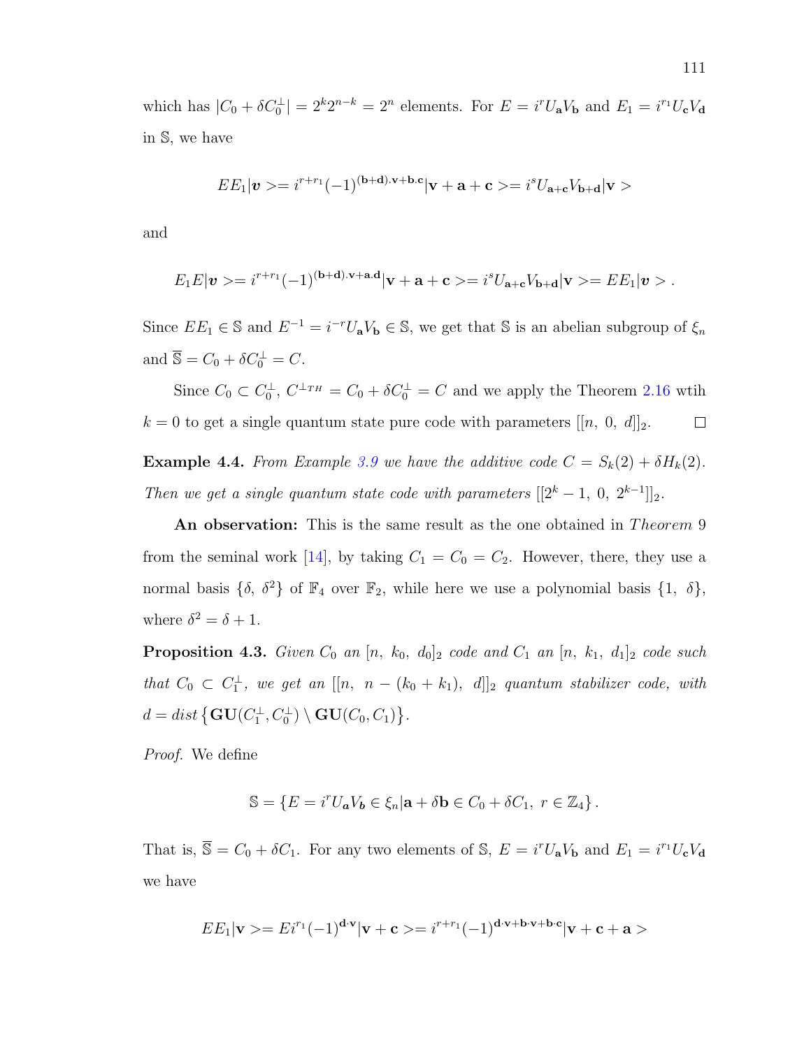which has $|C_0 + \delta C_0^{\perp}| = 2^k 2^{n-k} = 2^n$ elements. For $E = i^r U_{\mathbf{a}} V_{\mathbf{b}}$ and $E_1 = i^{r_1} U_{\mathbf{c}} V_{\mathbf{d}}$ in $\mathbb{S}$, we have

$$EE_1|\boldsymbol{v}> = i^{r+r_1}(-1)^{(\mathbf{b}+\mathbf{d}).\mathbf{v}+\mathbf{b}.\mathbf{c}}|\mathbf{v}+\mathbf{a}+\mathbf{c}> = i^s U_{\mathbf{a}+\mathbf{c}} V_{\mathbf{b}+\mathbf{d}}|\mathbf{v}>$$

and

$$E_1E|\boldsymbol{v}> = i^{r+r_1}(-1)^{(\mathbf{b}+\mathbf{d}).\mathbf{v}+\mathbf{a}.\mathbf{d}}|\mathbf{v}+\mathbf{a}+\mathbf{c}> = i^s U_{\mathbf{a}+\mathbf{c}} V_{\mathbf{b}+\mathbf{d}}|\mathbf{v}> = EE_1|\boldsymbol{v}> .$$

Since $EE_1 \in \mathbb{S}$ and $E^{-1} = i^{-r} U_{\mathbf{a}} V_{\mathbf{b}} \in \mathbb{S}$, we get that $\mathbb{S}$ is an abelian subgroup of $\xi_n$ and $\overline{\mathbb{S}} = C_0 + \delta C_0^{\perp} = C$.

Since $C_0 \subset C_0^{\perp}$, $C^{\perp_{TH}} = C_0 + \delta C_0^{\perp} = C$ and we apply the Theorem 2.16 wtih $k = 0$ to get a single quantum state pure code with parameters $[[n,\ 0,\ d]]_2$. □

**Example 4.4.** *From Example 3.9 we have the additive code $C = S_k(2) + \delta H_k(2)$. Then we get a single quantum state code with parameters $[[2^k - 1,\ 0,\ 2^{k-1}]]_2$.*

**An observation:** This is the same result as the one obtained in *Theorem* 9 from the seminal work [14], by taking $C_1 = C_0 = C_2$. However, there, they use a normal basis $\{\delta,\ \delta^2\}$ of $\mathbb{F}_4$ over $\mathbb{F}_2$, while here we use a polynomial basis $\{1,\ \delta\}$, where $\delta^2 = \delta + 1$.

**Proposition 4.3.** *Given $C_0$ an $[n,\ k_0,\ d_0]_2$ code and $C_1$ an $[n,\ k_1,\ d_1]_2$ code such that $C_0 \subset C_1^{\perp}$, we get an $[[n,\ n-(k_0+k_1),\ d]]_2$ quantum stabilizer code, with $d = dist\left\{\mathbf{GU}(C_1^{\perp}, C_0^{\perp}) \setminus \mathbf{GU}(C_0, C_1)\right\}$.*

*Proof.* We define

$$\mathbb{S} = \left\{E = i^r U_{\boldsymbol{a}} V_{\boldsymbol{b}} \in \xi_n | \mathbf{a} + \delta \mathbf{b} \in C_0 + \delta C_1,\ r \in \mathbb{Z}_4\right\}.$$

That is, $\overline{\mathbb{S}} = C_0 + \delta C_1$. For any two elements of $\mathbb{S}$, $E = i^r U_{\mathbf{a}} V_{\mathbf{b}}$ and $E_1 = i^{r_1} U_{\mathbf{c}} V_{\mathbf{d}}$ we have

$$EE_1|\mathbf{v}> = Ei^{r_1}(-1)^{\mathbf{d}\cdot\mathbf{v}}|\mathbf{v}+\mathbf{c}> = i^{r+r_1}(-1)^{\mathbf{d}\cdot\mathbf{v}+\mathbf{b}\cdot\mathbf{v}+\mathbf{b}\cdot\mathbf{c}}|\mathbf{v}+\mathbf{c}+\mathbf{a}>$$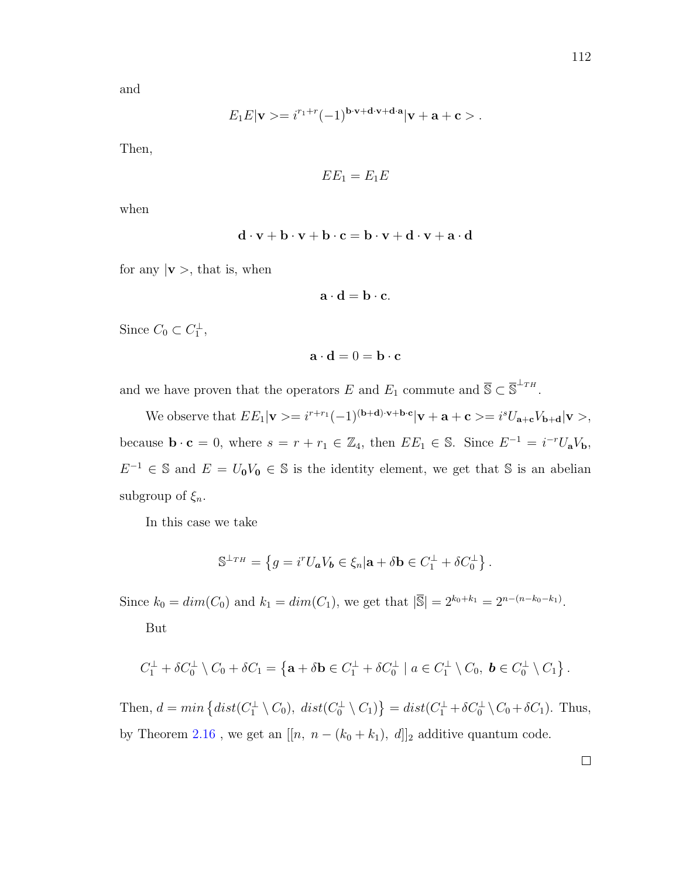and

$$E_1 E|\mathbf{v}>= i^{r_1+r}(-1)^{\mathbf{b}\cdot\mathbf{v}+\mathbf{d}\cdot\mathbf{v}+\mathbf{d}\cdot\mathbf{a}}|\mathbf{v}+\mathbf{a}+\mathbf{c}> .$$

Then,

$$EE_1 = E_1 E$$

when

$$\mathbf{d}\cdot\mathbf{v}+\mathbf{b}\cdot\mathbf{v}+\mathbf{b}\cdot\mathbf{c} = \mathbf{b}\cdot\mathbf{v}+\mathbf{d}\cdot\mathbf{v}+\mathbf{a}\cdot\mathbf{d}$$

for any $|\mathbf{v}>$, that is, when

$$\mathbf{a}\cdot\mathbf{d} = \mathbf{b}\cdot\mathbf{c}.$$

Since $C_0 \subset C_1^{\perp}$,

$$\mathbf{a}\cdot\mathbf{d} = 0 = \mathbf{b}\cdot\mathbf{c}$$

and we have proven that the operators $E$ and $E_1$ commute and $\overline{\mathbb{S}} \subset \overline{\mathbb{S}}^{\perp_{TH}}$.

We observe that $EE_1|\mathbf{v}>= i^{r+r_1}(-1)^{(\mathbf{b}+\mathbf{d})\cdot\mathbf{v}+\mathbf{b}\cdot\mathbf{c}}|\mathbf{v}+\mathbf{a}+\mathbf{c}>= i^s U_{\mathbf{a}+\mathbf{c}}V_{\mathbf{b}+\mathbf{d}}|\mathbf{v}>$, because $\mathbf{b}\cdot\mathbf{c}=0$, where $s = r+r_1 \in \mathbb{Z}_4$, then $EE_1 \in \mathbb{S}$. Since $E^{-1} = i^{-r}U_{\mathbf{a}}V_{\mathbf{b}}$, $E^{-1} \in \mathbb{S}$ and $E = U_{\mathbf{0}}V_{\mathbf{0}} \in \mathbb{S}$ is the identity element, we get that $\mathbb{S}$ is an abelian subgroup of $\xi_n$.

In this case we take

$$\mathbb{S}^{\perp_{TH}} = \left\{ g = i^r U_{\boldsymbol{a}} V_{\boldsymbol{b}} \in \xi_n | \mathbf{a}+\delta\mathbf{b} \in C_1^{\perp}+\delta C_0^{\perp} \right\}.$$

Since $k_0 = dim(C_0)$ and $k_1 = dim(C_1)$, we get that $|\overline{\mathbb{S}}| = 2^{k_0+k_1} = 2^{n-(n-k_0-k_1)}$.

But

$$C_1^{\perp}+\delta C_0^{\perp}\setminus C_0+\delta C_1 = \left\{ \mathbf{a}+\delta\mathbf{b} \in C_1^{\perp}+\delta C_0^{\perp} \mid a \in C_1^{\perp}\setminus C_0,\ \boldsymbol{b} \in C_0^{\perp}\setminus C_1 \right\}.$$

Then, $d = min\left\{dist(C_1^{\perp}\setminus C_0),\ dist(C_0^{\perp}\setminus C_1)\right\} = dist(C_1^{\perp}+\delta C_0^{\perp}\setminus C_0+\delta C_1)$. Thus, by Theorem 2.16 , we get an $[[n,\ n-(k_0+k_1),\ d]]_2$ additive quantum code.

$\square$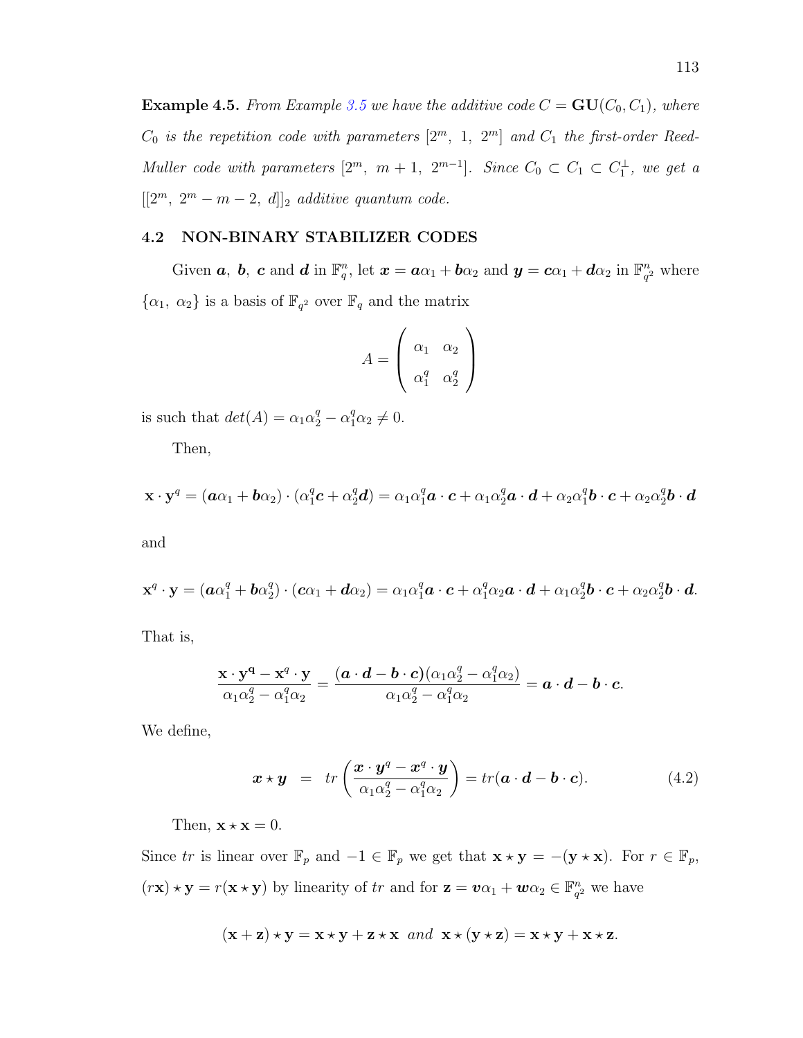**Example 4.5.** *From Example 3.5 we have the additive code $C = \mathbf{GU}(C_0, C_1)$, where $C_0$ is the repetition code with parameters $[2^m,\ 1,\ 2^m]$ and $C_1$ the first-order Reed-Muller code with parameters $[2^m,\ m+1,\ 2^{m-1}]$. Since $C_0 \subset C_1 \subset C_1^{\perp}$, we get a $[[2^m,\ 2^m - m - 2,\ d]]_2$ additive quantum code.*

## 4.2 NON-BINARY STABILIZER CODES

Given $\boldsymbol{a},\ \boldsymbol{b},\ \boldsymbol{c}$ and $\boldsymbol{d}$ in $\mathbb{F}_q^n$, let $\boldsymbol{x} = \boldsymbol{a}\alpha_1 + \boldsymbol{b}\alpha_2$ and $\boldsymbol{y} = \boldsymbol{c}\alpha_1 + \boldsymbol{d}\alpha_2$ in $\mathbb{F}_{q^2}^n$ where $\{\alpha_1,\ \alpha_2\}$ is a basis of $\mathbb{F}_{q^2}$ over $\mathbb{F}_q$ and the matrix

$$A = \begin{pmatrix} \alpha_1 & \alpha_2 \\ \alpha_1^q & \alpha_2^q \end{pmatrix}$$

is such that $det(A) = \alpha_1\alpha_2^q - \alpha_1^q\alpha_2 \neq 0$.

Then,

$$\mathbf{x} \cdot \mathbf{y}^q = (\boldsymbol{a}\alpha_1 + \boldsymbol{b}\alpha_2) \cdot (\alpha_1^q\boldsymbol{c} + \alpha_2^q\boldsymbol{d}) = \alpha_1\alpha_1^q\boldsymbol{a}\cdot\boldsymbol{c} + \alpha_1\alpha_2^q\boldsymbol{a}\cdot\boldsymbol{d} + \alpha_2\alpha_1^q\boldsymbol{b}\cdot\boldsymbol{c} + \alpha_2\alpha_2^q\boldsymbol{b}\cdot\boldsymbol{d}$$

and

$$\mathbf{x}^q \cdot \mathbf{y} = (\boldsymbol{a}\alpha_1^q + \boldsymbol{b}\alpha_2^q) \cdot (\boldsymbol{c}\alpha_1 + \boldsymbol{d}\alpha_2) = \alpha_1\alpha_1^q\boldsymbol{a}\cdot\boldsymbol{c} + \alpha_1^q\alpha_2\boldsymbol{a}\cdot\boldsymbol{d} + \alpha_1\alpha_2^q\boldsymbol{b}\cdot\boldsymbol{c} + \alpha_2\alpha_2^q\boldsymbol{b}\cdot\boldsymbol{d}.$$

That is,

$$\frac{\mathbf{x}\cdot\mathbf{y}^{\mathbf{q}} - \mathbf{x}^q\cdot\mathbf{y}}{\alpha_1\alpha_2^q - \alpha_1^q\alpha_2} = \frac{(\boldsymbol{a}\cdot\boldsymbol{d} - \boldsymbol{b}\cdot\boldsymbol{c})(\alpha_1\alpha_2^q - \alpha_1^q\alpha_2)}{\alpha_1\alpha_2^q - \alpha_1^q\alpha_2} = \boldsymbol{a}\cdot\boldsymbol{d} - \boldsymbol{b}\cdot\boldsymbol{c}.$$

We define,

$$\boldsymbol{x} \star \boldsymbol{y} \;=\; tr\left(\frac{\boldsymbol{x}\cdot\boldsymbol{y}^q - \boldsymbol{x}^q\cdot\boldsymbol{y}}{\alpha_1\alpha_2^q - \alpha_1^q\alpha_2}\right) = tr(\boldsymbol{a}\cdot\boldsymbol{d} - \boldsymbol{b}\cdot\boldsymbol{c}). \tag{4.2}$$

Then, $\mathbf{x} \star \mathbf{x} = 0$.

Since $tr$ is linear over $\mathbb{F}_p$ and $-1 \in \mathbb{F}_p$ we get that $\mathbf{x} \star \mathbf{y} = -(\mathbf{y} \star \mathbf{x})$. For $r \in \mathbb{F}_p$, $(r\mathbf{x}) \star \mathbf{y} = r(\mathbf{x} \star \mathbf{y})$ by linearity of $tr$ and for $\mathbf{z} = \boldsymbol{v}\alpha_1 + \boldsymbol{w}\alpha_2 \in \mathbb{F}_{q^2}^n$ we have

$$(\mathbf{x} + \mathbf{z}) \star \mathbf{y} = \mathbf{x} \star \mathbf{y} + \mathbf{z} \star \mathbf{x} \;\; \textit{and} \;\; \mathbf{x} \star (\mathbf{y} \star \mathbf{z}) = \mathbf{x} \star \mathbf{y} + \mathbf{x} \star \mathbf{z}.$$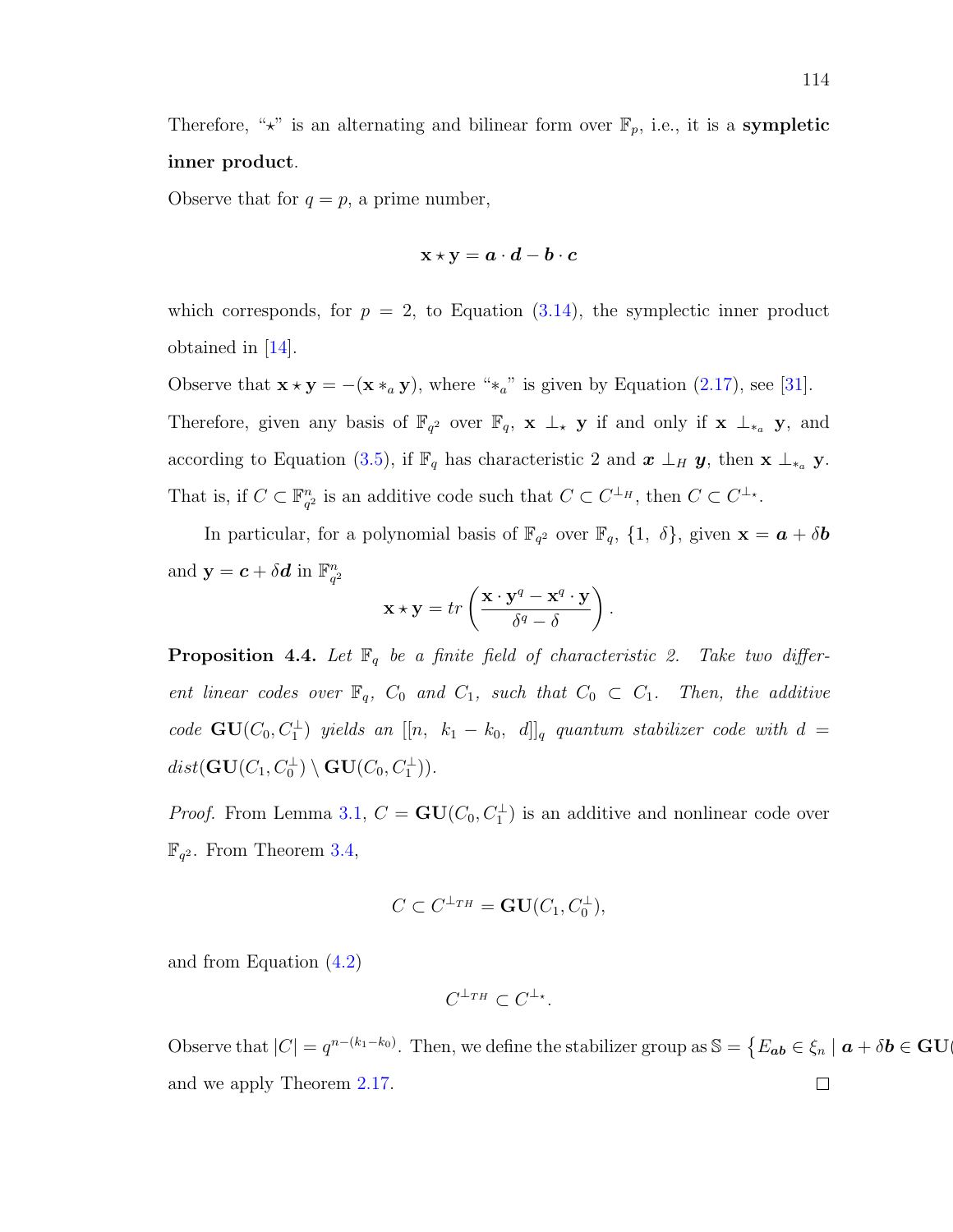Therefore, "$\star$" is an alternating and bilinear form over $\mathbb{F}_p$, i.e., it is a **sympletic inner product**.

Observe that for $q = p$, a prime number,

$$\mathbf{x} \star \mathbf{y} = \boldsymbol{a} \cdot \boldsymbol{d} - \boldsymbol{b} \cdot \boldsymbol{c}$$

which corresponds, for $p = 2$, to Equation (3.14), the symplectic inner product obtained in [14].

Observe that $\mathbf{x} \star \mathbf{y} = -(\mathbf{x} *_a \mathbf{y})$, where "$*_a$" is given by Equation (2.17), see [31]. Therefore, given any basis of $\mathbb{F}_{q^2}$ over $\mathbb{F}_q$, $\mathbf{x} \perp_\star \mathbf{y}$ if and only if $\mathbf{x} \perp_{*_a} \mathbf{y}$, and according to Equation (3.5), if $\mathbb{F}_q$ has characteristic 2 and $\boldsymbol{x} \perp_H \boldsymbol{y}$, then $\mathbf{x} \perp_{*_a} \mathbf{y}$. That is, if $C \subset \mathbb{F}_{q^2}^n$ is an additive code such that $C \subset C^{\perp_H}$, then $C \subset C^{\perp_\star}$.

In particular, for a polynomial basis of $\mathbb{F}_{q^2}$ over $\mathbb{F}_q$, $\{1,\ \delta\}$, given $\mathbf{x} = \boldsymbol{a} + \delta \boldsymbol{b}$ and $\mathbf{y} = \boldsymbol{c} + \delta \boldsymbol{d}$ in $\mathbb{F}_{q^2}^n$

$$\mathbf{x} \star \mathbf{y} = tr\left(\frac{\mathbf{x} \cdot \mathbf{y}^q - \mathbf{x}^q \cdot \mathbf{y}}{\delta^q - \delta}\right).$$

**Proposition 4.4.** *Let $\mathbb{F}_q$ be a finite field of characteristic 2. Take two different linear codes over $\mathbb{F}_q$, $C_0$ and $C_1$, such that $C_0 \subset C_1$. Then, the additive code $\mathbf{GU}(C_0, C_1^\perp)$ yields an $[[n,\ k_1 - k_0,\ d]]_q$ quantum stabilizer code with $d = dist(\mathbf{GU}(C_1, C_0^\perp) \setminus \mathbf{GU}(C_0, C_1^\perp))$.*

*Proof.* From Lemma 3.1, $C = \mathbf{GU}(C_0, C_1^\perp)$ is an additive and nonlinear code over $\mathbb{F}_{q^2}$. From Theorem 3.4,

$$C \subset C^{\perp_{TH}} = \mathbf{GU}(C_1, C_0^\perp),$$

and from Equation (4.2)

$$C^{\perp_{TH}} \subset C^{\perp_\star}.$$

Observe that $|C| = q^{n-(k_1-k_0)}$. Then, we define the stabilizer group as $\mathbb{S} = \{E_{\boldsymbol{ab}} \in \xi_n \mid \boldsymbol{a} + \delta \boldsymbol{b} \in \mathbf{GU}($ and we apply Theorem 2.17. $\square$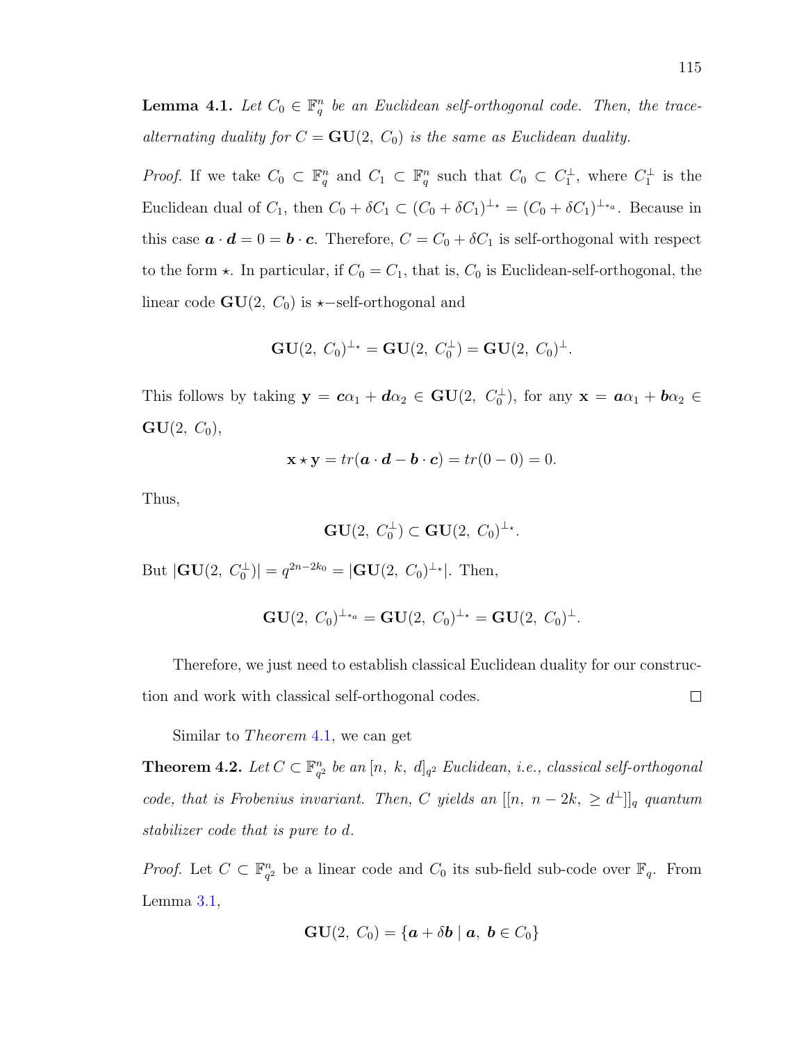**Lemma 4.1.** *Let $C_0 \in \mathbb{F}_q^n$ be an Euclidean self-orthogonal code. Then, the trace-alternating duality for $C = \mathbf{GU}(2,\ C_0)$ is the same as Euclidean duality.*

*Proof.* If we take $C_0 \subset \mathbb{F}_q^n$ and $C_1 \subset \mathbb{F}_q^n$ such that $C_0 \subset C_1^{\perp}$, where $C_1^{\perp}$ is the Euclidean dual of $C_1$, then $C_0 + \delta C_1 \subset (C_0 + \delta C_1)^{\perp_\star} = (C_0 + \delta C_1)^{\perp_{\star_a}}$. Because in this case $\boldsymbol{a} \cdot \boldsymbol{d} = 0 = \boldsymbol{b} \cdot \boldsymbol{c}$. Therefore, $C = C_0 + \delta C_1$ is self-orthogonal with respect to the form $\star$. In particular, if $C_0 = C_1$, that is, $C_0$ is Euclidean-self-orthogonal, the linear code $\mathbf{GU}(2,\ C_0)$ is $\star-$self-orthogonal and

$$\mathbf{GU}(2,\ C_0)^{\perp_\star} = \mathbf{GU}(2,\ C_0^{\perp}) = \mathbf{GU}(2,\ C_0)^{\perp}.$$

This follows by taking $\mathbf{y} = \boldsymbol{c}\alpha_1 + \boldsymbol{d}\alpha_2 \in \mathbf{GU}(2,\ C_0^{\perp})$, for any $\mathbf{x} = \boldsymbol{a}\alpha_1 + \boldsymbol{b}\alpha_2 \in \mathbf{GU}(2,\ C_0)$,

$$\mathbf{x} \star \mathbf{y} = tr(\boldsymbol{a} \cdot \boldsymbol{d} - \boldsymbol{b} \cdot \boldsymbol{c}) = tr(0 - 0) = 0.$$

Thus,

$$\mathbf{GU}(2,\ C_0^{\perp}) \subset \mathbf{GU}(2,\ C_0)^{\perp_\star}.$$

But $|\mathbf{GU}(2,\ C_0^{\perp})| = q^{2n-2k_0} = |\mathbf{GU}(2,\ C_0)^{\perp_\star}|$. Then,

$$\mathbf{GU}(2,\ C_0)^{\perp_{\star_a}} = \mathbf{GU}(2,\ C_0)^{\perp_\star} = \mathbf{GU}(2,\ C_0)^{\perp}.$$

Therefore, we just need to establish classical Euclidean duality for our construction and work with classical self-orthogonal codes. $\square$

Similar to *Theorem* 4.1, we can get

**Theorem 4.2.** *Let $C \subset \mathbb{F}_{q^2}^n$ be an $[n,\ k,\ d]_{q^2}$ Euclidean, i.e., classical self-orthogonal code, that is Frobenius invariant. Then, $C$ yields an $[[n,\ n-2k,\ \geq d^{\perp}]]_q$ quantum stabilizer code that is pure to $d$.*

*Proof.* Let $C \subset \mathbb{F}_{q^2}^n$ be a linear code and $C_0$ its sub-field sub-code over $\mathbb{F}_q$. From Lemma 3.1,

$$\mathbf{GU}(2,\ C_0) = \{\boldsymbol{a} + \delta\boldsymbol{b} \mid \boldsymbol{a},\ \boldsymbol{b} \in C_0\}$$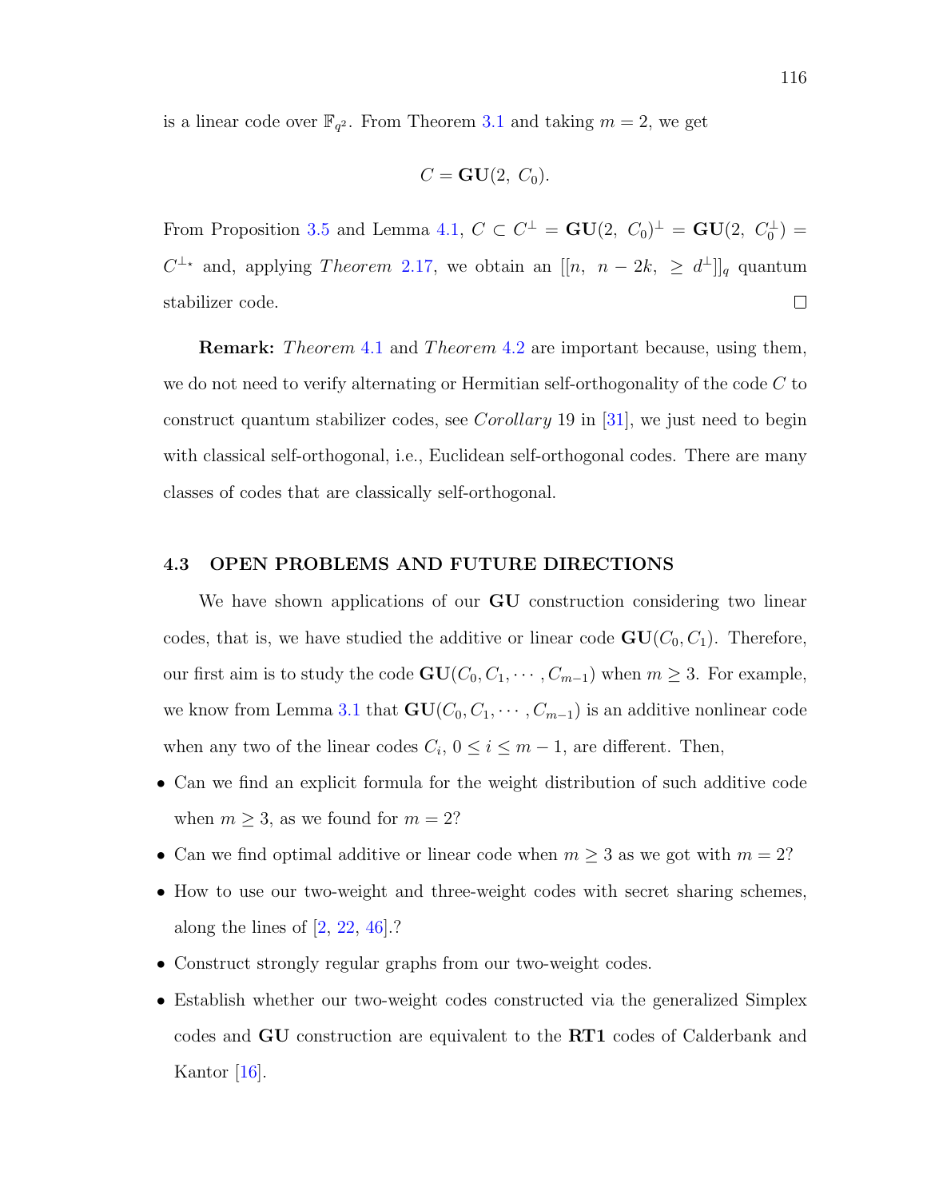is a linear code over $\mathbb{F}_{q^2}$. From Theorem 3.1 and taking $m = 2$, we get

$$C = \mathbf{GU}(2,\ C_0).$$

From Proposition 3.5 and Lemma 4.1, $C \subset C^{\perp} = \mathbf{GU}(2,\ C_0)^{\perp} = \mathbf{GU}(2,\ C_0^{\perp}) = C^{\perp_\star}$ and, applying *Theorem* 2.17, we obtain an $[[n,\ n-2k,\ \geq d^{\perp}]]_q$ quantum stabilizer code. □

**Remark:** *Theorem* 4.1 and *Theorem* 4.2 are important because, using them, we do not need to verify alternating or Hermitian self-orthogonality of the code $C$ to construct quantum stabilizer codes, see *Corollary* 19 in [31], we just need to begin with classical self-orthogonal, i.e., Euclidean self-orthogonal codes. There are many classes of codes that are classically self-orthogonal.

## 4.3 OPEN PROBLEMS AND FUTURE DIRECTIONS

We have shown applications of our **GU** construction considering two linear codes, that is, we have studied the additive or linear code $\mathbf{GU}(C_0, C_1)$. Therefore, our first aim is to study the code $\mathbf{GU}(C_0, C_1, \cdots, C_{m-1})$ when $m \geq 3$. For example, we know from Lemma 3.1 that $\mathbf{GU}(C_0, C_1, \cdots, C_{m-1})$ is an additive nonlinear code when any two of the linear codes $C_i$, $0 \leq i \leq m-1$, are different. Then,

- Can we find an explicit formula for the weight distribution of such additive code when $m \geq 3$, as we found for $m = 2$?
- Can we find optimal additive or linear code when $m \geq 3$ as we got with $m = 2$?
- How to use our two-weight and three-weight codes with secret sharing schemes, along the lines of [2, 22, 46].?
- Construct strongly regular graphs from our two-weight codes.
- Establish whether our two-weight codes constructed via the generalized Simplex codes and **GU** construction are equivalent to the **RT1** codes of Calderbank and Kantor [16].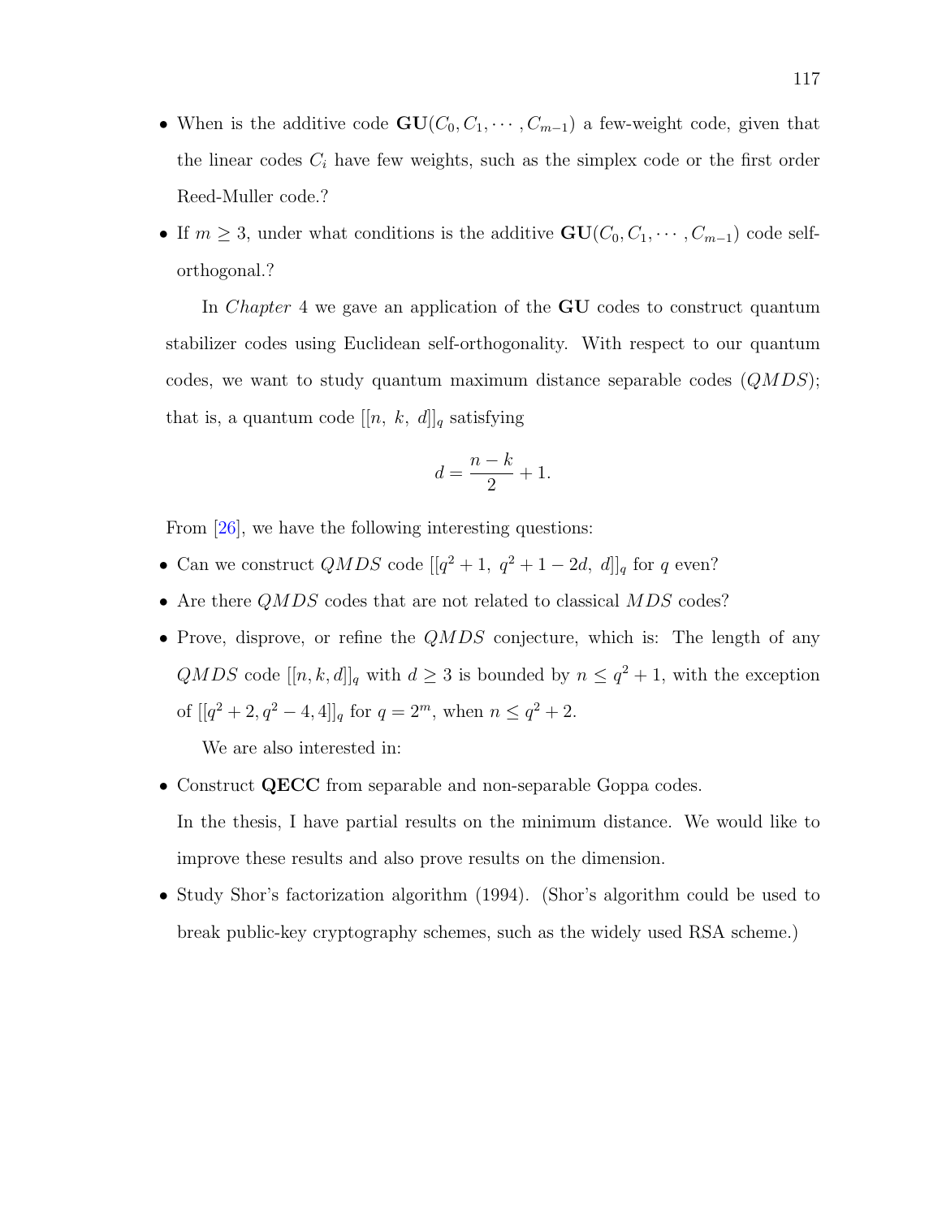- When is the additive code $\mathbf{GU}(C_0, C_1, \cdots, C_{m-1})$ a few-weight code, given that the linear codes $C_i$ have few weights, such as the simplex code or the first order Reed-Muller code.?
- If $m \geq 3$, under what conditions is the additive $\mathbf{GU}(C_0, C_1, \cdots, C_{m-1})$ code self-orthogonal.?

In *Chapter* 4 we gave an application of the **GU** codes to construct quantum stabilizer codes using Euclidean self-orthogonality. With respect to our quantum codes, we want to study quantum maximum distance separable codes ($QMDS$); that is, a quantum code $[[n,\ k,\ d]]_q$ satisfying

$$d = \frac{n-k}{2} + 1.$$

From [26], we have the following interesting questions:

- Can we construct $QMDS$ code $[[q^2+1,\ q^2+1-2d,\ d]]_q$ for $q$ even?
- Are there $QMDS$ codes that are not related to classical $MDS$ codes?
- Prove, disprove, or refine the $QMDS$ conjecture, which is: The length of any $QMDS$ code $[[n, k, d]]_q$ with $d \geq 3$ is bounded by $n \leq q^2 + 1$, with the exception of $[[q^2+2, q^2-4, 4]]_q$ for $q = 2^m$, when $n \leq q^2 + 2$.

We are also interested in:

- Construct **QECC** from separable and non-separable Goppa codes.

  In the thesis, I have partial results on the minimum distance. We would like to improve these results and also prove results on the dimension.
- Study Shor's factorization algorithm (1994). (Shor's algorithm could be used to break public-key cryptography schemes, such as the widely used RSA scheme.)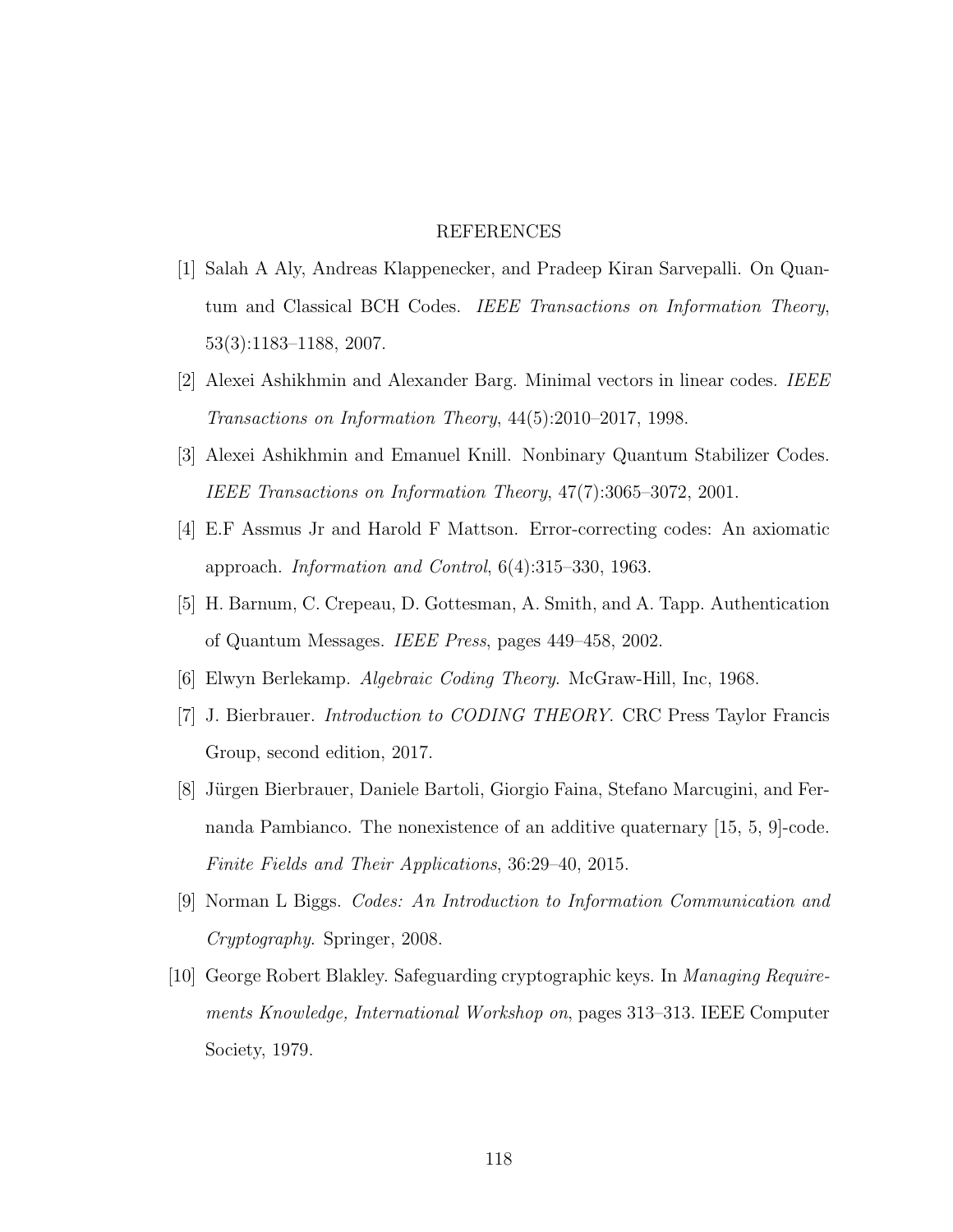# REFERENCES

[1] Salah A Aly, Andreas Klappenecker, and Pradeep Kiran Sarvepalli. On Quantum and Classical BCH Codes. *IEEE Transactions on Information Theory*, 53(3):1183–1188, 2007.

[2] Alexei Ashikhmin and Alexander Barg. Minimal vectors in linear codes. *IEEE Transactions on Information Theory*, 44(5):2010–2017, 1998.

[3] Alexei Ashikhmin and Emanuel Knill. Nonbinary Quantum Stabilizer Codes. *IEEE Transactions on Information Theory*, 47(7):3065–3072, 2001.

[4] E.F Assmus Jr and Harold F Mattson. Error-correcting codes: An axiomatic approach. *Information and Control*, 6(4):315–330, 1963.

[5] H. Barnum, C. Crepeau, D. Gottesman, A. Smith, and A. Tapp. Authentication of Quantum Messages. *IEEE Press*, pages 449–458, 2002.

[6] Elwyn Berlekamp. *Algebraic Coding Theory*. McGraw-Hill, Inc, 1968.

[7] J. Bierbrauer. *Introduction to CODING THEORY*. CRC Press Taylor Francis Group, second edition, 2017.

[8] Jürgen Bierbrauer, Daniele Bartoli, Giorgio Faina, Stefano Marcugini, and Fernanda Pambianco. The nonexistence of an additive quaternary [15, 5, 9]-code. *Finite Fields and Their Applications*, 36:29–40, 2015.

[9] Norman L Biggs. *Codes: An Introduction to Information Communication and Cryptography*. Springer, 2008.

[10] George Robert Blakley. Safeguarding cryptographic keys. In *Managing Requirements Knowledge, International Workshop on*, pages 313–313. IEEE Computer Society, 1979.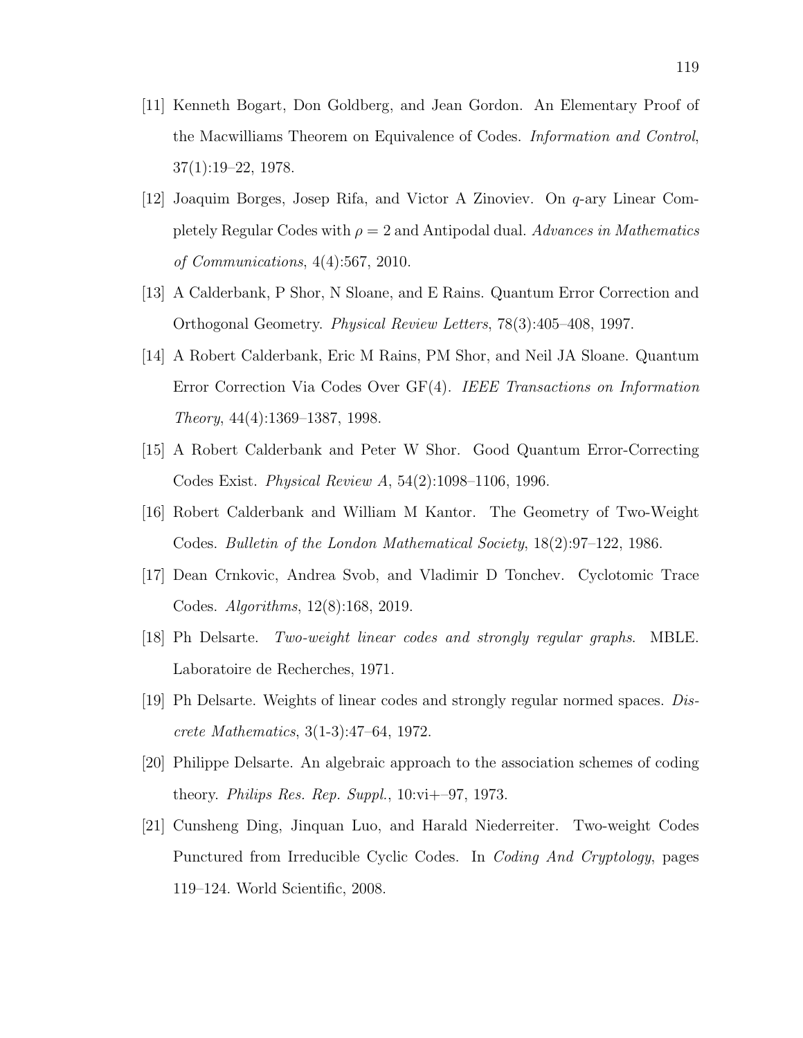[11] Kenneth Bogart, Don Goldberg, and Jean Gordon. An Elementary Proof of the Macwilliams Theorem on Equivalence of Codes. *Information and Control*, 37(1):19–22, 1978.

[12] Joaquim Borges, Josep Rifa, and Victor A Zinoviev. On $q$-ary Linear Completely Regular Codes with $\rho = 2$ and Antipodal dual. *Advances in Mathematics of Communications*, 4(4):567, 2010.

[13] A Calderbank, P Shor, N Sloane, and E Rains. Quantum Error Correction and Orthogonal Geometry. *Physical Review Letters*, 78(3):405–408, 1997.

[14] A Robert Calderbank, Eric M Rains, PM Shor, and Neil JA Sloane. Quantum Error Correction Via Codes Over GF(4). *IEEE Transactions on Information Theory*, 44(4):1369–1387, 1998.

[15] A Robert Calderbank and Peter W Shor. Good Quantum Error-Correcting Codes Exist. *Physical Review A*, 54(2):1098–1106, 1996.

[16] Robert Calderbank and William M Kantor. The Geometry of Two-Weight Codes. *Bulletin of the London Mathematical Society*, 18(2):97–122, 1986.

[17] Dean Crnkovic, Andrea Svob, and Vladimir D Tonchev. Cyclotomic Trace Codes. *Algorithms*, 12(8):168, 2019.

[18] Ph Delsarte. *Two-weight linear codes and strongly regular graphs*. MBLE. Laboratoire de Recherches, 1971.

[19] Ph Delsarte. Weights of linear codes and strongly regular normed spaces. *Discrete Mathematics*, 3(1-3):47–64, 1972.

[20] Philippe Delsarte. An algebraic approach to the association schemes of coding theory. *Philips Res. Rep. Suppl.*, 10:vi+–97, 1973.

[21] Cunsheng Ding, Jinquan Luo, and Harald Niederreiter. Two-weight Codes Punctured from Irreducible Cyclic Codes. In *Coding And Cryptology*, pages 119–124. World Scientific, 2008.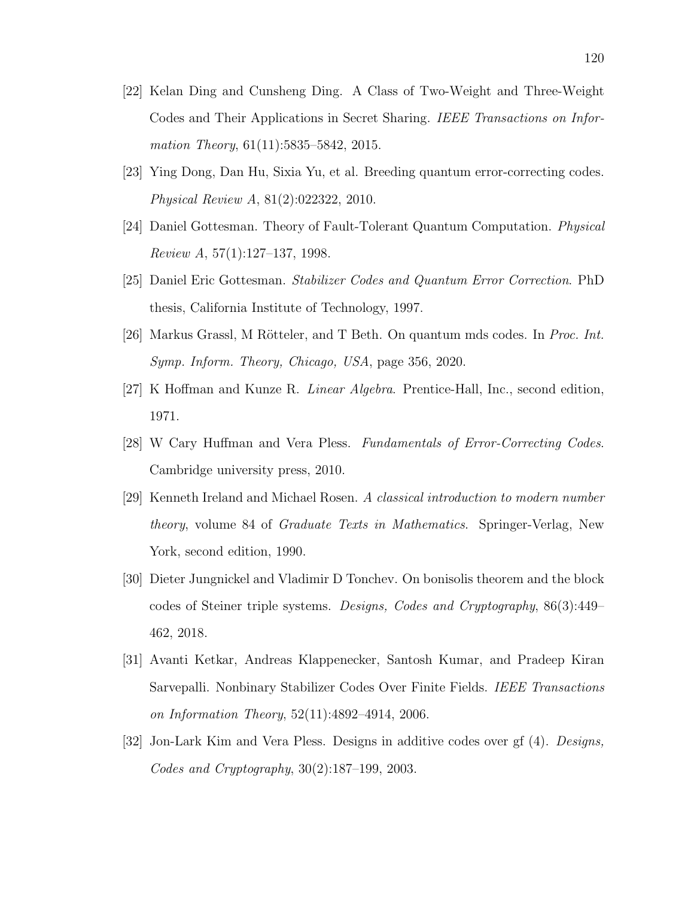[22] Kelan Ding and Cunsheng Ding. A Class of Two-Weight and Three-Weight Codes and Their Applications in Secret Sharing. *IEEE Transactions on Information Theory*, 61(11):5835–5842, 2015.

[23] Ying Dong, Dan Hu, Sixia Yu, et al. Breeding quantum error-correcting codes. *Physical Review A*, 81(2):022322, 2010.

[24] Daniel Gottesman. Theory of Fault-Tolerant Quantum Computation. *Physical Review A*, 57(1):127–137, 1998.

[25] Daniel Eric Gottesman. *Stabilizer Codes and Quantum Error Correction*. PhD thesis, California Institute of Technology, 1997.

[26] Markus Grassl, M Rötteler, and T Beth. On quantum mds codes. In *Proc. Int. Symp. Inform. Theory, Chicago, USA*, page 356, 2020.

[27] K Hoffman and Kunze R. *Linear Algebra*. Prentice-Hall, Inc., second edition, 1971.

[28] W Cary Huffman and Vera Pless. *Fundamentals of Error-Correcting Codes*. Cambridge university press, 2010.

[29] Kenneth Ireland and Michael Rosen. *A classical introduction to modern number theory*, volume 84 of *Graduate Texts in Mathematics*. Springer-Verlag, New York, second edition, 1990.

[30] Dieter Jungnickel and Vladimir D Tonchev. On bonisolis theorem and the block codes of Steiner triple systems. *Designs, Codes and Cryptography*, 86(3):449–462, 2018.

[31] Avanti Ketkar, Andreas Klappenecker, Santosh Kumar, and Pradeep Kiran Sarvepalli. Nonbinary Stabilizer Codes Over Finite Fields. *IEEE Transactions on Information Theory*, 52(11):4892–4914, 2006.

[32] Jon-Lark Kim and Vera Pless. Designs in additive codes over gf (4). *Designs, Codes and Cryptography*, 30(2):187–199, 2003.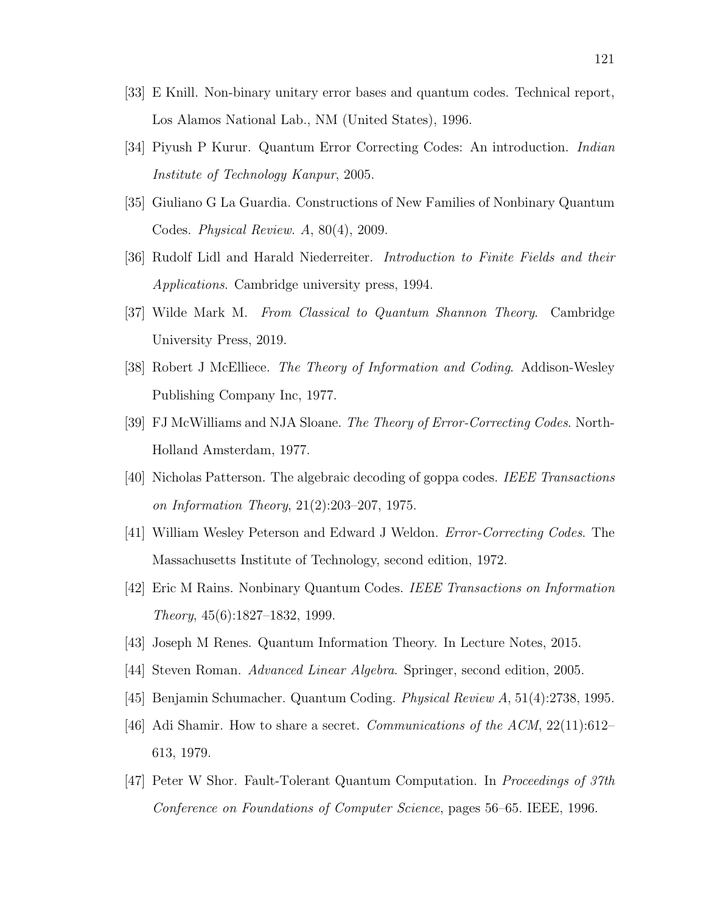[33] E Knill. Non-binary unitary error bases and quantum codes. Technical report, Los Alamos National Lab., NM (United States), 1996.

[34] Piyush P Kurur. Quantum Error Correcting Codes: An introduction. *Indian Institute of Technology Kanpur*, 2005.

[35] Giuliano G La Guardia. Constructions of New Families of Nonbinary Quantum Codes. *Physical Review. A*, 80(4), 2009.

[36] Rudolf Lidl and Harald Niederreiter. *Introduction to Finite Fields and their Applications*. Cambridge university press, 1994.

[37] Wilde Mark M. *From Classical to Quantum Shannon Theory*. Cambridge University Press, 2019.

[38] Robert J McElliece. *The Theory of Information and Coding*. Addison-Wesley Publishing Company Inc, 1977.

[39] FJ McWilliams and NJA Sloane. *The Theory of Error-Correcting Codes*. North-Holland Amsterdam, 1977.

[40] Nicholas Patterson. The algebraic decoding of goppa codes. *IEEE Transactions on Information Theory*, 21(2):203–207, 1975.

[41] William Wesley Peterson and Edward J Weldon. *Error-Correcting Codes*. The Massachusetts Institute of Technology, second edition, 1972.

[42] Eric M Rains. Nonbinary Quantum Codes. *IEEE Transactions on Information Theory*, 45(6):1827–1832, 1999.

[43] Joseph M Renes. Quantum Information Theory. In Lecture Notes, 2015.

[44] Steven Roman. *Advanced Linear Algebra*. Springer, second edition, 2005.

[45] Benjamin Schumacher. Quantum Coding. *Physical Review A*, 51(4):2738, 1995.

[46] Adi Shamir. How to share a secret. *Communications of the ACM*, 22(11):612–613, 1979.

[47] Peter W Shor. Fault-Tolerant Quantum Computation. In *Proceedings of 37th Conference on Foundations of Computer Science*, pages 56–65. IEEE, 1996.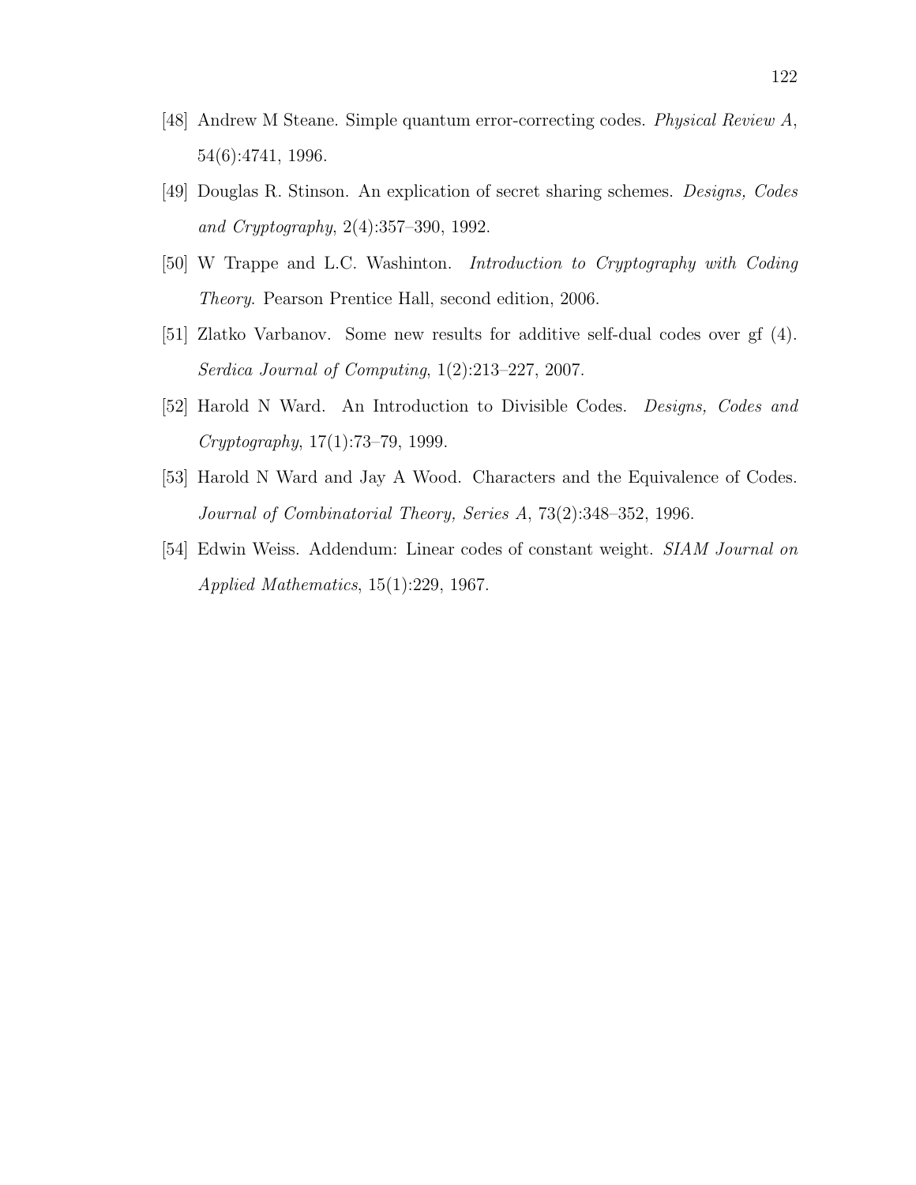[48] Andrew M Steane. Simple quantum error-correcting codes. *Physical Review A*, 54(6):4741, 1996.

[49] Douglas R. Stinson. An explication of secret sharing schemes. *Designs, Codes and Cryptography*, 2(4):357–390, 1992.

[50] W Trappe and L.C. Washinton. *Introduction to Cryptography with Coding Theory*. Pearson Prentice Hall, second edition, 2006.

[51] Zlatko Varbanov. Some new results for additive self-dual codes over gf (4). *Serdica Journal of Computing*, 1(2):213–227, 2007.

[52] Harold N Ward. An Introduction to Divisible Codes. *Designs, Codes and Cryptography*, 17(1):73–79, 1999.

[53] Harold N Ward and Jay A Wood. Characters and the Equivalence of Codes. *Journal of Combinatorial Theory, Series A*, 73(2):348–352, 1996.

[54] Edwin Weiss. Addendum: Linear codes of constant weight. *SIAM Journal on Applied Mathematics*, 15(1):229, 1967.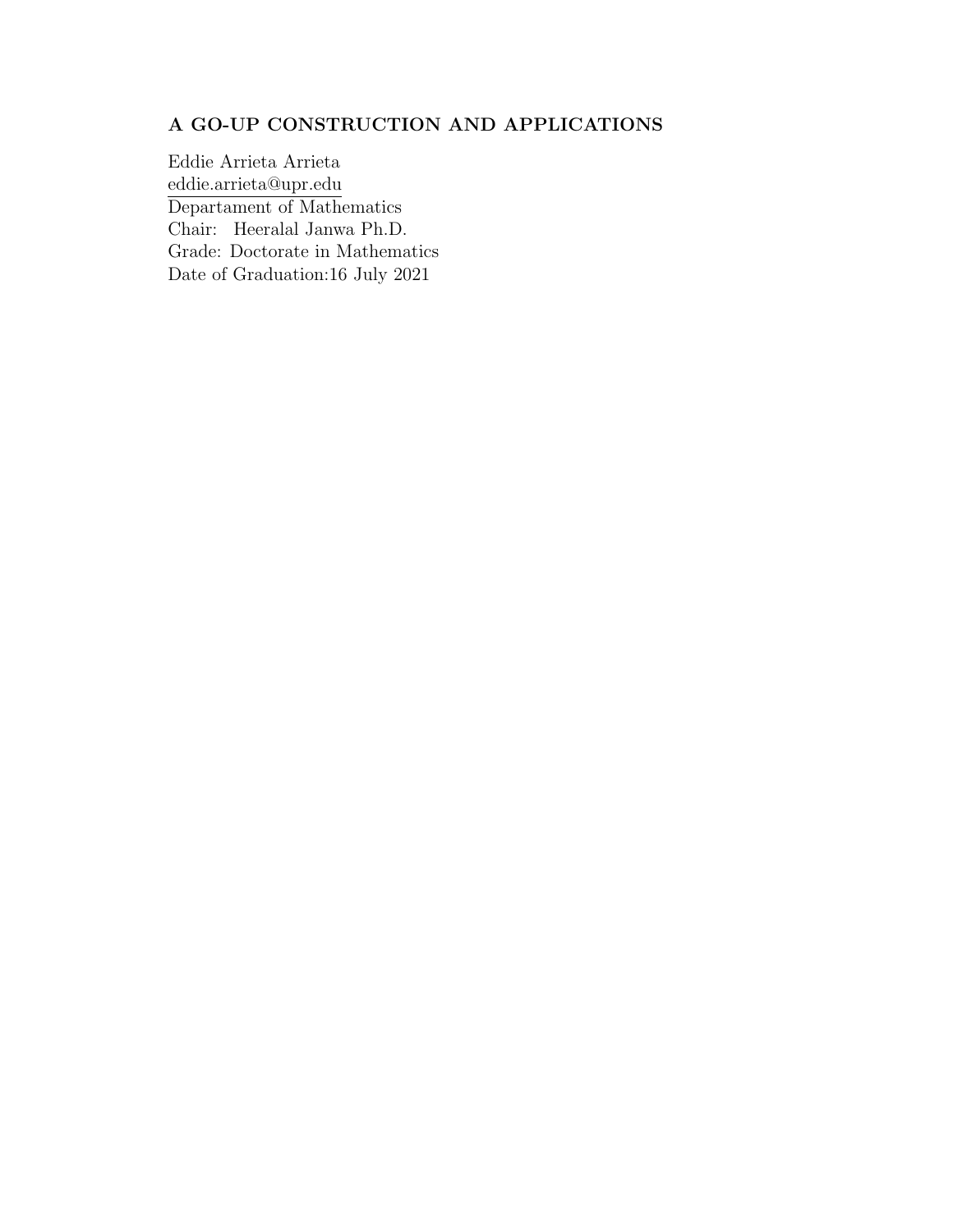**A GO-UP CONSTRUCTION AND APPLICATIONS**

Eddie Arrieta Arrieta
eddie.arrieta@upr.edu
Departament of Mathematics
Chair: Heeralal Janwa Ph.D.
Grade: Doctorate in Mathematics
Date of Graduation:16 July 2021